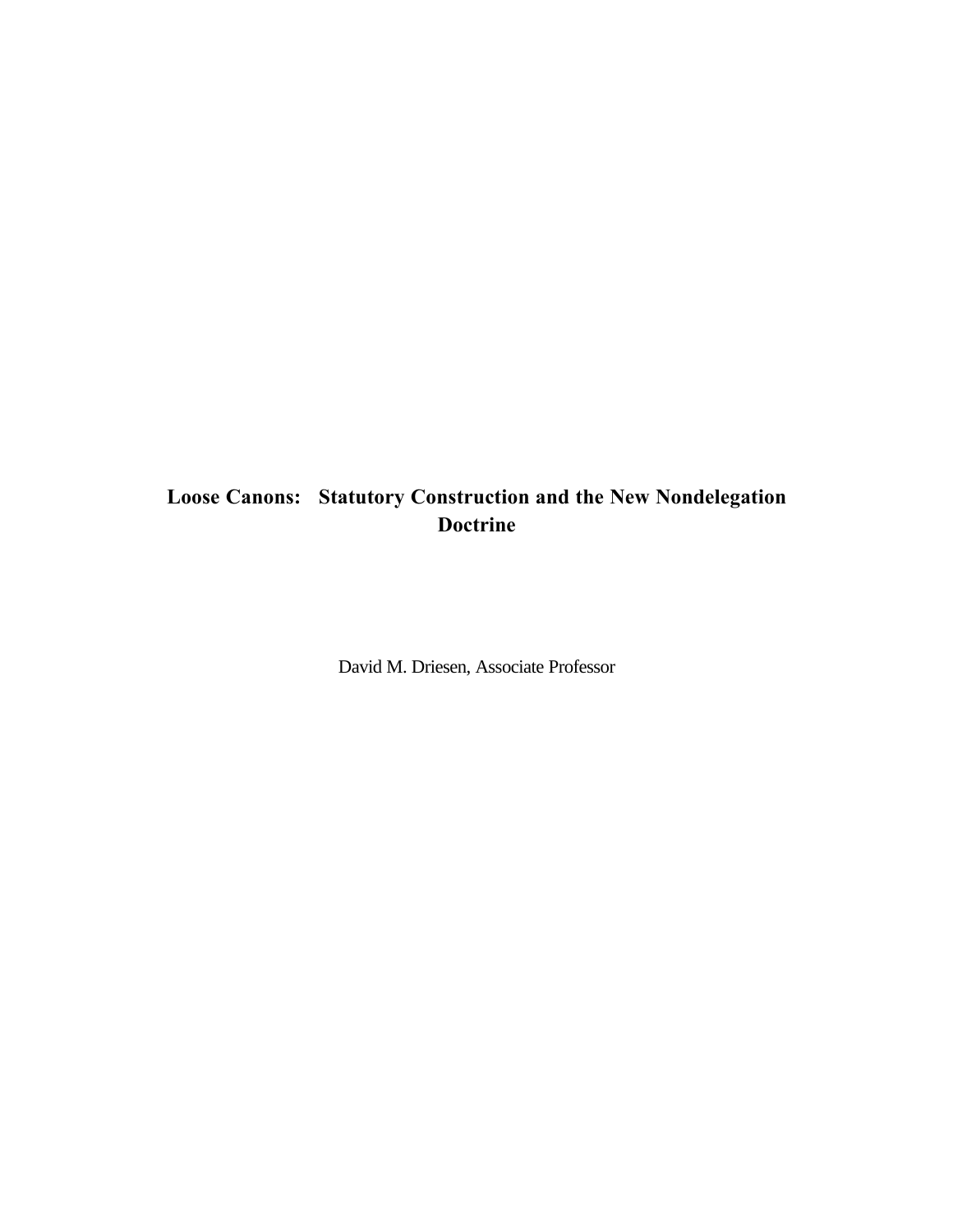# Loose Canons: Statutory Construction and the New Nondelegation Doctrine

David M. Driesen, Associate Professor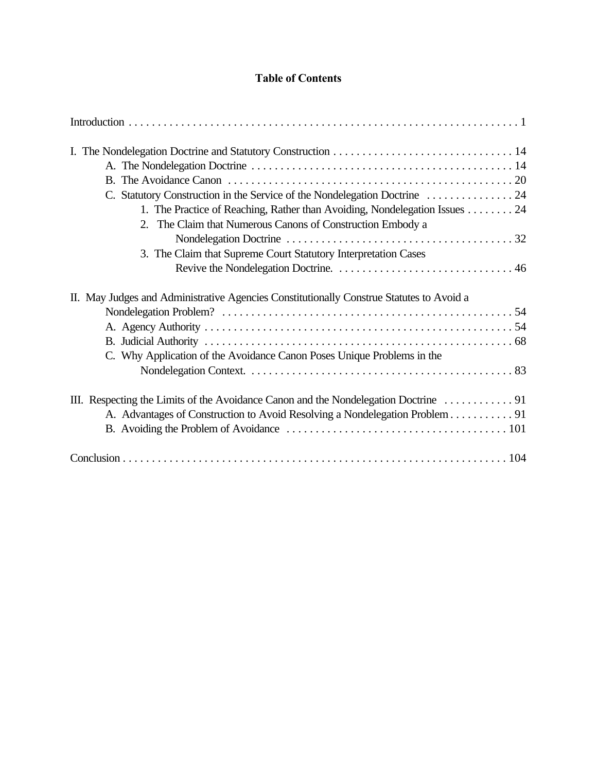# Table of Contents

Introduction . . . . . . . . . . . . . . . . . . . . . . . . . . . . . . . . . . . . . . . . . . . . . . . . . . . . . . . . . . . . . . . . . 1

I. The Nondelegation Doctrine and Statutory Construction . . . . . . . . . . . . . . . . . . . . . . . . . . . . . . . 14
- A. The Nondelegation Doctrine . . . . . . . . . . . . . . . . . . . . . . . . . . . . . . . . . . . . . . . . . . . . . 14
- B. The Avoidance Canon . . . . . . . . . . . . . . . . . . . . . . . . . . . . . . . . . . . . . . . . . . . . . . . . 20
- C. Statutory Construction in the Service of the Nondelegation Doctrine . . . . . . . . . . . . . . . 24
  - 1. The Practice of Reaching, Rather than Avoiding, Nondelegation Issues . . . . . . . . 24
  - 2. The Claim that Numerous Canons of Construction Embody a Nondelegation Doctrine . . . . . . . . . . . . . . . . . . . . . . . . . . . . . . . . . . . . . . . 32
  - 3. The Claim that Supreme Court Statutory Interpretation Cases Revive the Nondelegation Doctrine. . . . . . . . . . . . . . . . . . . . . . . . . . . . . . . 46

II. May Judges and Administrative Agencies Constitutionally Construe Statutes to Avoid a Nondelegation Problem? . . . . . . . . . . . . . . . . . . . . . . . . . . . . . . . . . . . . . . . . . . . . . . . . . . 54
- A. Agency Authority . . . . . . . . . . . . . . . . . . . . . . . . . . . . . . . . . . . . . . . . . . . . . . . . . . . . . 54
- B. Judicial Authority . . . . . . . . . . . . . . . . . . . . . . . . . . . . . . . . . . . . . . . . . . . . . . . . . . . . . 68
- C. Why Application of the Avoidance Canon Poses Unique Problems in the Nondelegation Context. . . . . . . . . . . . . . . . . . . . . . . . . . . . . . . . . . . . . . . . . . . . . 83

III. Respecting the Limits of the Avoidance Canon and the Nondelegation Doctrine . . . . . . . . . . . . 91
- A. Advantages of Construction to Avoid Resolving a Nondelegation Problem . . . . . . . . . . . 91
- B. Avoiding the Problem of Avoidance . . . . . . . . . . . . . . . . . . . . . . . . . . . . . . . . . . . . . . 101

Conclusion . . . . . . . . . . . . . . . . . . . . . . . . . . . . . . . . . . . . . . . . . . . . . . . . . . . . . . . . . . . . . . . . . 104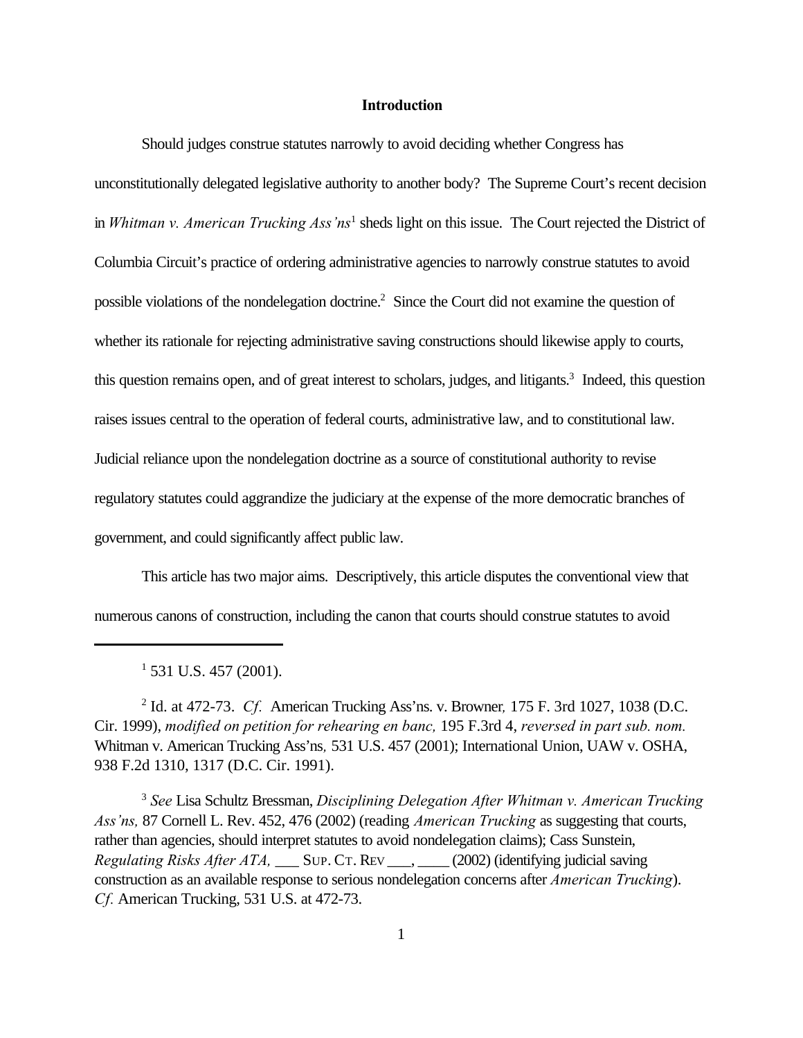## Introduction

Should judges construe statutes narrowly to avoid deciding whether Congress has unconstitutionally delegated legislative authority to another body? The Supreme Court's recent decision in *Whitman v. American Trucking Ass'ns*[1] sheds light on this issue. The Court rejected the District of Columbia Circuit's practice of ordering administrative agencies to narrowly construe statutes to avoid possible violations of the nondelegation doctrine.[2] Since the Court did not examine the question of whether its rationale for rejecting administrative saving constructions should likewise apply to courts, this question remains open, and of great interest to scholars, judges, and litigants.[3] Indeed, this question raises issues central to the operation of federal courts, administrative law, and to constitutional law. Judicial reliance upon the nondelegation doctrine as a source of constitutional authority to revise regulatory statutes could aggrandize the judiciary at the expense of the more democratic branches of government, and could significantly affect public law.

This article has two major aims. Descriptively, this article disputes the conventional view that numerous canons of construction, including the canon that courts should construe statutes to avoid

---

[1] 531 U.S. 457 (2001).

[2] Id. at 472-73. *Cf.* American Trucking Ass'ns. v. Browner*,* 175 F. 3rd 1027, 1038 (D.C. Cir. 1999), *modified on petition for rehearing en banc,* 195 F.3rd 4, *reversed in part sub. nom.* Whitman v. American Trucking Ass'ns*,* 531 U.S. 457 (2001); International Union, UAW v. OSHA, 938 F.2d 1310, 1317 (D.C. Cir. 1991).

[3] *See* Lisa Schultz Bressman, *Disciplining Delegation After Whitman v. American Trucking Ass'ns,* 87 Cornell L. Rev. 452, 476 (2002) (reading *American Trucking* as suggesting that courts, rather than agencies, should interpret statutes to avoid nondelegation claims); Cass Sunstein, *Regulating Risks After ATA,* ___ SUP. CT. REV ___, ____ (2002) (identifying judicial saving construction as an available response to serious nondelegation concerns after *American Trucking*). *Cf.* American Trucking, 531 U.S. at 472-73.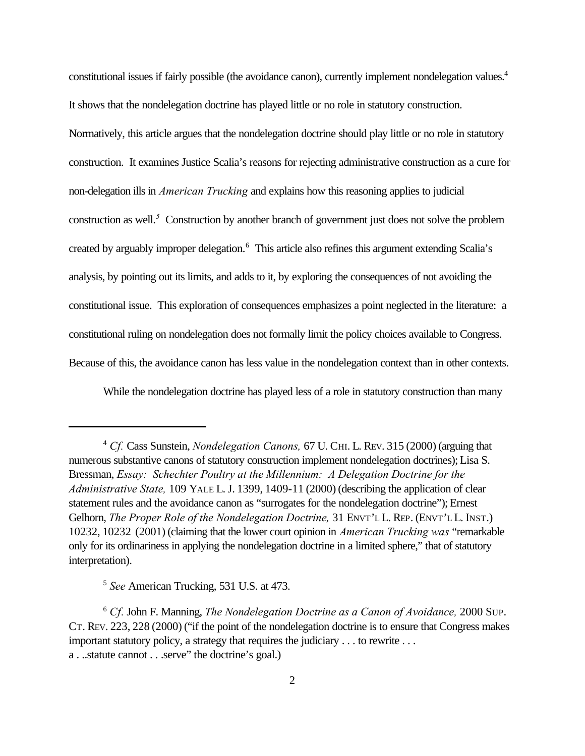constitutional issues if fairly possible (the avoidance canon), currently implement nondelegation values.[4] It shows that the nondelegation doctrine has played little or no role in statutory construction. Normatively, this article argues that the nondelegation doctrine should play little or no role in statutory construction. It examines Justice Scalia's reasons for rejecting administrative construction as a cure for non-delegation ills in *American Trucking* and explains how this reasoning applies to judicial construction as well.[5] Construction by another branch of government just does not solve the problem created by arguably improper delegation.[6] This article also refines this argument extending Scalia's analysis, by pointing out its limits, and adds to it, by exploring the consequences of not avoiding the constitutional issue. This exploration of consequences emphasizes a point neglected in the literature: a constitutional ruling on nondelegation does not formally limit the policy choices available to Congress. Because of this, the avoidance canon has less value in the nondelegation context than in other contexts.

While the nondelegation doctrine has played less of a role in statutory construction than many

---

[4] *Cf.* Cass Sunstein, *Nondelegation Canons,* 67 U. CHI. L. REV. 315 (2000) (arguing that numerous substantive canons of statutory construction implement nondelegation doctrines); Lisa S. Bressman, *Essay: Schechter Poultry at the Millennium: A Delegation Doctrine for the Administrative State,* 109 YALE L. J. 1399, 1409-11 (2000) (describing the application of clear statement rules and the avoidance canon as "surrogates for the nondelegation doctrine"); Ernest Gelhorn, *The Proper Role of the Nondelegation Doctrine,* 31 ENVT'L L. REP. (ENVT'L L. INST.) 10232, 10232 (2001) (claiming that the lower court opinion in *American Trucking was* "remarkable only for its ordinariness in applying the nondelegation doctrine in a limited sphere," that of statutory interpretation).

[5] *See* American Trucking, 531 U.S. at 473.

[6] *Cf.* John F. Manning, *The Nondelegation Doctrine as a Canon of Avoidance,* 2000 SUP. CT. REV. 223, 228 (2000) ("if the point of the nondelegation doctrine is to ensure that Congress makes important statutory policy, a strategy that requires the judiciary . . . to rewrite . . . a . ..statute cannot . . .serve" the doctrine's goal.)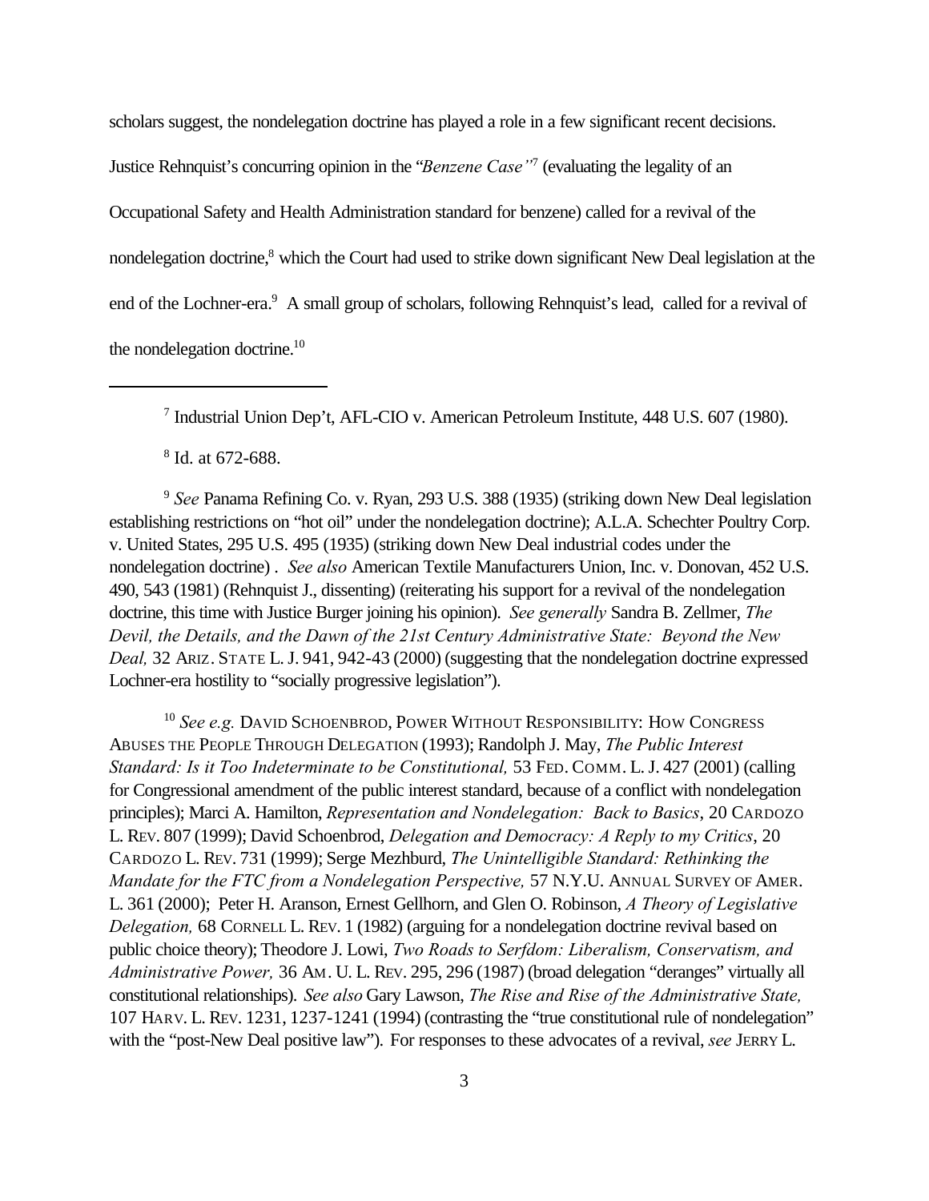scholars suggest, the nondelegation doctrine has played a role in a few significant recent decisions. Justice Rehnquist's concurring opinion in the "*Benzene Case"*[7] (evaluating the legality of an Occupational Safety and Health Administration standard for benzene) called for a revival of the nondelegation doctrine,[8] which the Court had used to strike down significant New Deal legislation at the end of the Lochner-era.[9] A small group of scholars, following Rehnquist's lead, called for a revival of the nondelegation doctrine.[10]

---

[7] Industrial Union Dep't, AFL-CIO v. American Petroleum Institute, 448 U.S. 607 (1980).

[8] Id. at 672-688.

[9] *See* Panama Refining Co. v. Ryan, 293 U.S. 388 (1935) (striking down New Deal legislation establishing restrictions on "hot oil" under the nondelegation doctrine); A.L.A. Schechter Poultry Corp. v. United States, 295 U.S. 495 (1935) (striking down New Deal industrial codes under the nondelegation doctrine) . *See also* American Textile Manufacturers Union, Inc. v. Donovan, 452 U.S. 490, 543 (1981) (Rehnquist J., dissenting) (reiterating his support for a revival of the nondelegation doctrine, this time with Justice Burger joining his opinion). *See generally* Sandra B. Zellmer, *The Devil, the Details, and the Dawn of the 21st Century Administrative State: Beyond the New Deal,* 32 ARIZ. STATE L. J. 941, 942-43 (2000) (suggesting that the nondelegation doctrine expressed Lochner-era hostility to "socially progressive legislation").

[10] *See e.g.* DAVID SCHOENBROD, POWER WITHOUT RESPONSIBILITY: HOW CONGRESS ABUSES THE PEOPLE THROUGH DELEGATION (1993); Randolph J. May, *The Public Interest Standard: Is it Too Indeterminate to be Constitutional,* 53 FED. COMM. L. J. 427 (2001) (calling for Congressional amendment of the public interest standard, because of a conflict with nondelegation principles); Marci A. Hamilton, *Representation and Nondelegation: Back to Basics*, 20 CARDOZO L. REV. 807 (1999); David Schoenbrod, *Delegation and Democracy: A Reply to my Critics*, 20 CARDOZO L. REV. 731 (1999); Serge Mezhburd, *The Unintelligible Standard: Rethinking the Mandate for the FTC from a Nondelegation Perspective,* 57 N.Y.U. ANNUAL SURVEY OF AMER. L. 361 (2000); Peter H. Aranson, Ernest Gellhorn, and Glen O. Robinson, *A Theory of Legislative Delegation,* 68 CORNELL L. REV. 1 (1982) (arguing for a nondelegation doctrine revival based on public choice theory); Theodore J. Lowi, *Two Roads to Serfdom: Liberalism, Conservatism, and Administrative Power,* 36 AM. U. L. REV. 295, 296 (1987) (broad delegation "deranges" virtually all constitutional relationships). *See also* Gary Lawson, *The Rise and Rise of the Administrative State,* 107 HARV. L. REV. 1231, 1237-1241 (1994) (contrasting the "true constitutional rule of nondelegation" with the "post-New Deal positive law"). For responses to these advocates of a revival, *see* JERRY L.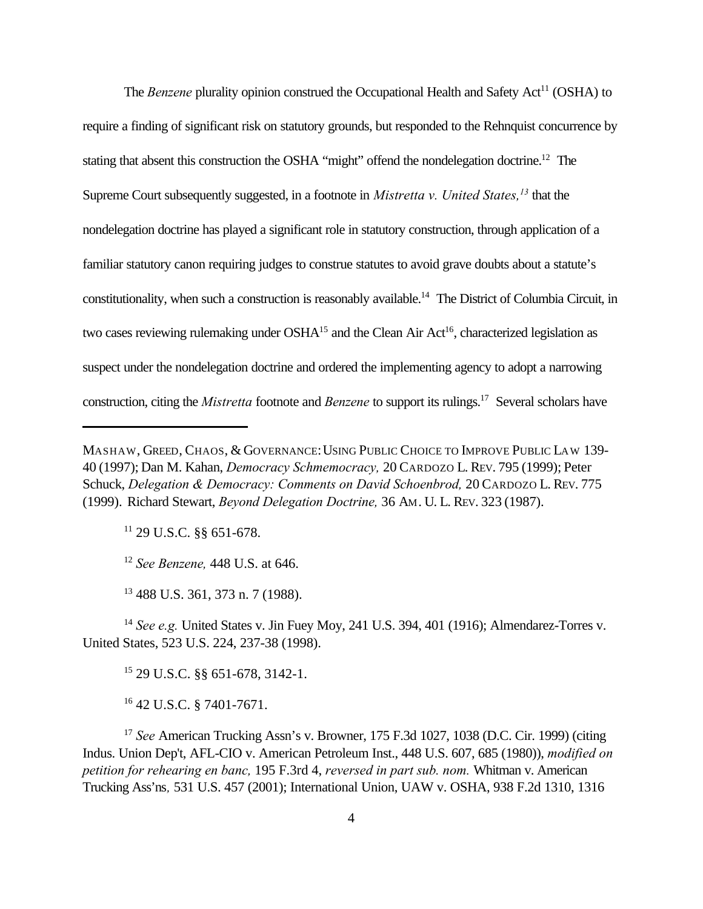The *Benzene* plurality opinion construed the Occupational Health and Safety Act[11] (OSHA) to require a finding of significant risk on statutory grounds, but responded to the Rehnquist concurrence by stating that absent this construction the OSHA "might" offend the nondelegation doctrine.[12] The Supreme Court subsequently suggested, in a footnote in *Mistretta v. United States,[13]* that the nondelegation doctrine has played a significant role in statutory construction, through application of a familiar statutory canon requiring judges to construe statutes to avoid grave doubts about a statute's constitutionality, when such a construction is reasonably available.[14] The District of Columbia Circuit, in two cases reviewing rulemaking under OSHA[15] and the Clean Air Act[16], characterized legislation as suspect under the nondelegation doctrine and ordered the implementing agency to adopt a narrowing construction, citing the *Mistretta* footnote and *Benzene* to support its rulings.[17] Several scholars have

---

MASHAW, GREED, CHAOS, & GOVERNANCE: USING PUBLIC CHOICE TO IMPROVE PUBLIC LAW 139-40 (1997); Dan M. Kahan, *Democracy Schmemocracy,* 20 CARDOZO L. REV. 795 (1999); Peter Schuck, *Delegation & Democracy: Comments on David Schoenbrod,* 20 CARDOZO L. REV. 775 (1999). Richard Stewart, *Beyond Delegation Doctrine,* 36 AM. U. L. REV. 323 (1987).

[11] 29 U.S.C. §§ 651-678.

[12] *See Benzene,* 448 U.S. at 646.

[13] 488 U.S. 361, 373 n. 7 (1988).

[14] *See e.g.* United States v. Jin Fuey Moy, 241 U.S. 394, 401 (1916); Almendarez-Torres v. United States, 523 U.S. 224, 237-38 (1998).

[15] 29 U.S.C. §§ 651-678, 3142-1.

[16] 42 U.S.C. § 7401-7671.

[17] *See* American Trucking Assn's v. Browner, 175 F.3d 1027, 1038 (D.C. Cir. 1999) (citing Indus. Union Dep't, AFL-CIO v. American Petroleum Inst., 448 U.S. 607, 685 (1980)), *modified on petition for rehearing en banc,* 195 F.3rd 4, *reversed in part sub. nom.* Whitman v. American Trucking Ass'ns*,* 531 U.S. 457 (2001); International Union, UAW v. OSHA, 938 F.2d 1310, 1316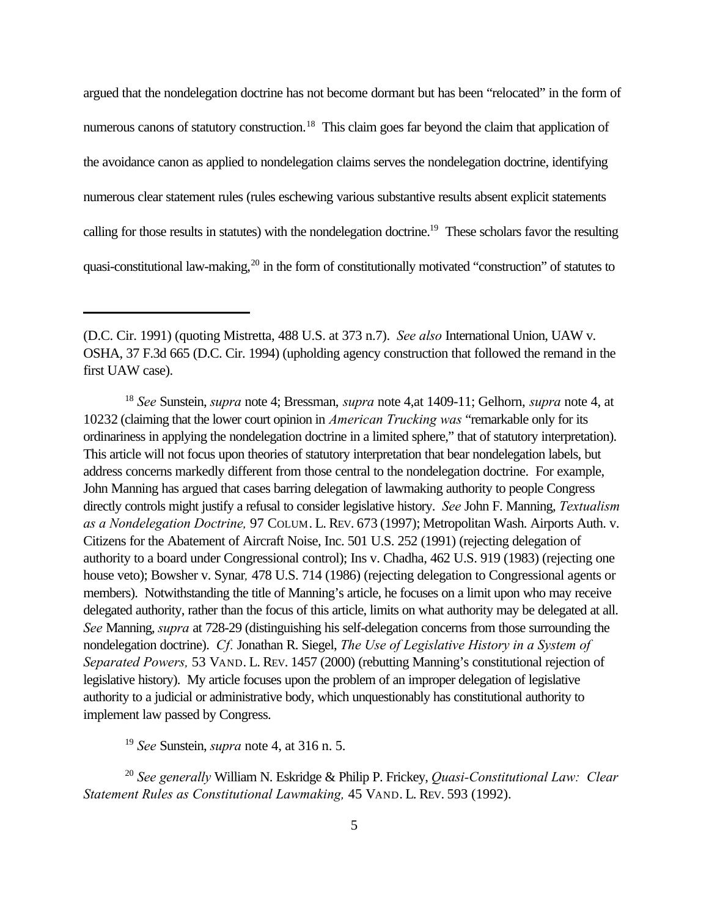argued that the nondelegation doctrine has not become dormant but has been "relocated" in the form of numerous canons of statutory construction.[18] This claim goes far beyond the claim that application of the avoidance canon as applied to nondelegation claims serves the nondelegation doctrine, identifying numerous clear statement rules (rules eschewing various substantive results absent explicit statements calling for those results in statutes) with the nondelegation doctrine.[19] These scholars favor the resulting quasi-constitutional law-making,[20] in the form of constitutionally motivated "construction" of statutes to

---

(D.C. Cir. 1991) (quoting Mistretta, 488 U.S. at 373 n.7). *See also* International Union, UAW v. OSHA, 37 F.3d 665 (D.C. Cir. 1994) (upholding agency construction that followed the remand in the first UAW case).

[18] *See* Sunstein, *supra* note 4; Bressman, *supra* note 4,at 1409-11; Gelhorn, *supra* note 4, at 10232 (claiming that the lower court opinion in *American Trucking was* "remarkable only for its ordinariness in applying the nondelegation doctrine in a limited sphere," that of statutory interpretation). This article will not focus upon theories of statutory interpretation that bear nondelegation labels, but address concerns markedly different from those central to the nondelegation doctrine. For example, John Manning has argued that cases barring delegation of lawmaking authority to people Congress directly controls might justify a refusal to consider legislative history. *See* John F. Manning, *Textualism as a Nondelegation Doctrine,* 97 COLUM. L. REV. 673 (1997); Metropolitan Wash. Airports Auth. v. Citizens for the Abatement of Aircraft Noise, Inc. 501 U.S. 252 (1991) (rejecting delegation of authority to a board under Congressional control); Ins v. Chadha, 462 U.S. 919 (1983) (rejecting one house veto); Bowsher v. Synar*,* 478 U.S. 714 (1986) (rejecting delegation to Congressional agents or members). Notwithstanding the title of Manning's article, he focuses on a limit upon who may receive delegated authority, rather than the focus of this article, limits on what authority may be delegated at all. *See* Manning, *supra* at 728-29 (distinguishing his self-delegation concerns from those surrounding the nondelegation doctrine). *Cf.* Jonathan R. Siegel, *The Use of Legislative History in a System of Separated Powers,* 53 VAND. L. REV. 1457 (2000) (rebutting Manning's constitutional rejection of legislative history). My article focuses upon the problem of an improper delegation of legislative authority to a judicial or administrative body, which unquestionably has constitutional authority to implement law passed by Congress.

[19] *See* Sunstein, *supra* note 4, at 316 n. 5.

[20] *See generally* William N. Eskridge & Philip P. Frickey, *Quasi-Constitutional Law: Clear Statement Rules as Constitutional Lawmaking,* 45 VAND. L. REV. 593 (1992).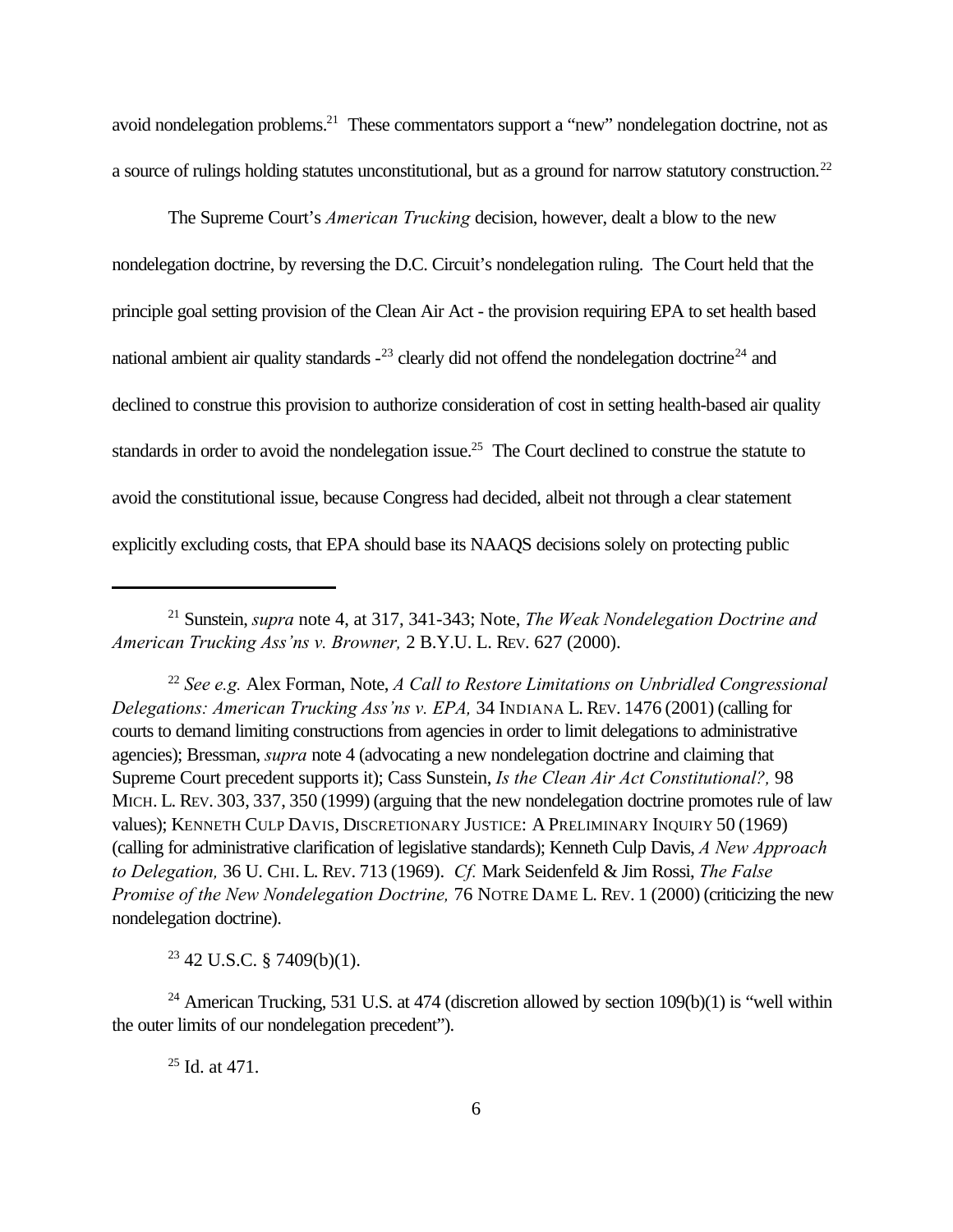avoid nondelegation problems.[21] These commentators support a "new" nondelegation doctrine, not as a source of rulings holding statutes unconstitutional, but as a ground for narrow statutory construction.[22]

The Supreme Court's *American Trucking* decision, however, dealt a blow to the new nondelegation doctrine, by reversing the D.C. Circuit's nondelegation ruling. The Court held that the principle goal setting provision of the Clean Air Act - the provision requiring EPA to set health based national ambient air quality standards -[23] clearly did not offend the nondelegation doctrine[24] and declined to construe this provision to authorize consideration of cost in setting health-based air quality standards in order to avoid the nondelegation issue.[25] The Court declined to construe the statute to avoid the constitutional issue, because Congress had decided, albeit not through a clear statement explicitly excluding costs, that EPA should base its NAAQS decisions solely on protecting public

---

[21] Sunstein, *supra* note 4, at 317, 341-343; Note, *The Weak Nondelegation Doctrine and American Trucking Ass'ns v. Browner,* 2 B.Y.U. L. REV. 627 (2000).

[22] *See e.g.* Alex Forman, Note, *A Call to Restore Limitations on Unbridled Congressional Delegations: American Trucking Ass'ns v. EPA,* 34 INDIANA L. REV. 1476 (2001) (calling for courts to demand limiting constructions from agencies in order to limit delegations to administrative agencies); Bressman, *supra* note 4 (advocating a new nondelegation doctrine and claiming that Supreme Court precedent supports it); Cass Sunstein, *Is the Clean Air Act Constitutional?,* 98 MICH. L. REV. 303, 337, 350 (1999) (arguing that the new nondelegation doctrine promotes rule of law values); KENNETH CULP DAVIS, DISCRETIONARY JUSTICE: A PRELIMINARY INQUIRY 50 (1969) (calling for administrative clarification of legislative standards); Kenneth Culp Davis, *A New Approach to Delegation,* 36 U. CHI. L. REV. 713 (1969). *Cf.* Mark Seidenfeld & Jim Rossi, *The False Promise of the New Nondelegation Doctrine,* 76 NOTRE DAME L. REV. 1 (2000) (criticizing the new nondelegation doctrine).

[23] 42 U.S.C. § 7409(b)(1).

[24] American Trucking, 531 U.S. at 474 (discretion allowed by section 109(b)(1) is "well within the outer limits of our nondelegation precedent").

[25] Id. at 471.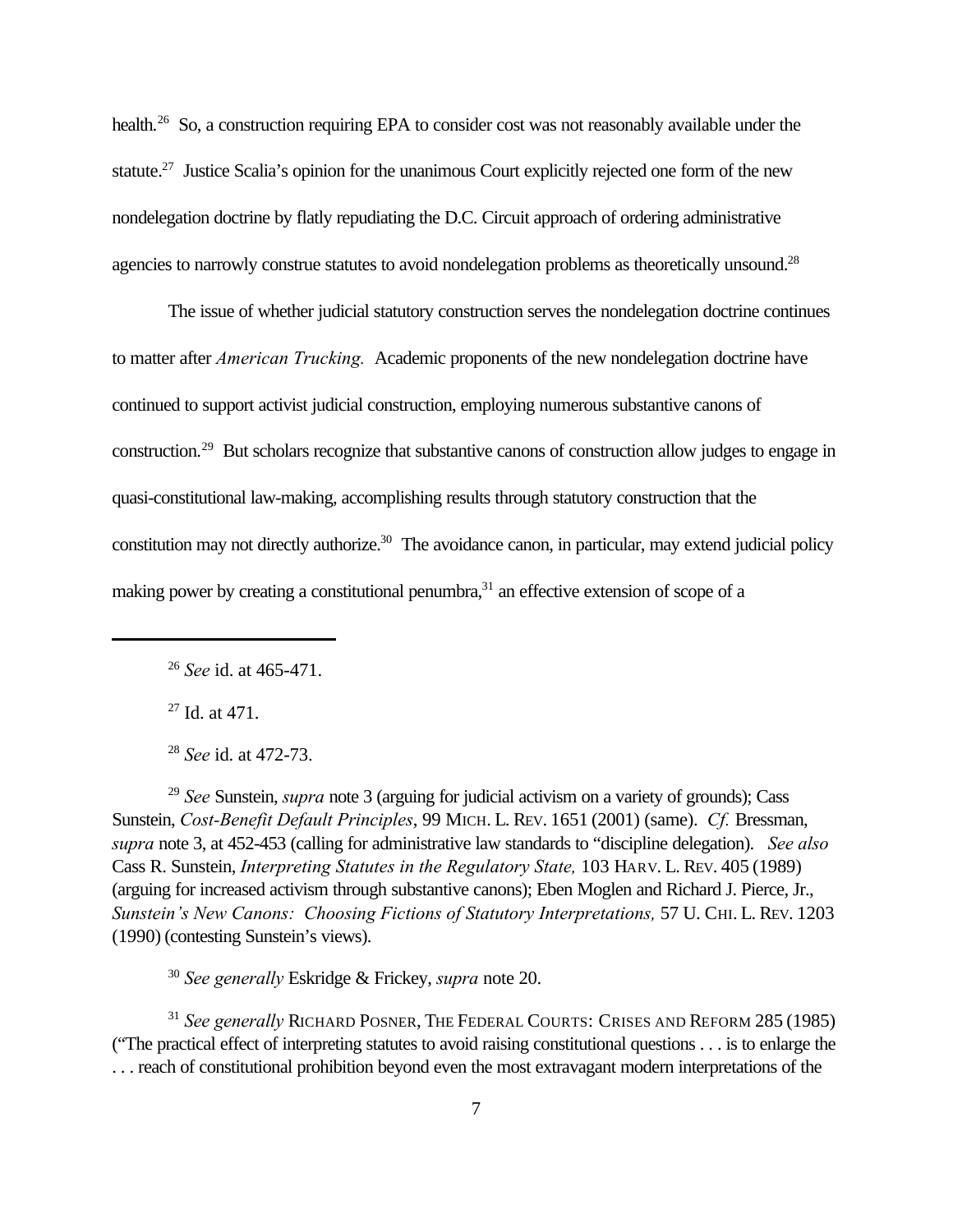health.[26] So, a construction requiring EPA to consider cost was not reasonably available under the statute.[27] Justice Scalia's opinion for the unanimous Court explicitly rejected one form of the new nondelegation doctrine by flatly repudiating the D.C. Circuit approach of ordering administrative agencies to narrowly construe statutes to avoid nondelegation problems as theoretically unsound.[28]

The issue of whether judicial statutory construction serves the nondelegation doctrine continues to matter after *American Trucking.* Academic proponents of the new nondelegation doctrine have continued to support activist judicial construction, employing numerous substantive canons of construction.[29] But scholars recognize that substantive canons of construction allow judges to engage in quasi-constitutional law-making, accomplishing results through statutory construction that the constitution may not directly authorize.[30] The avoidance canon, in particular, may extend judicial policy making power by creating a constitutional penumbra,[31] an effective extension of scope of a

---

[26] *See* id. at 465-471.

[27] Id. at 471.

[28] *See* id. at 472-73.

[29] *See* Sunstein, *supra* note 3 (arguing for judicial activism on a variety of grounds); Cass Sunstein, *Cost-Benefit Default Principles*, 99 MICH. L. REV. 1651 (2001) (same). *Cf.* Bressman, *supra* note 3, at 452-453 (calling for administrative law standards to "discipline delegation). *See also* Cass R. Sunstein, *Interpreting Statutes in the Regulatory State,* 103 HARV. L. REV. 405 (1989) (arguing for increased activism through substantive canons); Eben Moglen and Richard J. Pierce, Jr., *Sunstein's New Canons: Choosing Fictions of Statutory Interpretations,* 57 U. CHI. L. REV. 1203 (1990) (contesting Sunstein's views).

[30] *See generally* Eskridge & Frickey, *supra* note 20.

[31] *See generally* RICHARD POSNER, THE FEDERAL COURTS: CRISES AND REFORM 285 (1985) ("The practical effect of interpreting statutes to avoid raising constitutional questions . . . is to enlarge the . . . reach of constitutional prohibition beyond even the most extravagant modern interpretations of the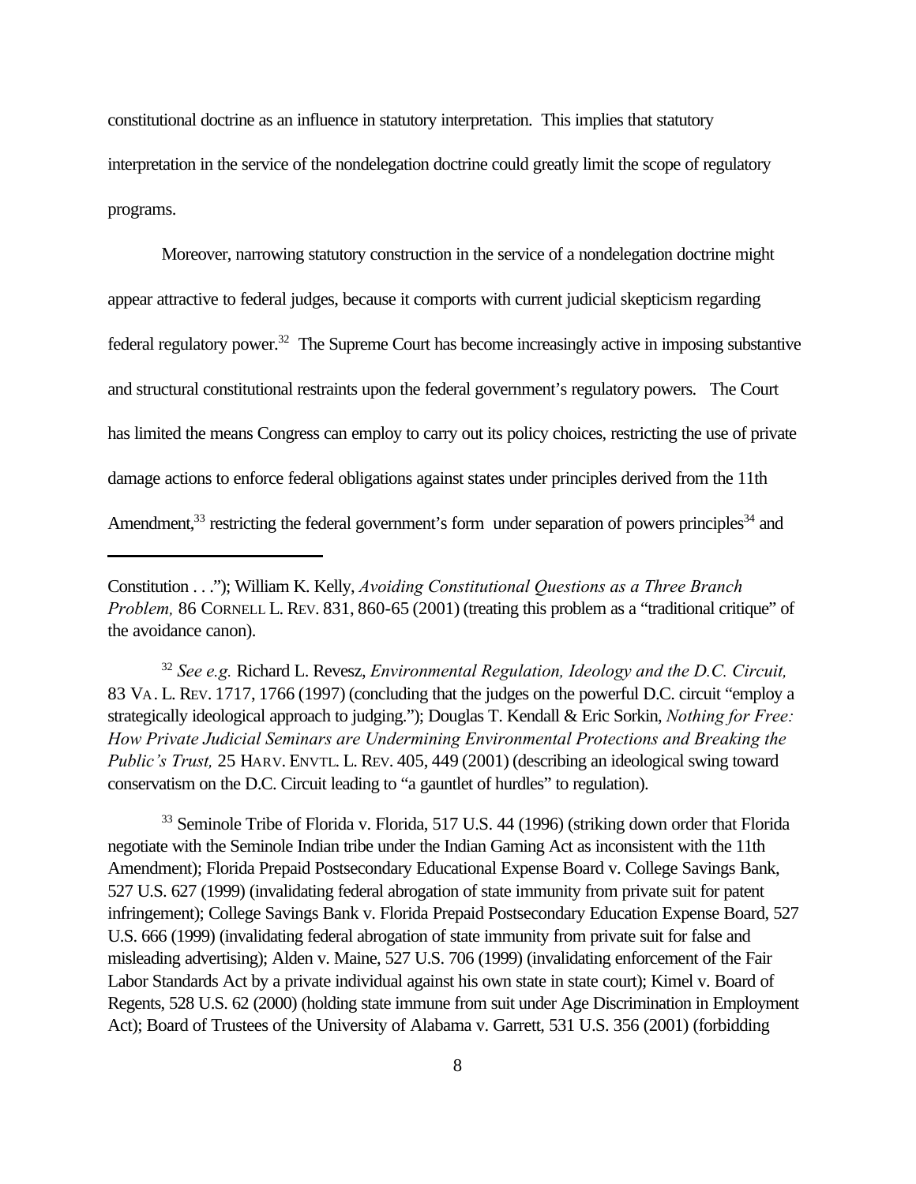constitutional doctrine as an influence in statutory interpretation. This implies that statutory interpretation in the service of the nondelegation doctrine could greatly limit the scope of regulatory programs.

Moreover, narrowing statutory construction in the service of a nondelegation doctrine might appear attractive to federal judges, because it comports with current judicial skepticism regarding federal regulatory power.[32] The Supreme Court has become increasingly active in imposing substantive and structural constitutional restraints upon the federal government's regulatory powers. The Court has limited the means Congress can employ to carry out its policy choices, restricting the use of private damage actions to enforce federal obligations against states under principles derived from the 11th Amendment,[33] restricting the federal government's form under separation of powers principles[34] and

---

Constitution . . ."); William K. Kelly, *Avoiding Constitutional Questions as a Three Branch Problem,* 86 CORNELL L. REV. 831, 860-65 (2001) (treating this problem as a "traditional critique" of the avoidance canon).

[32] *See e.g.* Richard L. Revesz, *Environmental Regulation, Ideology and the D.C. Circuit,* 83 VA. L. REV. 1717, 1766 (1997) (concluding that the judges on the powerful D.C. circuit "employ a strategically ideological approach to judging."); Douglas T. Kendall & Eric Sorkin, *Nothing for Free: How Private Judicial Seminars are Undermining Environmental Protections and Breaking the Public's Trust,* 25 HARV. ENVTL. L. REV. 405, 449 (2001) (describing an ideological swing toward conservatism on the D.C. Circuit leading to "a gauntlet of hurdles" to regulation).

[33] Seminole Tribe of Florida v. Florida, 517 U.S. 44 (1996) (striking down order that Florida negotiate with the Seminole Indian tribe under the Indian Gaming Act as inconsistent with the 11th Amendment); Florida Prepaid Postsecondary Educational Expense Board v. College Savings Bank, 527 U.S. 627 (1999) (invalidating federal abrogation of state immunity from private suit for patent infringement); College Savings Bank v. Florida Prepaid Postsecondary Education Expense Board, 527 U.S. 666 (1999) (invalidating federal abrogation of state immunity from private suit for false and misleading advertising); Alden v. Maine, 527 U.S. 706 (1999) (invalidating enforcement of the Fair Labor Standards Act by a private individual against his own state in state court); Kimel v. Board of Regents, 528 U.S. 62 (2000) (holding state immune from suit under Age Discrimination in Employment Act); Board of Trustees of the University of Alabama v. Garrett, 531 U.S. 356 (2001) (forbidding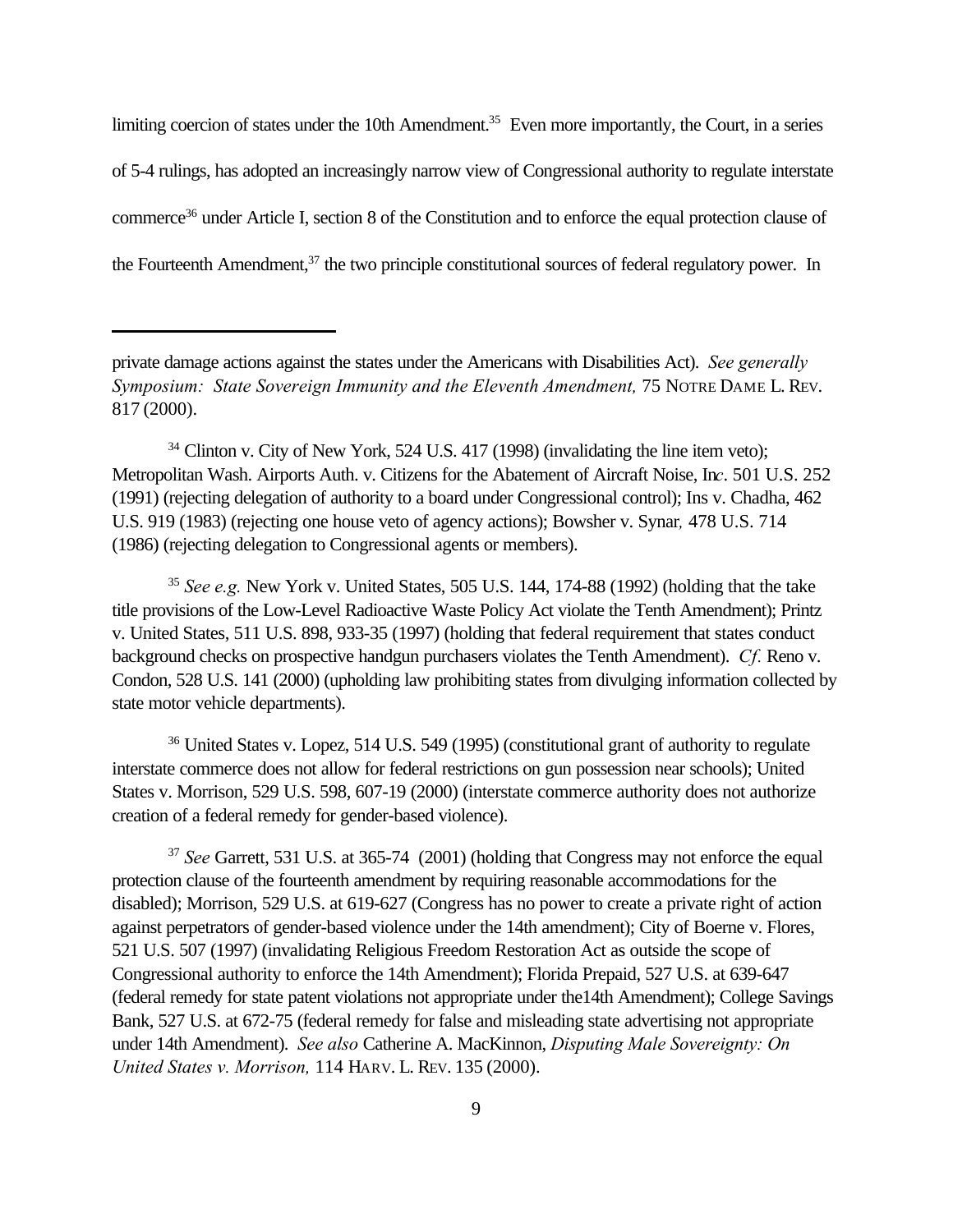limiting coercion of states under the 10th Amendment.[35] Even more importantly, the Court, in a series of 5-4 rulings, has adopted an increasingly narrow view of Congressional authority to regulate interstate commerce[36] under Article I, section 8 of the Constitution and to enforce the equal protection clause of the Fourteenth Amendment,[37] the two principle constitutional sources of federal regulatory power. In

---

private damage actions against the states under the Americans with Disabilities Act). *See generally Symposium: State Sovereign Immunity and the Eleventh Amendment,* 75 NOTRE DAME L. REV. 817 (2000).

[34] Clinton v. City of New York, 524 U.S. 417 (1998) (invalidating the line item veto); Metropolitan Wash. Airports Auth. v. Citizens for the Abatement of Aircraft Noise, In*c*. 501 U.S. 252 (1991) (rejecting delegation of authority to a board under Congressional control); Ins v. Chadha, 462 U.S. 919 (1983) (rejecting one house veto of agency actions); Bowsher v. Synar*,* 478 U.S. 714 (1986) (rejecting delegation to Congressional agents or members).

[35] *See e.g.* New York v. United States, 505 U.S. 144, 174-88 (1992) (holding that the take title provisions of the Low-Level Radioactive Waste Policy Act violate the Tenth Amendment); Printz v. United States, 511 U.S. 898, 933-35 (1997) (holding that federal requirement that states conduct background checks on prospective handgun purchasers violates the Tenth Amendment). *Cf.* Reno v. Condon, 528 U.S. 141 (2000) (upholding law prohibiting states from divulging information collected by state motor vehicle departments).

[36] United States v. Lopez, 514 U.S. 549 (1995) (constitutional grant of authority to regulate interstate commerce does not allow for federal restrictions on gun possession near schools); United States v. Morrison, 529 U.S. 598, 607-19 (2000) (interstate commerce authority does not authorize creation of a federal remedy for gender-based violence).

[37] *See* Garrett, 531 U.S. at 365-74 (2001) (holding that Congress may not enforce the equal protection clause of the fourteenth amendment by requiring reasonable accommodations for the disabled); Morrison, 529 U.S. at 619-627 (Congress has no power to create a private right of action against perpetrators of gender-based violence under the 14th amendment); City of Boerne v. Flores, 521 U.S. 507 (1997) (invalidating Religious Freedom Restoration Act as outside the scope of Congressional authority to enforce the 14th Amendment); Florida Prepaid, 527 U.S. at 639-647 (federal remedy for state patent violations not appropriate under the14th Amendment); College Savings Bank, 527 U.S. at 672-75 (federal remedy for false and misleading state advertising not appropriate under 14th Amendment). *See also* Catherine A. MacKinnon, *Disputing Male Sovereignty: On United States v. Morrison,* 114 HARV. L. REV. 135 (2000).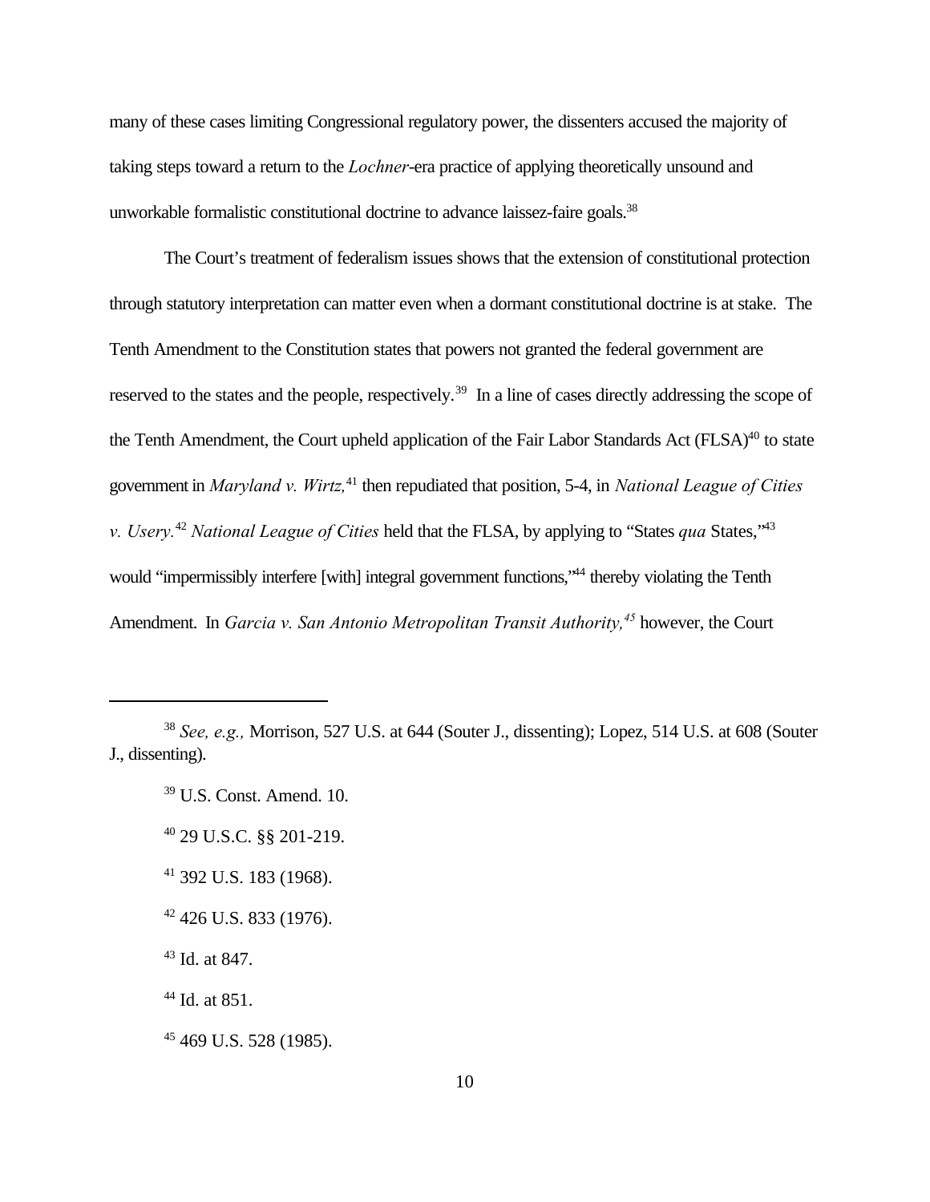many of these cases limiting Congressional regulatory power, the dissenters accused the majority of taking steps toward a return to the *Lochner*-era practice of applying theoretically unsound and unworkable formalistic constitutional doctrine to advance laissez-faire goals.[38]

The Court's treatment of federalism issues shows that the extension of constitutional protection through statutory interpretation can matter even when a dormant constitutional doctrine is at stake. The Tenth Amendment to the Constitution states that powers not granted the federal government are reserved to the states and the people, respectively.[39] In a line of cases directly addressing the scope of the Tenth Amendment, the Court upheld application of the Fair Labor Standards Act (FLSA)[40] to state government in *Maryland v. Wirtz,*[41] then repudiated that position, 5-4, in *National League of Cities v. Usery.*[42] *National League of Cities* held that the FLSA, by applying to "States *qua* States,"[43] would "impermissibly interfere [with] integral government functions,"[44] thereby violating the Tenth Amendment. In *Garcia v. San Antonio Metropolitan Transit Authority,*[45] however, the Court

---

[38] *See, e.g.,* Morrison, 527 U.S. at 644 (Souter J., dissenting); Lopez, 514 U.S. at 608 (Souter J., dissenting).

[39] U.S. Const. Amend. 10.

[40] 29 U.S.C. §§ 201-219.

[41] 392 U.S. 183 (1968).

[42] 426 U.S. 833 (1976).

[43] Id. at 847.

[44] Id. at 851.

[45] 469 U.S. 528 (1985).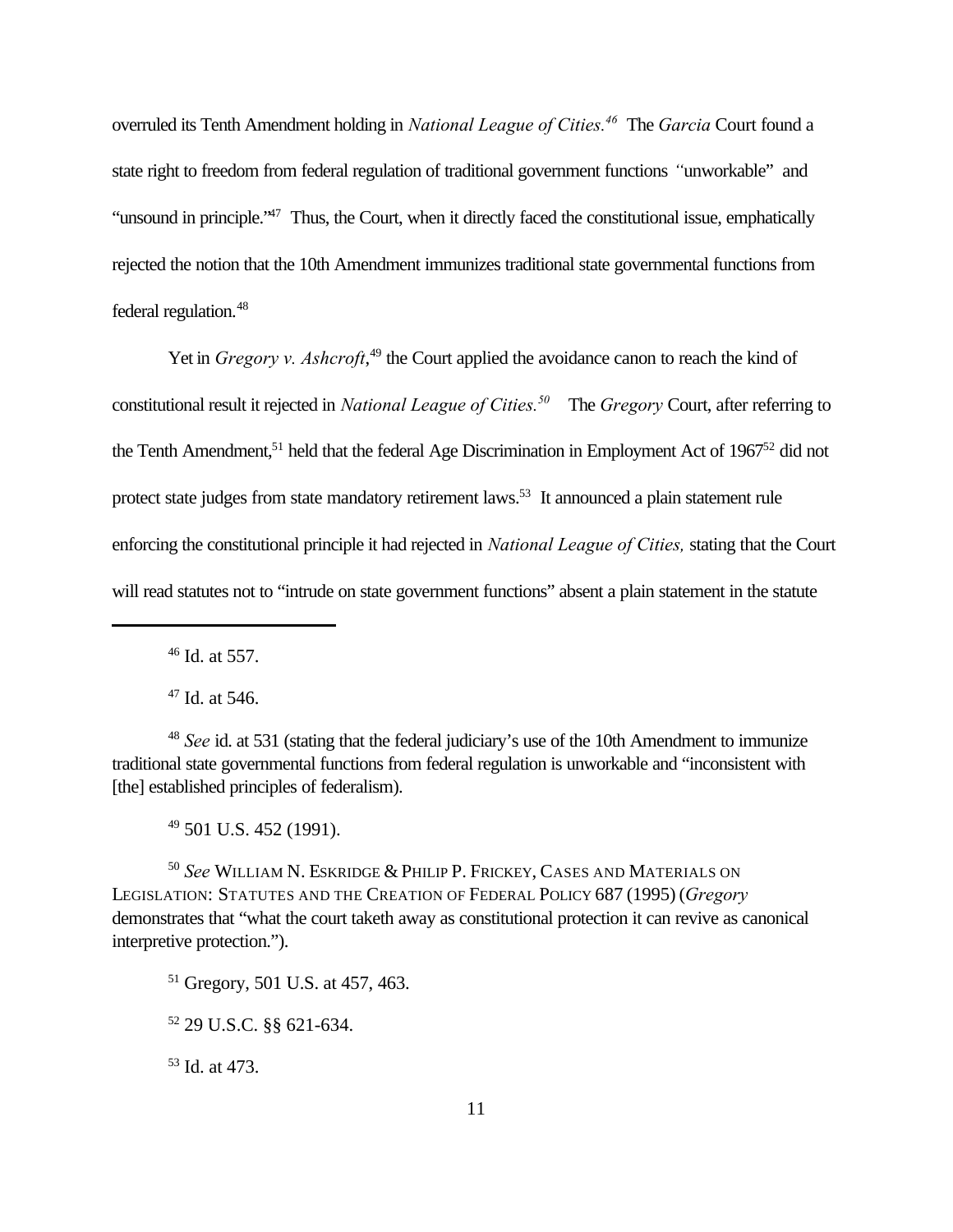overruled its Tenth Amendment holding in *National League of Cities.*[46] The *Garcia* Court found a state right to freedom from federal regulation of traditional government functions "unworkable" and "unsound in principle."[47] Thus, the Court, when it directly faced the constitutional issue, emphatically rejected the notion that the 10th Amendment immunizes traditional state governmental functions from federal regulation.[48]

Yet in *Gregory v. Ashcroft*,[49] the Court applied the avoidance canon to reach the kind of constitutional result it rejected in *National League of Cities.*[50] The *Gregory* Court, after referring to the Tenth Amendment,[51] held that the federal Age Discrimination in Employment Act of 1967[52] did not protect state judges from state mandatory retirement laws.[53] It announced a plain statement rule enforcing the constitutional principle it had rejected in *National League of Cities,* stating that the Court will read statutes not to "intrude on state government functions" absent a plain statement in the statute

---

[46] Id. at 557.

[47] Id. at 546.

[48] *See* id. at 531 (stating that the federal judiciary's use of the 10th Amendment to immunize traditional state governmental functions from federal regulation is unworkable and "inconsistent with [the] established principles of federalism).

[49] 501 U.S. 452 (1991).

[50] *See* WILLIAM N. ESKRIDGE & PHILIP P. FRICKEY, CASES AND MATERIALS ON LEGISLATION: STATUTES AND THE CREATION OF FEDERAL POLICY 687 (1995) (*Gregory* demonstrates that "what the court taketh away as constitutional protection it can revive as canonical interpretive protection.").

[51] Gregory, 501 U.S. at 457, 463.

[52] 29 U.S.C. §§ 621-634.

[53] Id. at 473.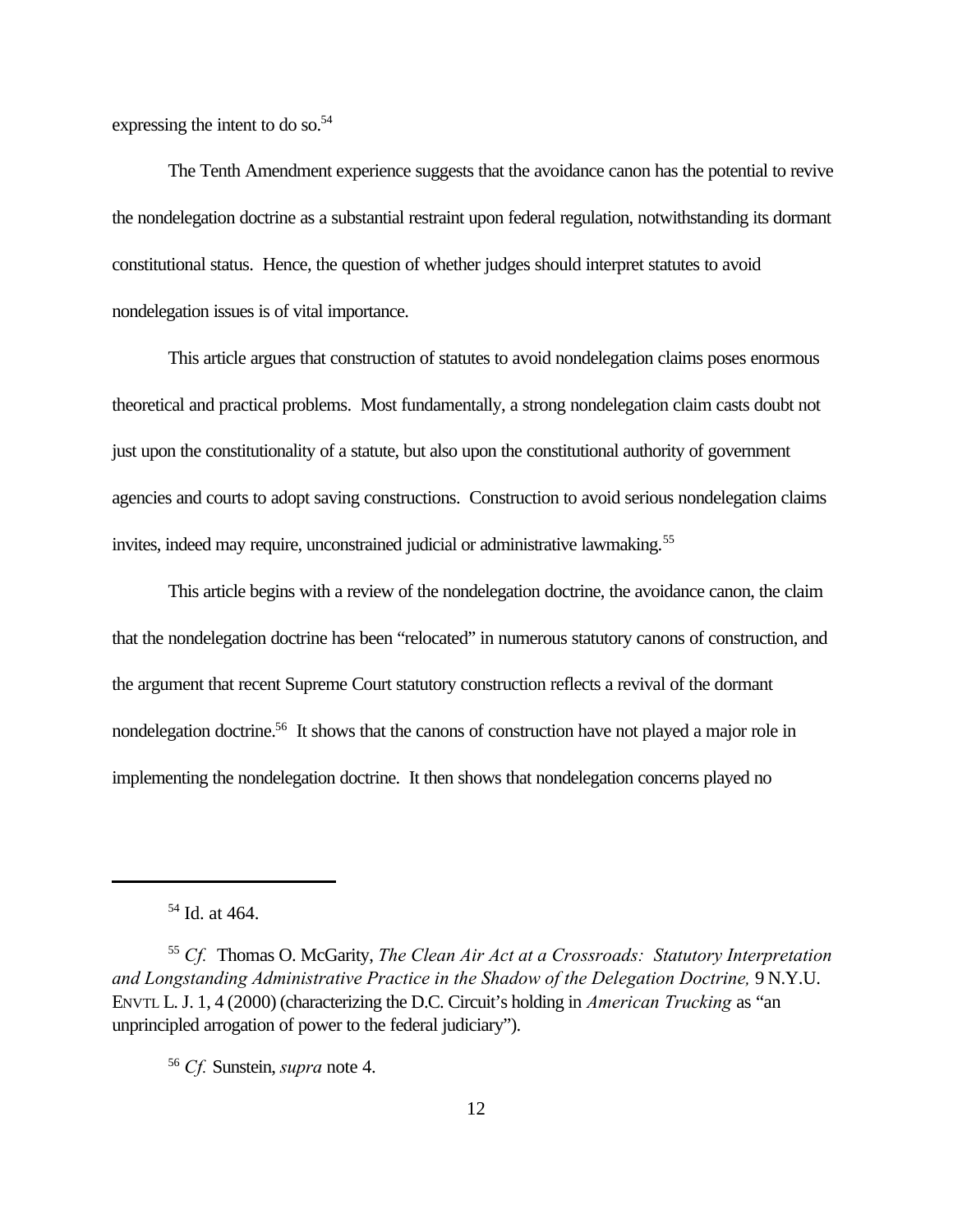expressing the intent to do so.[54]

The Tenth Amendment experience suggests that the avoidance canon has the potential to revive the nondelegation doctrine as a substantial restraint upon federal regulation, notwithstanding its dormant constitutional status. Hence, the question of whether judges should interpret statutes to avoid nondelegation issues is of vital importance.

This article argues that construction of statutes to avoid nondelegation claims poses enormous theoretical and practical problems. Most fundamentally, a strong nondelegation claim casts doubt not just upon the constitutionality of a statute, but also upon the constitutional authority of government agencies and courts to adopt saving constructions. Construction to avoid serious nondelegation claims invites, indeed may require, unconstrained judicial or administrative lawmaking.[55]

This article begins with a review of the nondelegation doctrine, the avoidance canon, the claim that the nondelegation doctrine has been "relocated" in numerous statutory canons of construction, and the argument that recent Supreme Court statutory construction reflects a revival of the dormant nondelegation doctrine.[56] It shows that the canons of construction have not played a major role in implementing the nondelegation doctrine. It then shows that nondelegation concerns played no

---

[54] Id. at 464.

[55] *Cf.* Thomas O. McGarity, *The Clean Air Act at a Crossroads: Statutory Interpretation and Longstanding Administrative Practice in the Shadow of the Delegation Doctrine,* 9 N.Y.U. ENVTL L. J. 1, 4 (2000) (characterizing the D.C. Circuit's holding in *American Trucking* as "an unprincipled arrogation of power to the federal judiciary").

[56] *Cf.* Sunstein, *supra* note 4.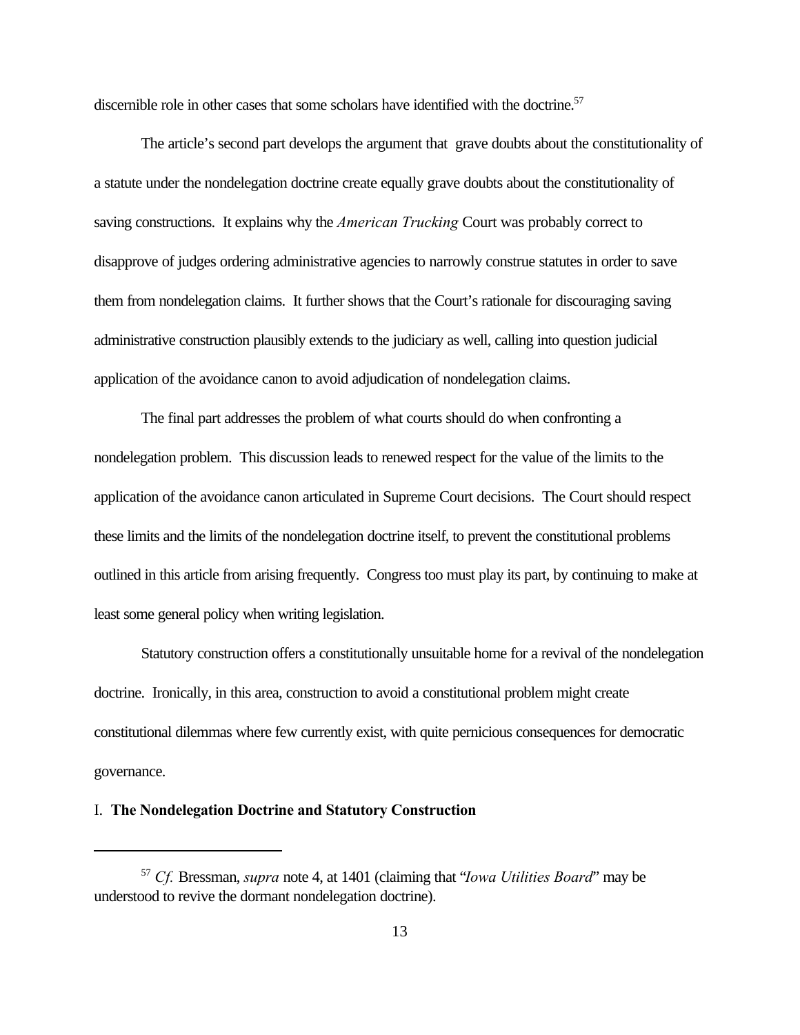discernible role in other cases that some scholars have identified with the doctrine.[57]

The article's second part develops the argument that grave doubts about the constitutionality of a statute under the nondelegation doctrine create equally grave doubts about the constitutionality of saving constructions. It explains why the *American Trucking* Court was probably correct to disapprove of judges ordering administrative agencies to narrowly construe statutes in order to save them from nondelegation claims. It further shows that the Court's rationale for discouraging saving administrative construction plausibly extends to the judiciary as well, calling into question judicial application of the avoidance canon to avoid adjudication of nondelegation claims.

The final part addresses the problem of what courts should do when confronting a nondelegation problem. This discussion leads to renewed respect for the value of the limits to the application of the avoidance canon articulated in Supreme Court decisions. The Court should respect these limits and the limits of the nondelegation doctrine itself, to prevent the constitutional problems outlined in this article from arising frequently. Congress too must play its part, by continuing to make at least some general policy when writing legislation.

Statutory construction offers a constitutionally unsuitable home for a revival of the nondelegation doctrine. Ironically, in this area, construction to avoid a constitutional problem might create constitutional dilemmas where few currently exist, with quite pernicious consequences for democratic governance.

## I. **The Nondelegation Doctrine and Statutory Construction**

---

[57] *Cf.* Bressman, *supra* note 4, at 1401 (claiming that "*Iowa Utilities Board*" may be understood to revive the dormant nondelegation doctrine).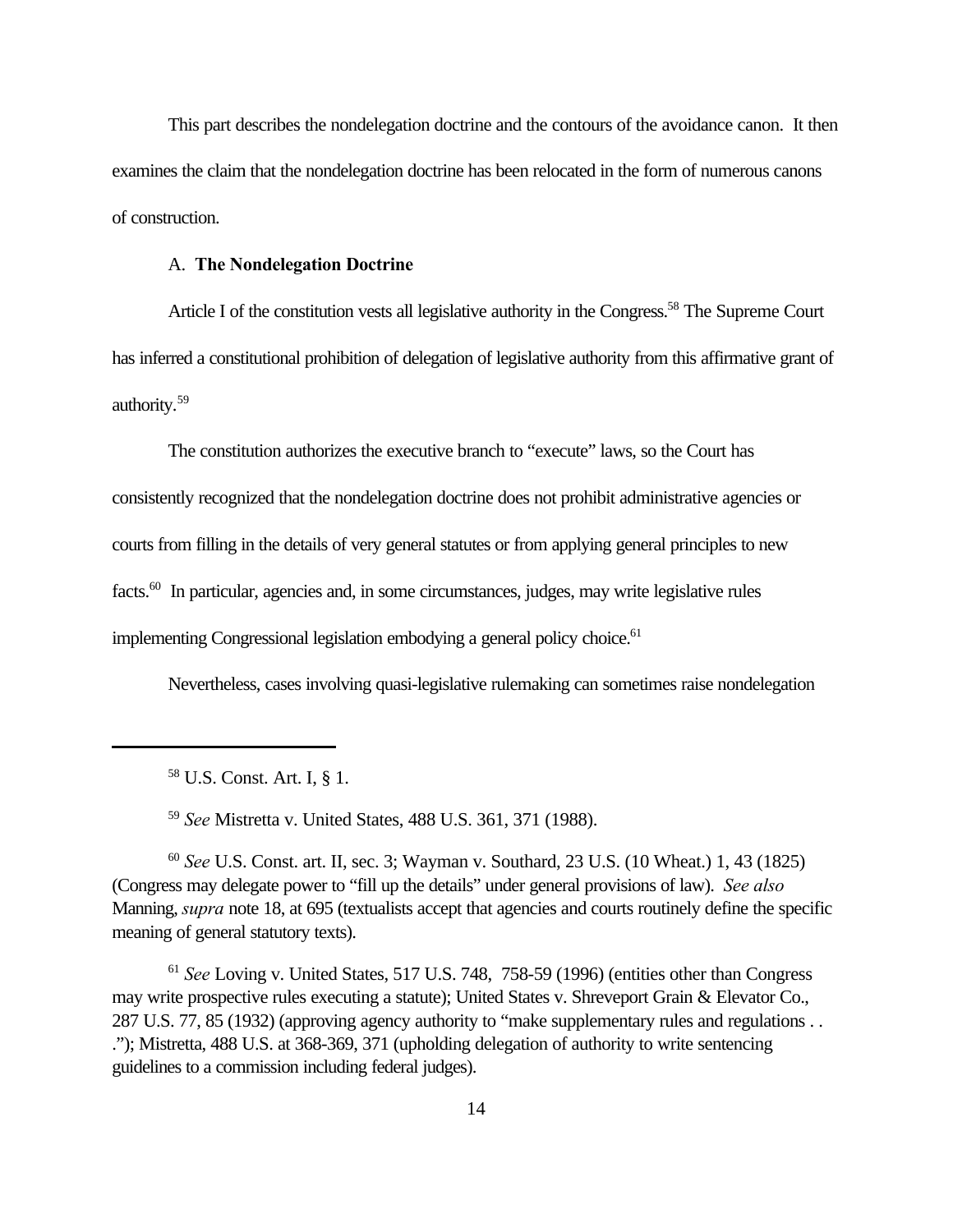This part describes the nondelegation doctrine and the contours of the avoidance canon. It then examines the claim that the nondelegation doctrine has been relocated in the form of numerous canons of construction.

### A. **The Nondelegation Doctrine**

Article I of the constitution vests all legislative authority in the Congress.[58] The Supreme Court has inferred a constitutional prohibition of delegation of legislative authority from this affirmative grant of authority.[59]

The constitution authorizes the executive branch to "execute" laws, so the Court has consistently recognized that the nondelegation doctrine does not prohibit administrative agencies or courts from filling in the details of very general statutes or from applying general principles to new facts.[60] In particular, agencies and, in some circumstances, judges, may write legislative rules implementing Congressional legislation embodying a general policy choice.[61]

Nevertheless, cases involving quasi-legislative rulemaking can sometimes raise nondelegation

---

[58] U.S. Const. Art. I, § 1.

[59] *See* Mistretta v. United States, 488 U.S. 361, 371 (1988).

[60] *See* U.S. Const. art. II, sec. 3; Wayman v. Southard, 23 U.S. (10 Wheat.) 1, 43 (1825) (Congress may delegate power to "fill up the details" under general provisions of law). *See also* Manning, *supra* note 18, at 695 (textualists accept that agencies and courts routinely define the specific meaning of general statutory texts).

[61] *See* Loving v. United States, 517 U.S. 748, 758-59 (1996) (entities other than Congress may write prospective rules executing a statute); United States v. Shreveport Grain & Elevator Co., 287 U.S. 77, 85 (1932) (approving agency authority to "make supplementary rules and regulations . . ."); Mistretta, 488 U.S. at 368-369, 371 (upholding delegation of authority to write sentencing guidelines to a commission including federal judges).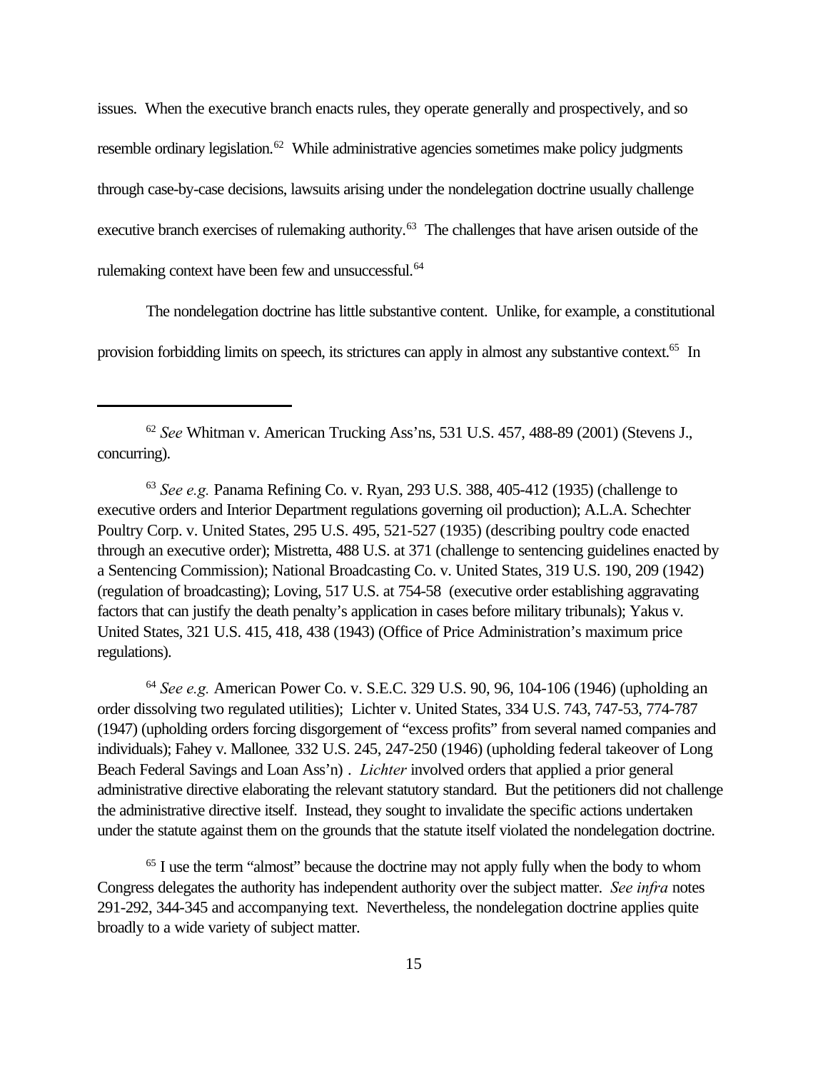issues. When the executive branch enacts rules, they operate generally and prospectively, and so resemble ordinary legislation.[62] While administrative agencies sometimes make policy judgments through case-by-case decisions, lawsuits arising under the nondelegation doctrine usually challenge executive branch exercises of rulemaking authority.[63] The challenges that have arisen outside of the rulemaking context have been few and unsuccessful.[64]

The nondelegation doctrine has little substantive content. Unlike, for example, a constitutional provision forbidding limits on speech, its strictures can apply in almost any substantive context.[65] In

---

[62] *See* Whitman v. American Trucking Ass'ns, 531 U.S. 457, 488-89 (2001) (Stevens J., concurring).

[63] *See e.g.* Panama Refining Co. v. Ryan, 293 U.S. 388, 405-412 (1935) (challenge to executive orders and Interior Department regulations governing oil production); A.L.A. Schechter Poultry Corp. v. United States, 295 U.S. 495, 521-527 (1935) (describing poultry code enacted through an executive order); Mistretta, 488 U.S. at 371 (challenge to sentencing guidelines enacted by a Sentencing Commission); National Broadcasting Co. v. United States, 319 U.S. 190, 209 (1942) (regulation of broadcasting); Loving, 517 U.S. at 754-58 (executive order establishing aggravating factors that can justify the death penalty's application in cases before military tribunals); Yakus v. United States, 321 U.S. 415, 418, 438 (1943) (Office of Price Administration's maximum price regulations).

[64] *See e.g.* American Power Co. v. S.E.C. 329 U.S. 90, 96, 104-106 (1946) (upholding an order dissolving two regulated utilities); Lichter v. United States, 334 U.S. 743, 747-53, 774-787 (1947) (upholding orders forcing disgorgement of "excess profits" from several named companies and individuals); Fahey v. Mallonee*,* 332 U.S. 245, 247-250 (1946) (upholding federal takeover of Long Beach Federal Savings and Loan Ass'n) . *Lichter* involved orders that applied a prior general administrative directive elaborating the relevant statutory standard. But the petitioners did not challenge the administrative directive itself. Instead, they sought to invalidate the specific actions undertaken under the statute against them on the grounds that the statute itself violated the nondelegation doctrine.

[65] I use the term "almost" because the doctrine may not apply fully when the body to whom Congress delegates the authority has independent authority over the subject matter. *See infra* notes 291-292, 344-345 and accompanying text. Nevertheless, the nondelegation doctrine applies quite broadly to a wide variety of subject matter.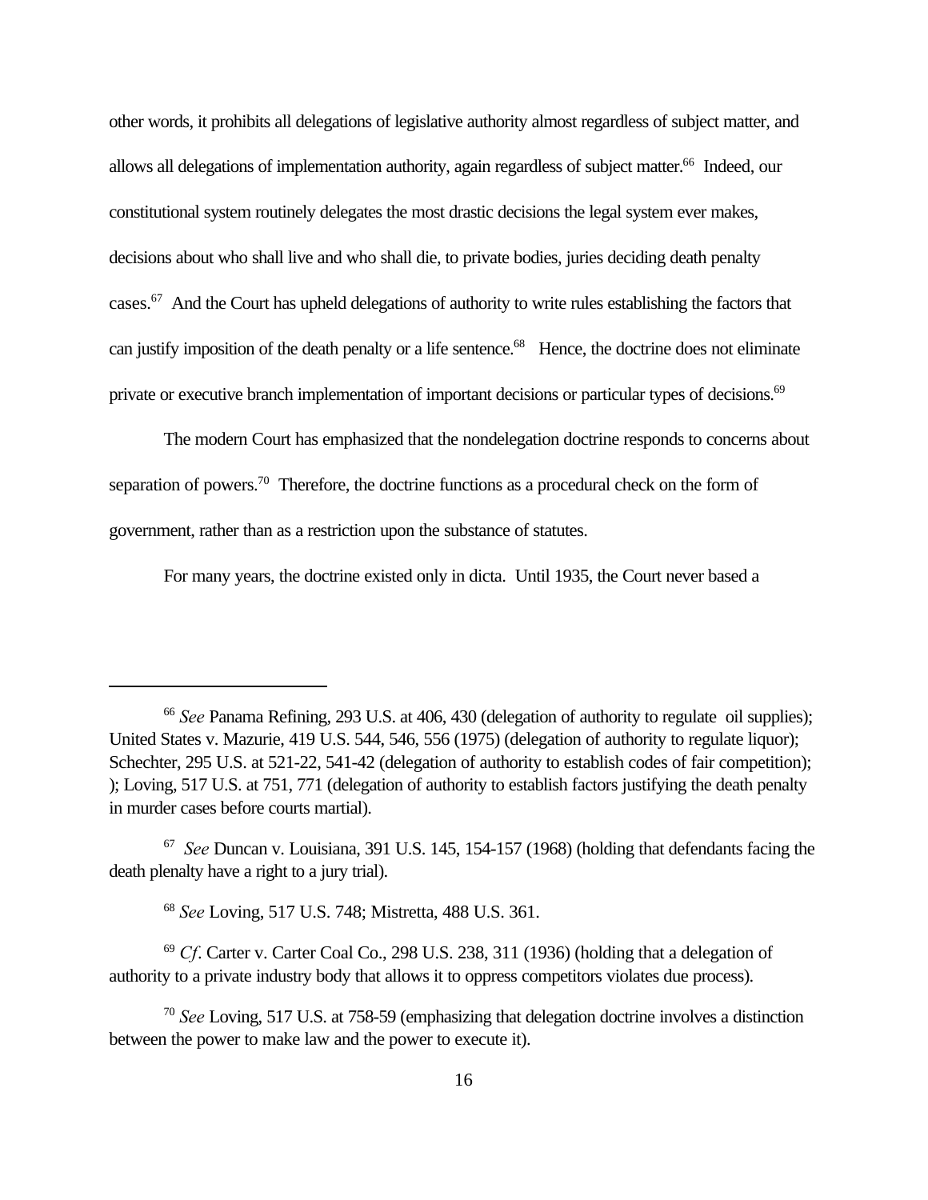other words, it prohibits all delegations of legislative authority almost regardless of subject matter, and allows all delegations of implementation authority, again regardless of subject matter.[66] Indeed, our constitutional system routinely delegates the most drastic decisions the legal system ever makes, decisions about who shall live and who shall die, to private bodies, juries deciding death penalty cases.[67] And the Court has upheld delegations of authority to write rules establishing the factors that can justify imposition of the death penalty or a life sentence.[68] Hence, the doctrine does not eliminate private or executive branch implementation of important decisions or particular types of decisions.[69]

The modern Court has emphasized that the nondelegation doctrine responds to concerns about separation of powers.[70] Therefore, the doctrine functions as a procedural check on the form of government, rather than as a restriction upon the substance of statutes.

For many years, the doctrine existed only in dicta. Until 1935, the Court never based a

---

[66] *See* Panama Refining, 293 U.S. at 406, 430 (delegation of authority to regulate oil supplies); United States v. Mazurie, 419 U.S. 544, 546, 556 (1975) (delegation of authority to regulate liquor); Schechter, 295 U.S. at 521-22, 541-42 (delegation of authority to establish codes of fair competition); ); Loving, 517 U.S. at 751, 771 (delegation of authority to establish factors justifying the death penalty in murder cases before courts martial).

[67] *See* Duncan v. Louisiana, 391 U.S. 145, 154-157 (1968) (holding that defendants facing the death plenalty have a right to a jury trial).

[68] *See* Loving, 517 U.S. 748; Mistretta, 488 U.S. 361.

[69] *Cf*. Carter v. Carter Coal Co., 298 U.S. 238, 311 (1936) (holding that a delegation of authority to a private industry body that allows it to oppress competitors violates due process).

[70] *See* Loving, 517 U.S. at 758-59 (emphasizing that delegation doctrine involves a distinction between the power to make law and the power to execute it).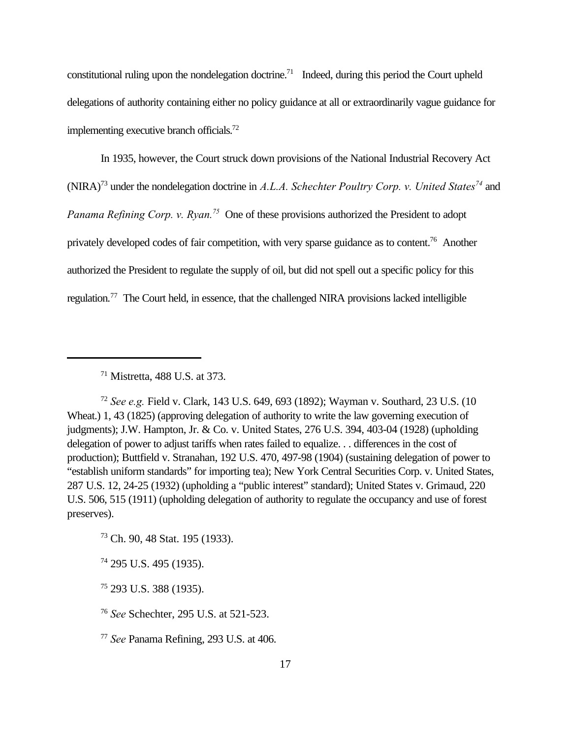constitutional ruling upon the nondelegation doctrine.[71] Indeed, during this period the Court upheld delegations of authority containing either no policy guidance at all or extraordinarily vague guidance for implementing executive branch officials.[72]

In 1935, however, the Court struck down provisions of the National Industrial Recovery Act (NIRA)[73] under the nondelegation doctrine in *A.L.A. Schechter Poultry Corp. v. United States*[74] and *Panama Refining Corp. v. Ryan.*[75] One of these provisions authorized the President to adopt privately developed codes of fair competition, with very sparse guidance as to content.[76] Another authorized the President to regulate the supply of oil, but did not spell out a specific policy for this regulation.[77] The Court held, in essence, that the challenged NIRA provisions lacked intelligible

---

[71] Mistretta, 488 U.S. at 373.

[72] *See e.g.* Field v. Clark, 143 U.S. 649, 693 (1892); Wayman v. Southard, 23 U.S. (10 Wheat.) 1, 43 (1825) (approving delegation of authority to write the law governing execution of judgments); J.W. Hampton, Jr. & Co. v. United States, 276 U.S. 394, 403-04 (1928) (upholding delegation of power to adjust tariffs when rates failed to equalize. . . differences in the cost of production); Buttfield v. Stranahan, 192 U.S. 470, 497-98 (1904) (sustaining delegation of power to "establish uniform standards" for importing tea); New York Central Securities Corp. v. United States, 287 U.S. 12, 24-25 (1932) (upholding a "public interest" standard); United States v. Grimaud, 220 U.S. 506, 515 (1911) (upholding delegation of authority to regulate the occupancy and use of forest preserves).

[73] Ch. 90, 48 Stat. 195 (1933).

[74] 295 U.S. 495 (1935).

[75] 293 U.S. 388 (1935).

[76] *See* Schechter, 295 U.S. at 521-523.

[77] *See* Panama Refining, 293 U.S. at 406.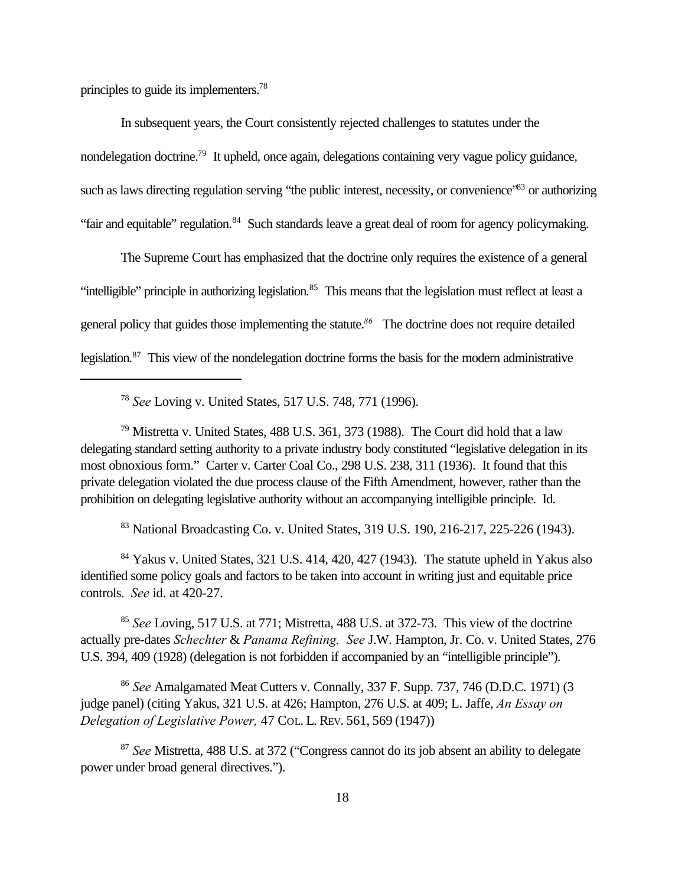principles to guide its implementers.[78]

In subsequent years, the Court consistently rejected challenges to statutes under the nondelegation doctrine.[79] It upheld, once again, delegations containing very vague policy guidance, such as laws directing regulation serving "the public interest, necessity, or convenience"[83] or authorizing "fair and equitable" regulation.[84] Such standards leave a great deal of room for agency policymaking.

The Supreme Court has emphasized that the doctrine only requires the existence of a general "intelligible" principle in authorizing legislation.[85] This means that the legislation must reflect at least a general policy that guides those implementing the statute.[86] The doctrine does not require detailed legislation.[87] This view of the nondelegation doctrine forms the basis for the modern administrative

---

[78] *See* Loving v. United States, 517 U.S. 748, 771 (1996).

[79] Mistretta v. United States, 488 U.S. 361, 373 (1988). The Court did hold that a law delegating standard setting authority to a private industry body constituted "legislative delegation in its most obnoxious form." Carter v. Carter Coal Co., 298 U.S. 238, 311 (1936). It found that this private delegation violated the due process clause of the Fifth Amendment, however, rather than the prohibition on delegating legislative authority without an accompanying intelligible principle. Id.

[83] National Broadcasting Co. v. United States, 319 U.S. 190, 216-217, 225-226 (1943).

[84] Yakus v. United States, 321 U.S. 414, 420, 427 (1943). The statute upheld in Yakus also identified some policy goals and factors to be taken into account in writing just and equitable price controls. *See* id. at 420-27.

[85] *See* Loving, 517 U.S. at 771; Mistretta, 488 U.S. at 372-73. This view of the doctrine actually pre-dates *Schechter* & *Panama Refining*. *See* J.W. Hampton, Jr. Co. v. United States, 276 U.S. 394, 409 (1928) (delegation is not forbidden if accompanied by an "intelligible principle").

[86] *See* Amalgamated Meat Cutters v. Connally, 337 F. Supp. 737, 746 (D.D.C. 1971) (3 judge panel) (citing Yakus, 321 U.S. at 426; Hampton, 276 U.S. at 409; L. Jaffe, *An Essay on Delegation of Legislative Power,* 47 COL. L. REV. 561, 569 (1947))

[87] *See* Mistretta, 488 U.S. at 372 ("Congress cannot do its job absent an ability to delegate power under broad general directives.").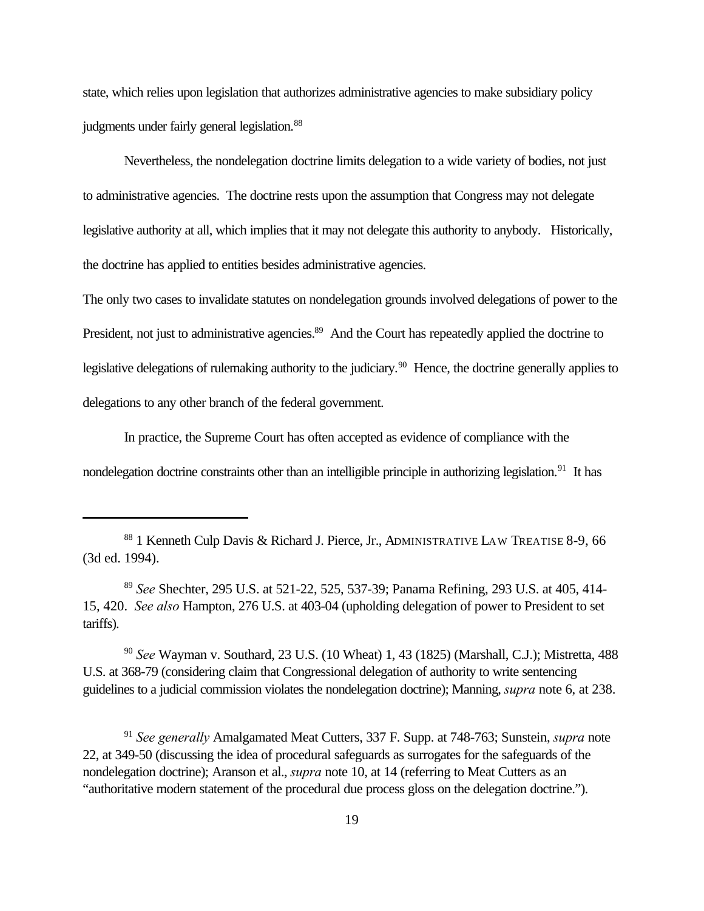state, which relies upon legislation that authorizes administrative agencies to make subsidiary policy judgments under fairly general legislation.[88]

Nevertheless, the nondelegation doctrine limits delegation to a wide variety of bodies, not just to administrative agencies. The doctrine rests upon the assumption that Congress may not delegate legislative authority at all, which implies that it may not delegate this authority to anybody. Historically, the doctrine has applied to entities besides administrative agencies.

The only two cases to invalidate statutes on nondelegation grounds involved delegations of power to the President, not just to administrative agencies.[89] And the Court has repeatedly applied the doctrine to legislative delegations of rulemaking authority to the judiciary.[90] Hence, the doctrine generally applies to delegations to any other branch of the federal government.

In practice, the Supreme Court has often accepted as evidence of compliance with the nondelegation doctrine constraints other than an intelligible principle in authorizing legislation.[91] It has

---

[88] 1 Kenneth Culp Davis & Richard J. Pierce, Jr., ADMINISTRATIVE LAW TREATISE 8-9, 66 (3d ed. 1994).

[89] *See* Shechter, 295 U.S. at 521-22, 525, 537-39; Panama Refining, 293 U.S. at 405, 414-15, 420. *See also* Hampton, 276 U.S. at 403-04 (upholding delegation of power to President to set tariffs).

[90] *See* Wayman v. Southard, 23 U.S. (10 Wheat) 1, 43 (1825) (Marshall, C.J.); Mistretta, 488 U.S. at 368-79 (considering claim that Congressional delegation of authority to write sentencing guidelines to a judicial commission violates the nondelegation doctrine); Manning, *supra* note 6, at 238.

[91] *See generally* Amalgamated Meat Cutters, 337 F. Supp. at 748-763; Sunstein, *supra* note 22, at 349-50 (discussing the idea of procedural safeguards as surrogates for the safeguards of the nondelegation doctrine); Aranson et al., *supra* note 10, at 14 (referring to Meat Cutters as an "authoritative modern statement of the procedural due process gloss on the delegation doctrine.").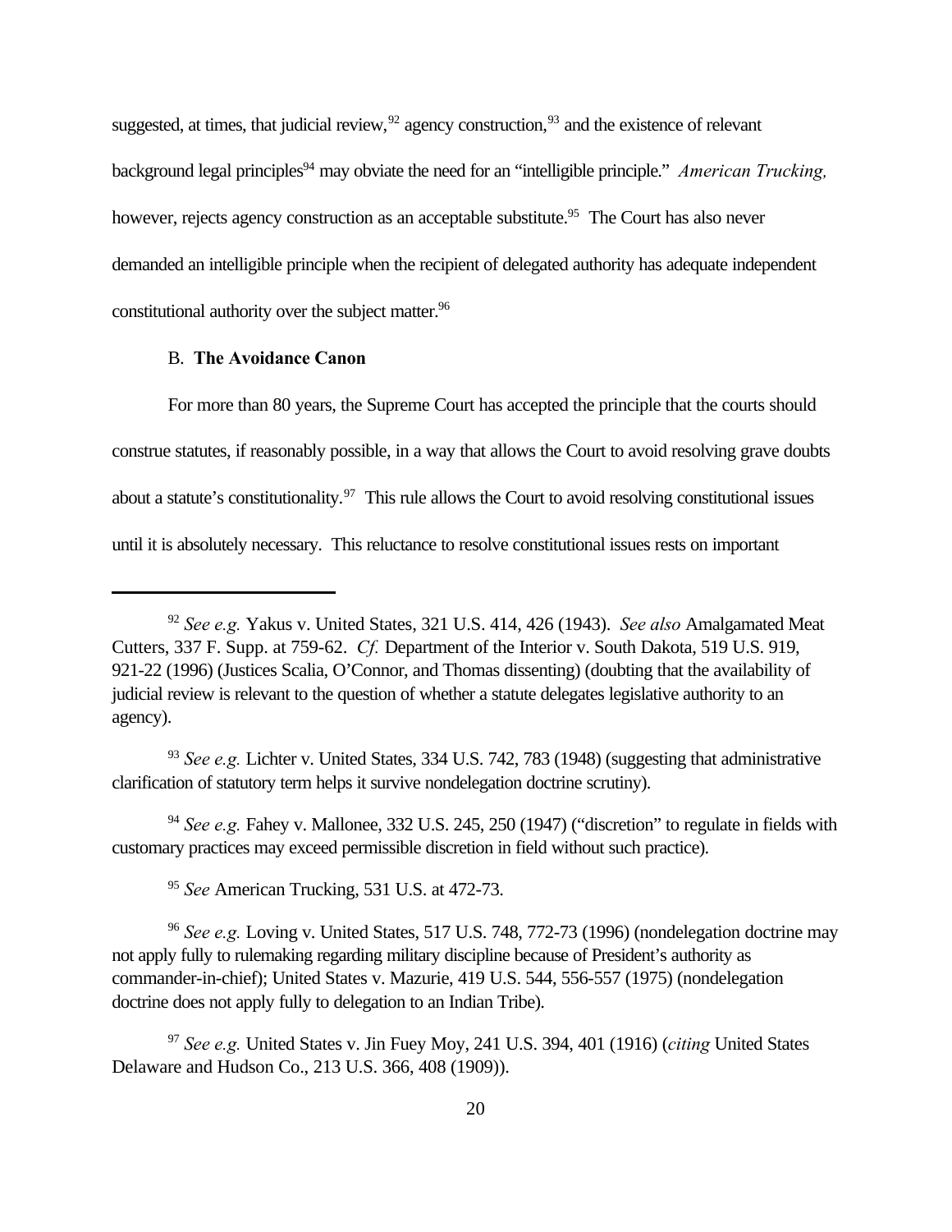suggested, at times, that judicial review,[92] agency construction,[93] and the existence of relevant background legal principles[94] may obviate the need for an "intelligible principle." *American Trucking,* however, rejects agency construction as an acceptable substitute.[95] The Court has also never demanded an intelligible principle when the recipient of delegated authority has adequate independent constitutional authority over the subject matter.[96]

### B. **The Avoidance Canon**

For more than 80 years, the Supreme Court has accepted the principle that the courts should construe statutes, if reasonably possible, in a way that allows the Court to avoid resolving grave doubts about a statute's constitutionality.[97] This rule allows the Court to avoid resolving constitutional issues until it is absolutely necessary. This reluctance to resolve constitutional issues rests on important

---

[92] *See e.g.* Yakus v. United States, 321 U.S. 414, 426 (1943). *See also* Amalgamated Meat Cutters, 337 F. Supp. at 759-62. *Cf.* Department of the Interior v. South Dakota, 519 U.S. 919, 921-22 (1996) (Justices Scalia, O'Connor, and Thomas dissenting) (doubting that the availability of judicial review is relevant to the question of whether a statute delegates legislative authority to an agency).

[93] *See e.g.* Lichter v. United States, 334 U.S. 742, 783 (1948) (suggesting that administrative clarification of statutory term helps it survive nondelegation doctrine scrutiny).

[94] *See e.g.* Fahey v. Mallonee, 332 U.S. 245, 250 (1947) ("discretion" to regulate in fields with customary practices may exceed permissible discretion in field without such practice).

[95] *See* American Trucking, 531 U.S. at 472-73.

[96] *See e.g.* Loving v. United States, 517 U.S. 748, 772-73 (1996) (nondelegation doctrine may not apply fully to rulemaking regarding military discipline because of President's authority as commander-in-chief); United States v. Mazurie, 419 U.S. 544, 556-557 (1975) (nondelegation doctrine does not apply fully to delegation to an Indian Tribe).

[97] *See e.g.* United States v. Jin Fuey Moy, 241 U.S. 394, 401 (1916) (*citing* United States Delaware and Hudson Co., 213 U.S. 366, 408 (1909)).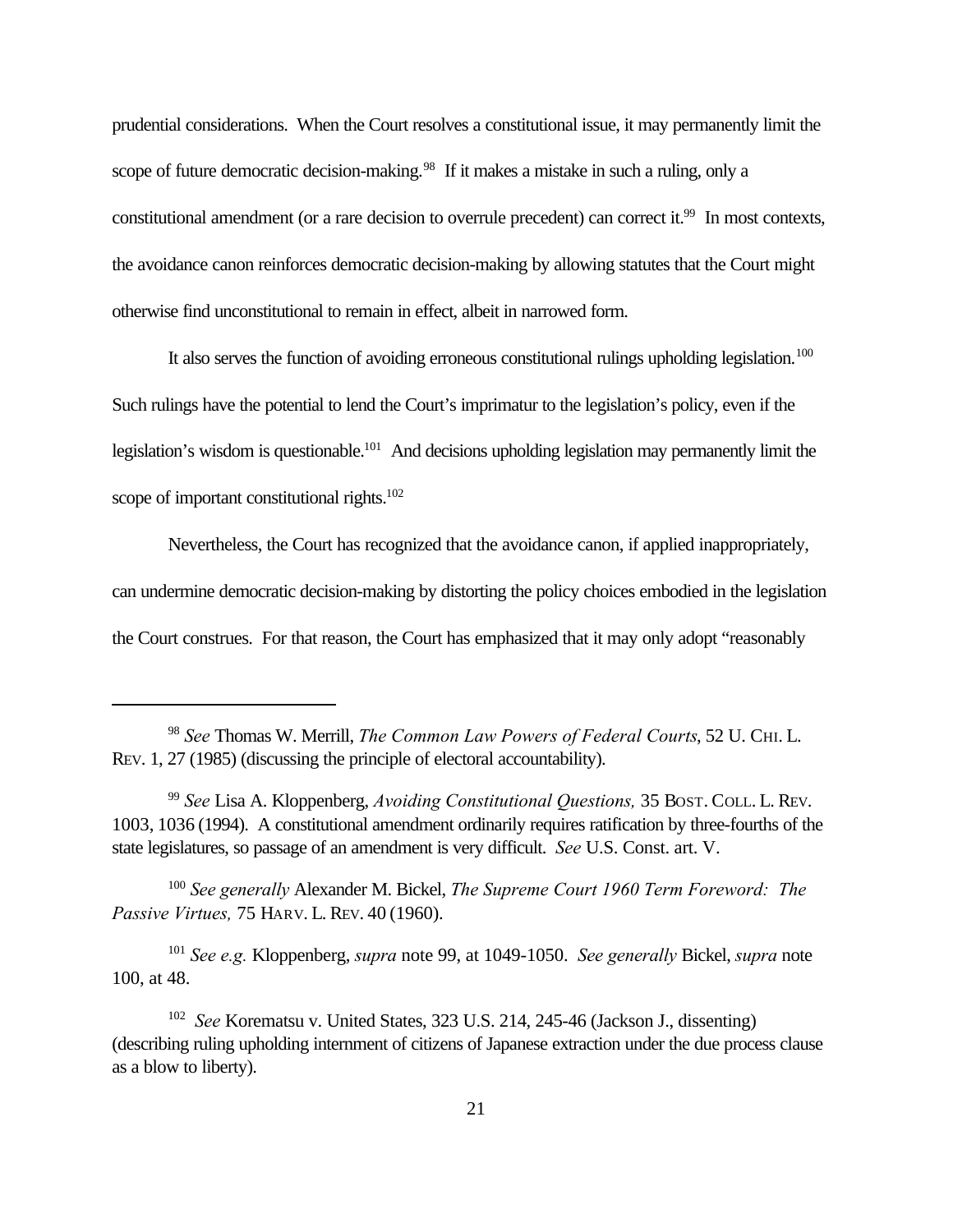prudential considerations. When the Court resolves a constitutional issue, it may permanently limit the scope of future democratic decision-making.[98] If it makes a mistake in such a ruling, only a constitutional amendment (or a rare decision to overrule precedent) can correct it.[99] In most contexts, the avoidance canon reinforces democratic decision-making by allowing statutes that the Court might otherwise find unconstitutional to remain in effect, albeit in narrowed form.

It also serves the function of avoiding erroneous constitutional rulings upholding legislation.[100] Such rulings have the potential to lend the Court's imprimatur to the legislation's policy, even if the legislation's wisdom is questionable.[101] And decisions upholding legislation may permanently limit the scope of important constitutional rights.[102]

Nevertheless, the Court has recognized that the avoidance canon, if applied inappropriately, can undermine democratic decision-making by distorting the policy choices embodied in the legislation the Court construes. For that reason, the Court has emphasized that it may only adopt "reasonably

---

[98] *See* Thomas W. Merrill, *The Common Law Powers of Federal Courts*, 52 U. CHI. L. REV. 1, 27 (1985) (discussing the principle of electoral accountability).

[99] *See* Lisa A. Kloppenberg, *Avoiding Constitutional Questions,* 35 BOST. COLL. L. REV. 1003, 1036 (1994). A constitutional amendment ordinarily requires ratification by three-fourths of the state legislatures, so passage of an amendment is very difficult. *See* U.S. Const. art. V.

[100] *See generally* Alexander M. Bickel, *The Supreme Court 1960 Term Foreword: The Passive Virtues,* 75 HARV. L. REV. 40 (1960).

[101] *See e.g.* Kloppenberg, *supra* note 99, at 1049-1050. *See generally* Bickel, *supra* note 100, at 48.

[102] *See* Korematsu v. United States, 323 U.S. 214, 245-46 (Jackson J., dissenting) (describing ruling upholding internment of citizens of Japanese extraction under the due process clause as a blow to liberty).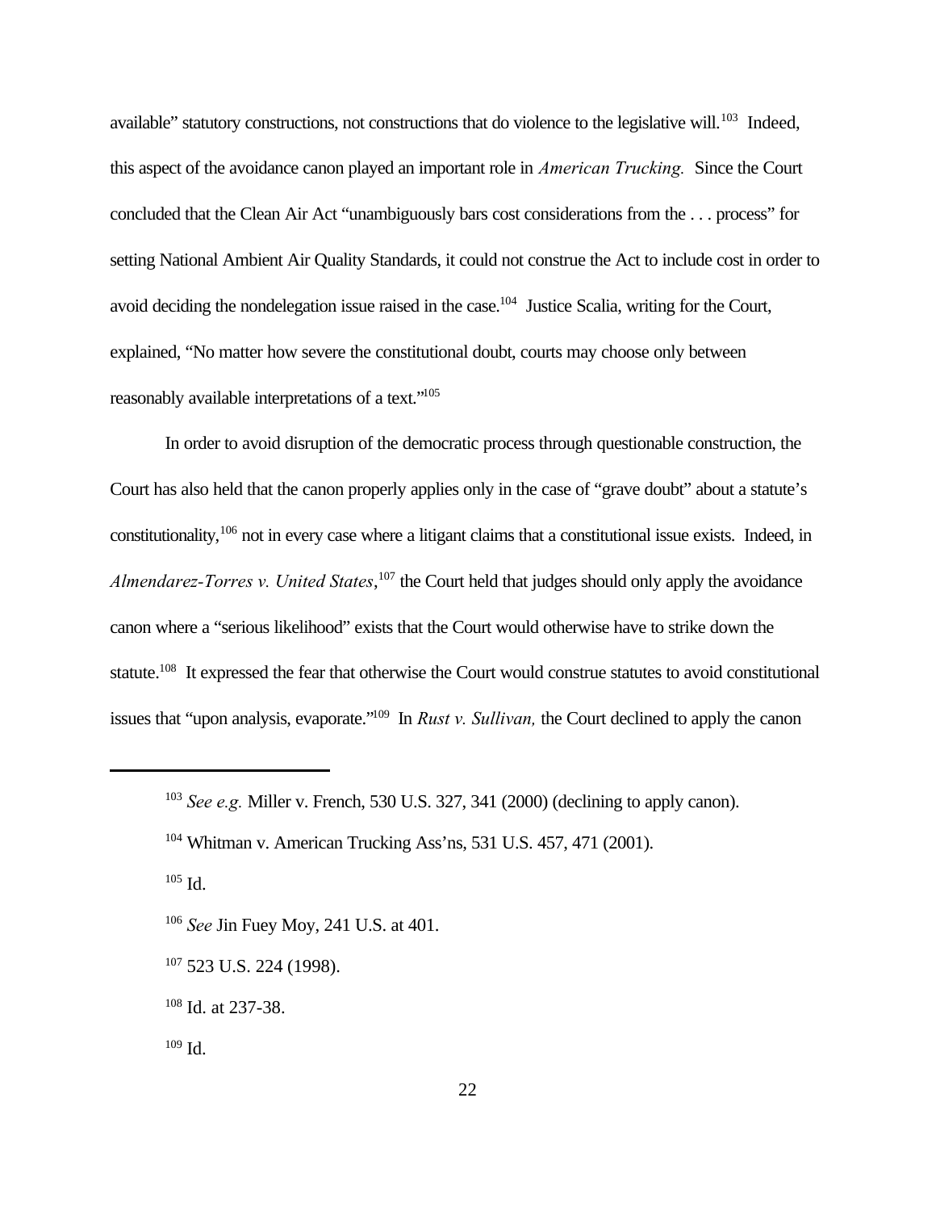available" statutory constructions, not constructions that do violence to the legislative will.[103] Indeed, this aspect of the avoidance canon played an important role in *American Trucking.* Since the Court concluded that the Clean Air Act "unambiguously bars cost considerations from the . . . process" for setting National Ambient Air Quality Standards, it could not construe the Act to include cost in order to avoid deciding the nondelegation issue raised in the case.[104] Justice Scalia, writing for the Court, explained, "No matter how severe the constitutional doubt, courts may choose only between reasonably available interpretations of a text."[105]

In order to avoid disruption of the democratic process through questionable construction, the Court has also held that the canon properly applies only in the case of "grave doubt" about a statute's constitutionality,[106] not in every case where a litigant claims that a constitutional issue exists. Indeed, in *Almendarez-Torres v. United States*,[107] the Court held that judges should only apply the avoidance canon where a "serious likelihood" exists that the Court would otherwise have to strike down the statute.[108] It expressed the fear that otherwise the Court would construe statutes to avoid constitutional issues that "upon analysis, evaporate."[109] In *Rust v. Sullivan,* the Court declined to apply the canon

---

[103] *See e.g.* Miller v. French, 530 U.S. 327, 341 (2000) (declining to apply canon).

[104] Whitman v. American Trucking Ass'ns, 531 U.S. 457, 471 (2001).

[105] Id.

[106] *See* Jin Fuey Moy, 241 U.S. at 401.

[107] 523 U.S. 224 (1998).

[108] Id. at 237-38.

[109] Id.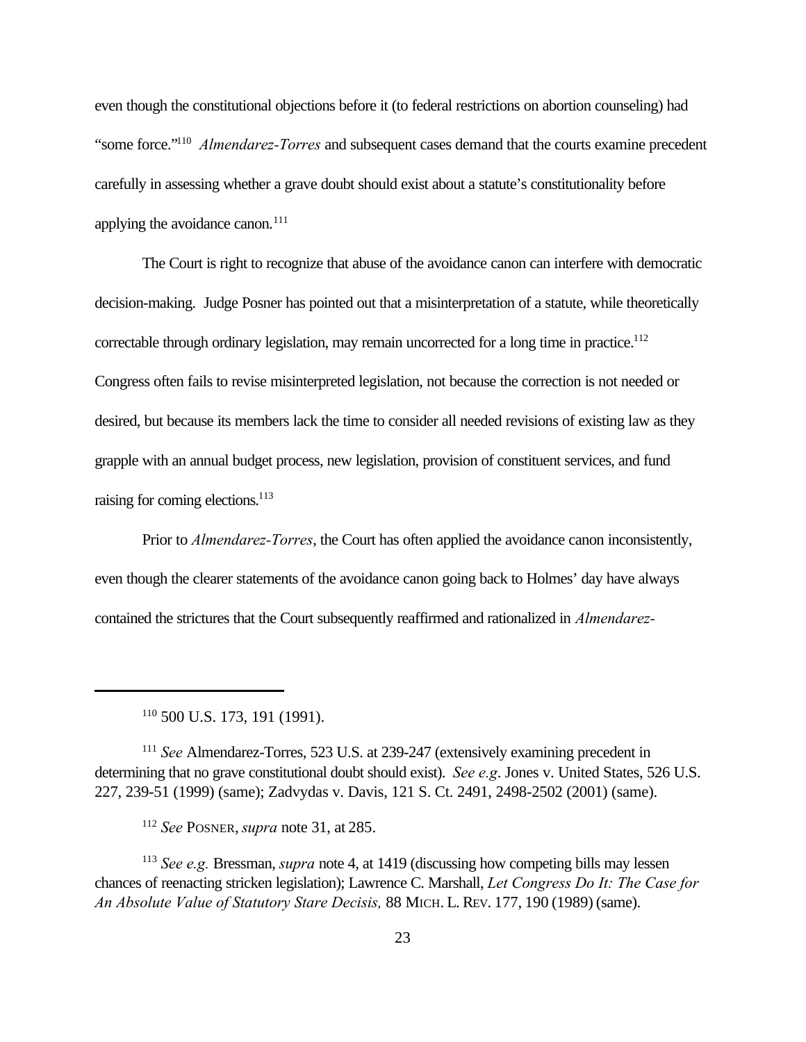even though the constitutional objections before it (to federal restrictions on abortion counseling) had "some force."[110] *Almendarez-Torres* and subsequent cases demand that the courts examine precedent carefully in assessing whether a grave doubt should exist about a statute's constitutionality before applying the avoidance canon.[111]

The Court is right to recognize that abuse of the avoidance canon can interfere with democratic decision-making. Judge Posner has pointed out that a misinterpretation of a statute, while theoretically correctable through ordinary legislation, may remain uncorrected for a long time in practice.[112] Congress often fails to revise misinterpreted legislation, not because the correction is not needed or desired, but because its members lack the time to consider all needed revisions of existing law as they grapple with an annual budget process, new legislation, provision of constituent services, and fund raising for coming elections.[113]

Prior to *Almendarez-Torres*, the Court has often applied the avoidance canon inconsistently, even though the clearer statements of the avoidance canon going back to Holmes' day have always contained the strictures that the Court subsequently reaffirmed and rationalized in *Almendarez-*

---

[110] 500 U.S. 173, 191 (1991).

[111] *See* Almendarez-Torres, 523 U.S. at 239-247 (extensively examining precedent in determining that no grave constitutional doubt should exist). *See e.g*. Jones v. United States, 526 U.S. 227, 239-51 (1999) (same); Zadvydas v. Davis, 121 S. Ct. 2491, 2498-2502 (2001) (same).

[112] *See* POSNER, *supra* note 31, at 285.

[113] *See e.g.* Bressman, *supra* note 4, at 1419 (discussing how competing bills may lessen chances of reenacting stricken legislation); Lawrence C. Marshall, *Let Congress Do It: The Case for An Absolute Value of Statutory Stare Decisis,* 88 MICH. L. REV. 177, 190 (1989) (same).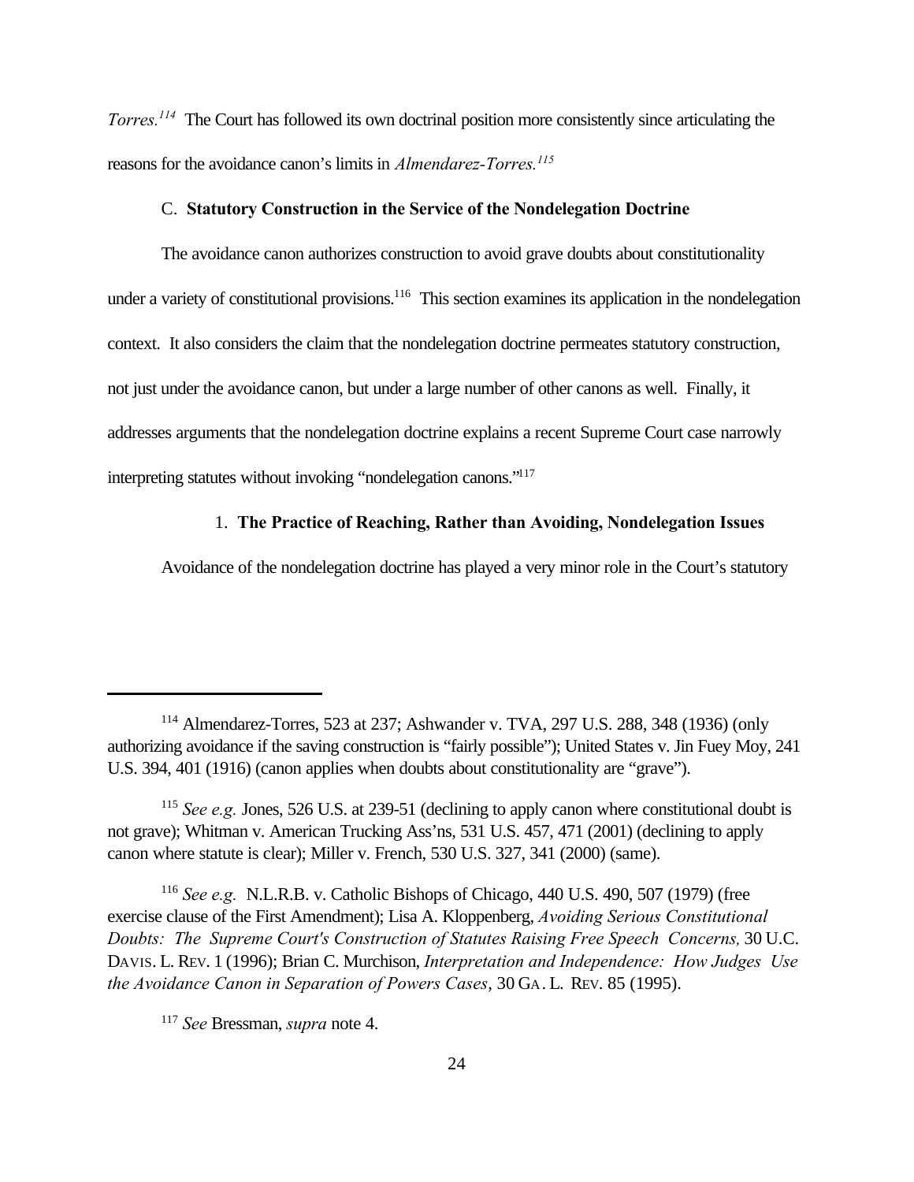*Torres.*[114] The Court has followed its own doctrinal position more consistently since articulating the reasons for the avoidance canon's limits in *Almendarez-Torres.*[115]

### C. **Statutory Construction in the Service of the Nondelegation Doctrine**

The avoidance canon authorizes construction to avoid grave doubts about constitutionality under a variety of constitutional provisions.[116] This section examines its application in the nondelegation context. It also considers the claim that the nondelegation doctrine permeates statutory construction, not just under the avoidance canon, but under a large number of other canons as well. Finally, it addresses arguments that the nondelegation doctrine explains a recent Supreme Court case narrowly interpreting statutes without invoking "nondelegation canons."[117]

#### 1. **The Practice of Reaching, Rather than Avoiding, Nondelegation Issues**

Avoidance of the nondelegation doctrine has played a very minor role in the Court's statutory

---

[114] Almendarez-Torres, 523 at 237; Ashwander v. TVA, 297 U.S. 288, 348 (1936) (only authorizing avoidance if the saving construction is "fairly possible"); United States v. Jin Fuey Moy, 241 U.S. 394, 401 (1916) (canon applies when doubts about constitutionality are "grave").

[115] *See e.g.* Jones, 526 U.S. at 239-51 (declining to apply canon where constitutional doubt is not grave); Whitman v. American Trucking Ass'ns, 531 U.S. 457, 471 (2001) (declining to apply canon where statute is clear); Miller v. French, 530 U.S. 327, 341 (2000) (same).

[116] *See e.g.* N.L.R.B. v. Catholic Bishops of Chicago, 440 U.S. 490, 507 (1979) (free exercise clause of the First Amendment); Lisa A. Kloppenberg, *Avoiding Serious Constitutional Doubts: The Supreme Court's Construction of Statutes Raising Free Speech Concerns,* 30 U.C. DAVIS. L. REV. 1 (1996); Brian C. Murchison, *Interpretation and Independence: How Judges Use the Avoidance Canon in Separation of Powers Cases*, 30 GA. L. REV. 85 (1995).

[117] *See* Bressman, *supra* note 4.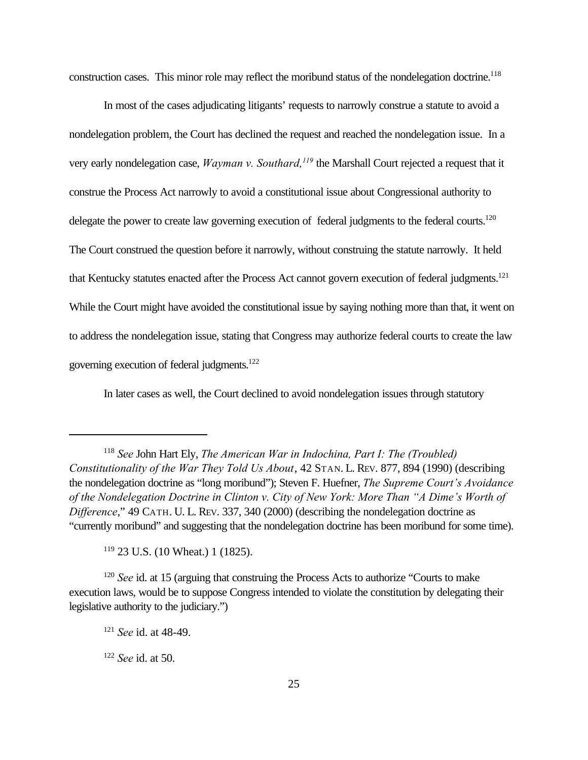construction cases. This minor role may reflect the moribund status of the nondelegation doctrine.[118]

In most of the cases adjudicating litigants' requests to narrowly construe a statute to avoid a nondelegation problem, the Court has declined the request and reached the nondelegation issue. In a very early nondelegation case, *Wayman v. Southard,*[119] the Marshall Court rejected a request that it construe the Process Act narrowly to avoid a constitutional issue about Congressional authority to delegate the power to create law governing execution of federal judgments to the federal courts.[120] The Court construed the question before it narrowly, without construing the statute narrowly. It held that Kentucky statutes enacted after the Process Act cannot govern execution of federal judgments.[121] While the Court might have avoided the constitutional issue by saying nothing more than that, it went on to address the nondelegation issue, stating that Congress may authorize federal courts to create the law governing execution of federal judgments.[122]

In later cases as well, the Court declined to avoid nondelegation issues through statutory

---

[118] *See* John Hart Ely, *The American War in Indochina, Part I: The (Troubled) Constitutionality of the War They Told Us About*, 42 STAN. L. REV. 877, 894 (1990) (describing the nondelegation doctrine as "long moribund"); Steven F. Huefner, *The Supreme Court's Avoidance of the Nondelegation Doctrine in Clinton v. City of New York: More Than "A Dime's Worth of Difference*," 49 CATH. U. L. REV. 337, 340 (2000) (describing the nondelegation doctrine as "currently moribund" and suggesting that the nondelegation doctrine has been moribund for some time).

[119] 23 U.S. (10 Wheat.) 1 (1825).

[120] *See* id. at 15 (arguing that construing the Process Acts to authorize "Courts to make execution laws, would be to suppose Congress intended to violate the constitution by delegating their legislative authority to the judiciary.")

[121] *See* id. at 48-49.

[122] *See* id. at 50.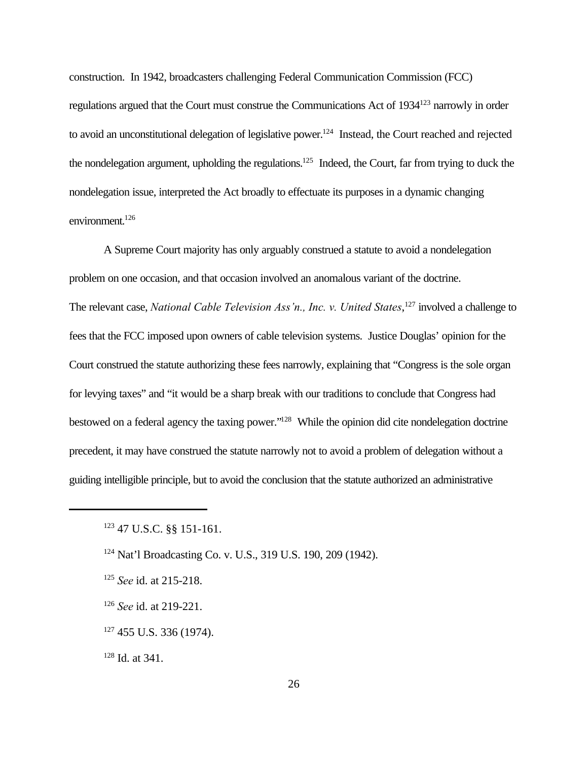construction. In 1942, broadcasters challenging Federal Communication Commission (FCC) regulations argued that the Court must construe the Communications Act of 1934[123] narrowly in order to avoid an unconstitutional delegation of legislative power.[124] Instead, the Court reached and rejected the nondelegation argument, upholding the regulations.[125] Indeed, the Court, far from trying to duck the nondelegation issue, interpreted the Act broadly to effectuate its purposes in a dynamic changing environment.[126]

A Supreme Court majority has only arguably construed a statute to avoid a nondelegation problem on one occasion, and that occasion involved an anomalous variant of the doctrine. The relevant case, *National Cable Television Ass'n., Inc. v. United States*,[127] involved a challenge to fees that the FCC imposed upon owners of cable television systems. Justice Douglas' opinion for the Court construed the statute authorizing these fees narrowly, explaining that "Congress is the sole organ for levying taxes" and "it would be a sharp break with our traditions to conclude that Congress had bestowed on a federal agency the taxing power."[128] While the opinion did cite nondelegation doctrine precedent, it may have construed the statute narrowly not to avoid a problem of delegation without a guiding intelligible principle, but to avoid the conclusion that the statute authorized an administrative

---

[123] 47 U.S.C. §§ 151-161.

[124] Nat'l Broadcasting Co. v. U.S., 319 U.S. 190, 209 (1942).

[125] *See* id. at 215-218.

[126] *See* id. at 219-221.

[127] 455 U.S. 336 (1974).

[128] Id. at 341.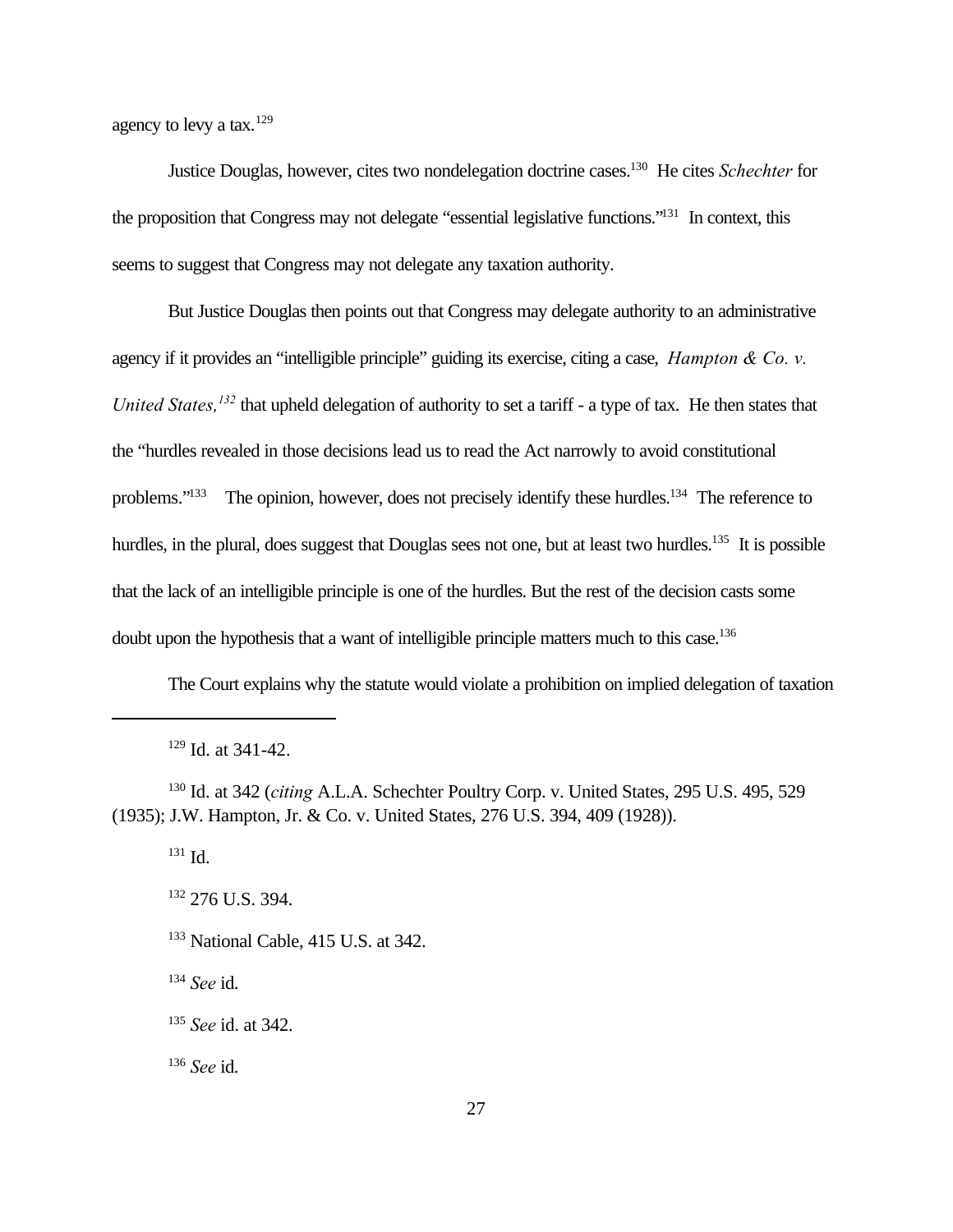agency to levy a tax.[129]

Justice Douglas, however, cites two nondelegation doctrine cases.[130] He cites *Schechter* for the proposition that Congress may not delegate "essential legislative functions."[131] In context, this seems to suggest that Congress may not delegate any taxation authority.

But Justice Douglas then points out that Congress may delegate authority to an administrative agency if it provides an "intelligible principle" guiding its exercise, citing a case, *Hampton & Co. v. United States,*[132] that upheld delegation of authority to set a tariff - a type of tax. He then states that the "hurdles revealed in those decisions lead us to read the Act narrowly to avoid constitutional problems."[133] The opinion, however, does not precisely identify these hurdles.[134] The reference to hurdles, in the plural, does suggest that Douglas sees not one, but at least two hurdles.[135] It is possible that the lack of an intelligible principle is one of the hurdles. But the rest of the decision casts some doubt upon the hypothesis that a want of intelligible principle matters much to this case.[136]

The Court explains why the statute would violate a prohibition on implied delegation of taxation

---

[129] Id. at 341-42.

[130] Id. at 342 (*citing* A.L.A. Schechter Poultry Corp. v. United States, 295 U.S. 495, 529 (1935); J.W. Hampton, Jr. & Co. v. United States, 276 U.S. 394, 409 (1928)).

[131] Id.

[132] 276 U.S. 394.

[133] National Cable, 415 U.S. at 342.

[134] *See* id.

[135] *See* id. at 342.

[136] *See* id.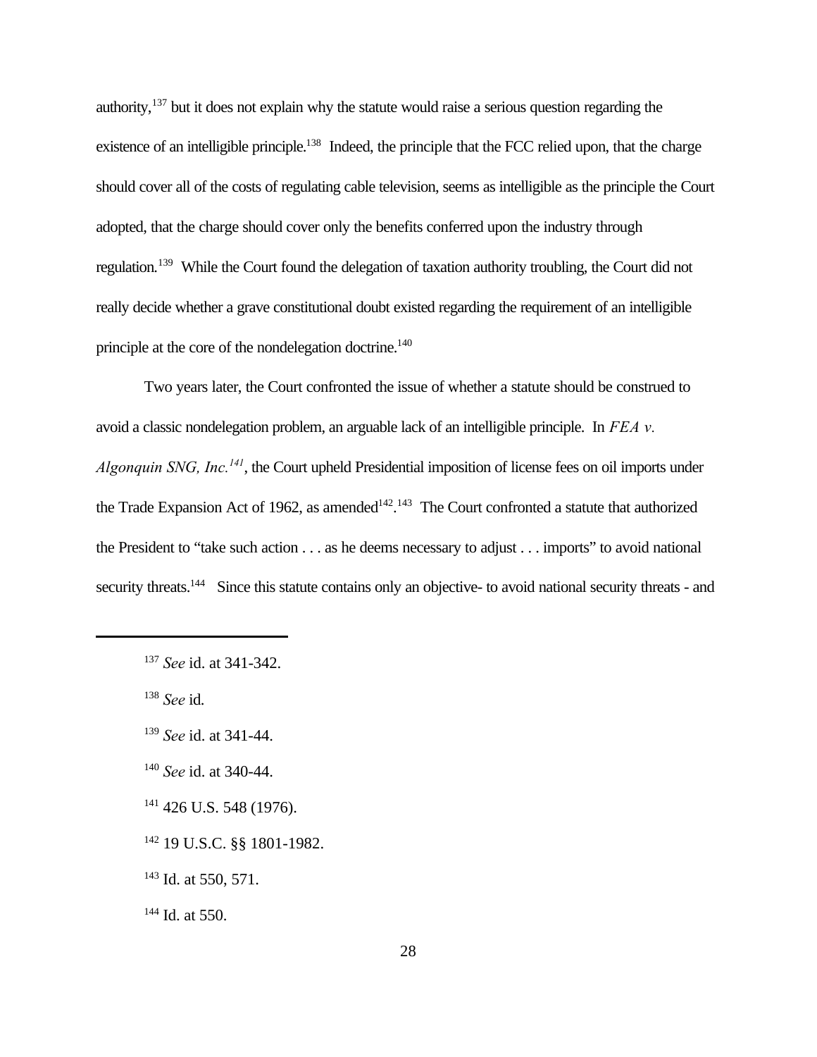authority,[137] but it does not explain why the statute would raise a serious question regarding the existence of an intelligible principle.[138] Indeed, the principle that the FCC relied upon, that the charge should cover all of the costs of regulating cable television, seems as intelligible as the principle the Court adopted, that the charge should cover only the benefits conferred upon the industry through regulation.[139] While the Court found the delegation of taxation authority troubling, the Court did not really decide whether a grave constitutional doubt existed regarding the requirement of an intelligible principle at the core of the nondelegation doctrine.[140]

Two years later, the Court confronted the issue of whether a statute should be construed to avoid a classic nondelegation problem, an arguable lack of an intelligible principle. In *FEA v. Algonquin SNG, Inc.*[141], the Court upheld Presidential imposition of license fees on oil imports under the Trade Expansion Act of 1962, as amended[142].[143] The Court confronted a statute that authorized the President to "take such action . . . as he deems necessary to adjust . . . imports" to avoid national security threats.[144] Since this statute contains only an objective- to avoid national security threats - and

---

[137] *See* id. at 341-342.

[138] *See* id.

[139] *See* id. at 341-44.

[140] *See* id. at 340-44.

[141] 426 U.S. 548 (1976).

[142] 19 U.S.C. §§ 1801-1982.

[143] Id. at 550, 571.

[144] Id. at 550.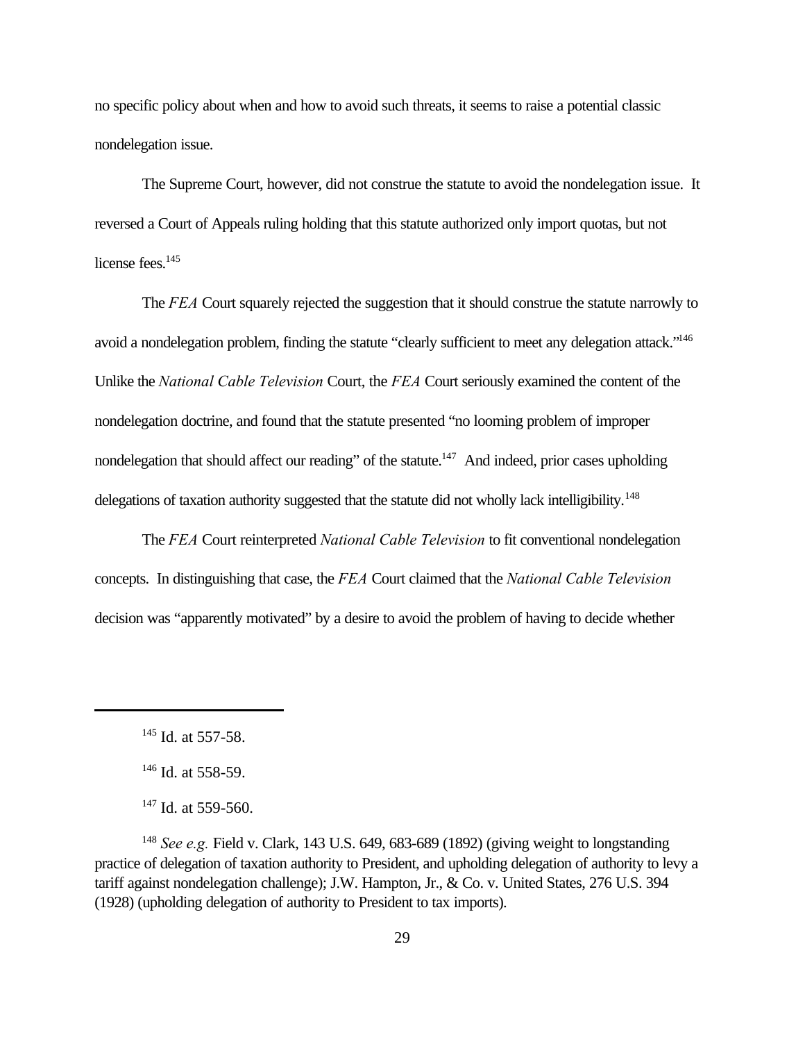no specific policy about when and how to avoid such threats, it seems to raise a potential classic nondelegation issue.

The Supreme Court, however, did not construe the statute to avoid the nondelegation issue. It reversed a Court of Appeals ruling holding that this statute authorized only import quotas, but not license fees.[145]

The *FEA* Court squarely rejected the suggestion that it should construe the statute narrowly to avoid a nondelegation problem, finding the statute "clearly sufficient to meet any delegation attack."[146] Unlike the *National Cable Television* Court, the *FEA* Court seriously examined the content of the nondelegation doctrine, and found that the statute presented "no looming problem of improper nondelegation that should affect our reading" of the statute.[147] And indeed, prior cases upholding delegations of taxation authority suggested that the statute did not wholly lack intelligibility.[148]

The *FEA* Court reinterpreted *National Cable Television* to fit conventional nondelegation concepts. In distinguishing that case, the *FEA* Court claimed that the *National Cable Television* decision was "apparently motivated" by a desire to avoid the problem of having to decide whether

---

[145] Id. at 557-58.

[146] Id. at 558-59.

[147] Id. at 559-560.

[148] *See e.g.* Field v. Clark, 143 U.S. 649, 683-689 (1892) (giving weight to longstanding practice of delegation of taxation authority to President, and upholding delegation of authority to levy a tariff against nondelegation challenge); J.W. Hampton, Jr., & Co. v. United States, 276 U.S. 394 (1928) (upholding delegation of authority to President to tax imports).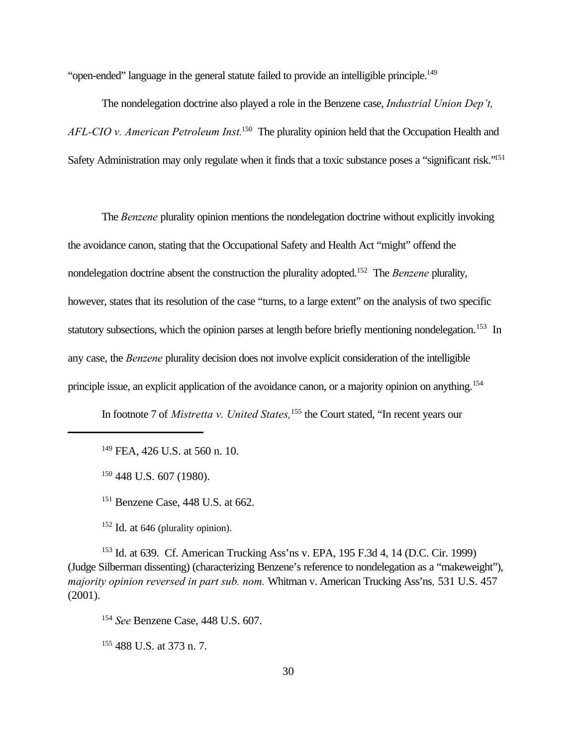"open-ended" language in the general statute failed to provide an intelligible principle.[149]

The nondelegation doctrine also played a role in the Benzene case, *Industrial Union Dep't, AFL-CIO v. American Petroleum Inst.*[150] The plurality opinion held that the Occupation Health and Safety Administration may only regulate when it finds that a toxic substance poses a "significant risk."[151]

The *Benzene* plurality opinion mentions the nondelegation doctrine without explicitly invoking the avoidance canon, stating that the Occupational Safety and Health Act "might" offend the nondelegation doctrine absent the construction the plurality adopted.[152] The *Benzene* plurality, however, states that its resolution of the case "turns, to a large extent" on the analysis of two specific statutory subsections, which the opinion parses at length before briefly mentioning nondelegation.[153] In any case, the *Benzene* plurality decision does not involve explicit consideration of the intelligible principle issue, an explicit application of the avoidance canon, or a majority opinion on anything.[154]

In footnote 7 of *Mistretta v. United States,*[155] the Court stated, "In recent years our

---

[149] FEA, 426 U.S. at 560 n. 10.

[150] 448 U.S. 607 (1980).

[151] Benzene Case, 448 U.S. at 662.

[152] Id. at 646 (plurality opinion).

[153] Id. at 639. Cf. American Trucking Ass'ns v. EPA, 195 F.3d 4, 14 (D.C. Cir. 1999) (Judge Silberman dissenting) (characterizing Benzene's reference to nondelegation as a "makeweight"), *majority opinion reversed in part sub. nom.* Whitman v. American Trucking Ass'ns*,* 531 U.S. 457 (2001).

[154] *See* Benzene Case, 448 U.S. 607.

[155] 488 U.S. at 373 n. 7.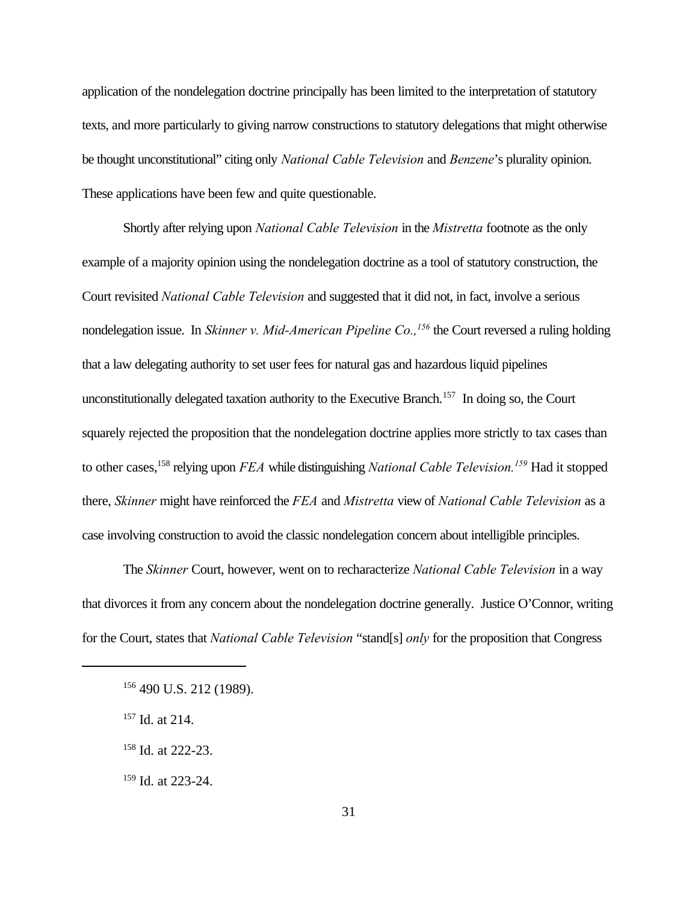application of the nondelegation doctrine principally has been limited to the interpretation of statutory texts, and more particularly to giving narrow constructions to statutory delegations that might otherwise be thought unconstitutional" citing only *National Cable Television* and *Benzene*'s plurality opinion. These applications have been few and quite questionable.

Shortly after relying upon *National Cable Television* in the *Mistretta* footnote as the only example of a majority opinion using the nondelegation doctrine as a tool of statutory construction, the Court revisited *National Cable Television* and suggested that it did not, in fact, involve a serious nondelegation issue. In *Skinner v. Mid-American Pipeline Co.,*[156] the Court reversed a ruling holding that a law delegating authority to set user fees for natural gas and hazardous liquid pipelines unconstitutionally delegated taxation authority to the Executive Branch.[157] In doing so, the Court squarely rejected the proposition that the nondelegation doctrine applies more strictly to tax cases than to other cases,[158] relying upon *FEA* while distinguishing *National Cable Television.*[159] Had it stopped there, *Skinner* might have reinforced the *FEA* and *Mistretta* view of *National Cable Television* as a case involving construction to avoid the classic nondelegation concern about intelligible principles.

The *Skinner* Court, however, went on to recharacterize *National Cable Television* in a way that divorces it from any concern about the nondelegation doctrine generally. Justice O'Connor, writing for the Court, states that *National Cable Television* "stand[s] *only* for the proposition that Congress

---

[156] 490 U.S. 212 (1989).

[157] Id. at 214.

[158] Id. at 222-23.

[159] Id. at 223-24.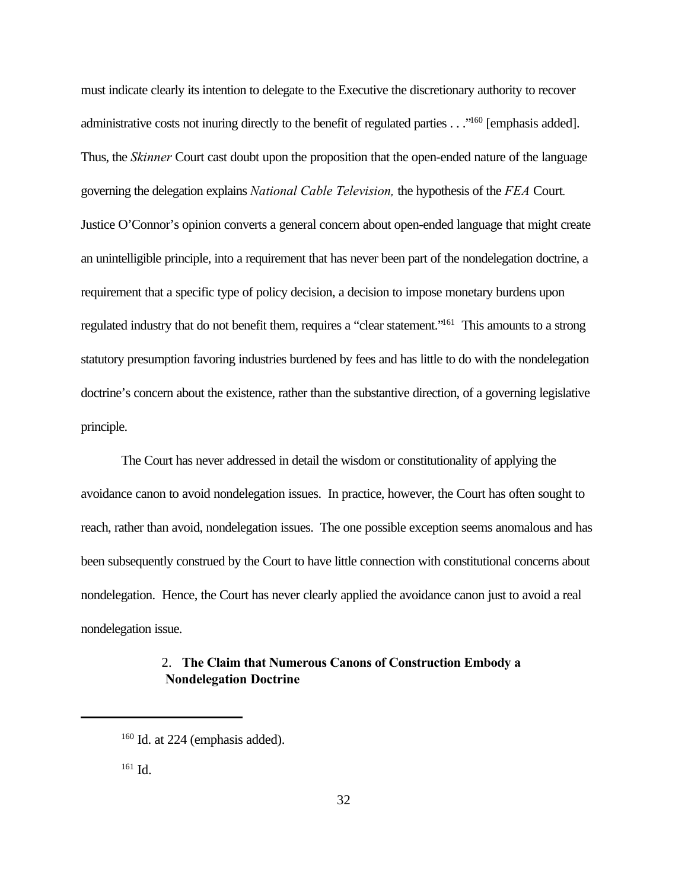must indicate clearly its intention to delegate to the Executive the discretionary authority to recover administrative costs not inuring directly to the benefit of regulated parties . . ."[160] [emphasis added]. Thus, the *Skinner* Court cast doubt upon the proposition that the open-ended nature of the language governing the delegation explains *National Cable Television,* the hypothesis of the *FEA* Court. Justice O'Connor's opinion converts a general concern about open-ended language that might create an unintelligible principle, into a requirement that has never been part of the nondelegation doctrine, a requirement that a specific type of policy decision, a decision to impose monetary burdens upon regulated industry that do not benefit them, requires a "clear statement."[161] This amounts to a strong statutory presumption favoring industries burdened by fees and has little to do with the nondelegation doctrine's concern about the existence, rather than the substantive direction, of a governing legislative principle.

The Court has never addressed in detail the wisdom or constitutionality of applying the avoidance canon to avoid nondelegation issues. In practice, however, the Court has often sought to reach, rather than avoid, nondelegation issues. The one possible exception seems anomalous and has been subsequently construed by the Court to have little connection with constitutional concerns about nondelegation. Hence, the Court has never clearly applied the avoidance canon just to avoid a real nondelegation issue.

### 2. **The Claim that Numerous Canons of Construction Embody a Nondelegation Doctrine**

---

[160] Id. at 224 (emphasis added).

[161] Id.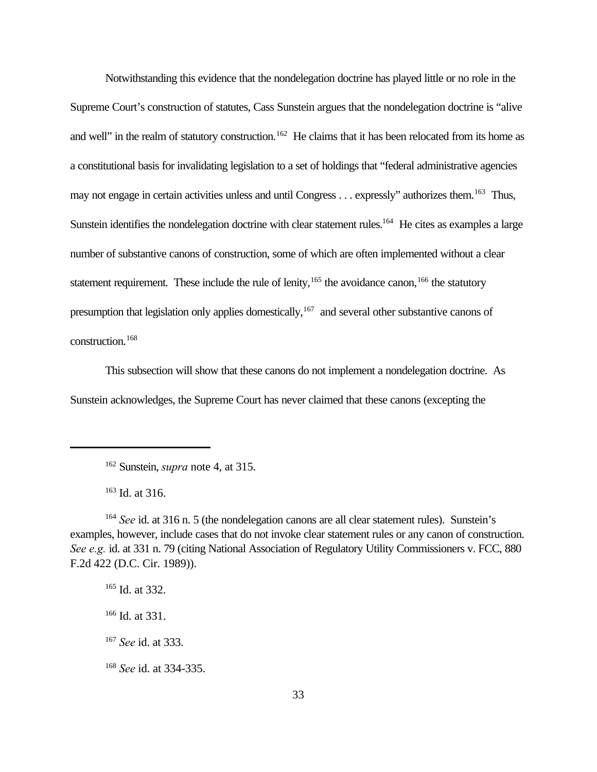Notwithstanding this evidence that the nondelegation doctrine has played little or no role in the Supreme Court's construction of statutes, Cass Sunstein argues that the nondelegation doctrine is "alive and well" in the realm of statutory construction.[162] He claims that it has been relocated from its home as a constitutional basis for invalidating legislation to a set of holdings that "federal administrative agencies may not engage in certain activities unless and until Congress . . . expressly" authorizes them.[163] Thus, Sunstein identifies the nondelegation doctrine with clear statement rules.[164] He cites as examples a large number of substantive canons of construction, some of which are often implemented without a clear statement requirement. These include the rule of lenity,[165] the avoidance canon,[166] the statutory presumption that legislation only applies domestically,[167] and several other substantive canons of construction.[168]

This subsection will show that these canons do not implement a nondelegation doctrine. As Sunstein acknowledges, the Supreme Court has never claimed that these canons (excepting the

---

[162] Sunstein, *supra* note 4, at 315.

[163] Id. at 316.

[164] *See* id. at 316 n. 5 (the nondelegation canons are all clear statement rules). Sunstein's examples, however, include cases that do not invoke clear statement rules or any canon of construction. *See e.g.* id. at 331 n. 79 (citing National Association of Regulatory Utility Commissioners v. FCC, 880 F.2d 422 (D.C. Cir. 1989)).

[165] Id. at 332.

[166] Id. at 331.

[167] *See* id. at 333.

[168] *See* id. at 334-335.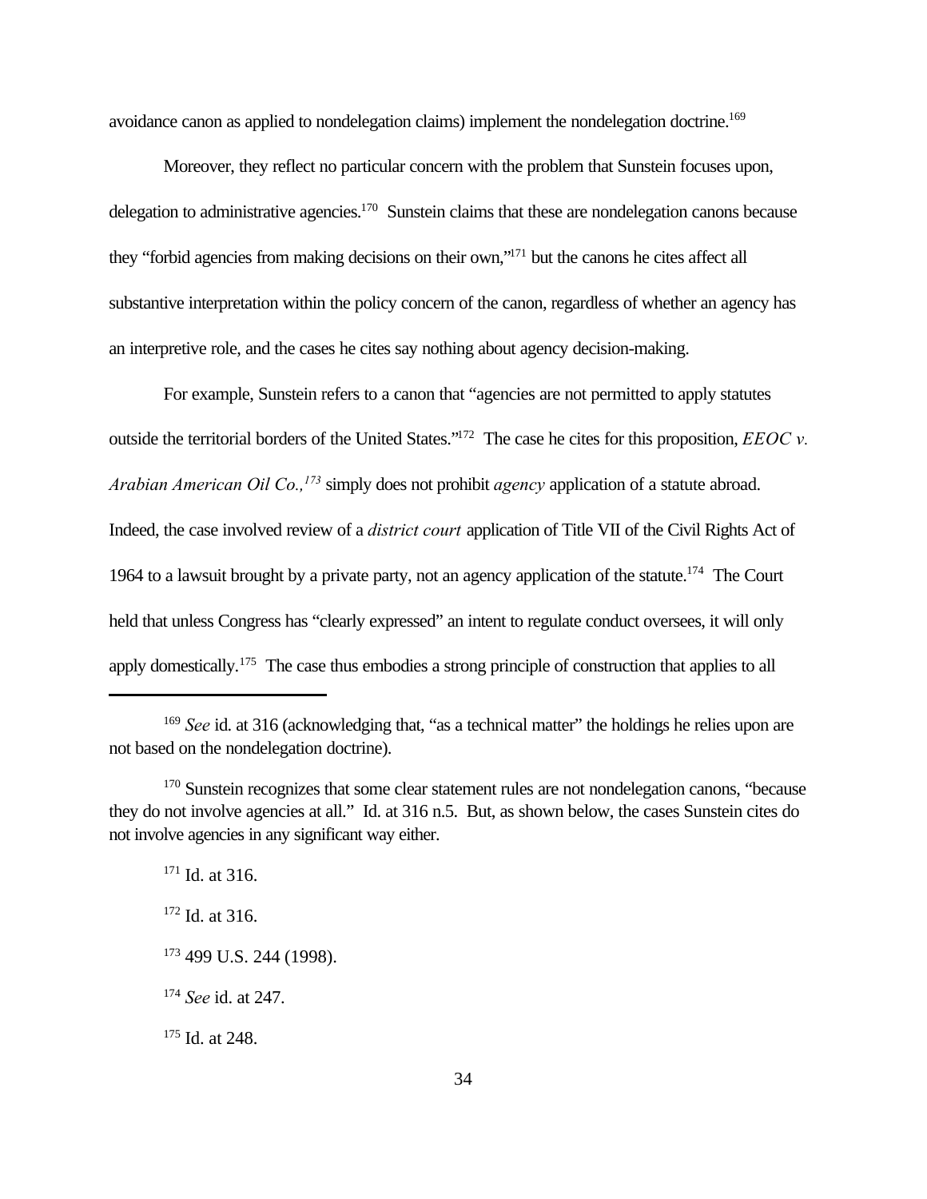avoidance canon as applied to nondelegation claims) implement the nondelegation doctrine.[169]

Moreover, they reflect no particular concern with the problem that Sunstein focuses upon, delegation to administrative agencies.[170] Sunstein claims that these are nondelegation canons because they "forbid agencies from making decisions on their own,"[171] but the canons he cites affect all substantive interpretation within the policy concern of the canon, regardless of whether an agency has an interpretive role, and the cases he cites say nothing about agency decision-making.

For example, Sunstein refers to a canon that "agencies are not permitted to apply statutes outside the territorial borders of the United States."[172] The case he cites for this proposition, *EEOC v. Arabian American Oil Co.,*[173] simply does not prohibit *agency* application of a statute abroad. Indeed, the case involved review of a *district court* application of Title VII of the Civil Rights Act of 1964 to a lawsuit brought by a private party, not an agency application of the statute.[174] The Court held that unless Congress has "clearly expressed" an intent to regulate conduct oversees, it will only apply domestically.[175] The case thus embodies a strong principle of construction that applies to all

---

[169] *See* id. at 316 (acknowledging that, "as a technical matter" the holdings he relies upon are not based on the nondelegation doctrine).

[170] Sunstein recognizes that some clear statement rules are not nondelegation canons, "because they do not involve agencies at all." Id. at 316 n.5. But, as shown below, the cases Sunstein cites do not involve agencies in any significant way either.

[171] Id. at 316.

[172] Id. at 316.

[173] 499 U.S. 244 (1998).

[174] *See* id. at 247.

[175] Id. at 248.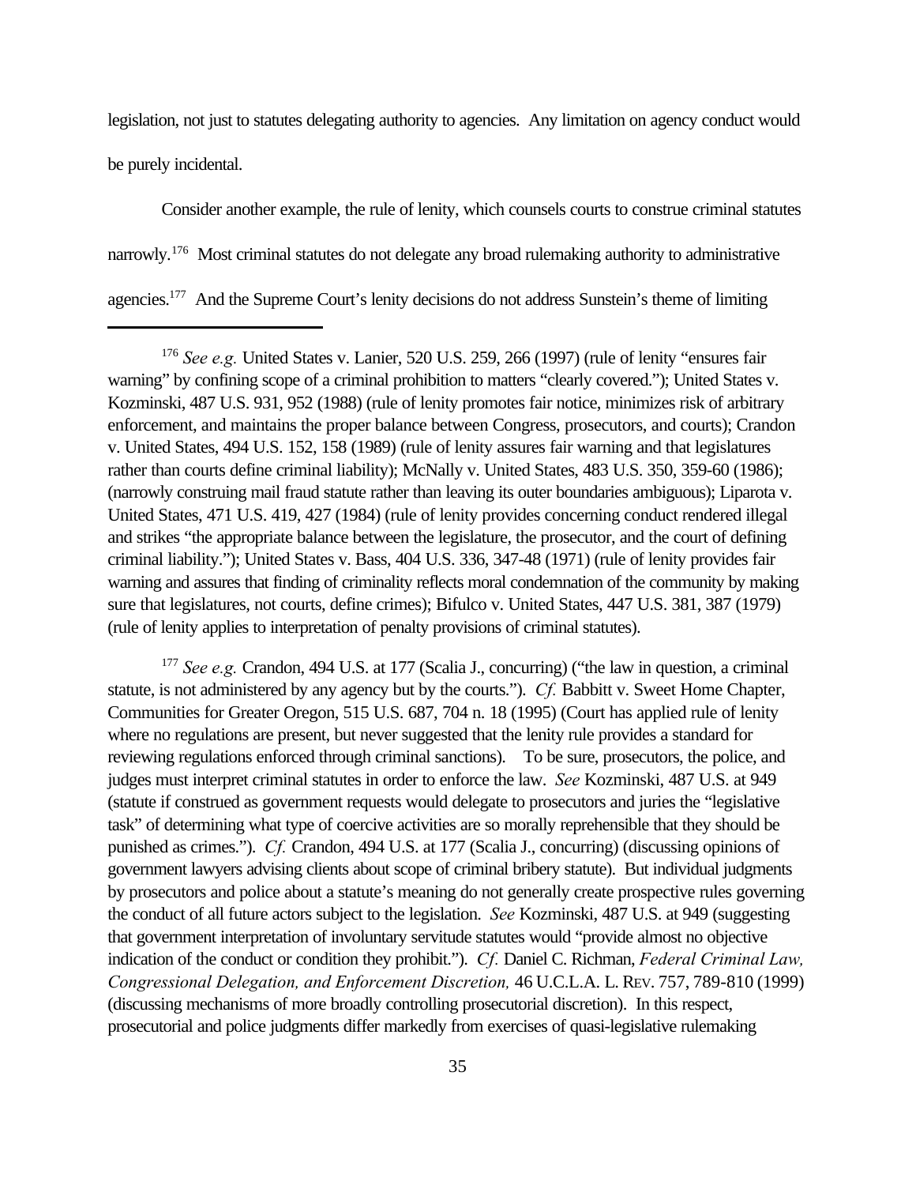legislation, not just to statutes delegating authority to agencies. Any limitation on agency conduct would be purely incidental.

Consider another example, the rule of lenity, which counsels courts to construe criminal statutes narrowly.[176] Most criminal statutes do not delegate any broad rulemaking authority to administrative agencies.[177] And the Supreme Court's lenity decisions do not address Sunstein's theme of limiting

---

[176] *See e.g.* United States v. Lanier, 520 U.S. 259, 266 (1997) (rule of lenity "ensures fair warning" by confining scope of a criminal prohibition to matters "clearly covered."); United States v. Kozminski, 487 U.S. 931, 952 (1988) (rule of lenity promotes fair notice, minimizes risk of arbitrary enforcement, and maintains the proper balance between Congress, prosecutors, and courts); Crandon v. United States, 494 U.S. 152, 158 (1989) (rule of lenity assures fair warning and that legislatures rather than courts define criminal liability); McNally v. United States, 483 U.S. 350, 359-60 (1986); (narrowly construing mail fraud statute rather than leaving its outer boundaries ambiguous); Liparota v. United States, 471 U.S. 419, 427 (1984) (rule of lenity provides concerning conduct rendered illegal and strikes "the appropriate balance between the legislature, the prosecutor, and the court of defining criminal liability."); United States v. Bass, 404 U.S. 336, 347-48 (1971) (rule of lenity provides fair warning and assures that finding of criminality reflects moral condemnation of the community by making sure that legislatures, not courts, define crimes); Bifulco v. United States, 447 U.S. 381, 387 (1979) (rule of lenity applies to interpretation of penalty provisions of criminal statutes).

[177] *See e.g.* Crandon, 494 U.S. at 177 (Scalia J., concurring) ("the law in question, a criminal statute, is not administered by any agency but by the courts."). *Cf.* Babbitt v. Sweet Home Chapter, Communities for Greater Oregon, 515 U.S. 687, 704 n. 18 (1995) (Court has applied rule of lenity where no regulations are present, but never suggested that the lenity rule provides a standard for reviewing regulations enforced through criminal sanctions). To be sure, prosecutors, the police, and judges must interpret criminal statutes in order to enforce the law. *See* Kozminski, 487 U.S. at 949 (statute if construed as government requests would delegate to prosecutors and juries the "legislative task" of determining what type of coercive activities are so morally reprehensible that they should be punished as crimes."). *Cf.* Crandon, 494 U.S. at 177 (Scalia J., concurring) (discussing opinions of government lawyers advising clients about scope of criminal bribery statute). But individual judgments by prosecutors and police about a statute's meaning do not generally create prospective rules governing the conduct of all future actors subject to the legislation. *See* Kozminski, 487 U.S. at 949 (suggesting that government interpretation of involuntary servitude statutes would "provide almost no objective indication of the conduct or condition they prohibit."). *Cf.* Daniel C. Richman, *Federal Criminal Law, Congressional Delegation, and Enforcement Discretion,* 46 U.C.L.A. L. REV. 757, 789-810 (1999) (discussing mechanisms of more broadly controlling prosecutorial discretion). In this respect, prosecutorial and police judgments differ markedly from exercises of quasi-legislative rulemaking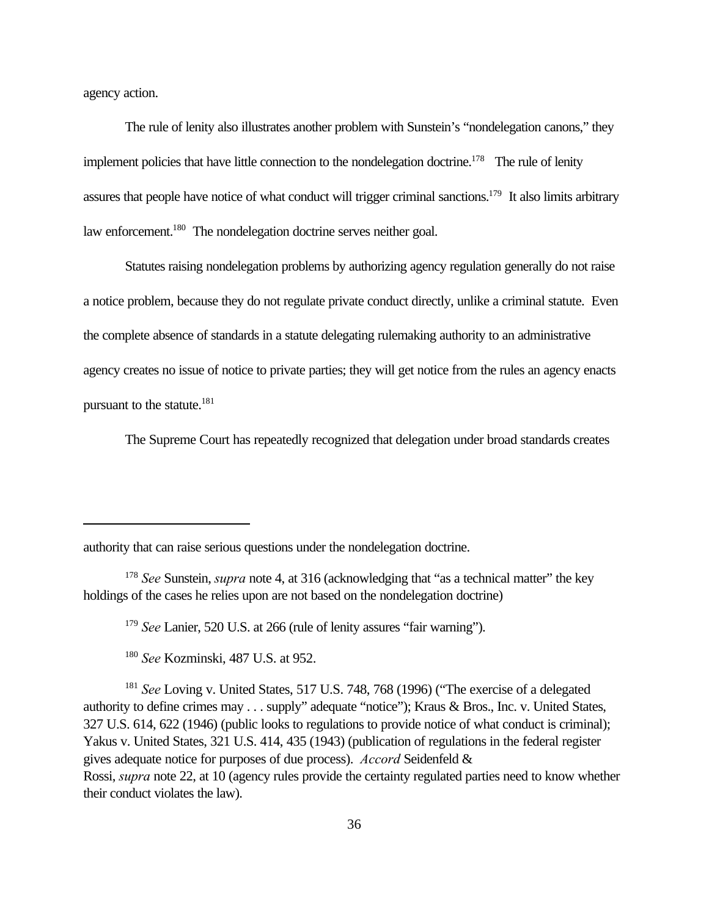agency action.

The rule of lenity also illustrates another problem with Sunstein's "nondelegation canons," they implement policies that have little connection to the nondelegation doctrine.[178] The rule of lenity assures that people have notice of what conduct will trigger criminal sanctions.[179] It also limits arbitrary law enforcement.[180] The nondelegation doctrine serves neither goal.

Statutes raising nondelegation problems by authorizing agency regulation generally do not raise a notice problem, because they do not regulate private conduct directly, unlike a criminal statute. Even the complete absence of standards in a statute delegating rulemaking authority to an administrative agency creates no issue of notice to private parties; they will get notice from the rules an agency enacts pursuant to the statute.[181]

The Supreme Court has repeatedly recognized that delegation under broad standards creates

---

authority that can raise serious questions under the nondelegation doctrine.

[178] *See* Sunstein, *supra* note 4, at 316 (acknowledging that "as a technical matter" the key holdings of the cases he relies upon are not based on the nondelegation doctrine)

[179] *See* Lanier, 520 U.S. at 266 (rule of lenity assures "fair warning").

[180] *See* Kozminski, 487 U.S. at 952.

[181] *See* Loving v. United States, 517 U.S. 748, 768 (1996) ("The exercise of a delegated authority to define crimes may . . . supply" adequate "notice"); Kraus & Bros., Inc. v. United States, 327 U.S. 614, 622 (1946) (public looks to regulations to provide notice of what conduct is criminal); Yakus v. United States, 321 U.S. 414, 435 (1943) (publication of regulations in the federal register gives adequate notice for purposes of due process). *Accord* Seidenfeld & Rossi, *supra* note 22, at 10 (agency rules provide the certainty regulated parties need to know whether their conduct violates the law).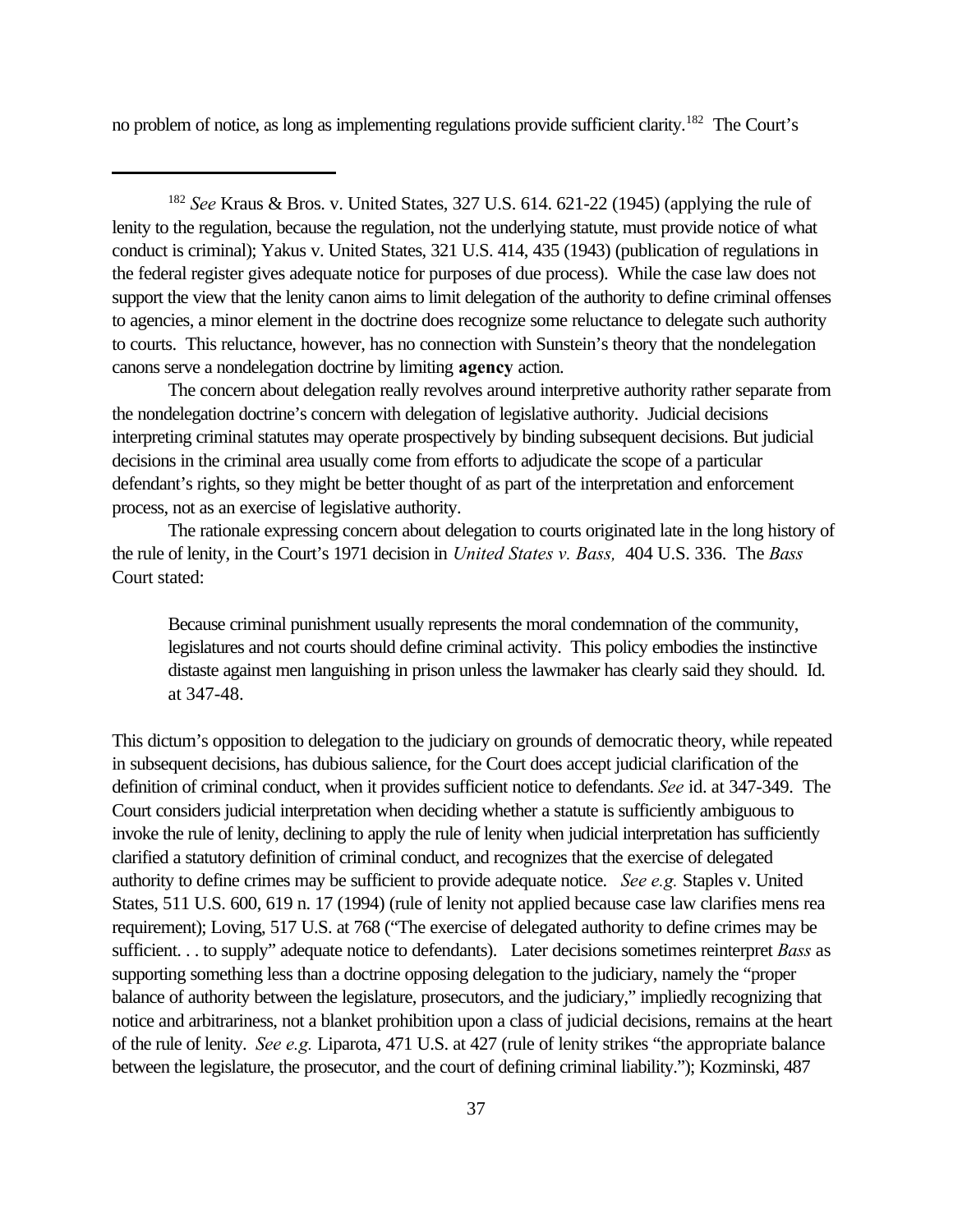no problem of notice, as long as implementing regulations provide sufficient clarity.[182] The Court's

---

[182] *See* Kraus & Bros. v. United States, 327 U.S. 614. 621-22 (1945) (applying the rule of lenity to the regulation, because the regulation, not the underlying statute, must provide notice of what conduct is criminal); Yakus v. United States, 321 U.S. 414, 435 (1943) (publication of regulations in the federal register gives adequate notice for purposes of due process). While the case law does not support the view that the lenity canon aims to limit delegation of the authority to define criminal offenses to agencies, a minor element in the doctrine does recognize some reluctance to delegate such authority to courts. This reluctance, however, has no connection with Sunstein's theory that the nondelegation canons serve a nondelegation doctrine by limiting **agency** action.

The concern about delegation really revolves around interpretive authority rather separate from the nondelegation doctrine's concern with delegation of legislative authority. Judicial decisions interpreting criminal statutes may operate prospectively by binding subsequent decisions. But judicial decisions in the criminal area usually come from efforts to adjudicate the scope of a particular defendant's rights, so they might be better thought of as part of the interpretation and enforcement process, not as an exercise of legislative authority.

The rationale expressing concern about delegation to courts originated late in the long history of the rule of lenity, in the Court's 1971 decision in *United States v. Bass,* 404 U.S. 336. The *Bass* Court stated:

> Because criminal punishment usually represents the moral condemnation of the community, legislatures and not courts should define criminal activity. This policy embodies the instinctive distaste against men languishing in prison unless the lawmaker has clearly said they should. Id. at 347-48.

This dictum's opposition to delegation to the judiciary on grounds of democratic theory, while repeated in subsequent decisions, has dubious salience, for the Court does accept judicial clarification of the definition of criminal conduct, when it provides sufficient notice to defendants. *See* id. at 347-349. The Court considers judicial interpretation when deciding whether a statute is sufficiently ambiguous to invoke the rule of lenity, declining to apply the rule of lenity when judicial interpretation has sufficiently clarified a statutory definition of criminal conduct, and recognizes that the exercise of delegated authority to define crimes may be sufficient to provide adequate notice. *See e.g.* Staples v. United States, 511 U.S. 600, 619 n. 17 (1994) (rule of lenity not applied because case law clarifies mens rea requirement); Loving, 517 U.S. at 768 ("The exercise of delegated authority to define crimes may be sufficient. . . to supply" adequate notice to defendants). Later decisions sometimes reinterpret *Bass* as supporting something less than a doctrine opposing delegation to the judiciary, namely the "proper balance of authority between the legislature, prosecutors, and the judiciary," impliedly recognizing that notice and arbitrariness, not a blanket prohibition upon a class of judicial decisions, remains at the heart of the rule of lenity. *See e.g.* Liparota, 471 U.S. at 427 (rule of lenity strikes "the appropriate balance between the legislature, the prosecutor, and the court of defining criminal liability."); Kozminski, 487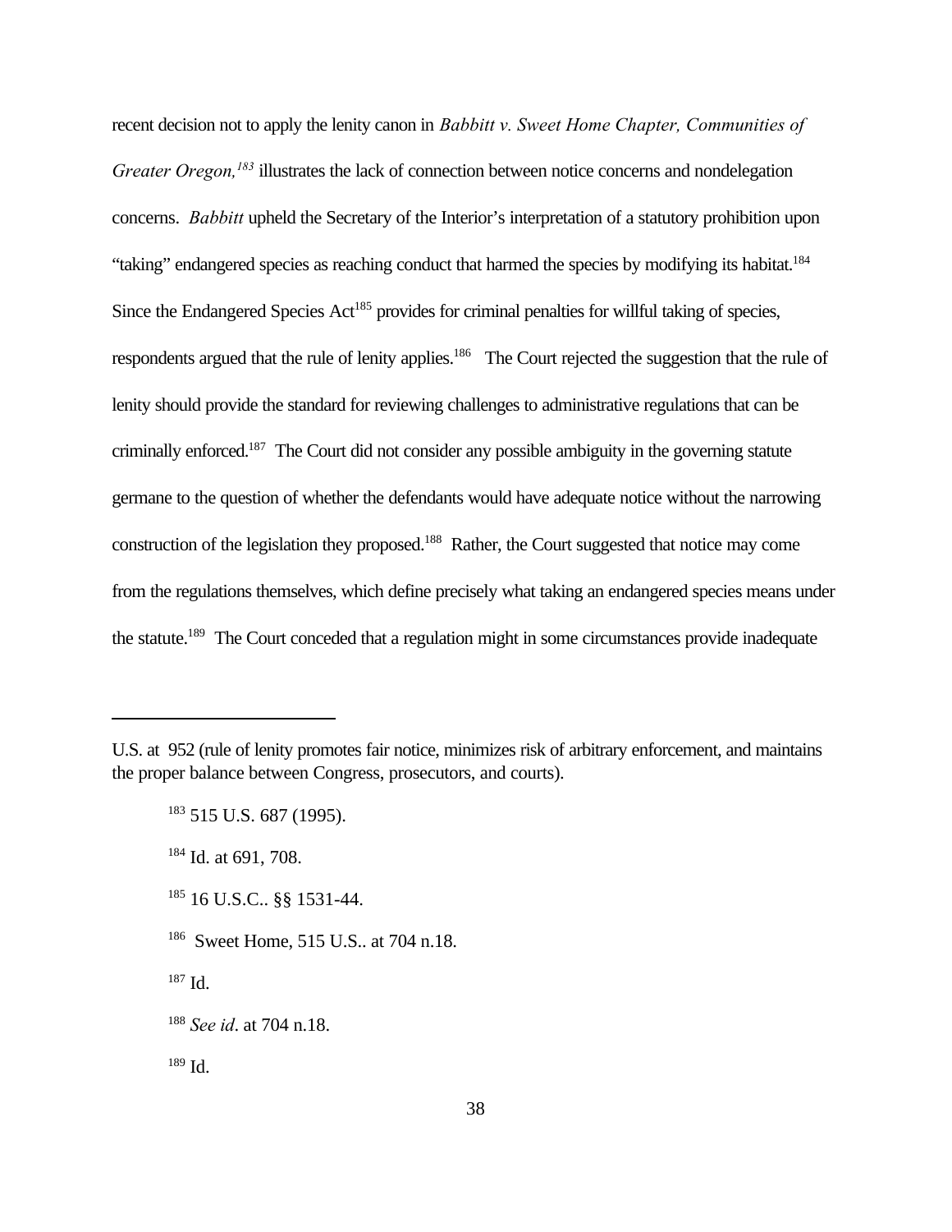recent decision not to apply the lenity canon in *Babbitt v. Sweet Home Chapter, Communities of Greater Oregon,*[183] illustrates the lack of connection between notice concerns and nondelegation concerns. *Babbitt* upheld the Secretary of the Interior's interpretation of a statutory prohibition upon "taking" endangered species as reaching conduct that harmed the species by modifying its habitat.[184] Since the Endangered Species Act[185] provides for criminal penalties for willful taking of species, respondents argued that the rule of lenity applies.[186] The Court rejected the suggestion that the rule of lenity should provide the standard for reviewing challenges to administrative regulations that can be criminally enforced.[187] The Court did not consider any possible ambiguity in the governing statute germane to the question of whether the defendants would have adequate notice without the narrowing construction of the legislation they proposed.[188] Rather, the Court suggested that notice may come from the regulations themselves, which define precisely what taking an endangered species means under the statute.[189] The Court conceded that a regulation might in some circumstances provide inadequate

---

U.S. at 952 (rule of lenity promotes fair notice, minimizes risk of arbitrary enforcement, and maintains the proper balance between Congress, prosecutors, and courts).

[183] 515 U.S. 687 (1995).

[184] Id. at 691, 708.

[185] 16 U.S.C.. §§ 1531-44.

[186] Sweet Home, 515 U.S.. at 704 n.18.

[187] Id.

[188] *See id*. at 704 n.18.

[189] Id.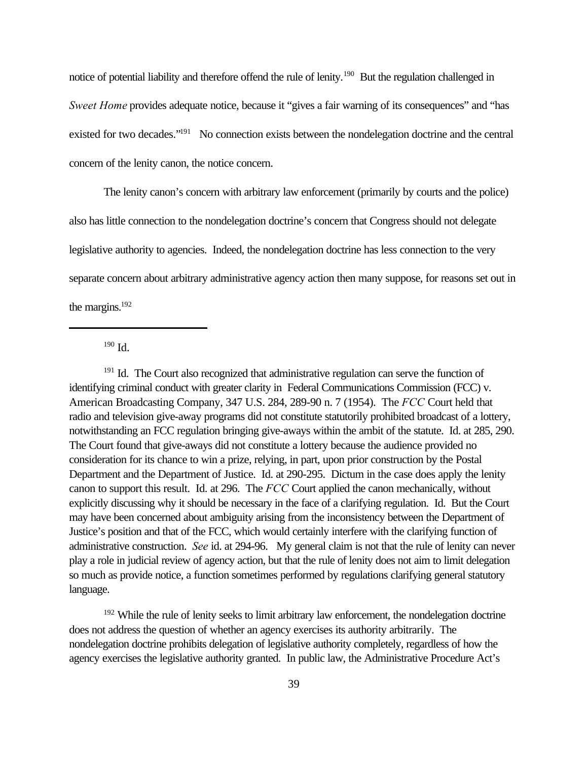notice of potential liability and therefore offend the rule of lenity.[190] But the regulation challenged in *Sweet Home* provides adequate notice, because it "gives a fair warning of its consequences" and "has existed for two decades."[191] No connection exists between the nondelegation doctrine and the central concern of the lenity canon, the notice concern.

The lenity canon's concern with arbitrary law enforcement (primarily by courts and the police) also has little connection to the nondelegation doctrine's concern that Congress should not delegate legislative authority to agencies. Indeed, the nondelegation doctrine has less connection to the very separate concern about arbitrary administrative agency action then many suppose, for reasons set out in the margins.[192]

---

[190] Id.

[191] Id. The Court also recognized that administrative regulation can serve the function of identifying criminal conduct with greater clarity in Federal Communications Commission (FCC) v. American Broadcasting Company, 347 U.S. 284, 289-90 n. 7 (1954). The *FCC* Court held that radio and television give-away programs did not constitute statutorily prohibited broadcast of a lottery, notwithstanding an FCC regulation bringing give-aways within the ambit of the statute. Id. at 285, 290. The Court found that give-aways did not constitute a lottery because the audience provided no consideration for its chance to win a prize, relying, in part, upon prior construction by the Postal Department and the Department of Justice. Id. at 290-295. Dictum in the case does apply the lenity canon to support this result. Id. at 296. The *FCC* Court applied the canon mechanically, without explicitly discussing why it should be necessary in the face of a clarifying regulation. Id. But the Court may have been concerned about ambiguity arising from the inconsistency between the Department of Justice's position and that of the FCC, which would certainly interfere with the clarifying function of administrative construction. *See* id. at 294-96. My general claim is not that the rule of lenity can never play a role in judicial review of agency action, but that the rule of lenity does not aim to limit delegation so much as provide notice, a function sometimes performed by regulations clarifying general statutory language.

[192] While the rule of lenity seeks to limit arbitrary law enforcement, the nondelegation doctrine does not address the question of whether an agency exercises its authority arbitrarily. The nondelegation doctrine prohibits delegation of legislative authority completely, regardless of how the agency exercises the legislative authority granted. In public law, the Administrative Procedure Act's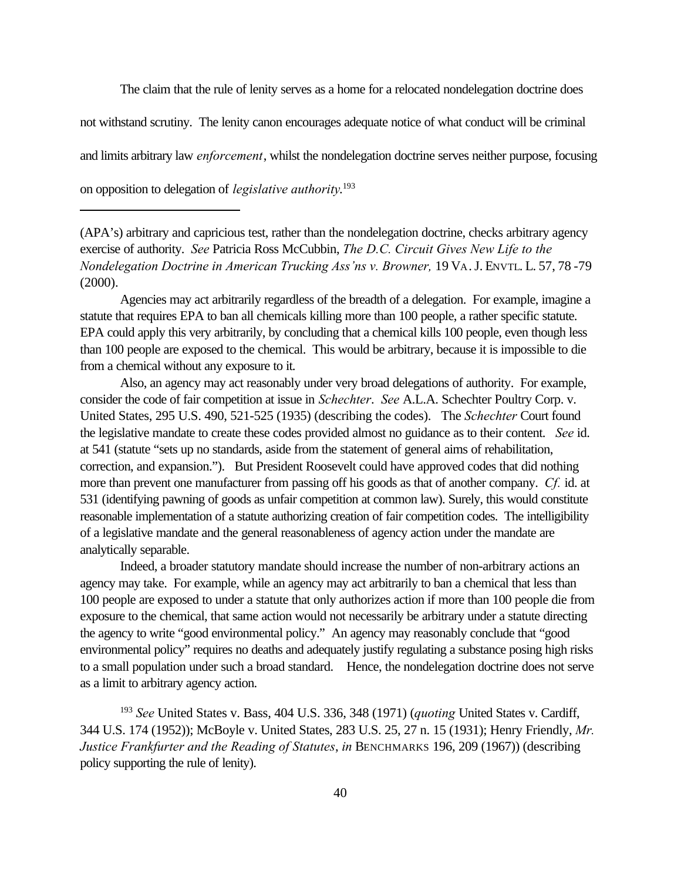The claim that the rule of lenity serves as a home for a relocated nondelegation doctrine does not withstand scrutiny. The lenity canon encourages adequate notice of what conduct will be criminal and limits arbitrary law *enforcement*, whilst the nondelegation doctrine serves neither purpose, focusing on opposition to delegation of *legislative authority*.[193]

---

(APA's) arbitrary and capricious test, rather than the nondelegation doctrine, checks arbitrary agency exercise of authority. *See* Patricia Ross McCubbin, *The D.C. Circuit Gives New Life to the Nondelegation Doctrine in American Trucking Ass'ns v. Browner,* 19 VA. J. ENVTL. L. 57, 78 -79 (2000).

Agencies may act arbitrarily regardless of the breadth of a delegation. For example, imagine a statute that requires EPA to ban all chemicals killing more than 100 people, a rather specific statute. EPA could apply this very arbitrarily, by concluding that a chemical kills 100 people, even though less than 100 people are exposed to the chemical. This would be arbitrary, because it is impossible to die from a chemical without any exposure to it.

Also, an agency may act reasonably under very broad delegations of authority. For example, consider the code of fair competition at issue in *Schechter*. *See* A.L.A. Schechter Poultry Corp. v. United States, 295 U.S. 490, 521-525 (1935) (describing the codes). The *Schechter* Court found the legislative mandate to create these codes provided almost no guidance as to their content. *See* id. at 541 (statute "sets up no standards, aside from the statement of general aims of rehabilitation, correction, and expansion."). But President Roosevelt could have approved codes that did nothing more than prevent one manufacturer from passing off his goods as that of another company. *Cf.* id. at 531 (identifying pawning of goods as unfair competition at common law). Surely, this would constitute reasonable implementation of a statute authorizing creation of fair competition codes. The intelligibility of a legislative mandate and the general reasonableness of agency action under the mandate are analytically separable.

Indeed, a broader statutory mandate should increase the number of non-arbitrary actions an agency may take. For example, while an agency may act arbitrarily to ban a chemical that less than 100 people are exposed to under a statute that only authorizes action if more than 100 people die from exposure to the chemical, that same action would not necessarily be arbitrary under a statute directing the agency to write "good environmental policy." An agency may reasonably conclude that "good environmental policy" requires no deaths and adequately justify regulating a substance posing high risks to a small population under such a broad standard. Hence, the nondelegation doctrine does not serve as a limit to arbitrary agency action.

[193] *See* United States v. Bass, 404 U.S. 336, 348 (1971) (*quoting* United States v. Cardiff, 344 U.S. 174 (1952)); McBoyle v. United States, 283 U.S. 25, 27 n. 15 (1931); Henry Friendly, *Mr. Justice Frankfurter and the Reading of Statutes*, *in* BENCHMARKS 196, 209 (1967)) (describing policy supporting the rule of lenity).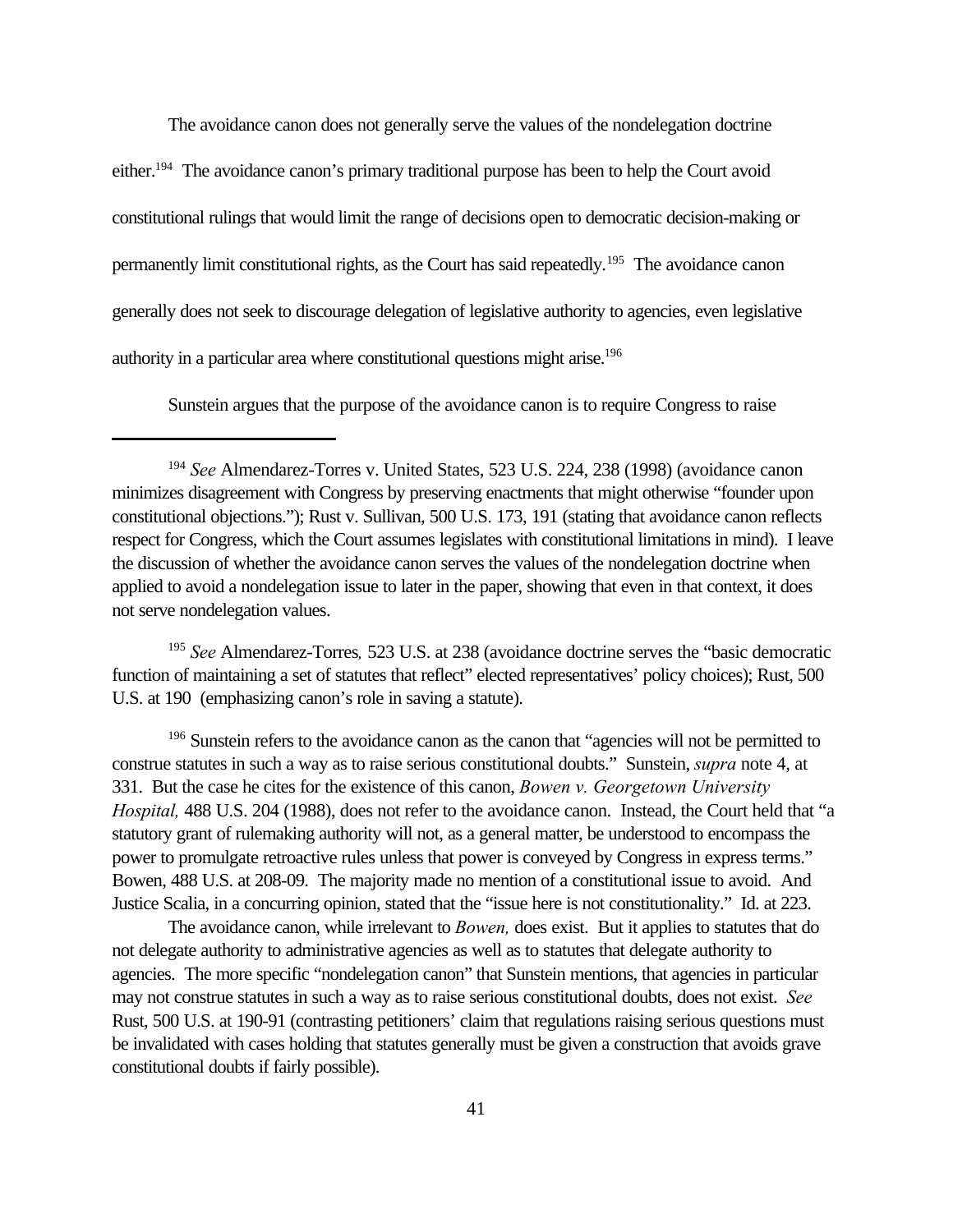The avoidance canon does not generally serve the values of the nondelegation doctrine either.[194] The avoidance canon's primary traditional purpose has been to help the Court avoid constitutional rulings that would limit the range of decisions open to democratic decision-making or permanently limit constitutional rights, as the Court has said repeatedly.[195] The avoidance canon generally does not seek to discourage delegation of legislative authority to agencies, even legislative authority in a particular area where constitutional questions might arise.[196]

Sunstein argues that the purpose of the avoidance canon is to require Congress to raise

---

[194] *See* Almendarez-Torres v. United States, 523 U.S. 224, 238 (1998) (avoidance canon minimizes disagreement with Congress by preserving enactments that might otherwise "founder upon constitutional objections."); Rust v. Sullivan, 500 U.S. 173, 191 (stating that avoidance canon reflects respect for Congress, which the Court assumes legislates with constitutional limitations in mind). I leave the discussion of whether the avoidance canon serves the values of the nondelegation doctrine when applied to avoid a nondelegation issue to later in the paper, showing that even in that context, it does not serve nondelegation values.

[195] *See* Almendarez-Torres*,* 523 U.S. at 238 (avoidance doctrine serves the "basic democratic function of maintaining a set of statutes that reflect" elected representatives' policy choices); Rust, 500 U.S. at 190 (emphasizing canon's role in saving a statute).

[196] Sunstein refers to the avoidance canon as the canon that "agencies will not be permitted to construe statutes in such a way as to raise serious constitutional doubts." Sunstein, *supra* note 4, at 331. But the case he cites for the existence of this canon, *Bowen v. Georgetown University Hospital,* 488 U.S. 204 (1988), does not refer to the avoidance canon. Instead, the Court held that "a statutory grant of rulemaking authority will not, as a general matter, be understood to encompass the power to promulgate retroactive rules unless that power is conveyed by Congress in express terms." Bowen, 488 U.S. at 208-09. The majority made no mention of a constitutional issue to avoid. And Justice Scalia, in a concurring opinion, stated that the "issue here is not constitutionality." Id. at 223.

The avoidance canon, while irrelevant to *Bowen,* does exist. But it applies to statutes that do not delegate authority to administrative agencies as well as to statutes that delegate authority to agencies. The more specific "nondelegation canon" that Sunstein mentions, that agencies in particular may not construe statutes in such a way as to raise serious constitutional doubts, does not exist. *See* Rust, 500 U.S. at 190-91 (contrasting petitioners' claim that regulations raising serious questions must be invalidated with cases holding that statutes generally must be given a construction that avoids grave constitutional doubts if fairly possible).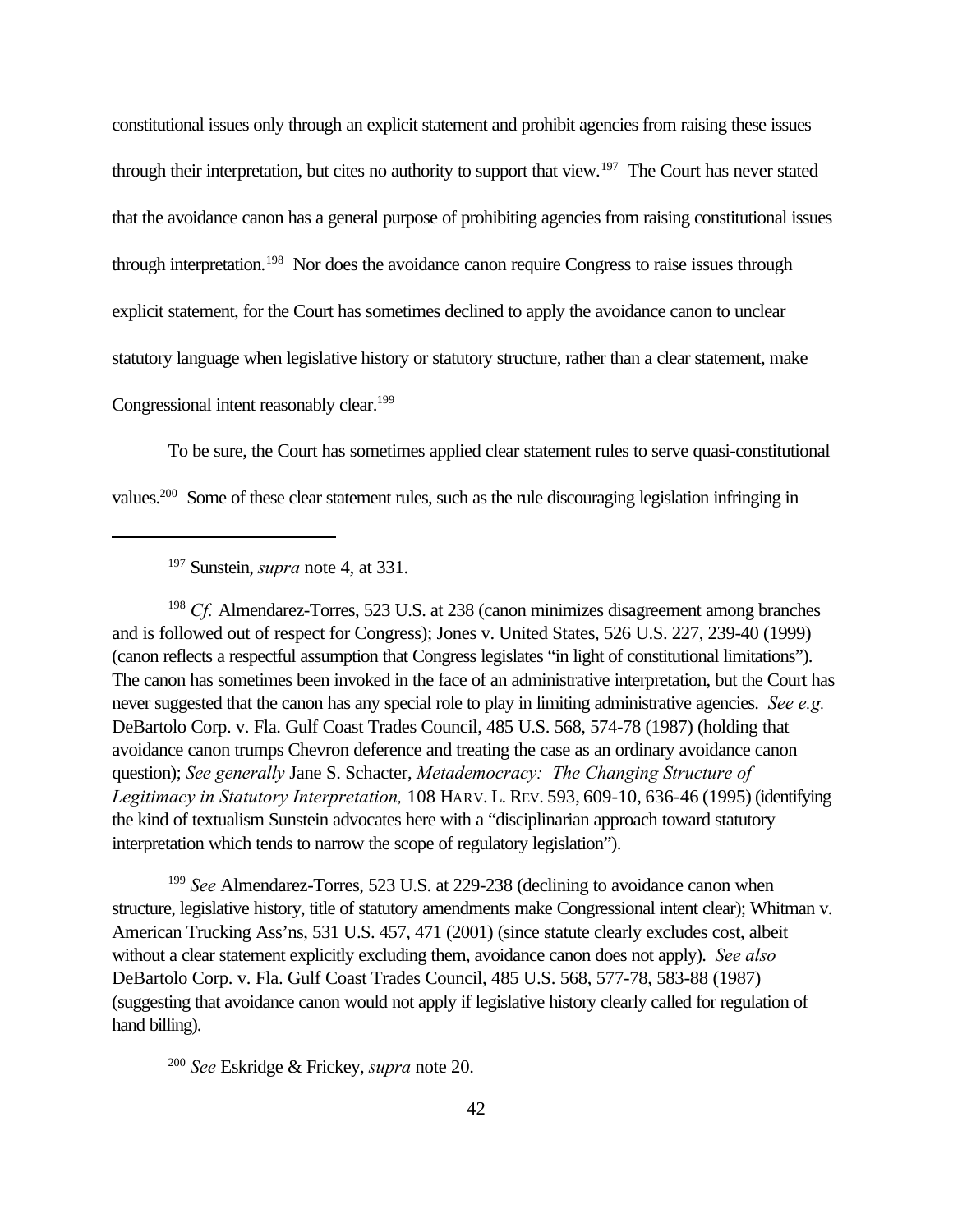constitutional issues only through an explicit statement and prohibit agencies from raising these issues through their interpretation, but cites no authority to support that view.[197] The Court has never stated that the avoidance canon has a general purpose of prohibiting agencies from raising constitutional issues through interpretation.[198] Nor does the avoidance canon require Congress to raise issues through explicit statement, for the Court has sometimes declined to apply the avoidance canon to unclear statutory language when legislative history or statutory structure, rather than a clear statement, make Congressional intent reasonably clear.[199]

To be sure, the Court has sometimes applied clear statement rules to serve quasi-constitutional values.[200] Some of these clear statement rules, such as the rule discouraging legislation infringing in

---

[197] Sunstein, *supra* note 4, at 331.

[198] *Cf.* Almendarez-Torres, 523 U.S. at 238 (canon minimizes disagreement among branches and is followed out of respect for Congress); Jones v. United States, 526 U.S. 227, 239-40 (1999) (canon reflects a respectful assumption that Congress legislates "in light of constitutional limitations"). The canon has sometimes been invoked in the face of an administrative interpretation, but the Court has never suggested that the canon has any special role to play in limiting administrative agencies. *See e.g.* DeBartolo Corp. v. Fla. Gulf Coast Trades Council, 485 U.S. 568, 574-78 (1987) (holding that avoidance canon trumps Chevron deference and treating the case as an ordinary avoidance canon question); *See generally* Jane S. Schacter, *Metademocracy: The Changing Structure of Legitimacy in Statutory Interpretation,* 108 HARV. L. REV. 593, 609-10, 636-46 (1995) (identifying the kind of textualism Sunstein advocates here with a "disciplinarian approach toward statutory interpretation which tends to narrow the scope of regulatory legislation").

[199] *See* Almendarez-Torres, 523 U.S. at 229-238 (declining to avoidance canon when structure, legislative history, title of statutory amendments make Congressional intent clear); Whitman v. American Trucking Ass'ns, 531 U.S. 457, 471 (2001) (since statute clearly excludes cost, albeit without a clear statement explicitly excluding them, avoidance canon does not apply). *See also* DeBartolo Corp. v. Fla. Gulf Coast Trades Council, 485 U.S. 568, 577-78, 583-88 (1987) (suggesting that avoidance canon would not apply if legislative history clearly called for regulation of hand billing).

[200] *See* Eskridge & Frickey, *supra* note 20.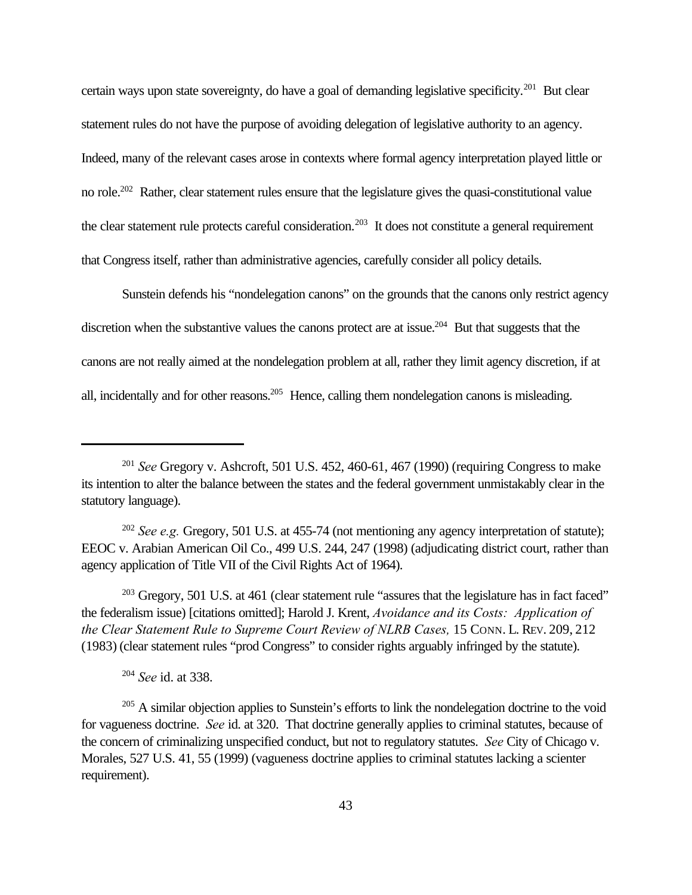certain ways upon state sovereignty, do have a goal of demanding legislative specificity.[201] But clear statement rules do not have the purpose of avoiding delegation of legislative authority to an agency. Indeed, many of the relevant cases arose in contexts where formal agency interpretation played little or no role.[202] Rather, clear statement rules ensure that the legislature gives the quasi-constitutional value the clear statement rule protects careful consideration.[203] It does not constitute a general requirement that Congress itself, rather than administrative agencies, carefully consider all policy details.

Sunstein defends his "nondelegation canons" on the grounds that the canons only restrict agency discretion when the substantive values the canons protect are at issue.[204] But that suggests that the canons are not really aimed at the nondelegation problem at all, rather they limit agency discretion, if at all, incidentally and for other reasons.[205] Hence, calling them nondelegation canons is misleading.

---

[201] *See* Gregory v. Ashcroft, 501 U.S. 452, 460-61, 467 (1990) (requiring Congress to make its intention to alter the balance between the states and the federal government unmistakably clear in the statutory language).

[202] *See e.g.* Gregory, 501 U.S. at 455-74 (not mentioning any agency interpretation of statute); EEOC v. Arabian American Oil Co., 499 U.S. 244, 247 (1998) (adjudicating district court, rather than agency application of Title VII of the Civil Rights Act of 1964).

[203] Gregory, 501 U.S. at 461 (clear statement rule "assures that the legislature has in fact faced" the federalism issue) [citations omitted]; Harold J. Krent, *Avoidance and its Costs: Application of the Clear Statement Rule to Supreme Court Review of NLRB Cases,* 15 CONN. L. REV. 209, 212 (1983) (clear statement rules "prod Congress" to consider rights arguably infringed by the statute).

[204] *See* id. at 338.

[205] A similar objection applies to Sunstein's efforts to link the nondelegation doctrine to the void for vagueness doctrine. *See* id. at 320. That doctrine generally applies to criminal statutes, because of the concern of criminalizing unspecified conduct, but not to regulatory statutes. *See* City of Chicago v. Morales, 527 U.S. 41, 55 (1999) (vagueness doctrine applies to criminal statutes lacking a scienter requirement).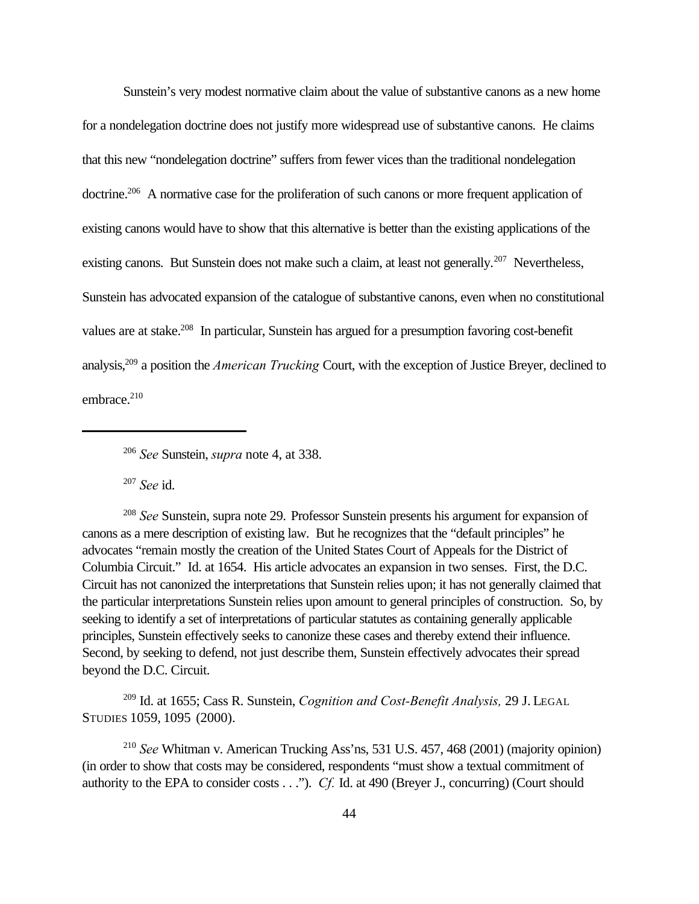Sunstein's very modest normative claim about the value of substantive canons as a new home for a nondelegation doctrine does not justify more widespread use of substantive canons. He claims that this new "nondelegation doctrine" suffers from fewer vices than the traditional nondelegation doctrine.[206] A normative case for the proliferation of such canons or more frequent application of existing canons would have to show that this alternative is better than the existing applications of the existing canons. But Sunstein does not make such a claim, at least not generally.[207] Nevertheless, Sunstein has advocated expansion of the catalogue of substantive canons, even when no constitutional values are at stake.[208] In particular, Sunstein has argued for a presumption favoring cost-benefit analysis,[209] a position the *American Trucking* Court, with the exception of Justice Breyer, declined to embrace.[210]

---

[206] *See* Sunstein, *supra* note 4, at 338.

[207] *See* id.

[208] *See* Sunstein, supra note 29. Professor Sunstein presents his argument for expansion of canons as a mere description of existing law. But he recognizes that the "default principles" he advocates "remain mostly the creation of the United States Court of Appeals for the District of Columbia Circuit." Id. at 1654. His article advocates an expansion in two senses. First, the D.C. Circuit has not canonized the interpretations that Sunstein relies upon; it has not generally claimed that the particular interpretations Sunstein relies upon amount to general principles of construction. So, by seeking to identify a set of interpretations of particular statutes as containing generally applicable principles, Sunstein effectively seeks to canonize these cases and thereby extend their influence. Second, by seeking to defend, not just describe them, Sunstein effectively advocates their spread beyond the D.C. Circuit.

[209] Id. at 1655; Cass R. Sunstein, *Cognition and Cost-Benefit Analysis,* 29 J. LEGAL STUDIES 1059, 1095 (2000).

[210] *See* Whitman v. American Trucking Ass'ns, 531 U.S. 457, 468 (2001) (majority opinion) (in order to show that costs may be considered, respondents "must show a textual commitment of authority to the EPA to consider costs . . ."). *Cf.* Id. at 490 (Breyer J., concurring) (Court should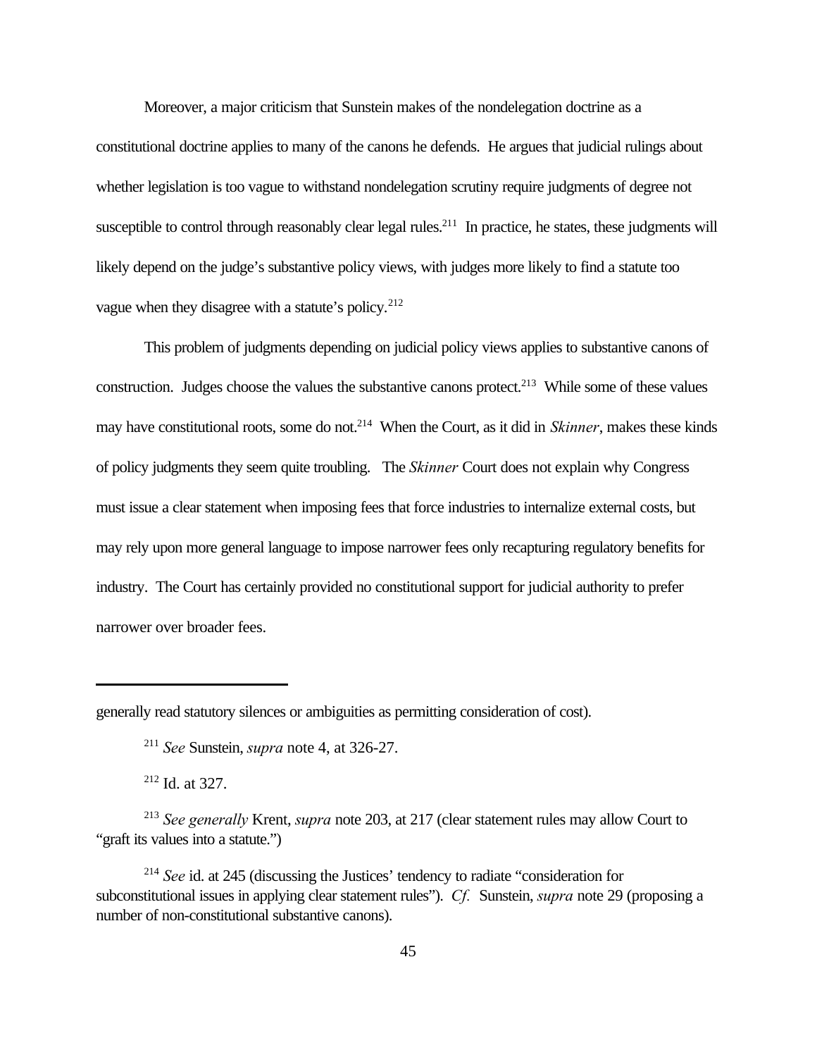Moreover, a major criticism that Sunstein makes of the nondelegation doctrine as a constitutional doctrine applies to many of the canons he defends. He argues that judicial rulings about whether legislation is too vague to withstand nondelegation scrutiny require judgments of degree not susceptible to control through reasonably clear legal rules.[211] In practice, he states, these judgments will likely depend on the judge's substantive policy views, with judges more likely to find a statute too vague when they disagree with a statute's policy.[212]

This problem of judgments depending on judicial policy views applies to substantive canons of construction. Judges choose the values the substantive canons protect.[213] While some of these values may have constitutional roots, some do not.[214] When the Court, as it did in *Skinner*, makes these kinds of policy judgments they seem quite troubling. The *Skinner* Court does not explain why Congress must issue a clear statement when imposing fees that force industries to internalize external costs, but may rely upon more general language to impose narrower fees only recapturing regulatory benefits for industry. The Court has certainly provided no constitutional support for judicial authority to prefer narrower over broader fees.

---

generally read statutory silences or ambiguities as permitting consideration of cost).

[211] *See* Sunstein, *supra* note 4, at 326-27.

[212] Id. at 327.

[213] *See generally* Krent, *supra* note 203, at 217 (clear statement rules may allow Court to "graft its values into a statute.")

[214] *See* id. at 245 (discussing the Justices' tendency to radiate "consideration for subconstitutional issues in applying clear statement rules"). *Cf.* Sunstein, *supra* note 29 (proposing a number of non-constitutional substantive canons).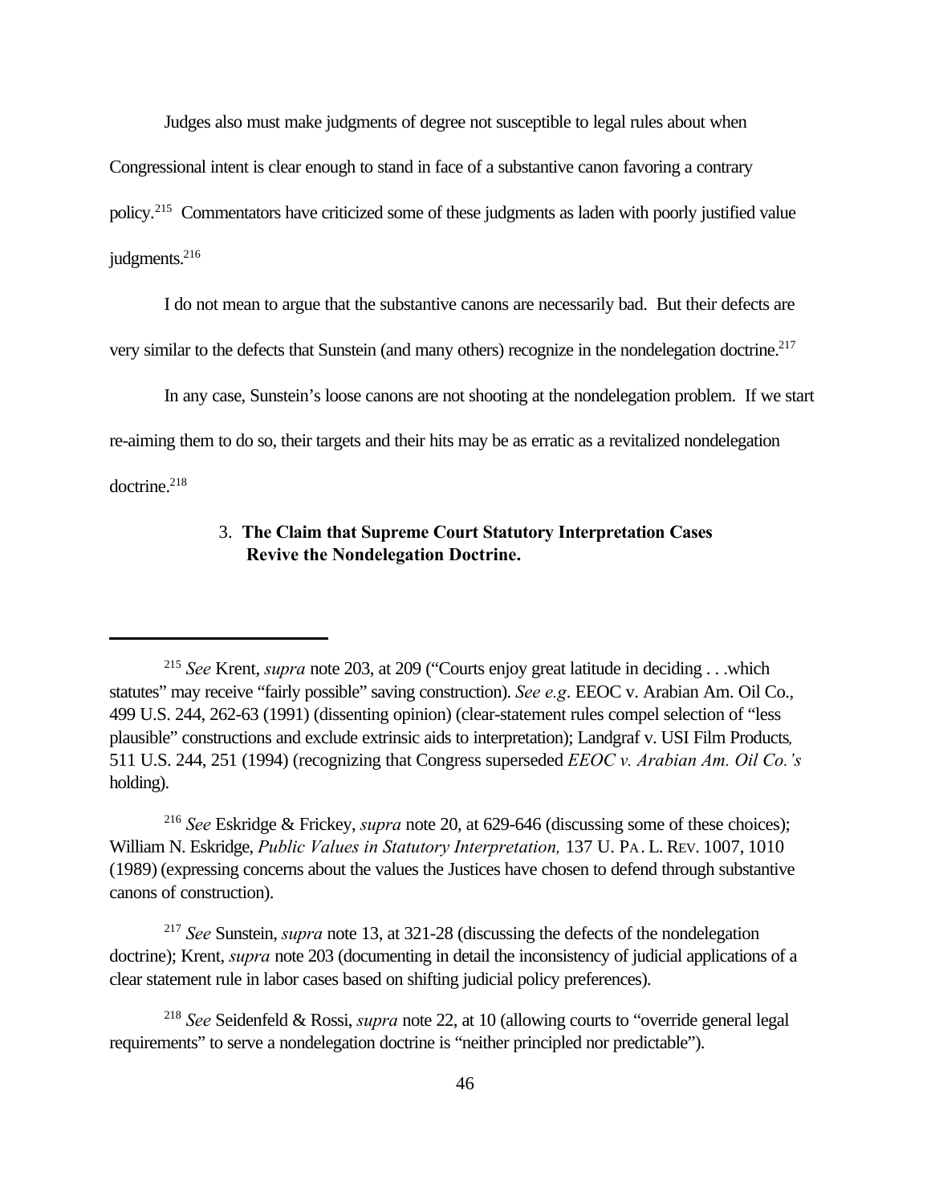Judges also must make judgments of degree not susceptible to legal rules about when Congressional intent is clear enough to stand in face of a substantive canon favoring a contrary policy.[215] Commentators have criticized some of these judgments as laden with poorly justified value judgments.[216]

I do not mean to argue that the substantive canons are necessarily bad. But their defects are very similar to the defects that Sunstein (and many others) recognize in the nondelegation doctrine.[217]

In any case, Sunstein's loose canons are not shooting at the nondelegation problem. If we start re-aiming them to do so, their targets and their hits may be as erratic as a revitalized nondelegation doctrine.[218]

### 3. **The Claim that Supreme Court Statutory Interpretation Cases Revive the Nondelegation Doctrine.**

---

[215] *See* Krent, *supra* note 203, at 209 ("Courts enjoy great latitude in deciding . . .which statutes" may receive "fairly possible" saving construction). *See e.g*. EEOC v. Arabian Am. Oil Co., 499 U.S. 244, 262-63 (1991) (dissenting opinion) (clear-statement rules compel selection of "less plausible" constructions and exclude extrinsic aids to interpretation); Landgraf v. USI Film Products*,* 511 U.S. 244, 251 (1994) (recognizing that Congress superseded *EEOC v. Arabian Am. Oil Co.'s* holding).

[216] *See* Eskridge & Frickey, *supra* note 20, at 629-646 (discussing some of these choices); William N. Eskridge, *Public Values in Statutory Interpretation,* 137 U. PA. L. REV. 1007, 1010 (1989) (expressing concerns about the values the Justices have chosen to defend through substantive canons of construction).

[217] *See* Sunstein, *supra* note 13, at 321-28 (discussing the defects of the nondelegation doctrine); Krent, *supra* note 203 (documenting in detail the inconsistency of judicial applications of a clear statement rule in labor cases based on shifting judicial policy preferences).

[218] *See* Seidenfeld & Rossi, *supra* note 22, at 10 (allowing courts to "override general legal requirements" to serve a nondelegation doctrine is "neither principled nor predictable").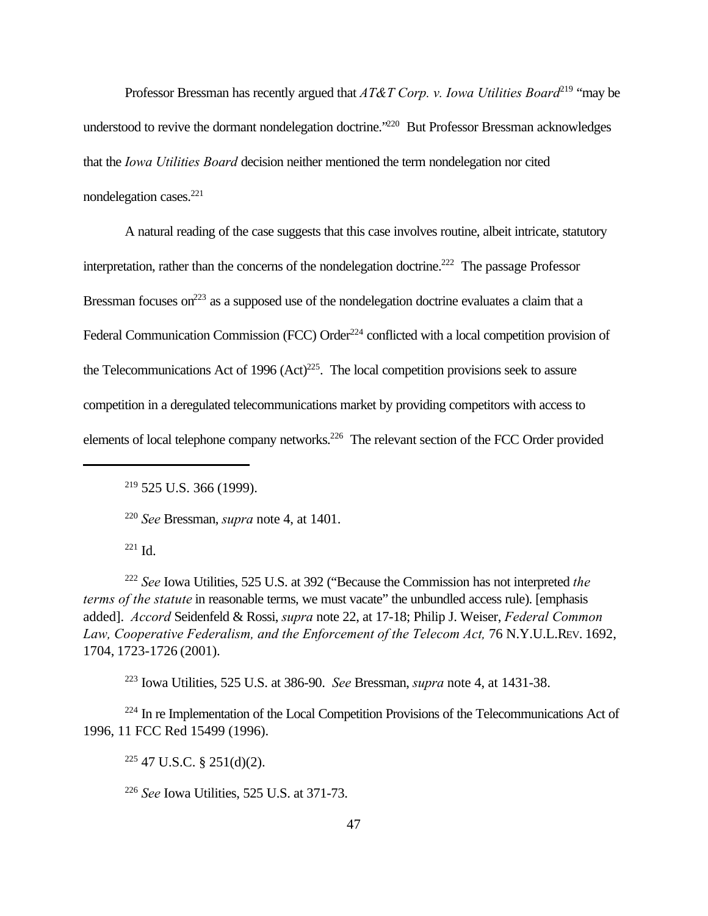Professor Bressman has recently argued that *AT&T Corp. v. Iowa Utilities Board*[219] "may be understood to revive the dormant nondelegation doctrine."[220] But Professor Bressman acknowledges that the *Iowa Utilities Board* decision neither mentioned the term nondelegation nor cited nondelegation cases.[221]

A natural reading of the case suggests that this case involves routine, albeit intricate, statutory interpretation, rather than the concerns of the nondelegation doctrine.[222] The passage Professor Bressman focuses on[223] as a supposed use of the nondelegation doctrine evaluates a claim that a Federal Communication Commission (FCC) Order[224] conflicted with a local competition provision of the Telecommunications Act of 1996 (Act)[225]. The local competition provisions seek to assure competition in a deregulated telecommunications market by providing competitors with access to elements of local telephone company networks.[226] The relevant section of the FCC Order provided

---

[219] 525 U.S. 366 (1999).

[220] *See* Bressman, *supra* note 4, at 1401.

[221] Id.

[222] *See* Iowa Utilities, 525 U.S. at 392 ("Because the Commission has not interpreted *the terms of the statute* in reasonable terms, we must vacate" the unbundled access rule). [emphasis added]. *Accord* Seidenfeld & Rossi, *supra* note 22, at 17-18; Philip J. Weiser, *Federal Common Law, Cooperative Federalism, and the Enforcement of the Telecom Act,* 76 N.Y.U.L.REV. 1692, 1704, 1723-1726 (2001).

[223] Iowa Utilities, 525 U.S. at 386-90. *See* Bressman, *supra* note 4, at 1431-38.

[224] In re Implementation of the Local Competition Provisions of the Telecommunications Act of 1996, 11 FCC Red 15499 (1996).

[225] 47 U.S.C. § 251(d)(2).

[226] *See* Iowa Utilities, 525 U.S. at 371-73.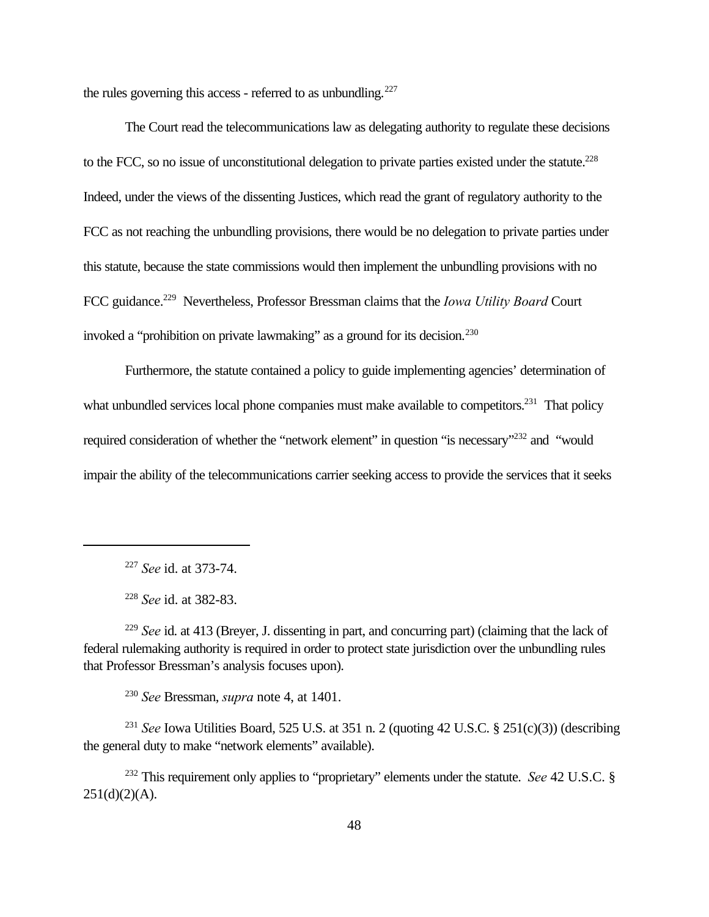the rules governing this access - referred to as unbundling.[227]

The Court read the telecommunications law as delegating authority to regulate these decisions to the FCC, so no issue of unconstitutional delegation to private parties existed under the statute.[228] Indeed, under the views of the dissenting Justices, which read the grant of regulatory authority to the FCC as not reaching the unbundling provisions, there would be no delegation to private parties under this statute, because the state commissions would then implement the unbundling provisions with no FCC guidance.[229] Nevertheless, Professor Bressman claims that the *Iowa Utility Board* Court invoked a "prohibition on private lawmaking" as a ground for its decision.[230]

Furthermore, the statute contained a policy to guide implementing agencies' determination of what unbundled services local phone companies must make available to competitors.[231] That policy required consideration of whether the "network element" in question "is necessary"[232] and "would impair the ability of the telecommunications carrier seeking access to provide the services that it seeks

---

[227] *See* id. at 373-74.

[228] *See* id. at 382-83.

[229] *See* id. at 413 (Breyer, J. dissenting in part, and concurring part) (claiming that the lack of federal rulemaking authority is required in order to protect state jurisdiction over the unbundling rules that Professor Bressman's analysis focuses upon).

[230] *See* Bressman, *supra* note 4, at 1401.

[231] *See* Iowa Utilities Board, 525 U.S. at 351 n. 2 (quoting 42 U.S.C. § 251(c)(3)) (describing the general duty to make "network elements" available).

[232] This requirement only applies to "proprietary" elements under the statute. *See* 42 U.S.C. § 251(d)(2)(A).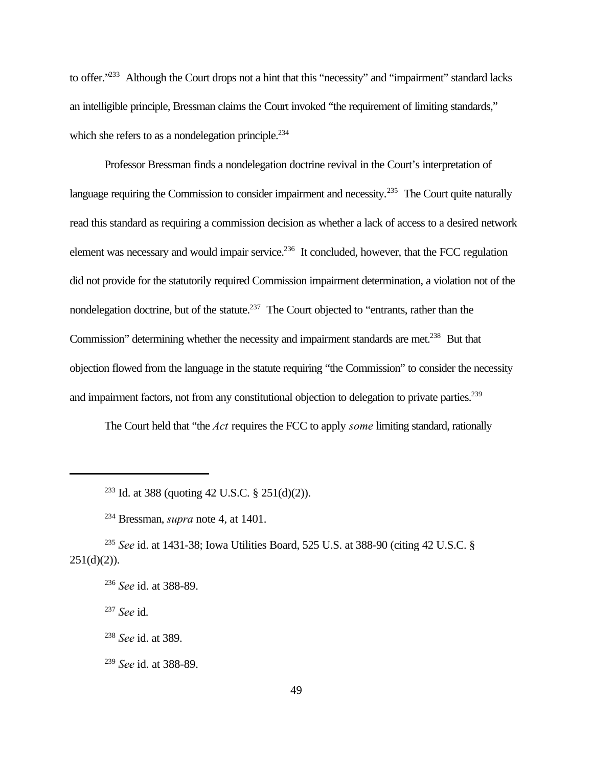to offer."[233] Although the Court drops not a hint that this "necessity" and "impairment" standard lacks an intelligible principle, Bressman claims the Court invoked "the requirement of limiting standards," which she refers to as a nondelegation principle.[234]

Professor Bressman finds a nondelegation doctrine revival in the Court's interpretation of language requiring the Commission to consider impairment and necessity.[235] The Court quite naturally read this standard as requiring a commission decision as whether a lack of access to a desired network element was necessary and would impair service.[236] It concluded, however, that the FCC regulation did not provide for the statutorily required Commission impairment determination, a violation not of the nondelegation doctrine, but of the statute.[237] The Court objected to "entrants, rather than the Commission" determining whether the necessity and impairment standards are met.[238] But that objection flowed from the language in the statute requiring "the Commission" to consider the necessity and impairment factors, not from any constitutional objection to delegation to private parties.[239]

The Court held that "the *Act* requires the FCC to apply *some* limiting standard, rationally

---

[233] Id. at 388 (quoting 42 U.S.C. § 251(d)(2)).

[234] Bressman, *supra* note 4, at 1401.

[235] *See* id. at 1431-38; Iowa Utilities Board, 525 U.S. at 388-90 (citing 42 U.S.C. § 251(d)(2)).

[236] *See* id. at 388-89.

[237] *See* id.

[238] *See* id. at 389.

[239] *See* id. at 388-89.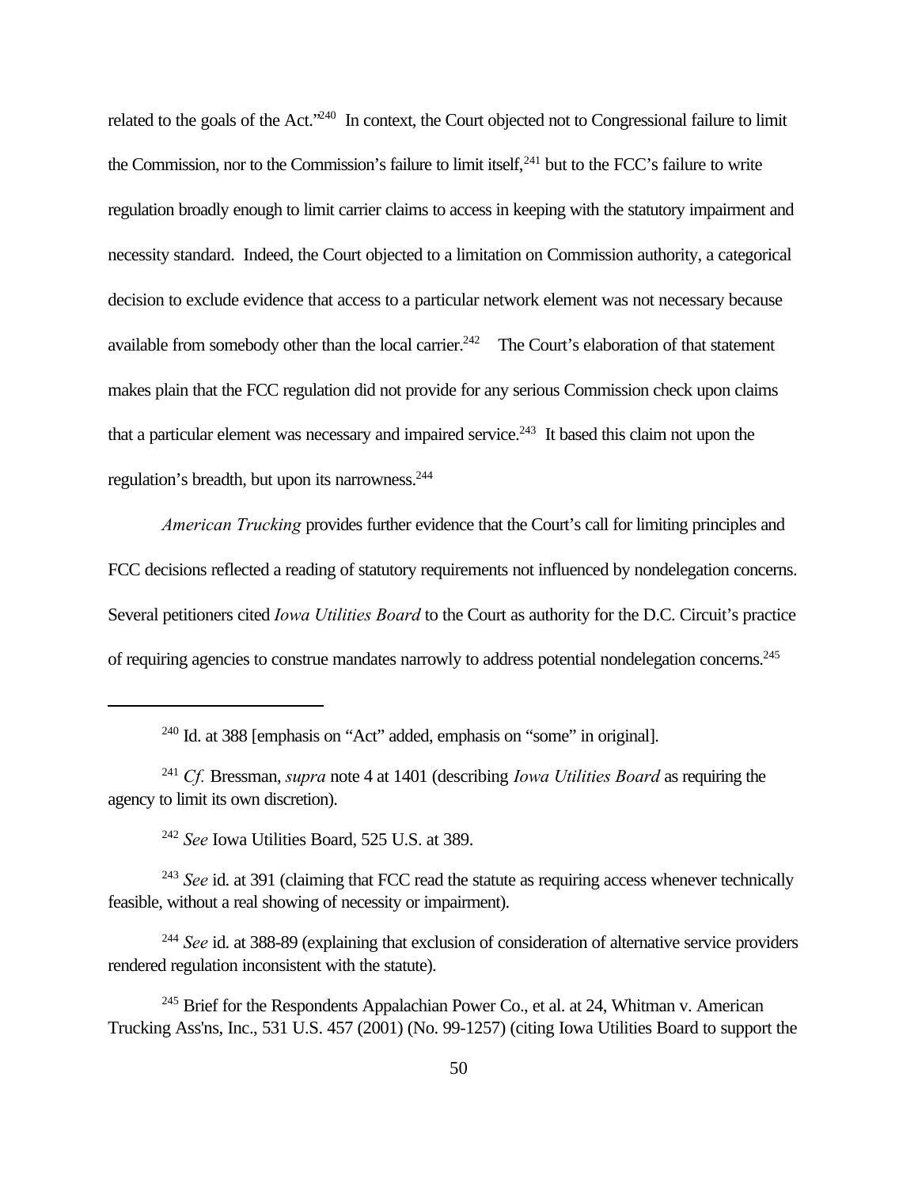related to the goals of the Act."[240] In context, the Court objected not to Congressional failure to limit the Commission, nor to the Commission's failure to limit itself,[241] but to the FCC's failure to write regulation broadly enough to limit carrier claims to access in keeping with the statutory impairment and necessity standard. Indeed, the Court objected to a limitation on Commission authority, a categorical decision to exclude evidence that access to a particular network element was not necessary because available from somebody other than the local carrier.[242] The Court's elaboration of that statement makes plain that the FCC regulation did not provide for any serious Commission check upon claims that a particular element was necessary and impaired service.[243] It based this claim not upon the regulation's breadth, but upon its narrowness.[244]

*American Trucking* provides further evidence that the Court's call for limiting principles and FCC decisions reflected a reading of statutory requirements not influenced by nondelegation concerns. Several petitioners cited *Iowa Utilities Board* to the Court as authority for the D.C. Circuit's practice of requiring agencies to construe mandates narrowly to address potential nondelegation concerns.[245]

---

[240] Id. at 388 [emphasis on "Act" added, emphasis on "some" in original].

[241] *Cf.* Bressman, *supra* note 4 at 1401 (describing *Iowa Utilities Board* as requiring the agency to limit its own discretion).

[242] *See* Iowa Utilities Board, 525 U.S. at 389.

[243] *See* id. at 391 (claiming that FCC read the statute as requiring access whenever technically feasible, without a real showing of necessity or impairment).

[244] *See* id. at 388-89 (explaining that exclusion of consideration of alternative service providers rendered regulation inconsistent with the statute).

[245] Brief for the Respondents Appalachian Power Co., et al. at 24, Whitman v. American Trucking Ass'ns, Inc., 531 U.S. 457 (2001) (No. 99-1257) (citing Iowa Utilities Board to support the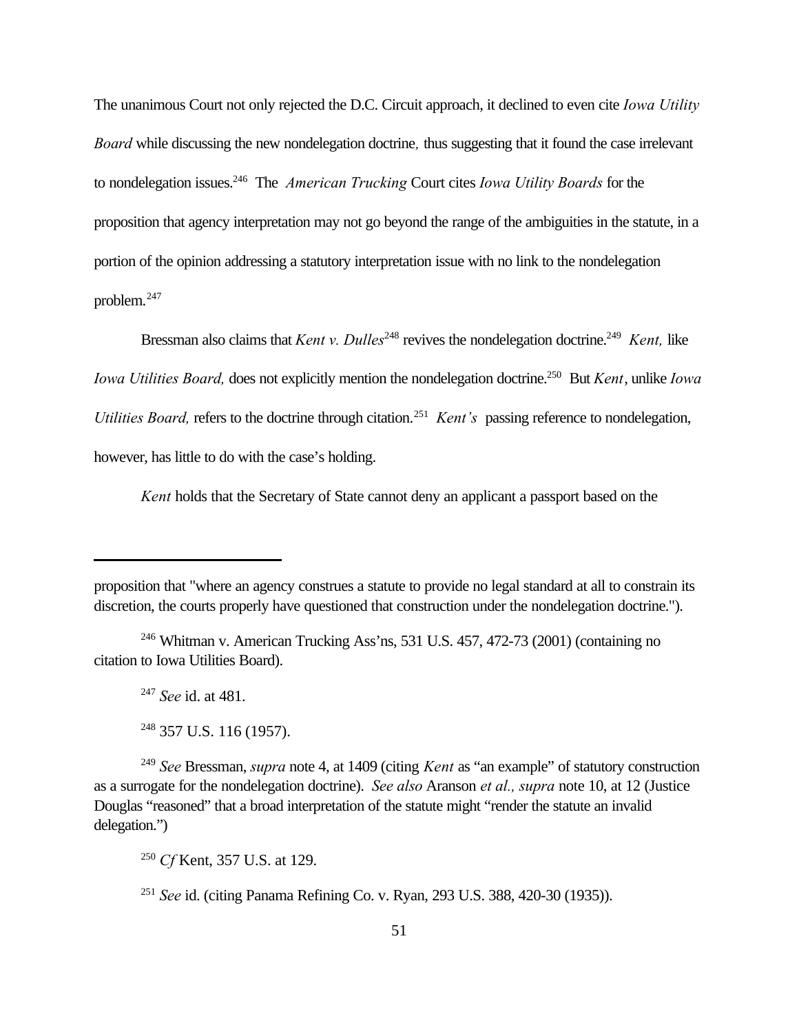The unanimous Court not only rejected the D.C. Circuit approach, it declined to even cite *Iowa Utility Board* while discussing the new nondelegation doctrine*,* thus suggesting that it found the case irrelevant to nondelegation issues.[246] The *American Trucking* Court cites *Iowa Utility Boards* for the proposition that agency interpretation may not go beyond the range of the ambiguities in the statute, in a portion of the opinion addressing a statutory interpretation issue with no link to the nondelegation problem.[247]

Bressman also claims that *Kent v. Dulles*[248] revives the nondelegation doctrine.[249] *Kent,* like *Iowa Utilities Board,* does not explicitly mention the nondelegation doctrine.[250] But *Kent*, unlike *Iowa Utilities Board,* refers to the doctrine through citation.[251] *Kent's* passing reference to nondelegation, however, has little to do with the case's holding.

*Kent* holds that the Secretary of State cannot deny an applicant a passport based on the

---

proposition that "where an agency construes a statute to provide no legal standard at all to constrain its discretion, the courts properly have questioned that construction under the nondelegation doctrine.").

[246] Whitman v. American Trucking Ass'ns, 531 U.S. 457, 472-73 (2001) (containing no citation to Iowa Utilities Board).

[247] *See* id. at 481.

[248] 357 U.S. 116 (1957).

[249] *See* Bressman, *supra* note 4, at 1409 (citing *Kent* as "an example" of statutory construction as a surrogate for the nondelegation doctrine). *See also* Aranson *et al., supra* note 10, at 12 (Justice Douglas "reasoned" that a broad interpretation of the statute might "render the statute an invalid delegation.")

[250] *Cf* Kent, 357 U.S. at 129.

[251] *See* id. (citing Panama Refining Co. v. Ryan, 293 U.S. 388, 420-30 (1935)).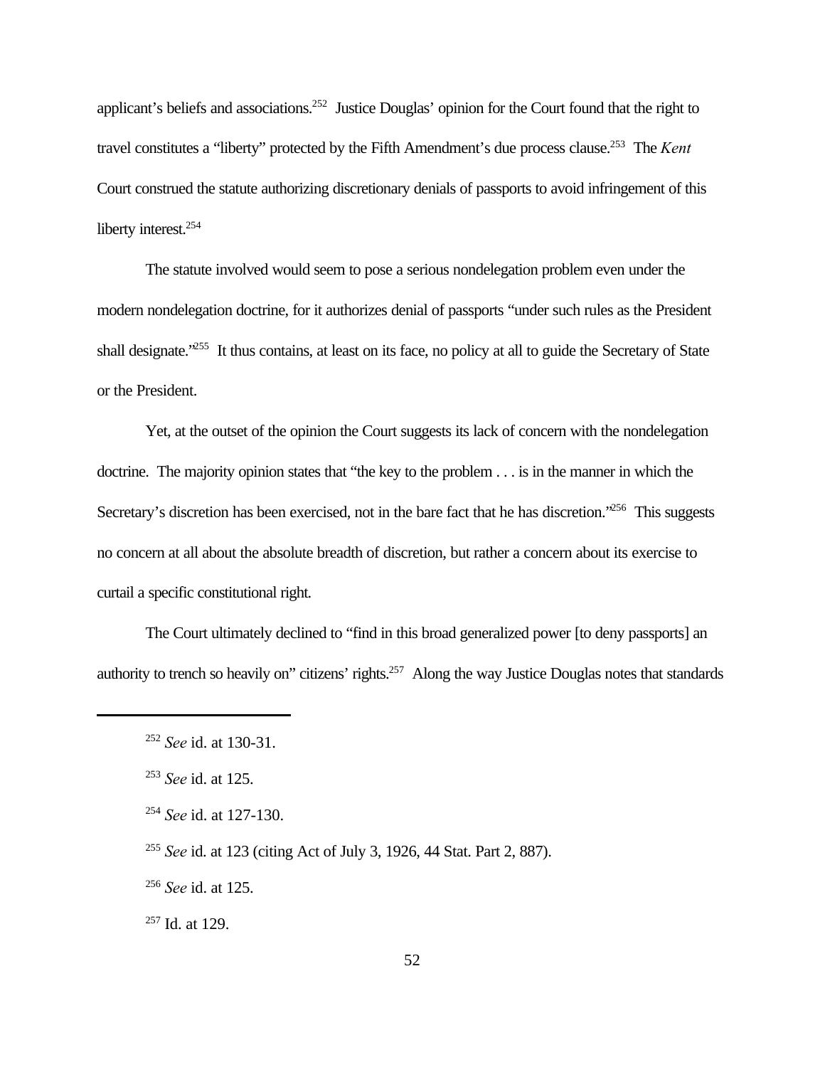applicant's beliefs and associations.[252] Justice Douglas' opinion for the Court found that the right to travel constitutes a "liberty" protected by the Fifth Amendment's due process clause.[253] The *Kent* Court construed the statute authorizing discretionary denials of passports to avoid infringement of this liberty interest.[254]

The statute involved would seem to pose a serious nondelegation problem even under the modern nondelegation doctrine, for it authorizes denial of passports "under such rules as the President shall designate."[255] It thus contains, at least on its face, no policy at all to guide the Secretary of State or the President.

Yet, at the outset of the opinion the Court suggests its lack of concern with the nondelegation doctrine. The majority opinion states that "the key to the problem . . . is in the manner in which the Secretary's discretion has been exercised, not in the bare fact that he has discretion."[256] This suggests no concern at all about the absolute breadth of discretion, but rather a concern about its exercise to curtail a specific constitutional right.

The Court ultimately declined to "find in this broad generalized power [to deny passports] an authority to trench so heavily on" citizens' rights.[257] Along the way Justice Douglas notes that standards

---

[252] *See* id. at 130-31.

[253] *See* id. at 125.

[254] *See* id. at 127-130.

[255] *See* id. at 123 (citing Act of July 3, 1926, 44 Stat. Part 2, 887).

[256] *See* id. at 125.

[257] Id. at 129.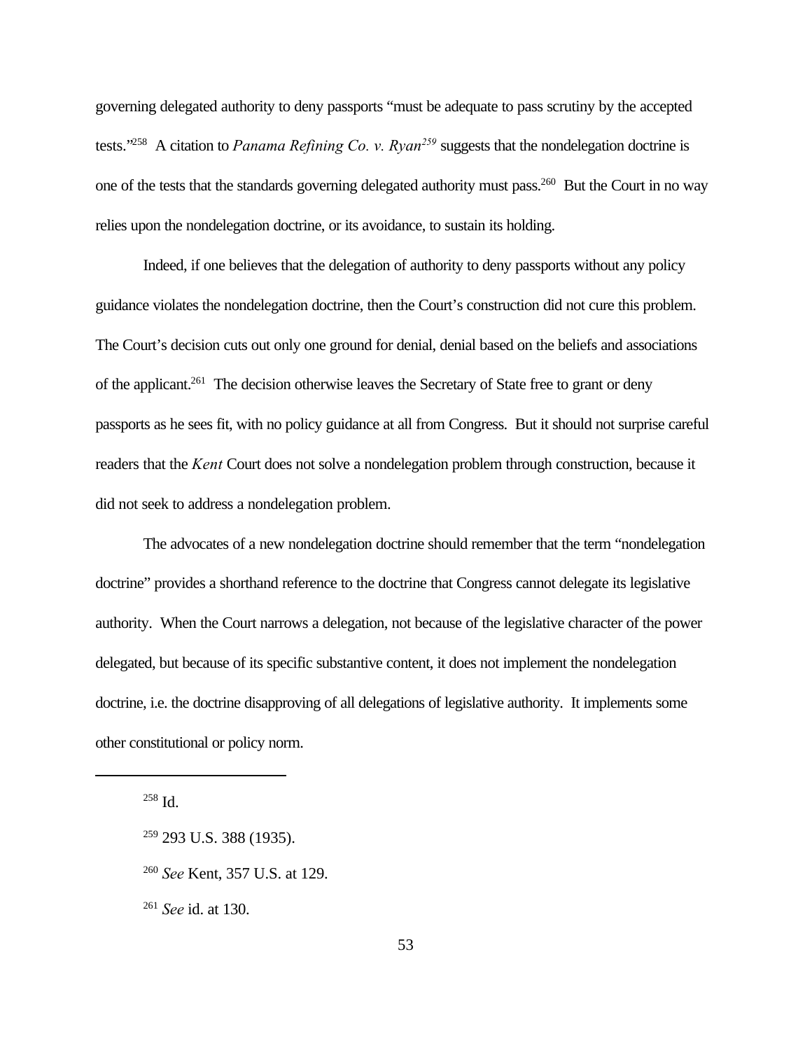governing delegated authority to deny passports "must be adequate to pass scrutiny by the accepted tests."[258] A citation to *Panama Refining Co. v. Ryan*[259] suggests that the nondelegation doctrine is one of the tests that the standards governing delegated authority must pass.[260] But the Court in no way relies upon the nondelegation doctrine, or its avoidance, to sustain its holding.

Indeed, if one believes that the delegation of authority to deny passports without any policy guidance violates the nondelegation doctrine, then the Court's construction did not cure this problem. The Court's decision cuts out only one ground for denial, denial based on the beliefs and associations of the applicant.[261] The decision otherwise leaves the Secretary of State free to grant or deny passports as he sees fit, with no policy guidance at all from Congress. But it should not surprise careful readers that the *Kent* Court does not solve a nondelegation problem through construction, because it did not seek to address a nondelegation problem.

The advocates of a new nondelegation doctrine should remember that the term "nondelegation doctrine" provides a shorthand reference to the doctrine that Congress cannot delegate its legislative authority. When the Court narrows a delegation, not because of the legislative character of the power delegated, but because of its specific substantive content, it does not implement the nondelegation doctrine, i.e. the doctrine disapproving of all delegations of legislative authority. It implements some other constitutional or policy norm.

---

[258] Id.

[259] 293 U.S. 388 (1935).

[260] *See* Kent, 357 U.S. at 129.

[261] *See* id. at 130.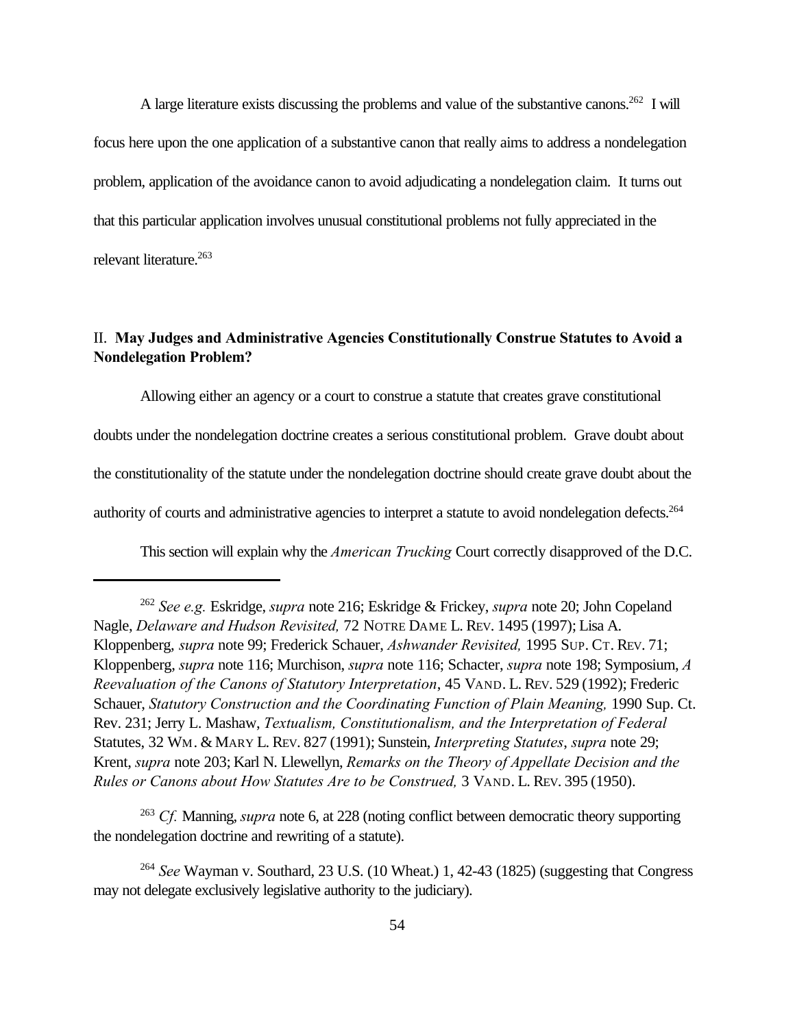A large literature exists discussing the problems and value of the substantive canons.[262] I will focus here upon the one application of a substantive canon that really aims to address a nondelegation problem, application of the avoidance canon to avoid adjudicating a nondelegation claim. It turns out that this particular application involves unusual constitutional problems not fully appreciated in the relevant literature.[263]

## II. **May Judges and Administrative Agencies Constitutionally Construe Statutes to Avoid a Nondelegation Problem?**

Allowing either an agency or a court to construe a statute that creates grave constitutional doubts under the nondelegation doctrine creates a serious constitutional problem. Grave doubt about the constitutionality of the statute under the nondelegation doctrine should create grave doubt about the authority of courts and administrative agencies to interpret a statute to avoid nondelegation defects.[264]

This section will explain why the *American Trucking* Court correctly disapproved of the D.C.

---

[262] *See e.g.* Eskridge, *supra* note 216; Eskridge & Frickey, *supra* note 20; John Copeland Nagle, *Delaware and Hudson Revisited,* 72 NOTRE DAME L. REV. 1495 (1997); Lisa A. Kloppenberg, *supra* note 99; Frederick Schauer, *Ashwander Revisited,* 1995 SUP. CT. REV. 71; Kloppenberg, *supra* note 116; Murchison, *supra* note 116; Schacter, *supra* note 198; Symposium, *A Reevaluation of the Canons of Statutory Interpretation*, 45 VAND. L. REV. 529 (1992); Frederic Schauer, *Statutory Construction and the Coordinating Function of Plain Meaning,* 1990 Sup. Ct. Rev. 231; Jerry L. Mashaw, *Textualism, Constitutionalism, and the Interpretation of Federal* Statutes, 32 WM. & MARY L. REV. 827 (1991); Sunstein, *Interpreting Statutes*, *supra* note 29; Krent, *supra* note 203; Karl N. Llewellyn, *Remarks on the Theory of Appellate Decision and the Rules or Canons about How Statutes Are to be Construed,* 3 VAND. L. REV. 395 (1950).

[263] *Cf.* Manning, *supra* note 6, at 228 (noting conflict between democratic theory supporting the nondelegation doctrine and rewriting of a statute).

[264] *See* Wayman v. Southard, 23 U.S. (10 Wheat.) 1, 42-43 (1825) (suggesting that Congress may not delegate exclusively legislative authority to the judiciary).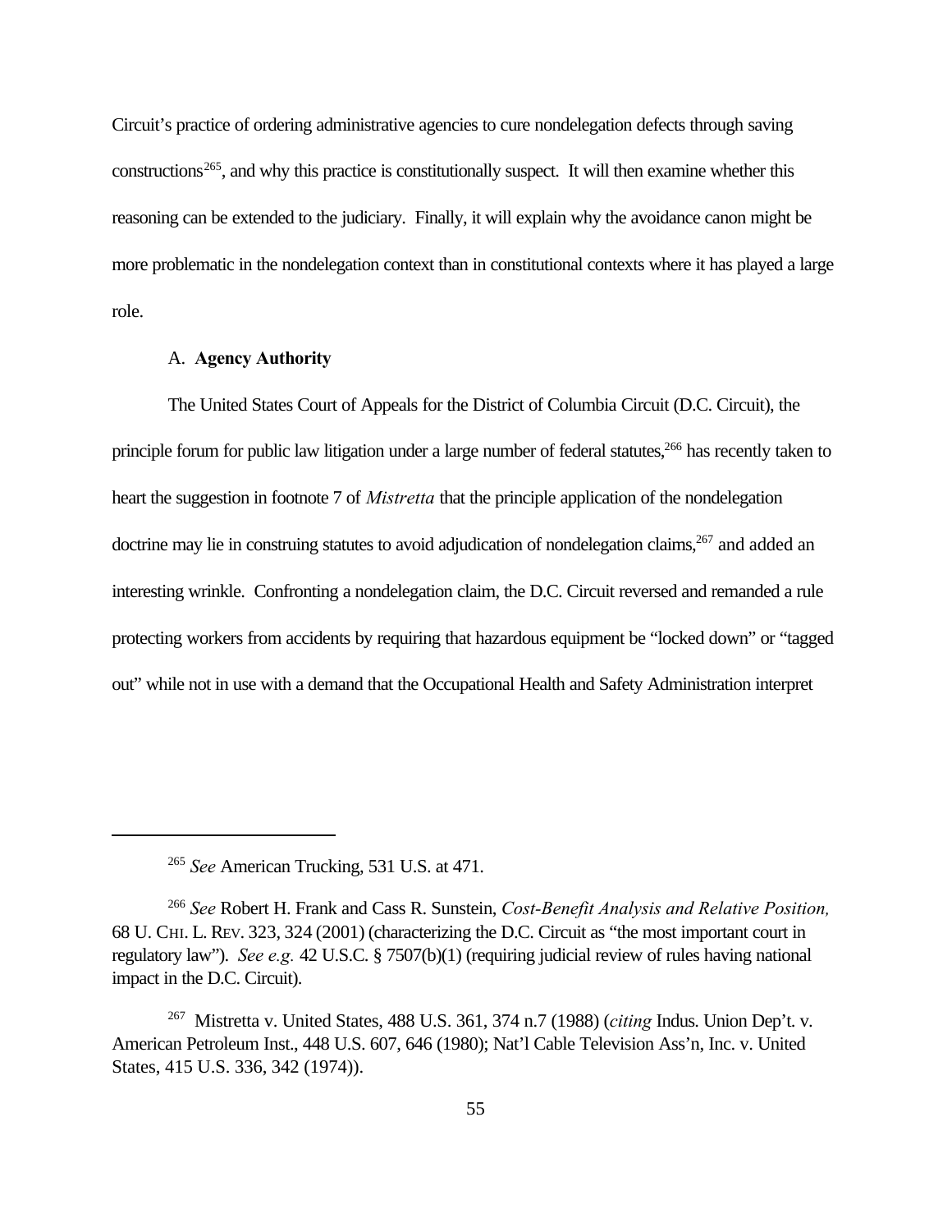Circuit's practice of ordering administrative agencies to cure nondelegation defects through saving constructions[265], and why this practice is constitutionally suspect. It will then examine whether this reasoning can be extended to the judiciary. Finally, it will explain why the avoidance canon might be more problematic in the nondelegation context than in constitutional contexts where it has played a large role.

### A. **Agency Authority**

The United States Court of Appeals for the District of Columbia Circuit (D.C. Circuit), the principle forum for public law litigation under a large number of federal statutes,[266] has recently taken to heart the suggestion in footnote 7 of *Mistretta* that the principle application of the nondelegation doctrine may lie in construing statutes to avoid adjudication of nondelegation claims,[267] and added an interesting wrinkle. Confronting a nondelegation claim, the D.C. Circuit reversed and remanded a rule protecting workers from accidents by requiring that hazardous equipment be "locked down" or "tagged out" while not in use with a demand that the Occupational Health and Safety Administration interpret

---

[265] *See* American Trucking, 531 U.S. at 471.

[266] *See* Robert H. Frank and Cass R. Sunstein, *Cost-Benefit Analysis and Relative Position,* 68 U. CHI. L. REV. 323, 324 (2001) (characterizing the D.C. Circuit as "the most important court in regulatory law"). *See e.g.* 42 U.S.C. § 7507(b)(1) (requiring judicial review of rules having national impact in the D.C. Circuit).

[267] Mistretta v. United States, 488 U.S. 361, 374 n.7 (1988) (*citing* Indus. Union Dep't. v. American Petroleum Inst., 448 U.S. 607, 646 (1980); Nat'l Cable Television Ass'n, Inc. v. United States, 415 U.S. 336, 342 (1974)).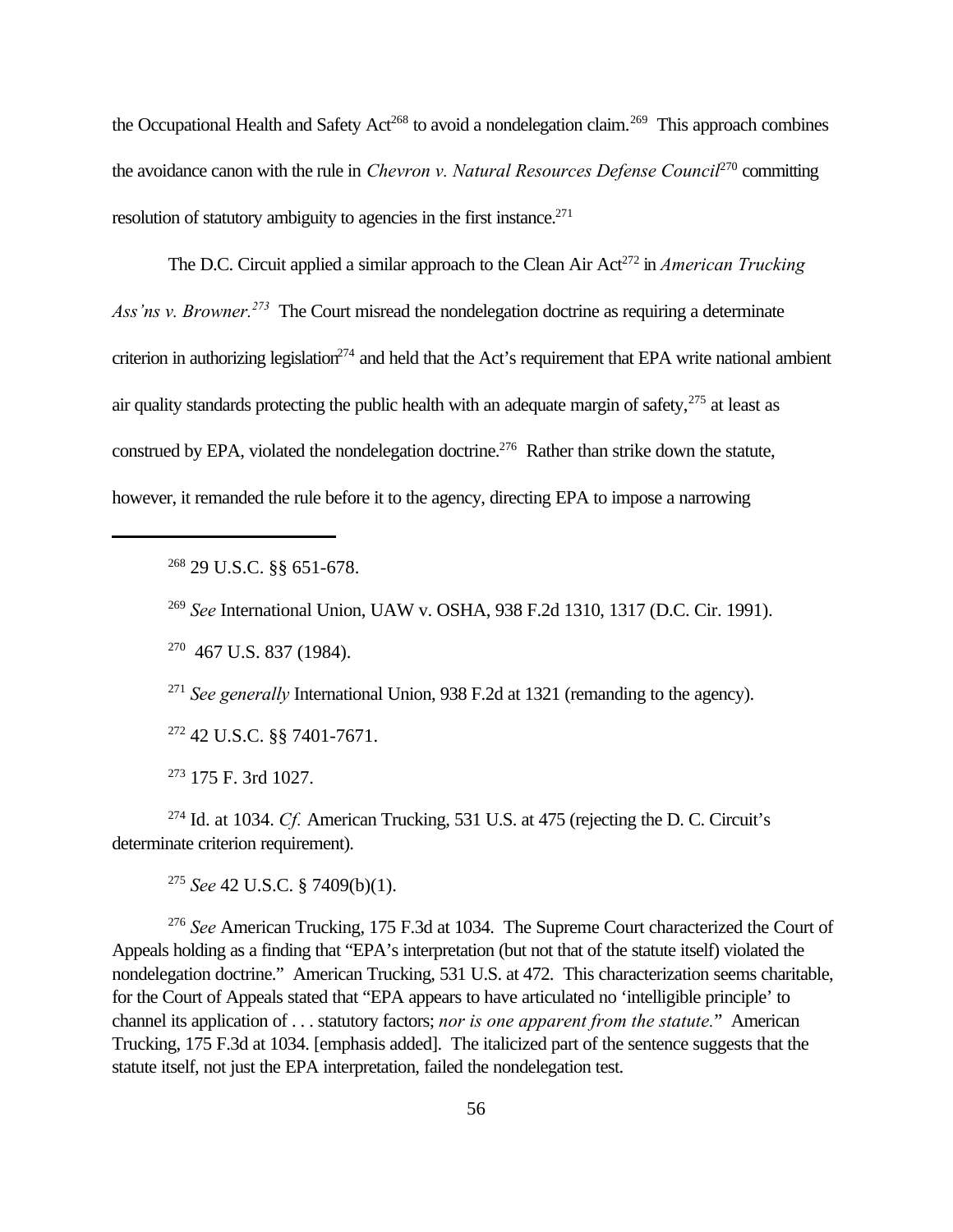the Occupational Health and Safety Act[268] to avoid a nondelegation claim.[269] This approach combines the avoidance canon with the rule in *Chevron v. Natural Resources Defense Council*[270] committing resolution of statutory ambiguity to agencies in the first instance.[271]

The D.C. Circuit applied a similar approach to the Clean Air Act[272] in *American Trucking Ass'ns v. Browner.*[273] The Court misread the nondelegation doctrine as requiring a determinate criterion in authorizing legislation[274] and held that the Act's requirement that EPA write national ambient air quality standards protecting the public health with an adequate margin of safety,[275] at least as construed by EPA, violated the nondelegation doctrine.[276] Rather than strike down the statute, however, it remanded the rule before it to the agency, directing EPA to impose a narrowing

---

[268] 29 U.S.C. §§ 651-678.

[269] *See* International Union, UAW v. OSHA, 938 F.2d 1310, 1317 (D.C. Cir. 1991).

[270] 467 U.S. 837 (1984).

[271] *See generally* International Union, 938 F.2d at 1321 (remanding to the agency).

[272] 42 U.S.C. §§ 7401-7671.

[273] 175 F. 3rd 1027.

[274] Id. at 1034. *Cf.* American Trucking, 531 U.S. at 475 (rejecting the D. C. Circuit's determinate criterion requirement).

[275] *See* 42 U.S.C. § 7409(b)(1).

[276] *See* American Trucking, 175 F.3d at 1034. The Supreme Court characterized the Court of Appeals holding as a finding that "EPA's interpretation (but not that of the statute itself) violated the nondelegation doctrine." American Trucking, 531 U.S. at 472. This characterization seems charitable, for the Court of Appeals stated that "EPA appears to have articulated no 'intelligible principle' to channel its application of . . . statutory factors; *nor is one apparent from the statute.*" American Trucking, 175 F.3d at 1034. [emphasis added]. The italicized part of the sentence suggests that the statute itself, not just the EPA interpretation, failed the nondelegation test.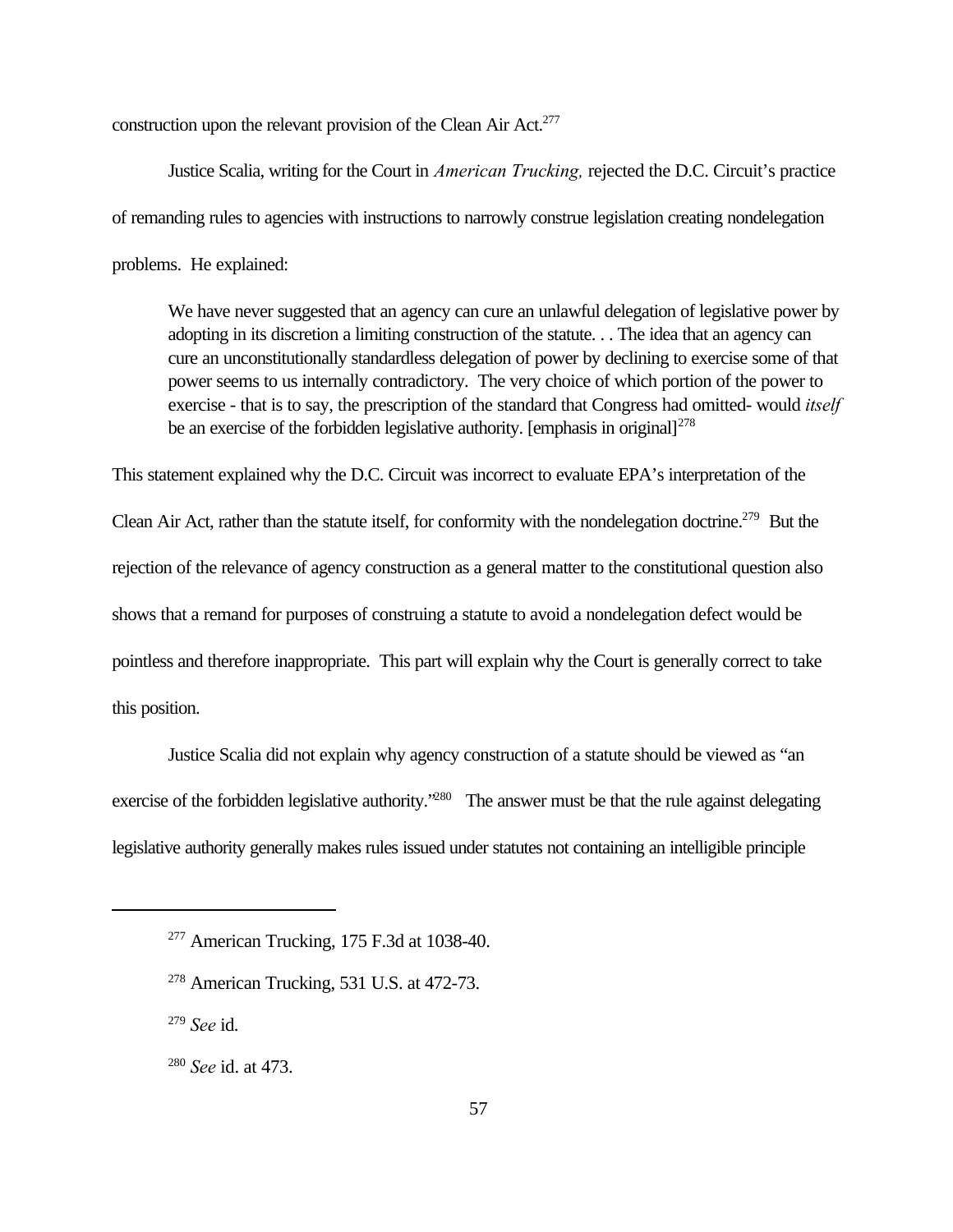construction upon the relevant provision of the Clean Air Act.[277]

Justice Scalia, writing for the Court in *American Trucking,* rejected the D.C. Circuit's practice of remanding rules to agencies with instructions to narrowly construe legislation creating nondelegation problems. He explained:

> We have never suggested that an agency can cure an unlawful delegation of legislative power by adopting in its discretion a limiting construction of the statute. . . The idea that an agency can cure an unconstitutionally standardless delegation of power by declining to exercise some of that power seems to us internally contradictory. The very choice of which portion of the power to exercise - that is to say, the prescription of the standard that Congress had omitted- would *itself* be an exercise of the forbidden legislative authority. [emphasis in original][278]

This statement explained why the D.C. Circuit was incorrect to evaluate EPA's interpretation of the Clean Air Act, rather than the statute itself, for conformity with the nondelegation doctrine.[279] But the rejection of the relevance of agency construction as a general matter to the constitutional question also shows that a remand for purposes of construing a statute to avoid a nondelegation defect would be pointless and therefore inappropriate. This part will explain why the Court is generally correct to take this position.

Justice Scalia did not explain why agency construction of a statute should be viewed as "an exercise of the forbidden legislative authority."[280] The answer must be that the rule against delegating legislative authority generally makes rules issued under statutes not containing an intelligible principle

---

[277] American Trucking, 175 F.3d at 1038-40.

[278] American Trucking, 531 U.S. at 472-73.

[279] *See* id.

[280] *See* id. at 473.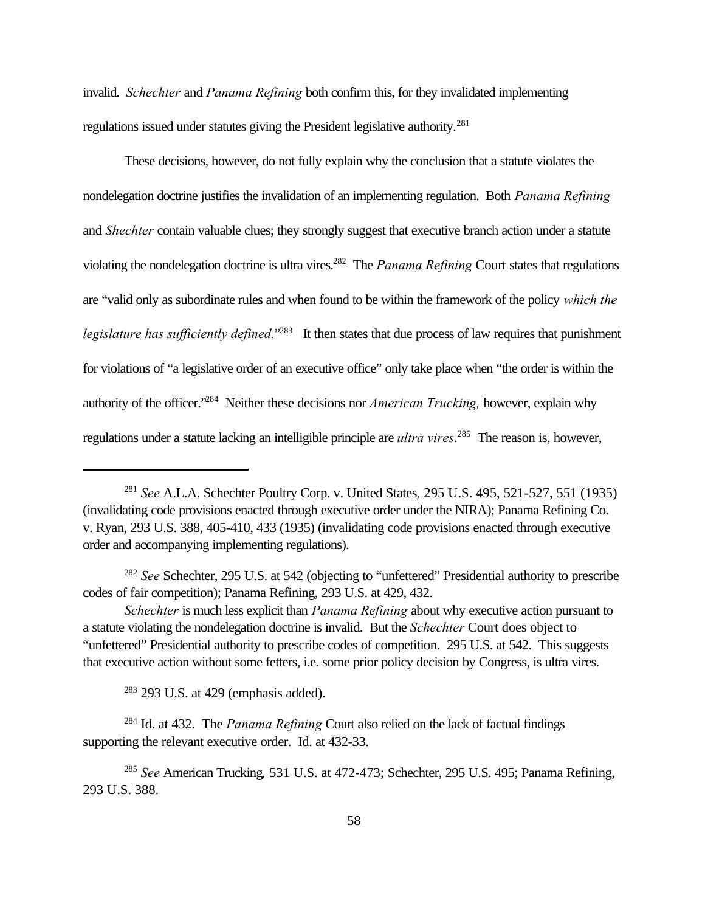invalid. *Schechter* and *Panama Refining* both confirm this, for they invalidated implementing regulations issued under statutes giving the President legislative authority.[281]

These decisions, however, do not fully explain why the conclusion that a statute violates the nondelegation doctrine justifies the invalidation of an implementing regulation. Both *Panama Refining* and *Shechter* contain valuable clues; they strongly suggest that executive branch action under a statute violating the nondelegation doctrine is ultra vires.[282] The *Panama Refining* Court states that regulations are "valid only as subordinate rules and when found to be within the framework of the policy *which the legislature has sufficiently defined.*"[283] It then states that due process of law requires that punishment for violations of "a legislative order of an executive office" only take place when "the order is within the authority of the officer."[284] Neither these decisions nor *American Trucking,* however, explain why regulations under a statute lacking an intelligible principle are *ultra vires*.[285] The reason is, however,

---

[281] *See* A.L.A. Schechter Poultry Corp. v. United States*,* 295 U.S. 495, 521-527, 551 (1935) (invalidating code provisions enacted through executive order under the NIRA); Panama Refining Co. v. Ryan, 293 U.S. 388, 405-410, 433 (1935) (invalidating code provisions enacted through executive order and accompanying implementing regulations).

[282] *See* Schechter, 295 U.S. at 542 (objecting to "unfettered" Presidential authority to prescribe codes of fair competition); Panama Refining, 293 U.S. at 429, 432.

*Schechter* is much less explicit than *Panama Refining* about why executive action pursuant to a statute violating the nondelegation doctrine is invalid. But the *Schechter* Court does object to "unfettered" Presidential authority to prescribe codes of competition. 295 U.S. at 542. This suggests that executive action without some fetters, i.e. some prior policy decision by Congress, is ultra vires.

[283] 293 U.S. at 429 (emphasis added).

[284] Id. at 432. The *Panama Refining* Court also relied on the lack of factual findings supporting the relevant executive order. Id. at 432-33.

[285] *See* American Trucking*,* 531 U.S. at 472-473; Schechter, 295 U.S. 495; Panama Refining, 293 U.S. 388.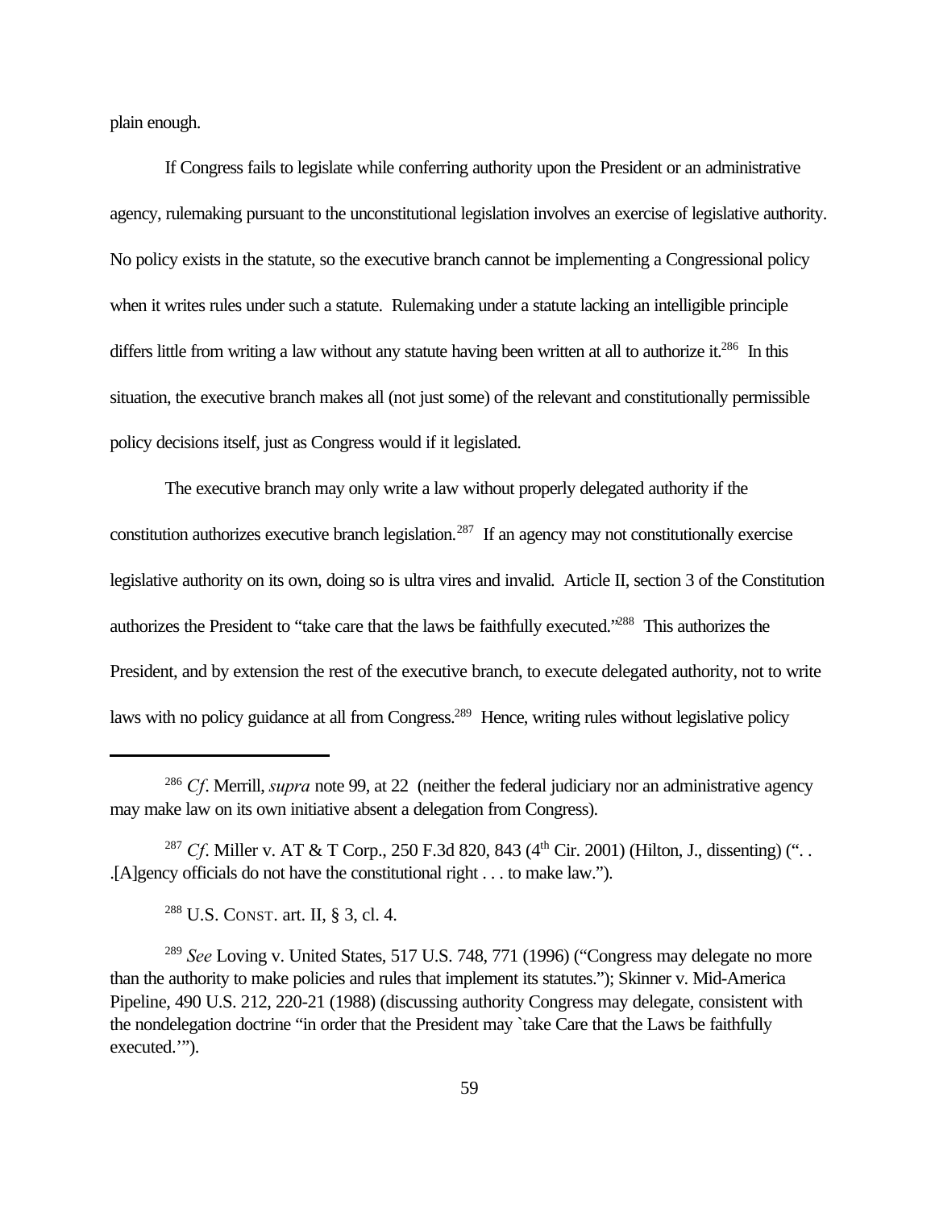plain enough.

If Congress fails to legislate while conferring authority upon the President or an administrative agency, rulemaking pursuant to the unconstitutional legislation involves an exercise of legislative authority. No policy exists in the statute, so the executive branch cannot be implementing a Congressional policy when it writes rules under such a statute. Rulemaking under a statute lacking an intelligible principle differs little from writing a law without any statute having been written at all to authorize it.[286] In this situation, the executive branch makes all (not just some) of the relevant and constitutionally permissible policy decisions itself, just as Congress would if it legislated.

The executive branch may only write a law without properly delegated authority if the constitution authorizes executive branch legislation.[287] If an agency may not constitutionally exercise legislative authority on its own, doing so is ultra vires and invalid. Article II, section 3 of the Constitution authorizes the President to "take care that the laws be faithfully executed."[288] This authorizes the President, and by extension the rest of the executive branch, to execute delegated authority, not to write laws with no policy guidance at all from Congress.[289] Hence, writing rules without legislative policy

---

[286] *Cf*. Merrill, *supra* note 99, at 22 (neither the federal judiciary nor an administrative agency may make law on its own initiative absent a delegation from Congress).

[287] *Cf*. Miller v. AT & T Corp., 250 F.3d 820, 843 (4th Cir. 2001) (Hilton, J., dissenting) (". . .[A]gency officials do not have the constitutional right . . . to make law.").

[288] U.S. CONST. art. II, § 3, cl. 4.

[289] *See* Loving v. United States, 517 U.S. 748, 771 (1996) ("Congress may delegate no more than the authority to make policies and rules that implement its statutes."); Skinner v. Mid-America Pipeline, 490 U.S. 212, 220-21 (1988) (discussing authority Congress may delegate, consistent with the nondelegation doctrine "in order that the President may `take Care that the Laws be faithfully executed.'").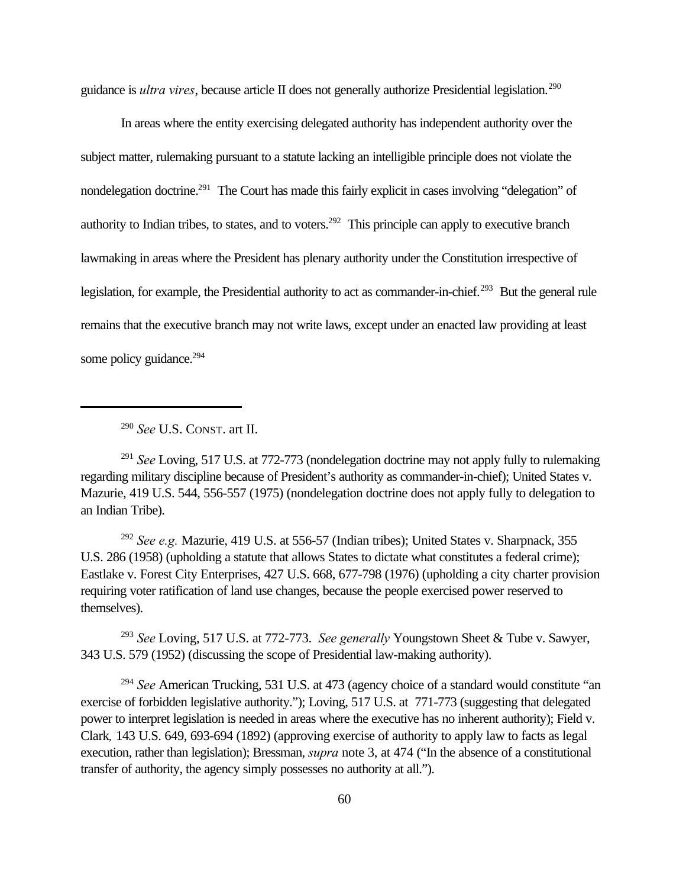guidance is *ultra vires*, because article II does not generally authorize Presidential legislation.[290]

In areas where the entity exercising delegated authority has independent authority over the subject matter, rulemaking pursuant to a statute lacking an intelligible principle does not violate the nondelegation doctrine.[291] The Court has made this fairly explicit in cases involving "delegation" of authority to Indian tribes, to states, and to voters.[292] This principle can apply to executive branch lawmaking in areas where the President has plenary authority under the Constitution irrespective of legislation, for example, the Presidential authority to act as commander-in-chief.[293] But the general rule remains that the executive branch may not write laws, except under an enacted law providing at least some policy guidance.[294]

---

[290] *See* U.S. CONST. art II.

[291] *See* Loving, 517 U.S. at 772-773 (nondelegation doctrine may not apply fully to rulemaking regarding military discipline because of President's authority as commander-in-chief); United States v. Mazurie, 419 U.S. 544, 556-557 (1975) (nondelegation doctrine does not apply fully to delegation to an Indian Tribe).

[292] *See e.g.* Mazurie, 419 U.S. at 556-57 (Indian tribes); United States v. Sharpnack, 355 U.S. 286 (1958) (upholding a statute that allows States to dictate what constitutes a federal crime); Eastlake v. Forest City Enterprises, 427 U.S. 668, 677-798 (1976) (upholding a city charter provision requiring voter ratification of land use changes, because the people exercised power reserved to themselves).

[293] *See* Loving, 517 U.S. at 772-773. *See generally* Youngstown Sheet & Tube v. Sawyer, 343 U.S. 579 (1952) (discussing the scope of Presidential law-making authority).

[294] *See* American Trucking, 531 U.S. at 473 (agency choice of a standard would constitute "an exercise of forbidden legislative authority."); Loving, 517 U.S. at 771-773 (suggesting that delegated power to interpret legislation is needed in areas where the executive has no inherent authority); Field v. Clark*,* 143 U.S. 649, 693-694 (1892) (approving exercise of authority to apply law to facts as legal execution, rather than legislation); Bressman, *supra* note 3, at 474 ("In the absence of a constitutional transfer of authority, the agency simply possesses no authority at all.").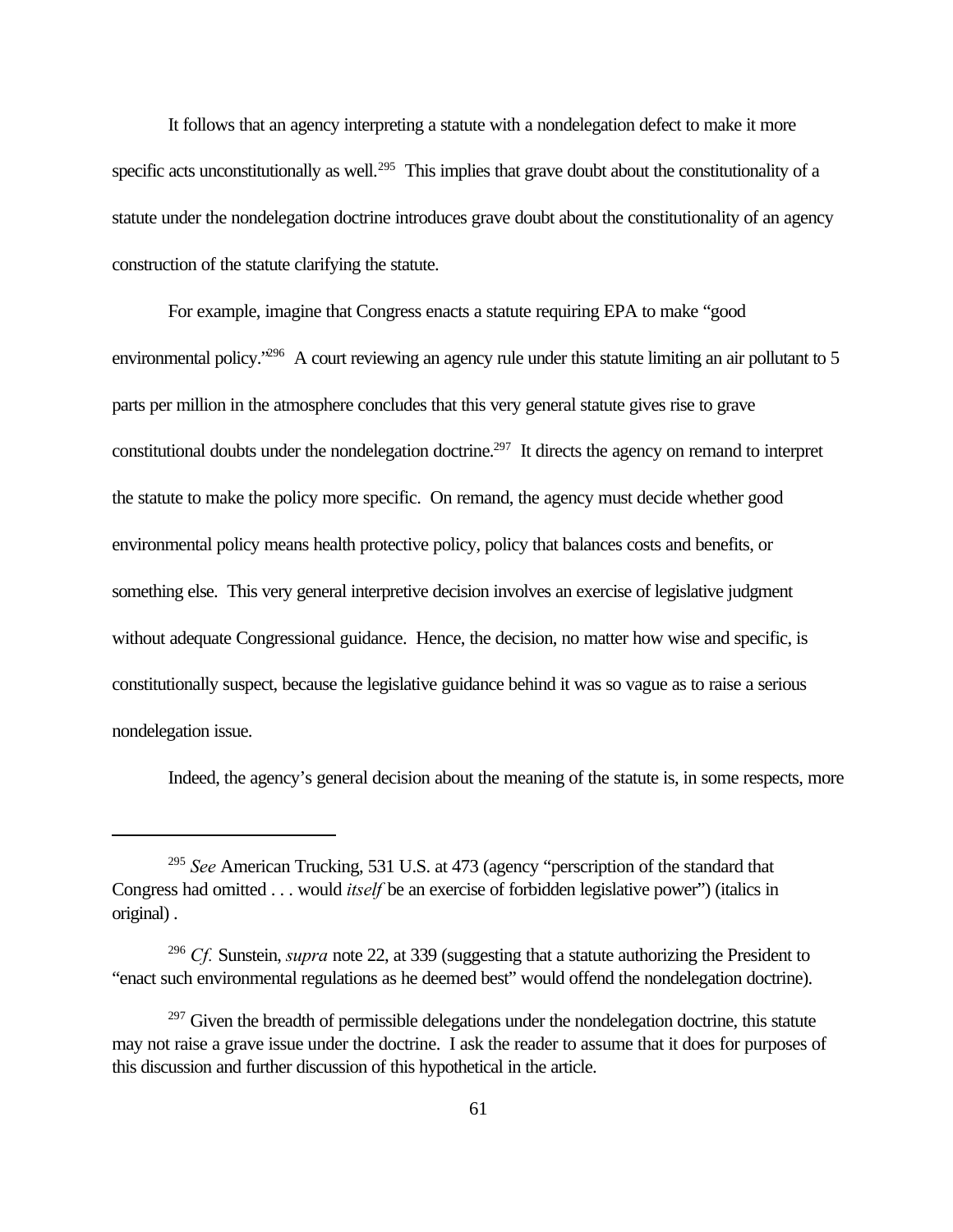It follows that an agency interpreting a statute with a nondelegation defect to make it more specific acts unconstitutionally as well.[295] This implies that grave doubt about the constitutionality of a statute under the nondelegation doctrine introduces grave doubt about the constitutionality of an agency construction of the statute clarifying the statute.

For example, imagine that Congress enacts a statute requiring EPA to make "good environmental policy."[296] A court reviewing an agency rule under this statute limiting an air pollutant to 5 parts per million in the atmosphere concludes that this very general statute gives rise to grave constitutional doubts under the nondelegation doctrine.[297] It directs the agency on remand to interpret the statute to make the policy more specific. On remand, the agency must decide whether good environmental policy means health protective policy, policy that balances costs and benefits, or something else. This very general interpretive decision involves an exercise of legislative judgment without adequate Congressional guidance. Hence, the decision, no matter how wise and specific, is constitutionally suspect, because the legislative guidance behind it was so vague as to raise a serious nondelegation issue.

Indeed, the agency's general decision about the meaning of the statute is, in some respects, more

---

[295] *See* American Trucking, 531 U.S. at 473 (agency "perscription of the standard that Congress had omitted . . . would *itself* be an exercise of forbidden legislative power") (italics in original) .

[296] *Cf.* Sunstein, *supra* note 22, at 339 (suggesting that a statute authorizing the President to "enact such environmental regulations as he deemed best" would offend the nondelegation doctrine).

[297] Given the breadth of permissible delegations under the nondelegation doctrine, this statute may not raise a grave issue under the doctrine. I ask the reader to assume that it does for purposes of this discussion and further discussion of this hypothetical in the article.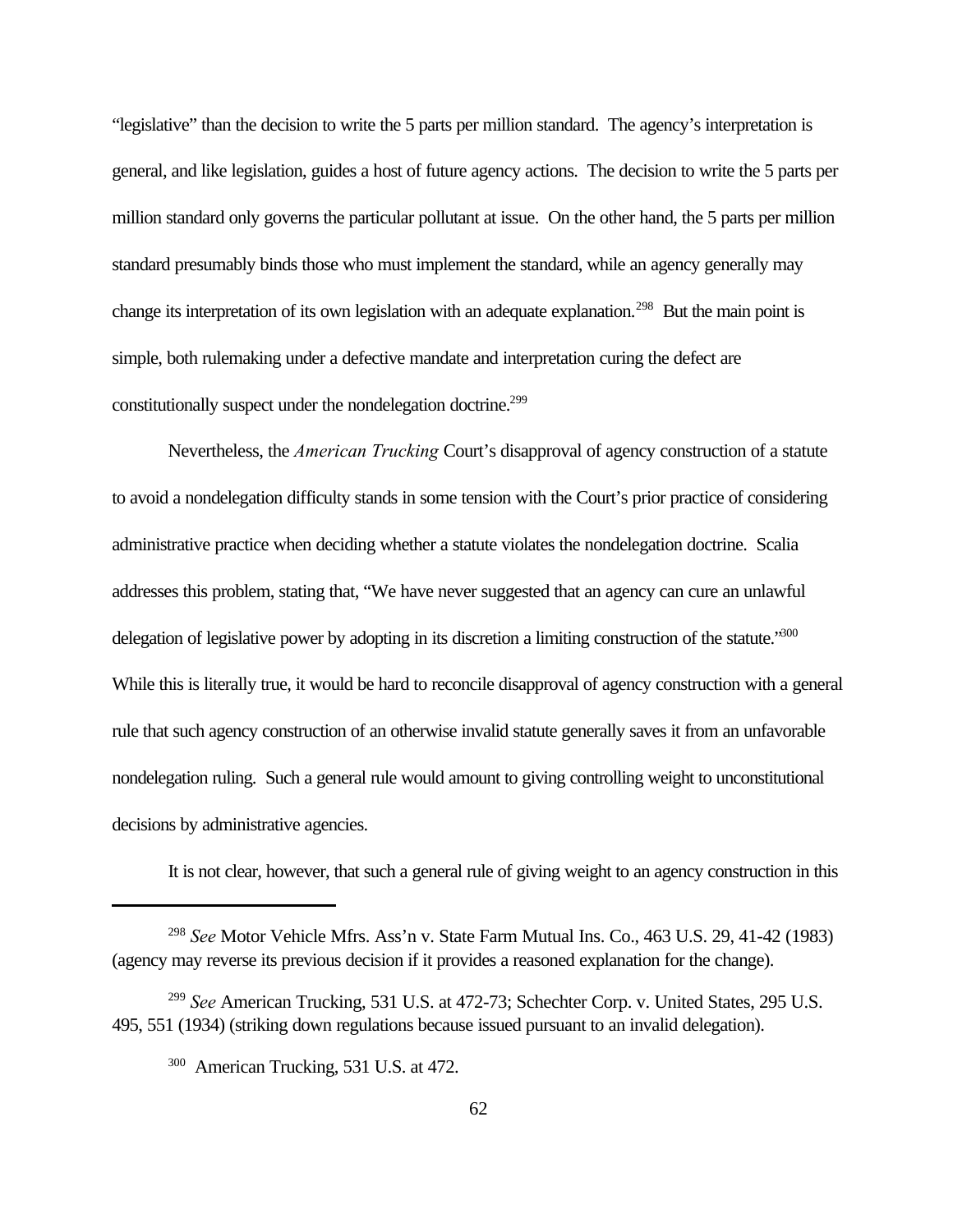"legislative" than the decision to write the 5 parts per million standard. The agency's interpretation is general, and like legislation, guides a host of future agency actions. The decision to write the 5 parts per million standard only governs the particular pollutant at issue. On the other hand, the 5 parts per million standard presumably binds those who must implement the standard, while an agency generally may change its interpretation of its own legislation with an adequate explanation.[298] But the main point is simple, both rulemaking under a defective mandate and interpretation curing the defect are constitutionally suspect under the nondelegation doctrine.[299]

Nevertheless, the *American Trucking* Court's disapproval of agency construction of a statute to avoid a nondelegation difficulty stands in some tension with the Court's prior practice of considering administrative practice when deciding whether a statute violates the nondelegation doctrine. Scalia addresses this problem, stating that, "We have never suggested that an agency can cure an unlawful delegation of legislative power by adopting in its discretion a limiting construction of the statute."[300] While this is literally true, it would be hard to reconcile disapproval of agency construction with a general rule that such agency construction of an otherwise invalid statute generally saves it from an unfavorable nondelegation ruling. Such a general rule would amount to giving controlling weight to unconstitutional decisions by administrative agencies.

It is not clear, however, that such a general rule of giving weight to an agency construction in this

---

[298] *See* Motor Vehicle Mfrs. Ass'n v. State Farm Mutual Ins. Co., 463 U.S. 29, 41-42 (1983) (agency may reverse its previous decision if it provides a reasoned explanation for the change).

[299] *See* American Trucking, 531 U.S. at 472-73; Schechter Corp. v. United States, 295 U.S. 495, 551 (1934) (striking down regulations because issued pursuant to an invalid delegation).

[300] American Trucking, 531 U.S. at 472.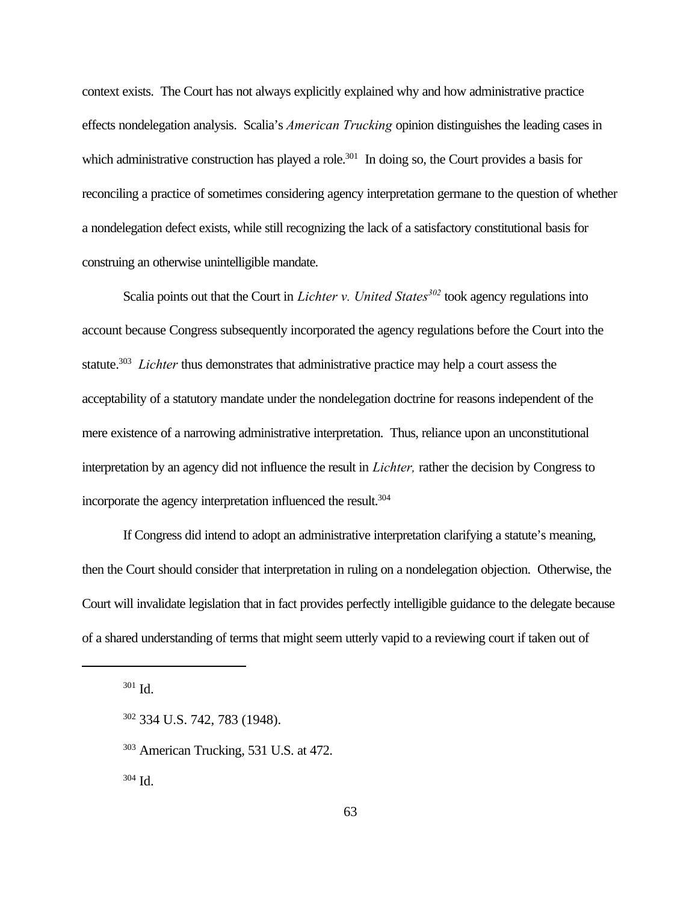context exists. The Court has not always explicitly explained why and how administrative practice effects nondelegation analysis. Scalia's *American Trucking* opinion distinguishes the leading cases in which administrative construction has played a role.[301] In doing so, the Court provides a basis for reconciling a practice of sometimes considering agency interpretation germane to the question of whether a nondelegation defect exists, while still recognizing the lack of a satisfactory constitutional basis for construing an otherwise unintelligible mandate.

Scalia points out that the Court in *Lichter v. United States*[302] took agency regulations into account because Congress subsequently incorporated the agency regulations before the Court into the statute.[303] *Lichter* thus demonstrates that administrative practice may help a court assess the acceptability of a statutory mandate under the nondelegation doctrine for reasons independent of the mere existence of a narrowing administrative interpretation. Thus, reliance upon an unconstitutional interpretation by an agency did not influence the result in *Lichter,* rather the decision by Congress to incorporate the agency interpretation influenced the result.[304]

If Congress did intend to adopt an administrative interpretation clarifying a statute's meaning, then the Court should consider that interpretation in ruling on a nondelegation objection. Otherwise, the Court will invalidate legislation that in fact provides perfectly intelligible guidance to the delegate because of a shared understanding of terms that might seem utterly vapid to a reviewing court if taken out of

---

[301] Id.

[302] 334 U.S. 742, 783 (1948).

[303] American Trucking, 531 U.S. at 472.

[304] Id.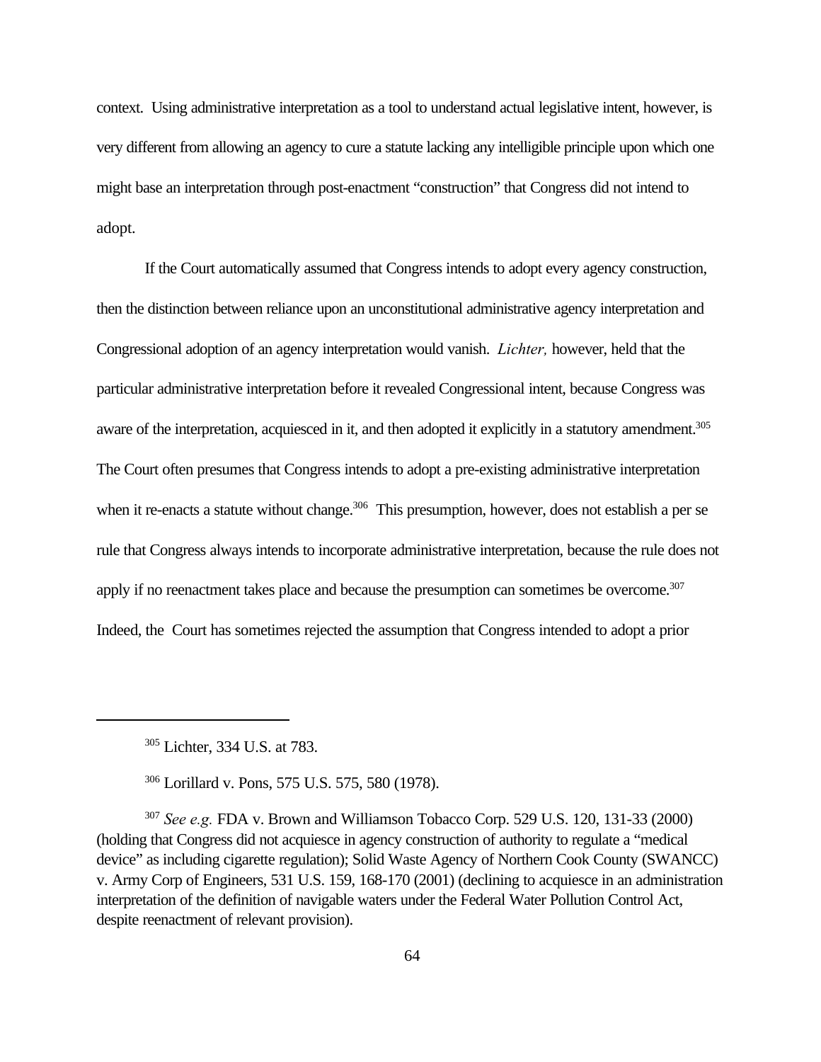context. Using administrative interpretation as a tool to understand actual legislative intent, however, is very different from allowing an agency to cure a statute lacking any intelligible principle upon which one might base an interpretation through post-enactment "construction" that Congress did not intend to adopt.

If the Court automatically assumed that Congress intends to adopt every agency construction, then the distinction between reliance upon an unconstitutional administrative agency interpretation and Congressional adoption of an agency interpretation would vanish. *Lichter,* however, held that the particular administrative interpretation before it revealed Congressional intent, because Congress was aware of the interpretation, acquiesced in it, and then adopted it explicitly in a statutory amendment.[305] The Court often presumes that Congress intends to adopt a pre-existing administrative interpretation when it re-enacts a statute without change.[306] This presumption, however, does not establish a per se rule that Congress always intends to incorporate administrative interpretation, because the rule does not apply if no reenactment takes place and because the presumption can sometimes be overcome.[307] Indeed, the Court has sometimes rejected the assumption that Congress intended to adopt a prior

---

[305] Lichter, 334 U.S. at 783.

[306] Lorillard v. Pons, 575 U.S. 575, 580 (1978).

[307] *See e.g.* FDA v. Brown and Williamson Tobacco Corp. 529 U.S. 120, 131-33 (2000) (holding that Congress did not acquiesce in agency construction of authority to regulate a "medical device" as including cigarette regulation); Solid Waste Agency of Northern Cook County (SWANCC) v. Army Corp of Engineers, 531 U.S. 159, 168-170 (2001) (declining to acquiesce in an administration interpretation of the definition of navigable waters under the Federal Water Pollution Control Act, despite reenactment of relevant provision).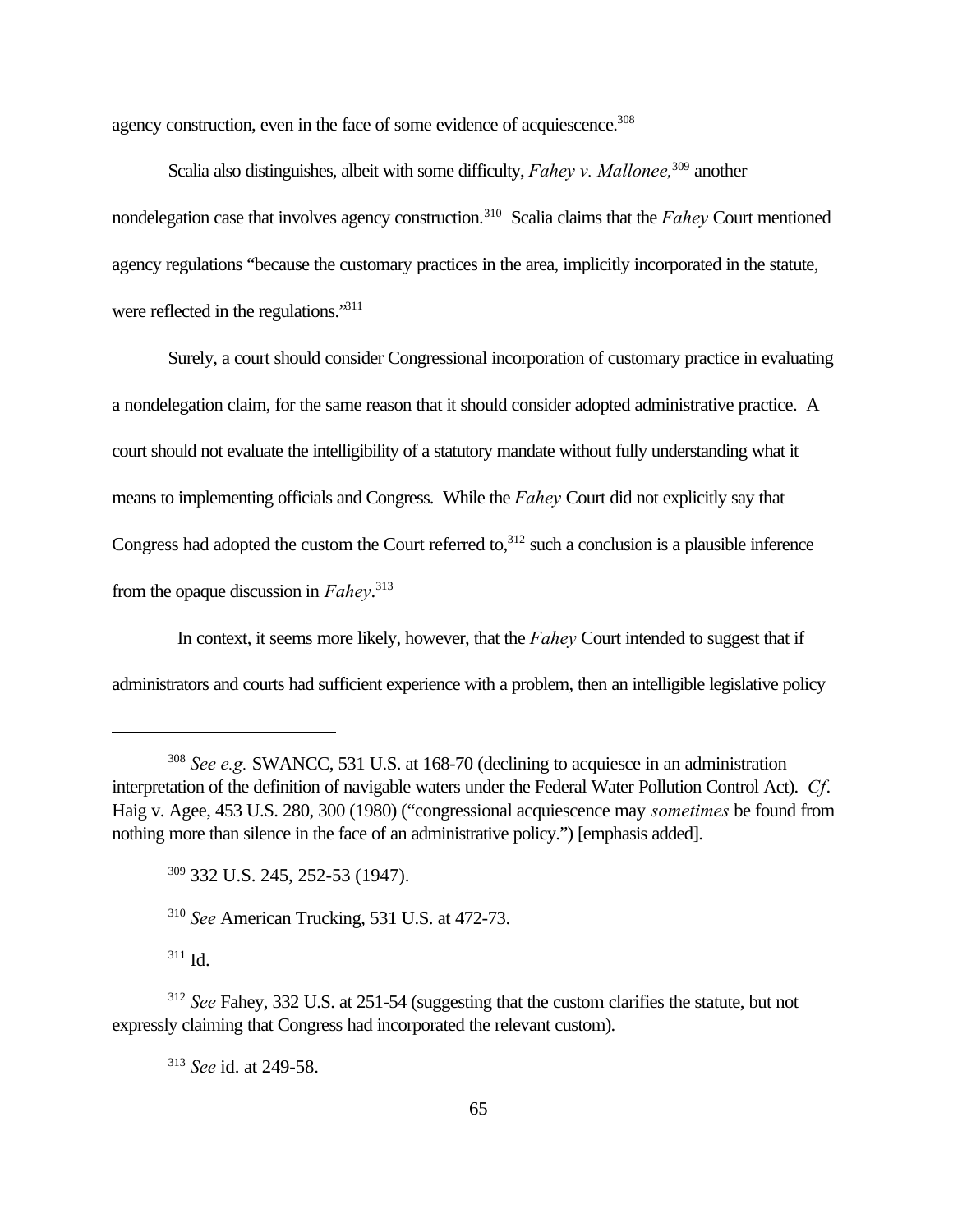agency construction, even in the face of some evidence of acquiescence.[308]

Scalia also distinguishes, albeit with some difficulty, *Fahey v. Mallonee,*[309] another nondelegation case that involves agency construction.[310] Scalia claims that the *Fahey* Court mentioned agency regulations "because the customary practices in the area, implicitly incorporated in the statute, were reflected in the regulations."[311]

Surely, a court should consider Congressional incorporation of customary practice in evaluating a nondelegation claim, for the same reason that it should consider adopted administrative practice. A court should not evaluate the intelligibility of a statutory mandate without fully understanding what it means to implementing officials and Congress. While the *Fahey* Court did not explicitly say that Congress had adopted the custom the Court referred to,[312] such a conclusion is a plausible inference from the opaque discussion in *Fahey*.[313]

In context, it seems more likely, however, that the *Fahey* Court intended to suggest that if administrators and courts had sufficient experience with a problem, then an intelligible legislative policy

---

[308] *See e.g.* SWANCC, 531 U.S. at 168-70 (declining to acquiesce in an administration interpretation of the definition of navigable waters under the Federal Water Pollution Control Act). *Cf*. Haig v. Agee, 453 U.S. 280, 300 (1980) ("congressional acquiescence may *sometimes* be found from nothing more than silence in the face of an administrative policy.") [emphasis added].

[309] 332 U.S. 245, 252-53 (1947).

[310] *See* American Trucking, 531 U.S. at 472-73.

[311] Id.

[312] *See* Fahey, 332 U.S. at 251-54 (suggesting that the custom clarifies the statute, but not expressly claiming that Congress had incorporated the relevant custom).

[313] *See* id. at 249-58.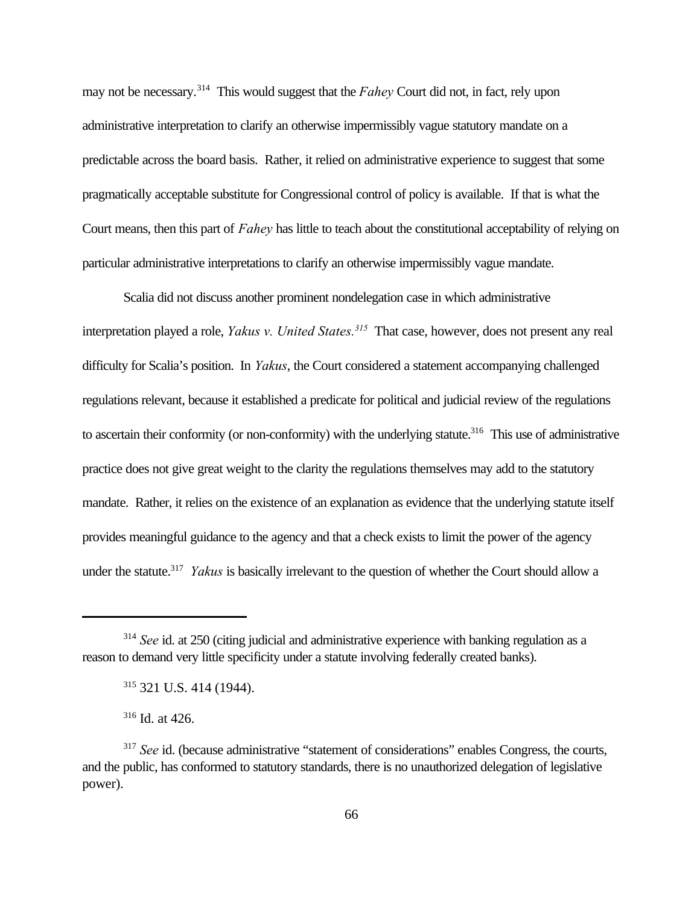may not be necessary.[314] This would suggest that the *Fahey* Court did not, in fact, rely upon administrative interpretation to clarify an otherwise impermissibly vague statutory mandate on a predictable across the board basis. Rather, it relied on administrative experience to suggest that some pragmatically acceptable substitute for Congressional control of policy is available. If that is what the Court means, then this part of *Fahey* has little to teach about the constitutional acceptability of relying on particular administrative interpretations to clarify an otherwise impermissibly vague mandate.

Scalia did not discuss another prominent nondelegation case in which administrative interpretation played a role, *Yakus v. United States.*[315] That case, however, does not present any real difficulty for Scalia's position. In *Yakus*, the Court considered a statement accompanying challenged regulations relevant, because it established a predicate for political and judicial review of the regulations to ascertain their conformity (or non-conformity) with the underlying statute.[316] This use of administrative practice does not give great weight to the clarity the regulations themselves may add to the statutory mandate. Rather, it relies on the existence of an explanation as evidence that the underlying statute itself provides meaningful guidance to the agency and that a check exists to limit the power of the agency under the statute.[317] *Yakus* is basically irrelevant to the question of whether the Court should allow a

---

[314] *See* id. at 250 (citing judicial and administrative experience with banking regulation as a reason to demand very little specificity under a statute involving federally created banks).

[315] 321 U.S. 414 (1944).

[316] Id. at 426.

[317] *See* id. (because administrative "statement of considerations" enables Congress, the courts, and the public, has conformed to statutory standards, there is no unauthorized delegation of legislative power).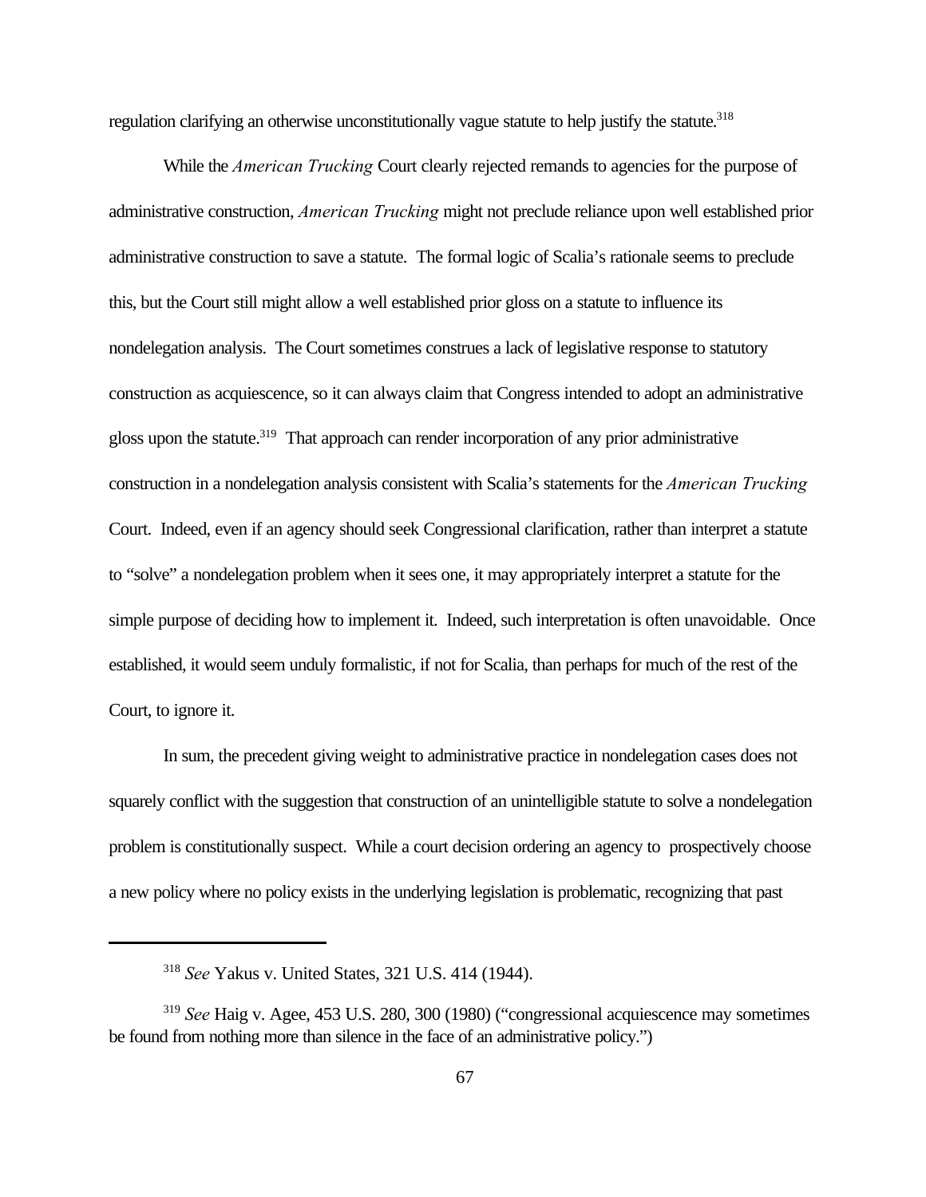regulation clarifying an otherwise unconstitutionally vague statute to help justify the statute.[318]

While the *American Trucking* Court clearly rejected remands to agencies for the purpose of administrative construction, *American Trucking* might not preclude reliance upon well established prior administrative construction to save a statute. The formal logic of Scalia's rationale seems to preclude this, but the Court still might allow a well established prior gloss on a statute to influence its nondelegation analysis. The Court sometimes construes a lack of legislative response to statutory construction as acquiescence, so it can always claim that Congress intended to adopt an administrative gloss upon the statute.[319] That approach can render incorporation of any prior administrative construction in a nondelegation analysis consistent with Scalia's statements for the *American Trucking* Court. Indeed, even if an agency should seek Congressional clarification, rather than interpret a statute to "solve" a nondelegation problem when it sees one, it may appropriately interpret a statute for the simple purpose of deciding how to implement it. Indeed, such interpretation is often unavoidable. Once established, it would seem unduly formalistic, if not for Scalia, than perhaps for much of the rest of the Court, to ignore it.

In sum, the precedent giving weight to administrative practice in nondelegation cases does not squarely conflict with the suggestion that construction of an unintelligible statute to solve a nondelegation problem is constitutionally suspect. While a court decision ordering an agency to prospectively choose a new policy where no policy exists in the underlying legislation is problematic, recognizing that past

---

[318] *See* Yakus v. United States, 321 U.S. 414 (1944).

[319] *See* Haig v. Agee, 453 U.S. 280, 300 (1980) ("congressional acquiescence may sometimes be found from nothing more than silence in the face of an administrative policy.")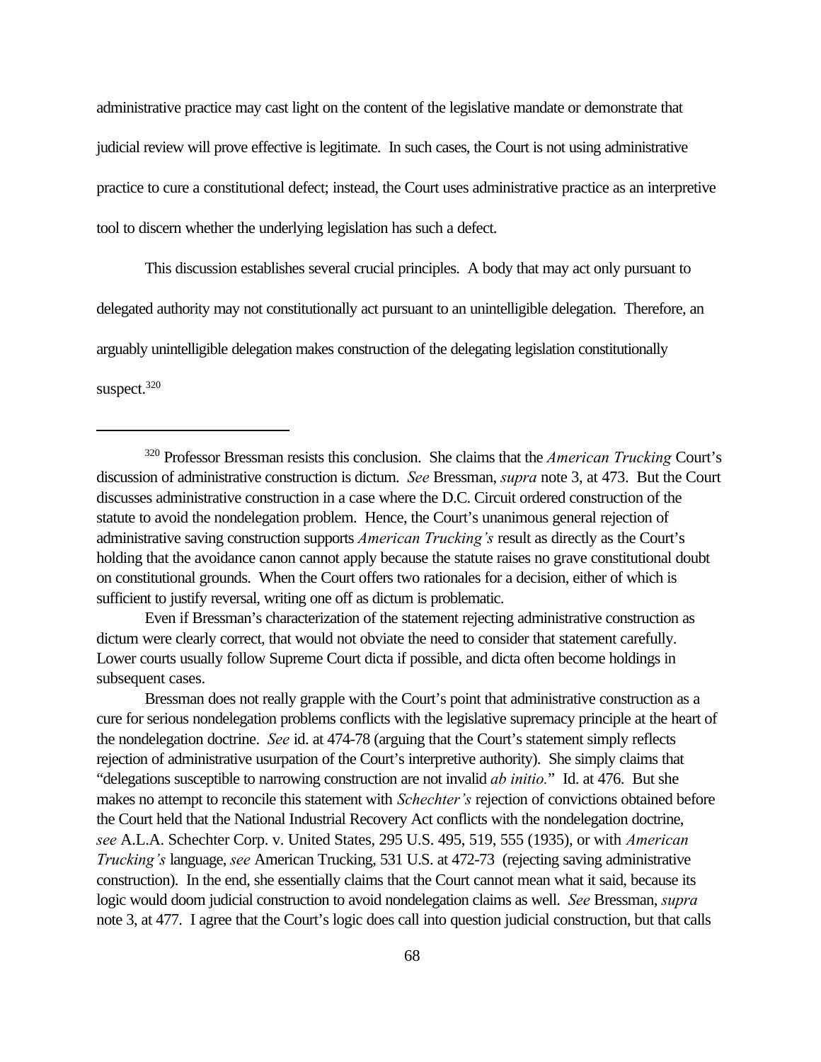administrative practice may cast light on the content of the legislative mandate or demonstrate that judicial review will prove effective is legitimate. In such cases, the Court is not using administrative practice to cure a constitutional defect; instead, the Court uses administrative practice as an interpretive tool to discern whether the underlying legislation has such a defect.

This discussion establishes several crucial principles. A body that may act only pursuant to delegated authority may not constitutionally act pursuant to an unintelligible delegation. Therefore, an arguably unintelligible delegation makes construction of the delegating legislation constitutionally suspect.[320]

---

[320] Professor Bressman resists this conclusion. She claims that the *American Trucking* Court's discussion of administrative construction is dictum. *See* Bressman, *supra* note 3, at 473. But the Court discusses administrative construction in a case where the D.C. Circuit ordered construction of the statute to avoid the nondelegation problem. Hence, the Court's unanimous general rejection of administrative saving construction supports *American Trucking's* result as directly as the Court's holding that the avoidance canon cannot apply because the statute raises no grave constitutional doubt on constitutional grounds. When the Court offers two rationales for a decision, either of which is sufficient to justify reversal, writing one off as dictum is problematic.

Even if Bressman's characterization of the statement rejecting administrative construction as dictum were clearly correct, that would not obviate the need to consider that statement carefully. Lower courts usually follow Supreme Court dicta if possible, and dicta often become holdings in subsequent cases.

Bressman does not really grapple with the Court's point that administrative construction as a cure for serious nondelegation problems conflicts with the legislative supremacy principle at the heart of the nondelegation doctrine. *See* id. at 474-78 (arguing that the Court's statement simply reflects rejection of administrative usurpation of the Court's interpretive authority). She simply claims that "delegations susceptible to narrowing construction are not invalid *ab initio*." Id. at 476. But she makes no attempt to reconcile this statement with *Schechter's* rejection of convictions obtained before the Court held that the National Industrial Recovery Act conflicts with the nondelegation doctrine, *see* A.L.A. Schechter Corp. v. United States, 295 U.S. 495, 519, 555 (1935), or with *American Trucking's* language, *see* American Trucking, 531 U.S. at 472-73 (rejecting saving administrative construction). In the end, she essentially claims that the Court cannot mean what it said, because its logic would doom judicial construction to avoid nondelegation claims as well. *See* Bressman, *supra* note 3, at 477. I agree that the Court's logic does call into question judicial construction, but that calls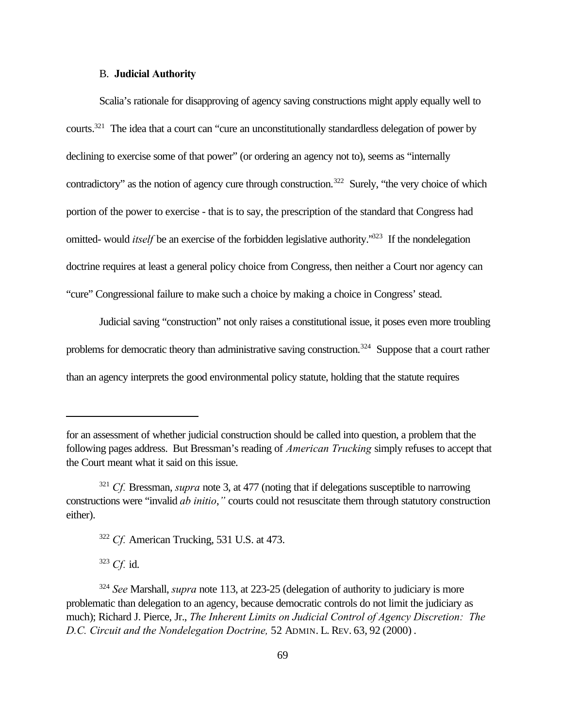### B. **Judicial Authority**

Scalia's rationale for disapproving of agency saving constructions might apply equally well to courts.[321] The idea that a court can "cure an unconstitutionally standardless delegation of power by declining to exercise some of that power" (or ordering an agency not to), seems as "internally contradictory" as the notion of agency cure through construction.[322] Surely, "the very choice of which portion of the power to exercise - that is to say, the prescription of the standard that Congress had omitted- would *itself* be an exercise of the forbidden legislative authority."[323] If the nondelegation doctrine requires at least a general policy choice from Congress, then neither a Court nor agency can "cure" Congressional failure to make such a choice by making a choice in Congress' stead.

Judicial saving "construction" not only raises a constitutional issue, it poses even more troubling problems for democratic theory than administrative saving construction.[324] Suppose that a court rather than an agency interprets the good environmental policy statute, holding that the statute requires

---

for an assessment of whether judicial construction should be called into question, a problem that the following pages address. But Bressman's reading of *American Trucking* simply refuses to accept that the Court meant what it said on this issue.

[321] *Cf.* Bressman, *supra* note 3, at 477 (noting that if delegations susceptible to narrowing constructions were "invalid *ab initio*," courts could not resuscitate them through statutory construction either).

[322] *Cf.* American Trucking, 531 U.S. at 473.

[323] *Cf.* id.

[324] *See* Marshall, *supra* note 113, at 223-25 (delegation of authority to judiciary is more problematic than delegation to an agency, because democratic controls do not limit the judiciary as much); Richard J. Pierce, Jr., *The Inherent Limits on Judicial Control of Agency Discretion: The D.C. Circuit and the Nondelegation Doctrine,* 52 ADMIN. L. REV. 63, 92 (2000) .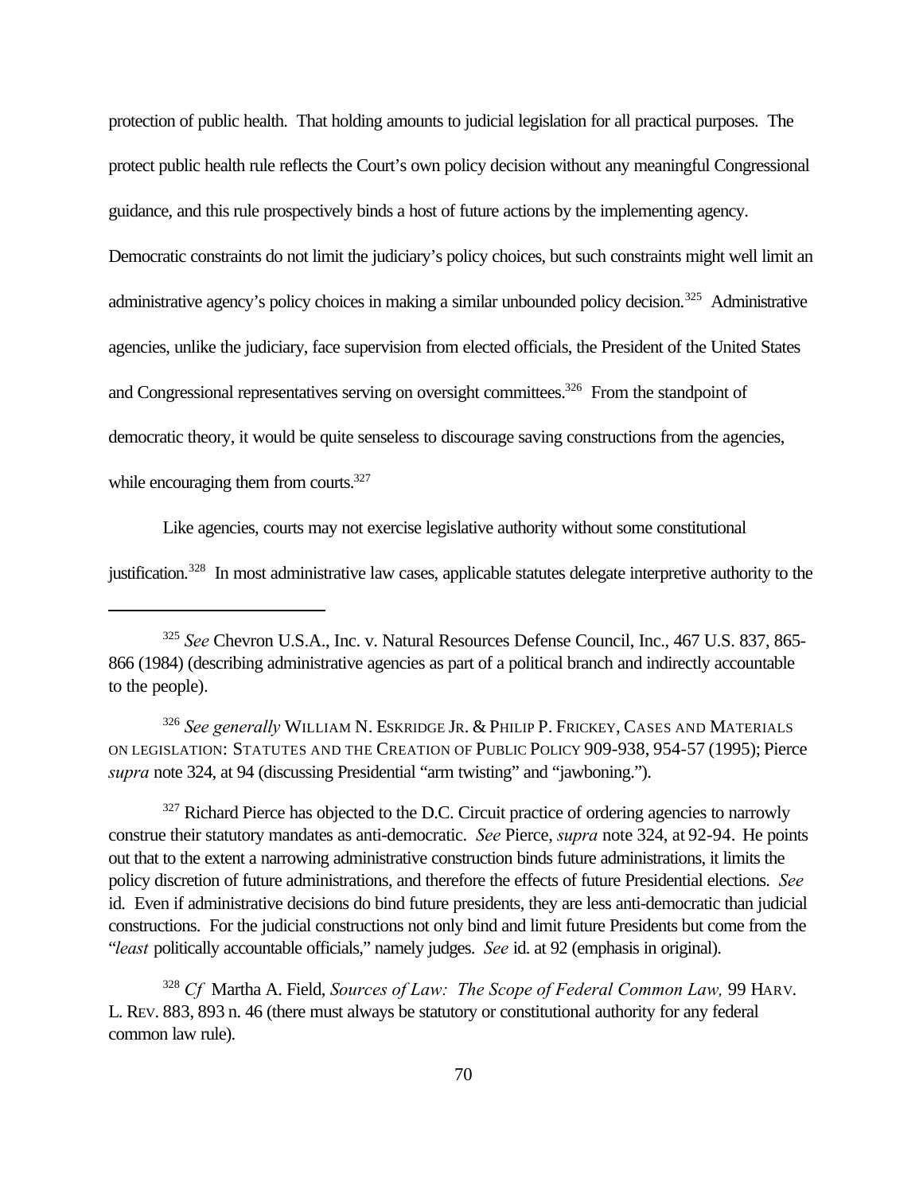protection of public health. That holding amounts to judicial legislation for all practical purposes. The protect public health rule reflects the Court's own policy decision without any meaningful Congressional guidance, and this rule prospectively binds a host of future actions by the implementing agency. Democratic constraints do not limit the judiciary's policy choices, but such constraints might well limit an administrative agency's policy choices in making a similar unbounded policy decision.[325] Administrative agencies, unlike the judiciary, face supervision from elected officials, the President of the United States and Congressional representatives serving on oversight committees.[326] From the standpoint of democratic theory, it would be quite senseless to discourage saving constructions from the agencies, while encouraging them from courts.[327]

Like agencies, courts may not exercise legislative authority without some constitutional justification.[328] In most administrative law cases, applicable statutes delegate interpretive authority to the

---

[325] *See* Chevron U.S.A., Inc. v. Natural Resources Defense Council, Inc., 467 U.S. 837, 865-866 (1984) (describing administrative agencies as part of a political branch and indirectly accountable to the people).

[326] *See generally* WILLIAM N. ESKRIDGE JR. & PHILIP P. FRICKEY, CASES AND MATERIALS ON LEGISLATION: STATUTES AND THE CREATION OF PUBLIC POLICY 909-938, 954-57 (1995); Pierce *supra* note 324, at 94 (discussing Presidential "arm twisting" and "jawboning.").

[327] Richard Pierce has objected to the D.C. Circuit practice of ordering agencies to narrowly construe their statutory mandates as anti-democratic. *See* Pierce, *supra* note 324, at 92-94. He points out that to the extent a narrowing administrative construction binds future administrations, it limits the policy discretion of future administrations, and therefore the effects of future Presidential elections. *See* id. Even if administrative decisions do bind future presidents, they are less anti-democratic than judicial constructions. For the judicial constructions not only bind and limit future Presidents but come from the "*least* politically accountable officials," namely judges. *See* id. at 92 (emphasis in original).

[328] *Cf* Martha A. Field, *Sources of Law: The Scope of Federal Common Law,* 99 HARV. L. REV. 883, 893 n. 46 (there must always be statutory or constitutional authority for any federal common law rule).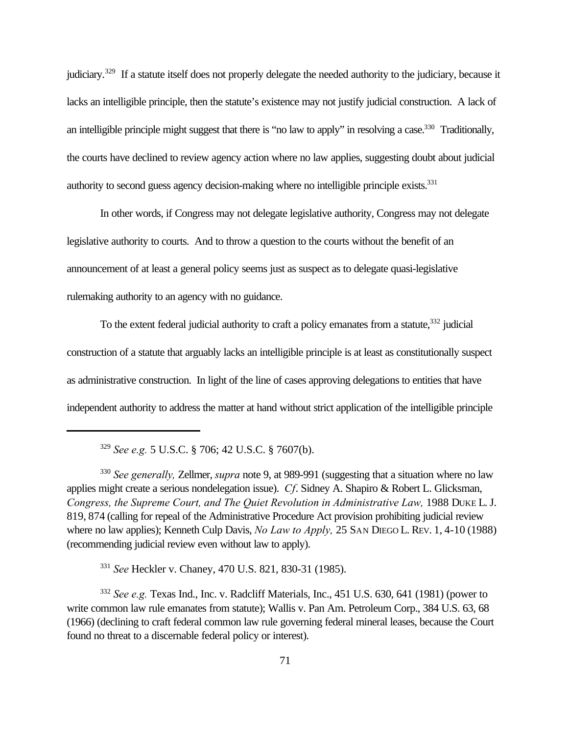judiciary.[329] If a statute itself does not properly delegate the needed authority to the judiciary, because it lacks an intelligible principle, then the statute's existence may not justify judicial construction. A lack of an intelligible principle might suggest that there is "no law to apply" in resolving a case.[330] Traditionally, the courts have declined to review agency action where no law applies, suggesting doubt about judicial authority to second guess agency decision-making where no intelligible principle exists.[331]

In other words, if Congress may not delegate legislative authority, Congress may not delegate legislative authority to courts. And to throw a question to the courts without the benefit of an announcement of at least a general policy seems just as suspect as to delegate quasi-legislative rulemaking authority to an agency with no guidance.

To the extent federal judicial authority to craft a policy emanates from a statute,[332] judicial construction of a statute that arguably lacks an intelligible principle is at least as constitutionally suspect as administrative construction. In light of the line of cases approving delegations to entities that have independent authority to address the matter at hand without strict application of the intelligible principle

---

[329] *See e.g.* 5 U.S.C. § 706; 42 U.S.C. § 7607(b).

[330] *See generally,* Zellmer, *supra* note 9, at 989-991 (suggesting that a situation where no law applies might create a serious nondelegation issue). *Cf*. Sidney A. Shapiro & Robert L. Glicksman, *Congress, the Supreme Court, and The Quiet Revolution in Administrative Law,* 1988 DUKE L. J. 819, 874 (calling for repeal of the Administrative Procedure Act provision prohibiting judicial review where no law applies); Kenneth Culp Davis, *No Law to Apply,* 25 SAN DIEGO L. REV. 1, 4-10 (1988) (recommending judicial review even without law to apply).

[331] *See* Heckler v. Chaney, 470 U.S. 821, 830-31 (1985).

[332] *See e.g.* Texas Ind., Inc. v. Radcliff Materials, Inc., 451 U.S. 630, 641 (1981) (power to write common law rule emanates from statute); Wallis v. Pan Am. Petroleum Corp., 384 U.S. 63, 68 (1966) (declining to craft federal common law rule governing federal mineral leases, because the Court found no threat to a discernable federal policy or interest).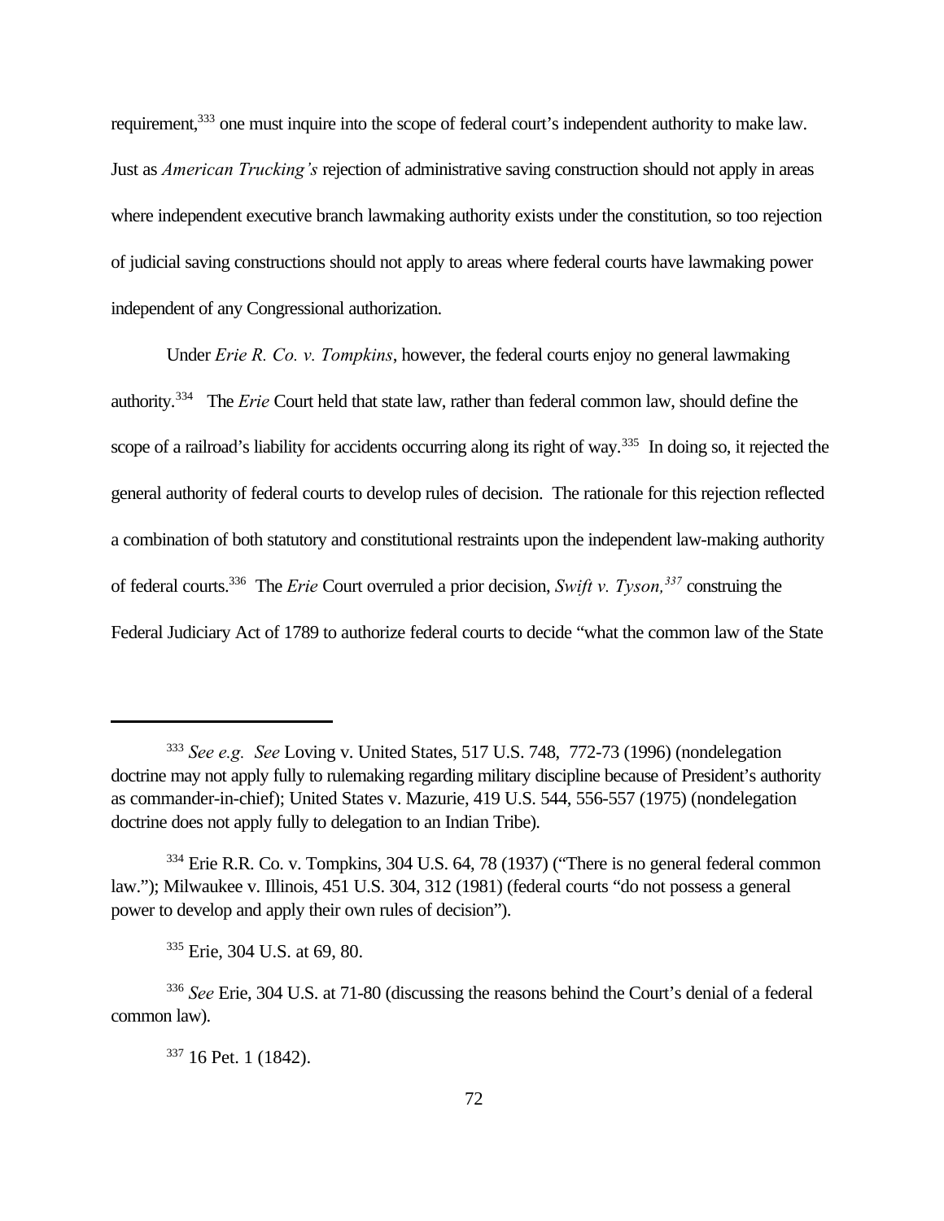requirement,[333] one must inquire into the scope of federal court's independent authority to make law. Just as *American Trucking's* rejection of administrative saving construction should not apply in areas where independent executive branch lawmaking authority exists under the constitution, so too rejection of judicial saving constructions should not apply to areas where federal courts have lawmaking power independent of any Congressional authorization.

Under *Erie R. Co. v. Tompkins*, however, the federal courts enjoy no general lawmaking authority.[334] The *Erie* Court held that state law, rather than federal common law, should define the scope of a railroad's liability for accidents occurring along its right of way.[335] In doing so, it rejected the general authority of federal courts to develop rules of decision. The rationale for this rejection reflected a combination of both statutory and constitutional restraints upon the independent law-making authority of federal courts.[336] The *Erie* Court overruled a prior decision, *Swift v. Tyson,*[337] construing the Federal Judiciary Act of 1789 to authorize federal courts to decide "what the common law of the State

---

[333] *See e.g. See* Loving v. United States, 517 U.S. 748, 772-73 (1996) (nondelegation doctrine may not apply fully to rulemaking regarding military discipline because of President's authority as commander-in-chief); United States v. Mazurie, 419 U.S. 544, 556-557 (1975) (nondelegation doctrine does not apply fully to delegation to an Indian Tribe).

[334] Erie R.R. Co. v. Tompkins, 304 U.S. 64, 78 (1937) ("There is no general federal common law."); Milwaukee v. Illinois, 451 U.S. 304, 312 (1981) (federal courts "do not possess a general power to develop and apply their own rules of decision").

[335] Erie, 304 U.S. at 69, 80.

[336] *See* Erie, 304 U.S. at 71-80 (discussing the reasons behind the Court's denial of a federal common law).

[337] 16 Pet. 1 (1842).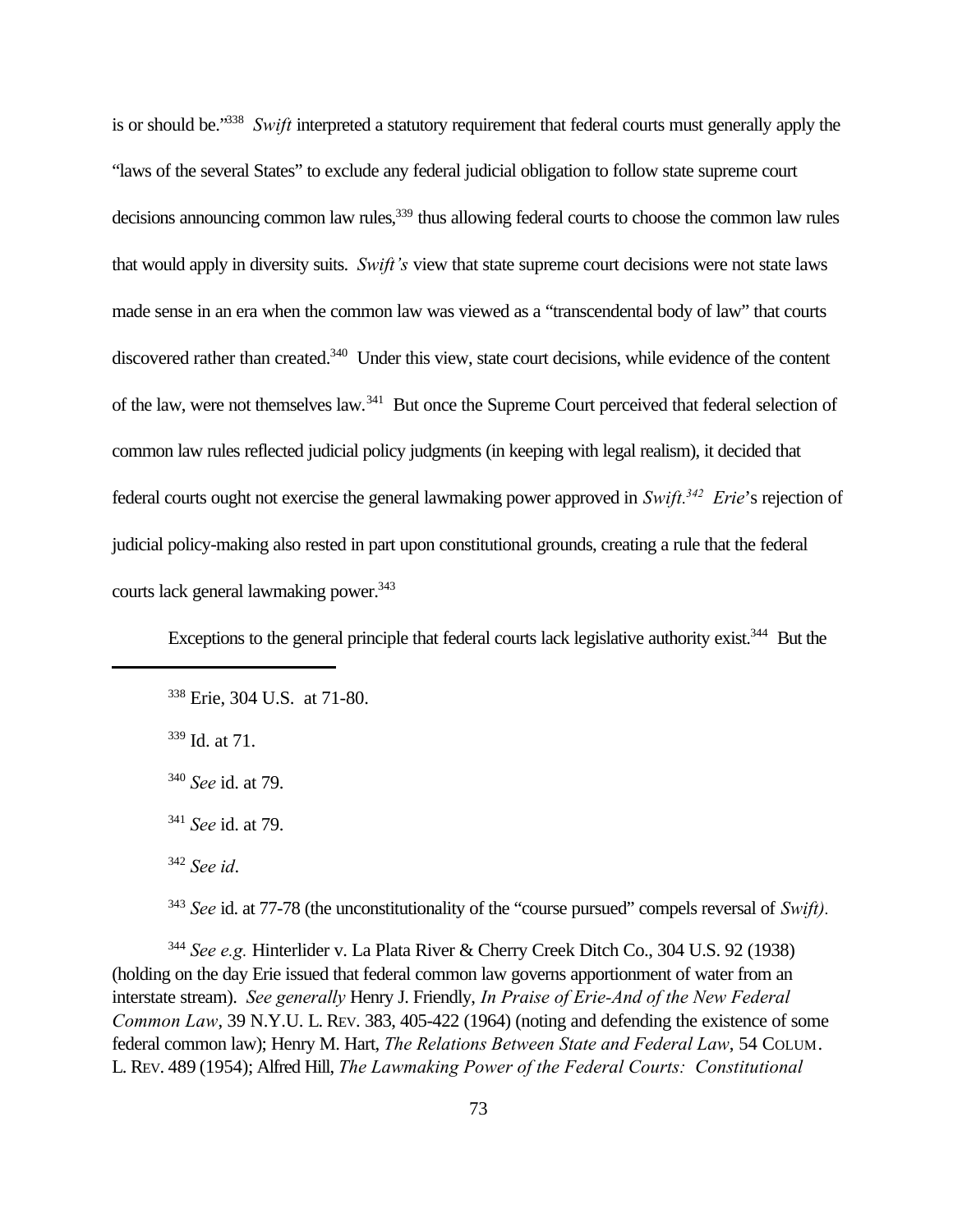is or should be."[338] *Swift* interpreted a statutory requirement that federal courts must generally apply the "laws of the several States" to exclude any federal judicial obligation to follow state supreme court decisions announcing common law rules,[339] thus allowing federal courts to choose the common law rules that would apply in diversity suits. *Swift's* view that state supreme court decisions were not state laws made sense in an era when the common law was viewed as a "transcendental body of law" that courts discovered rather than created.[340] Under this view, state court decisions, while evidence of the content of the law, were not themselves law.[341] But once the Supreme Court perceived that federal selection of common law rules reflected judicial policy judgments (in keeping with legal realism), it decided that federal courts ought not exercise the general lawmaking power approved in *Swift.*[342] *Erie*'s rejection of judicial policy-making also rested in part upon constitutional grounds, creating a rule that the federal courts lack general lawmaking power.[343]

Exceptions to the general principle that federal courts lack legislative authority exist.[344] But the

---

[338] Erie, 304 U.S. at 71-80.

[339] Id. at 71.

[340] *See* id. at 79.

[341] *See* id. at 79.

[342] *See id*.

[343] *See* id. at 77-78 (the unconstitutionality of the "course pursued" compels reversal of *Swift).*

[344] *See e.g.* Hinterlider v. La Plata River & Cherry Creek Ditch Co., 304 U.S. 92 (1938) (holding on the day Erie issued that federal common law governs apportionment of water from an interstate stream). *See generally* Henry J. Friendly, *In Praise of Erie-And of the New Federal Common Law*, 39 N.Y.U. L. REV. 383, 405-422 (1964) (noting and defending the existence of some federal common law); Henry M. Hart, *The Relations Between State and Federal Law*, 54 COLUM. L. REV. 489 (1954); Alfred Hill, *The Lawmaking Power of the Federal Courts: Constitutional*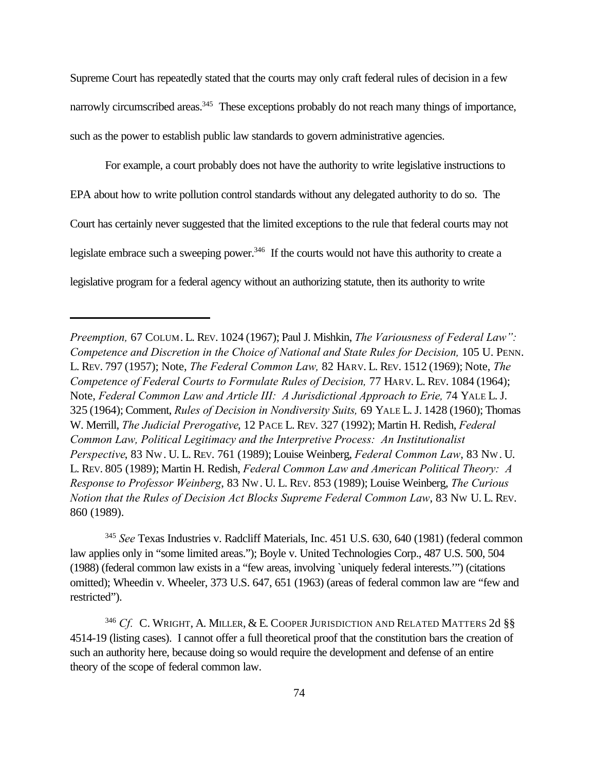Supreme Court has repeatedly stated that the courts may only craft federal rules of decision in a few narrowly circumscribed areas.[345] These exceptions probably do not reach many things of importance, such as the power to establish public law standards to govern administrative agencies.

For example, a court probably does not have the authority to write legislative instructions to EPA about how to write pollution control standards without any delegated authority to do so. The Court has certainly never suggested that the limited exceptions to the rule that federal courts may not legislate embrace such a sweeping power.[346] If the courts would not have this authority to create a legislative program for a federal agency without an authorizing statute, then its authority to write

---

*Preemption,* 67 COLUM. L. REV. 1024 (1967); Paul J. Mishkin, *The Variousness of Federal Law": Competence and Discretion in the Choice of National and State Rules for Decision,* 105 U. PENN. L. REV. 797 (1957); Note, *The Federal Common Law,* 82 HARV. L. REV. 1512 (1969); Note, *The Competence of Federal Courts to Formulate Rules of Decision,* 77 HARV. L. REV. 1084 (1964); Note, *Federal Common Law and Article III: A Jurisdictional Approach to Erie,* 74 YALE L. J. 325 (1964); Comment, *Rules of Decision in Nondiversity Suits,* 69 YALE L. J. 1428 (1960); Thomas W. Merrill, *The Judicial Prerogative*, 12 PACE L. REV. 327 (1992); Martin H. Redish, *Federal Common Law, Political Legitimacy and the Interpretive Process: An Institutionalist Perspective*, 83 NW. U. L. REV. 761 (1989); Louise Weinberg, *Federal Common Law*, 83 NW. U. L. REV. 805 (1989); Martin H. Redish, *Federal Common Law and American Political Theory: A Response to Professor Weinberg*, 83 NW. U. L. REV. 853 (1989); Louise Weinberg, *The Curious Notion that the Rules of Decision Act Blocks Supreme Federal Common Law*, 83 NW U. L. REV. 860 (1989).

[345] *See* Texas Industries v. Radcliff Materials, Inc. 451 U.S. 630, 640 (1981) (federal common law applies only in "some limited areas."); Boyle v. United Technologies Corp., 487 U.S. 500, 504 (1988) (federal common law exists in a "few areas, involving `uniquely federal interests.'") (citations omitted); Wheedin v. Wheeler, 373 U.S. 647, 651 (1963) (areas of federal common law are "few and restricted").

[346] *Cf.* C. WRIGHT, A. MILLER, & E. COOPER JURISDICTION AND RELATED MATTERS 2d §§ 4514-19 (listing cases). I cannot offer a full theoretical proof that the constitution bars the creation of such an authority here, because doing so would require the development and defense of an entire theory of the scope of federal common law.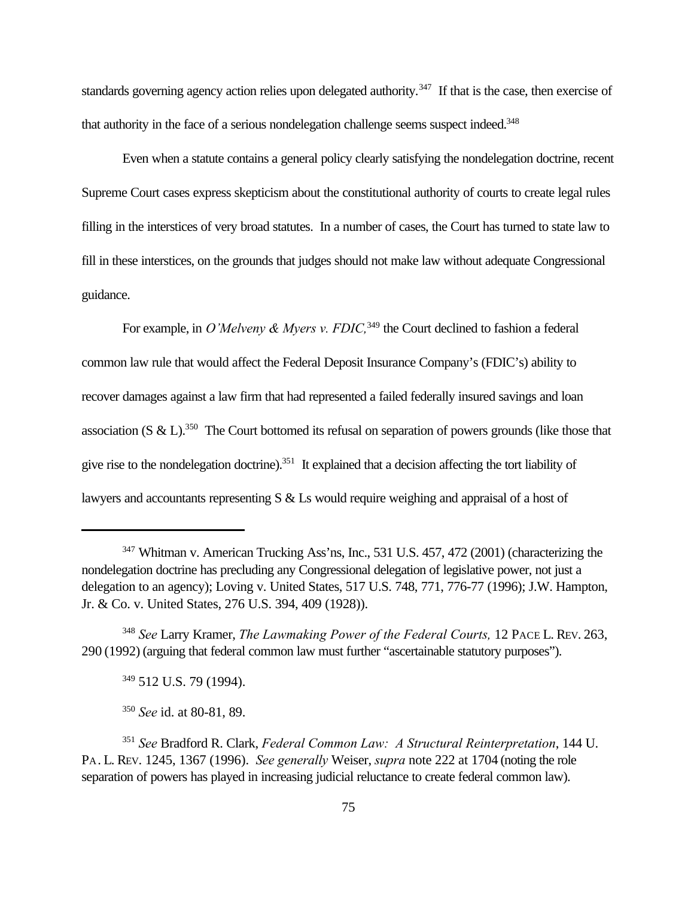standards governing agency action relies upon delegated authority.[347] If that is the case, then exercise of that authority in the face of a serious nondelegation challenge seems suspect indeed.[348]

Even when a statute contains a general policy clearly satisfying the nondelegation doctrine, recent Supreme Court cases express skepticism about the constitutional authority of courts to create legal rules filling in the interstices of very broad statutes. In a number of cases, the Court has turned to state law to fill in these interstices, on the grounds that judges should not make law without adequate Congressional guidance.

For example, in *O'Melveny & Myers v. FDIC,*[349] the Court declined to fashion a federal common law rule that would affect the Federal Deposit Insurance Company's (FDIC's) ability to recover damages against a law firm that had represented a failed federally insured savings and loan association (S & L).[350] The Court bottomed its refusal on separation of powers grounds (like those that give rise to the nondelegation doctrine).[351] It explained that a decision affecting the tort liability of lawyers and accountants representing S & Ls would require weighing and appraisal of a host of

---

[347] Whitman v. American Trucking Ass'ns, Inc., 531 U.S. 457, 472 (2001) (characterizing the nondelegation doctrine has precluding any Congressional delegation of legislative power, not just a delegation to an agency); Loving v. United States, 517 U.S. 748, 771, 776-77 (1996); J.W. Hampton, Jr. & Co. v. United States, 276 U.S. 394, 409 (1928)).

[348] *See* Larry Kramer, *The Lawmaking Power of the Federal Courts,* 12 PACE L. REV. 263, 290 (1992) (arguing that federal common law must further "ascertainable statutory purposes").

[349] 512 U.S. 79 (1994).

[350] *See* id. at 80-81, 89.

[351] *See* Bradford R. Clark, *Federal Common Law: A Structural Reinterpretation*, 144 U. PA. L. REV. 1245, 1367 (1996). *See generally* Weiser, *supra* note 222 at 1704 (noting the role separation of powers has played in increasing judicial reluctance to create federal common law).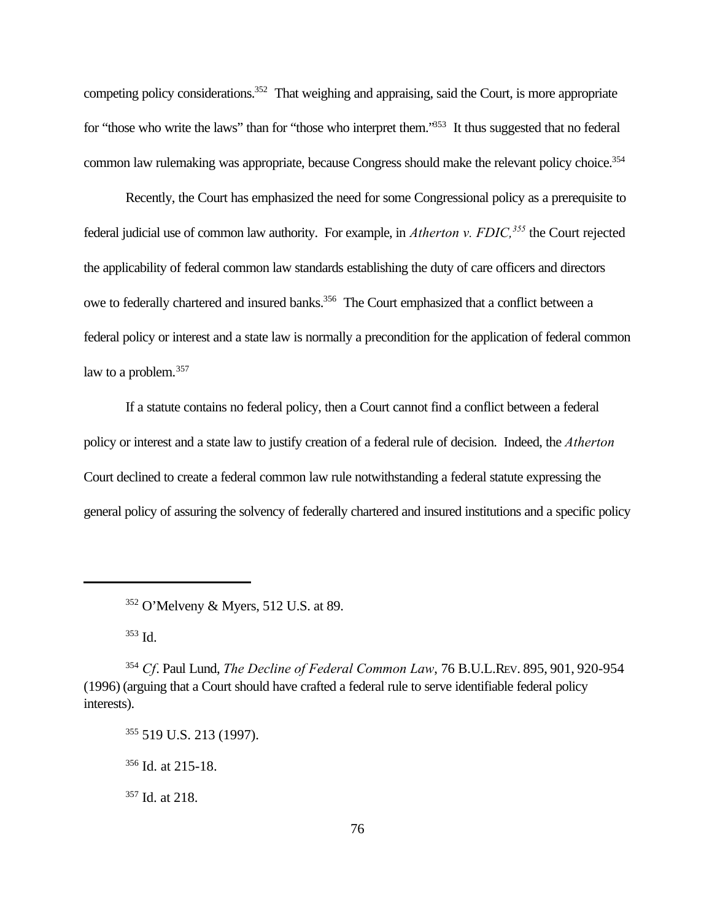competing policy considerations.[352] That weighing and appraising, said the Court, is more appropriate for "those who write the laws" than for "those who interpret them."[353] It thus suggested that no federal common law rulemaking was appropriate, because Congress should make the relevant policy choice.[354]

Recently, the Court has emphasized the need for some Congressional policy as a prerequisite to federal judicial use of common law authority. For example, in *Atherton v. FDIC,*[355] the Court rejected the applicability of federal common law standards establishing the duty of care officers and directors owe to federally chartered and insured banks.[356] The Court emphasized that a conflict between a federal policy or interest and a state law is normally a precondition for the application of federal common law to a problem.[357]

If a statute contains no federal policy, then a Court cannot find a conflict between a federal policy or interest and a state law to justify creation of a federal rule of decision. Indeed, the *Atherton* Court declined to create a federal common law rule notwithstanding a federal statute expressing the general policy of assuring the solvency of federally chartered and insured institutions and a specific policy

---

[352] O'Melveny & Myers, 512 U.S. at 89.

[353] Id.

[354] *Cf*. Paul Lund, *The Decline of Federal Common Law*, 76 B.U.L.Rev. 895, 901, 920-954 (1996) (arguing that a Court should have crafted a federal rule to serve identifiable federal policy interests).

[355] 519 U.S. 213 (1997).

[356] Id. at 215-18.

[357] Id. at 218.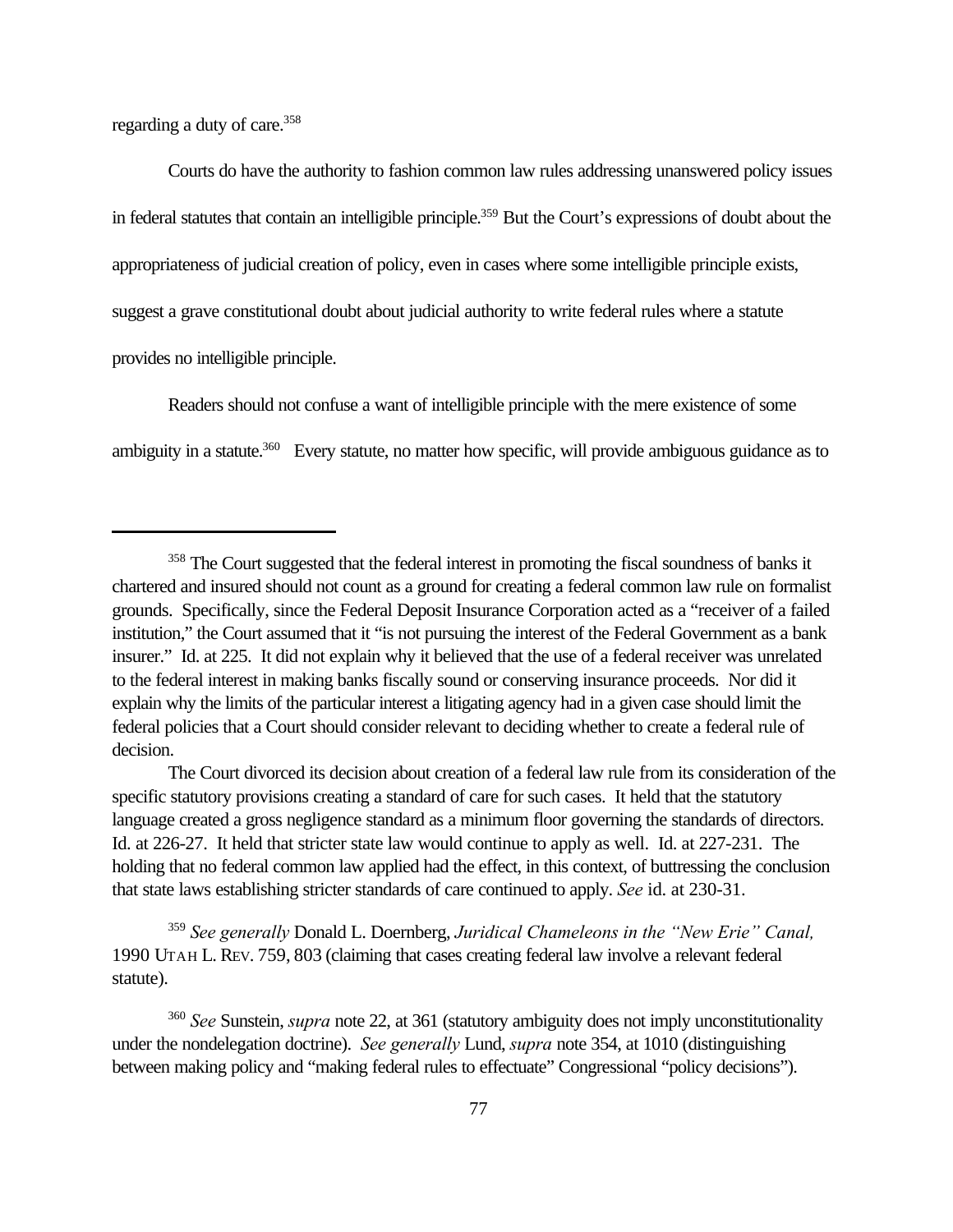regarding a duty of care.[358]

Courts do have the authority to fashion common law rules addressing unanswered policy issues in federal statutes that contain an intelligible principle.[359] But the Court's expressions of doubt about the appropriateness of judicial creation of policy, even in cases where some intelligible principle exists, suggest a grave constitutional doubt about judicial authority to write federal rules where a statute provides no intelligible principle.

Readers should not confuse a want of intelligible principle with the mere existence of some ambiguity in a statute.[360] Every statute, no matter how specific, will provide ambiguous guidance as to

---

[358] The Court suggested that the federal interest in promoting the fiscal soundness of banks it chartered and insured should not count as a ground for creating a federal common law rule on formalist grounds. Specifically, since the Federal Deposit Insurance Corporation acted as a "receiver of a failed institution," the Court assumed that it "is not pursuing the interest of the Federal Government as a bank insurer." Id. at 225. It did not explain why it believed that the use of a federal receiver was unrelated to the federal interest in making banks fiscally sound or conserving insurance proceeds. Nor did it explain why the limits of the particular interest a litigating agency had in a given case should limit the federal policies that a Court should consider relevant to deciding whether to create a federal rule of decision.

The Court divorced its decision about creation of a federal law rule from its consideration of the specific statutory provisions creating a standard of care for such cases. It held that the statutory language created a gross negligence standard as a minimum floor governing the standards of directors. Id. at 226-27. It held that stricter state law would continue to apply as well. Id. at 227-231. The holding that no federal common law applied had the effect, in this context, of buttressing the conclusion that state laws establishing stricter standards of care continued to apply. *See* id. at 230-31.

[359] *See generally* Donald L. Doernberg, *Juridical Chameleons in the "New Erie" Canal,* 1990 UTAH L. REV. 759, 803 (claiming that cases creating federal law involve a relevant federal statute).

[360] *See* Sunstein, *supra* note 22, at 361 (statutory ambiguity does not imply unconstitutionality under the nondelegation doctrine). *See generally* Lund, *supra* note 354, at 1010 (distinguishing between making policy and "making federal rules to effectuate" Congressional "policy decisions").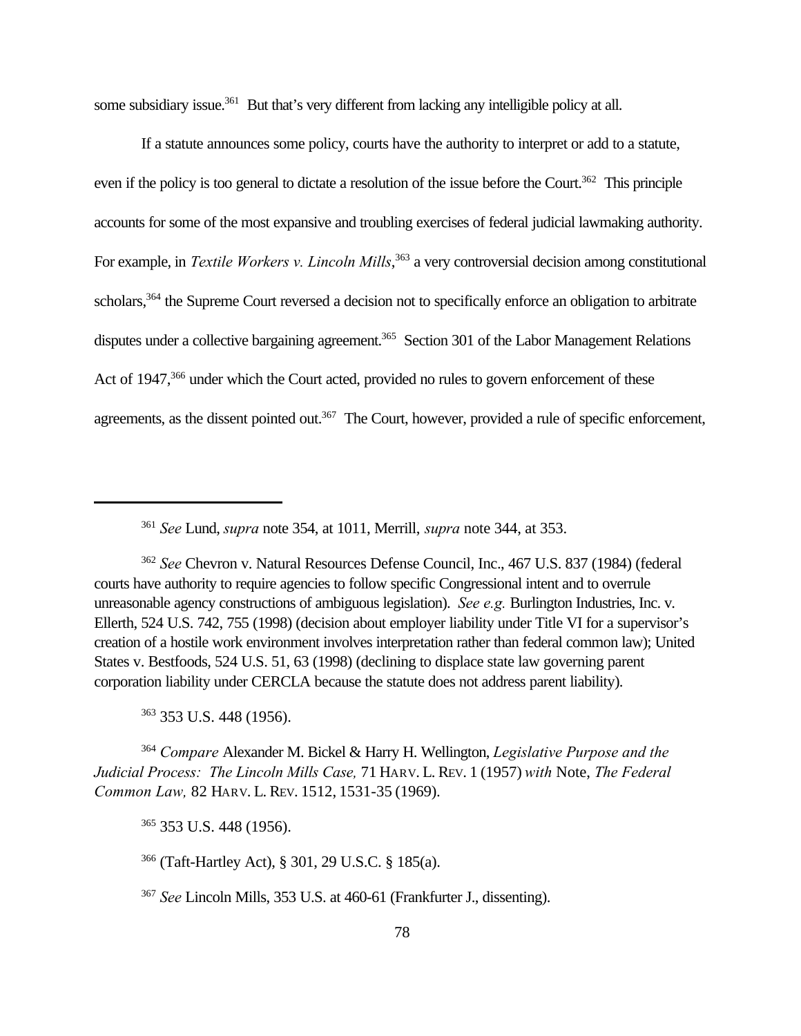some subsidiary issue.[361] But that's very different from lacking any intelligible policy at all.

If a statute announces some policy, courts have the authority to interpret or add to a statute, even if the policy is too general to dictate a resolution of the issue before the Court.[362] This principle accounts for some of the most expansive and troubling exercises of federal judicial lawmaking authority. For example, in *Textile Workers v. Lincoln Mills*,[363] a very controversial decision among constitutional scholars,[364] the Supreme Court reversed a decision not to specifically enforce an obligation to arbitrate disputes under a collective bargaining agreement.[365] Section 301 of the Labor Management Relations Act of 1947,[366] under which the Court acted, provided no rules to govern enforcement of these agreements, as the dissent pointed out.[367] The Court, however, provided a rule of specific enforcement,

---

[361] *See* Lund, *supra* note 354, at 1011, Merrill, *supra* note 344, at 353.

[362] *See* Chevron v. Natural Resources Defense Council, Inc., 467 U.S. 837 (1984) (federal courts have authority to require agencies to follow specific Congressional intent and to overrule unreasonable agency constructions of ambiguous legislation). *See e.g.* Burlington Industries, Inc. v. Ellerth, 524 U.S. 742, 755 (1998) (decision about employer liability under Title VI for a supervisor's creation of a hostile work environment involves interpretation rather than federal common law); United States v. Bestfoods, 524 U.S. 51, 63 (1998) (declining to displace state law governing parent corporation liability under CERCLA because the statute does not address parent liability).

[363] 353 U.S. 448 (1956).

[364] *Compare* Alexander M. Bickel & Harry H. Wellington, *Legislative Purpose and the Judicial Process: The Lincoln Mills Case,* 71 HARV. L. REV. 1 (1957) *with* Note, *The Federal Common Law,* 82 HARV. L. REV. 1512, 1531-35 (1969).

[365] 353 U.S. 448 (1956).

[366] (Taft-Hartley Act), § 301, 29 U.S.C. § 185(a).

[367] *See* Lincoln Mills, 353 U.S. at 460-61 (Frankfurter J., dissenting).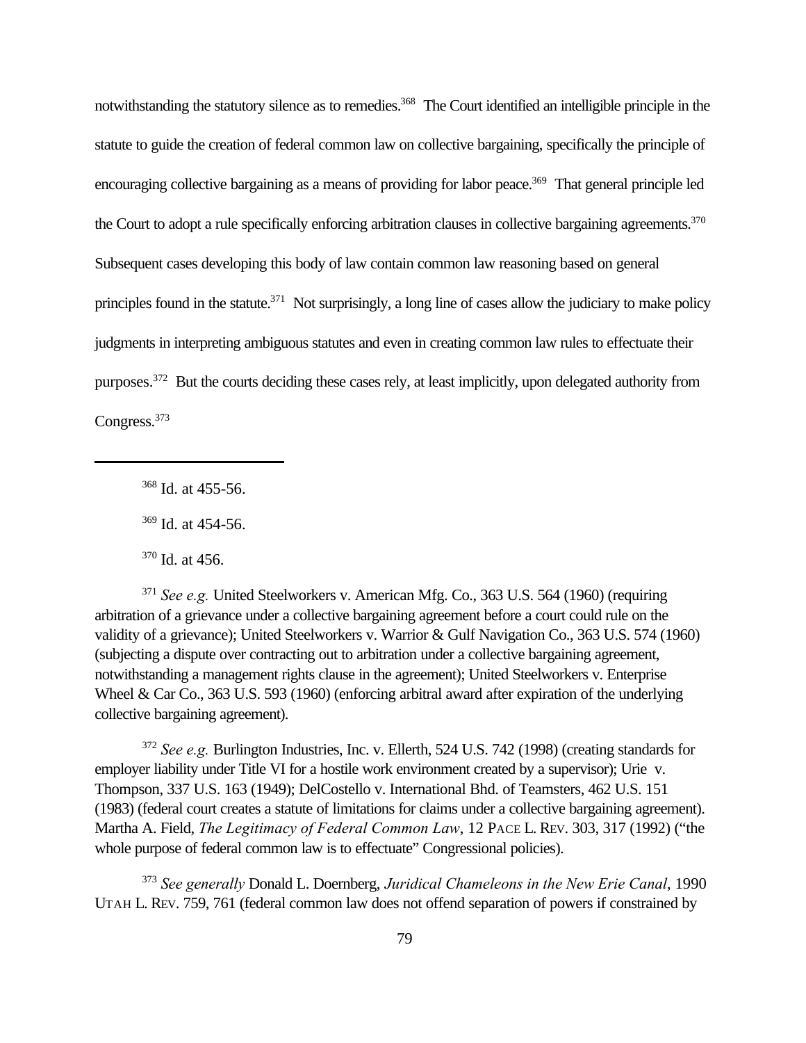notwithstanding the statutory silence as to remedies.[368] The Court identified an intelligible principle in the statute to guide the creation of federal common law on collective bargaining, specifically the principle of encouraging collective bargaining as a means of providing for labor peace.[369] That general principle led the Court to adopt a rule specifically enforcing arbitration clauses in collective bargaining agreements.[370] Subsequent cases developing this body of law contain common law reasoning based on general principles found in the statute.[371] Not surprisingly, a long line of cases allow the judiciary to make policy judgments in interpreting ambiguous statutes and even in creating common law rules to effectuate their purposes.[372] But the courts deciding these cases rely, at least implicitly, upon delegated authority from Congress.[373]

---

[368] Id. at 455-56.

[369] Id. at 454-56.

[370] Id. at 456.

[371] *See e.g.* United Steelworkers v. American Mfg. Co., 363 U.S. 564 (1960) (requiring arbitration of a grievance under a collective bargaining agreement before a court could rule on the validity of a grievance); United Steelworkers v. Warrior & Gulf Navigation Co., 363 U.S. 574 (1960) (subjecting a dispute over contracting out to arbitration under a collective bargaining agreement, notwithstanding a management rights clause in the agreement); United Steelworkers v. Enterprise Wheel & Car Co., 363 U.S. 593 (1960) (enforcing arbitral award after expiration of the underlying collective bargaining agreement).

[372] *See e.g.* Burlington Industries, Inc. v. Ellerth, 524 U.S. 742 (1998) (creating standards for employer liability under Title VI for a hostile work environment created by a supervisor); Urie v. Thompson, 337 U.S. 163 (1949); DelCostello v. International Bhd. of Teamsters, 462 U.S. 151 (1983) (federal court creates a statute of limitations for claims under a collective bargaining agreement). Martha A. Field, *The Legitimacy of Federal Common Law*, 12 PACE L. REV. 303, 317 (1992) ("the whole purpose of federal common law is to effectuate" Congressional policies).

[373] *See generally* Donald L. Doernberg, *Juridical Chameleons in the New Erie Canal*, 1990 UTAH L. REV. 759, 761 (federal common law does not offend separation of powers if constrained by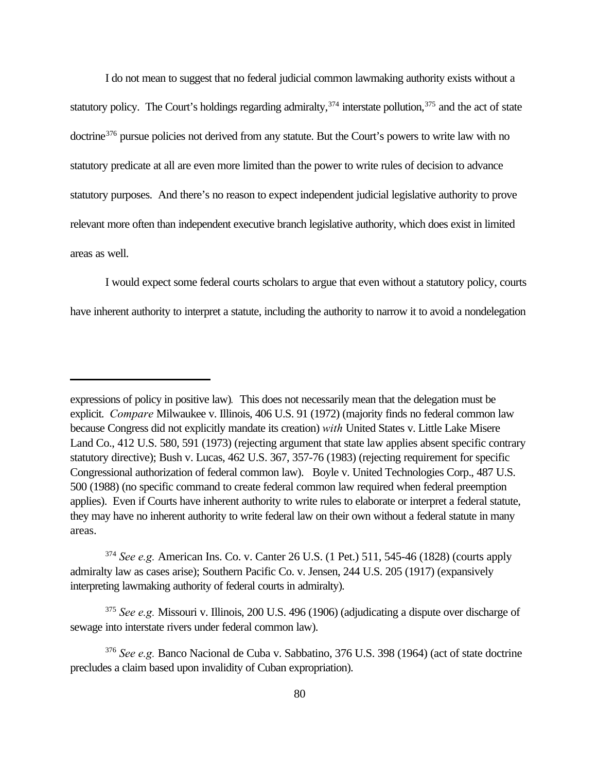I do not mean to suggest that no federal judicial common lawmaking authority exists without a statutory policy. The Court's holdings regarding admiralty,[374] interstate pollution,[375] and the act of state doctrine[376] pursue policies not derived from any statute. But the Court's powers to write law with no statutory predicate at all are even more limited than the power to write rules of decision to advance statutory purposes. And there's no reason to expect independent judicial legislative authority to prove relevant more often than independent executive branch legislative authority, which does exist in limited areas as well.

I would expect some federal courts scholars to argue that even without a statutory policy, courts have inherent authority to interpret a statute, including the authority to narrow it to avoid a nondelegation

---

expressions of policy in positive law). This does not necessarily mean that the delegation must be explicit. *Compare* Milwaukee v. Illinois, 406 U.S. 91 (1972) (majority finds no federal common law because Congress did not explicitly mandate its creation) *with* United States v. Little Lake Misere Land Co., 412 U.S. 580, 591 (1973) (rejecting argument that state law applies absent specific contrary statutory directive); Bush v. Lucas, 462 U.S. 367, 357-76 (1983) (rejecting requirement for specific Congressional authorization of federal common law). Boyle v. United Technologies Corp., 487 U.S. 500 (1988) (no specific command to create federal common law required when federal preemption applies). Even if Courts have inherent authority to write rules to elaborate or interpret a federal statute, they may have no inherent authority to write federal law on their own without a federal statute in many areas.

[374] *See e.g.* American Ins. Co. v. Canter 26 U.S. (1 Pet.) 511, 545-46 (1828) (courts apply admiralty law as cases arise); Southern Pacific Co. v. Jensen, 244 U.S. 205 (1917) (expansively interpreting lawmaking authority of federal courts in admiralty).

[375] *See e.g.* Missouri v. Illinois, 200 U.S. 496 (1906) (adjudicating a dispute over discharge of sewage into interstate rivers under federal common law).

[376] *See e.g.* Banco Nacional de Cuba v. Sabbatino, 376 U.S. 398 (1964) (act of state doctrine precludes a claim based upon invalidity of Cuban expropriation).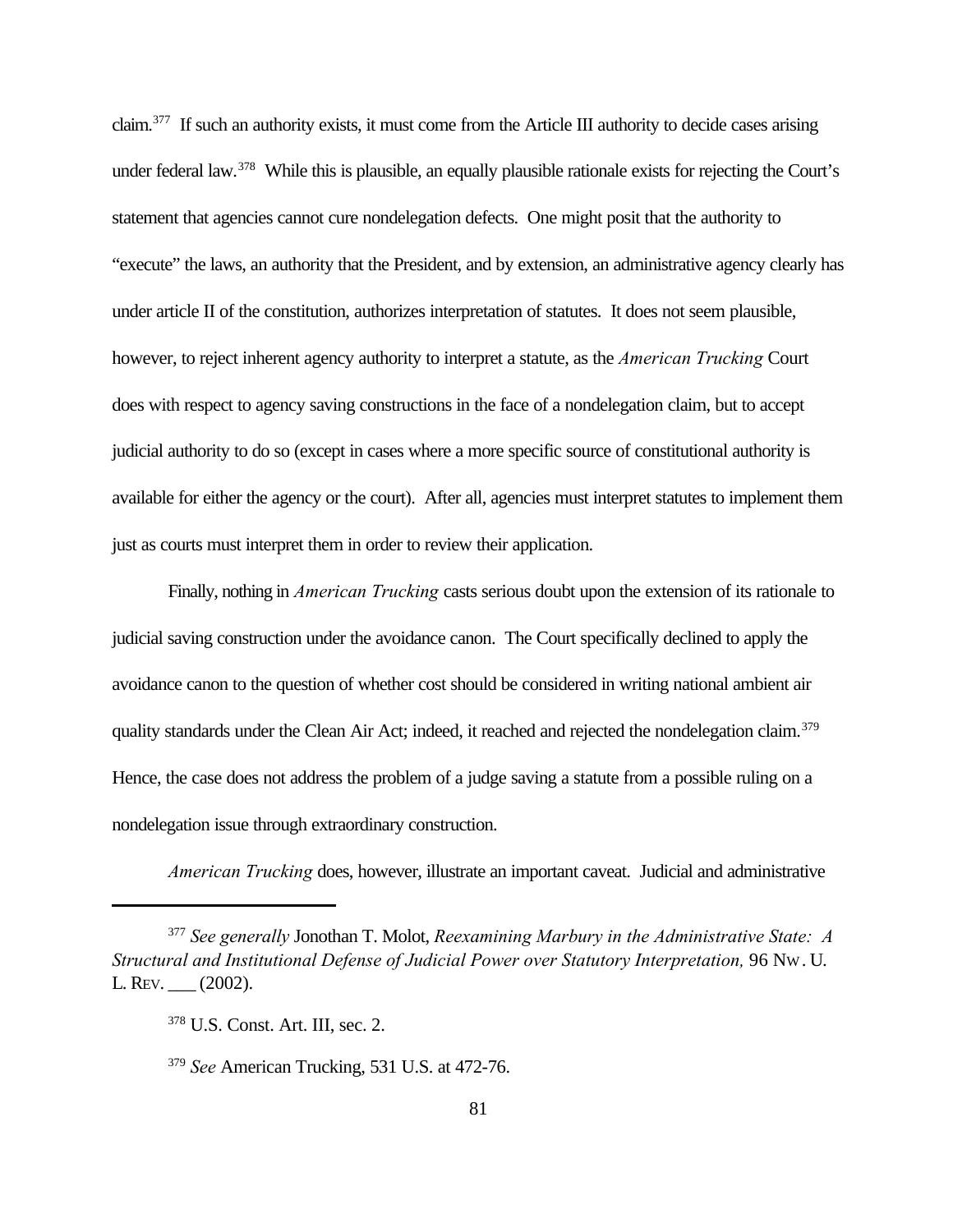claim.[377] If such an authority exists, it must come from the Article III authority to decide cases arising under federal law.[378] While this is plausible, an equally plausible rationale exists for rejecting the Court's statement that agencies cannot cure nondelegation defects. One might posit that the authority to "execute" the laws, an authority that the President, and by extension, an administrative agency clearly has under article II of the constitution, authorizes interpretation of statutes. It does not seem plausible, however, to reject inherent agency authority to interpret a statute, as the *American Trucking* Court does with respect to agency saving constructions in the face of a nondelegation claim, but to accept judicial authority to do so (except in cases where a more specific source of constitutional authority is available for either the agency or the court). After all, agencies must interpret statutes to implement them just as courts must interpret them in order to review their application.

Finally, nothing in *American Trucking* casts serious doubt upon the extension of its rationale to judicial saving construction under the avoidance canon. The Court specifically declined to apply the avoidance canon to the question of whether cost should be considered in writing national ambient air quality standards under the Clean Air Act; indeed, it reached and rejected the nondelegation claim.[379] Hence, the case does not address the problem of a judge saving a statute from a possible ruling on a nondelegation issue through extraordinary construction.

*American Trucking* does, however, illustrate an important caveat. Judicial and administrative

---

[377] *See generally* Jonothan T. Molot, *Reexamining Marbury in the Administrative State: A Structural and Institutional Defense of Judicial Power over Statutory Interpretation,* 96 NW. U. L. REV. ___ (2002).

[378] U.S. Const. Art. III, sec. 2.

[379] *See* American Trucking, 531 U.S. at 472-76.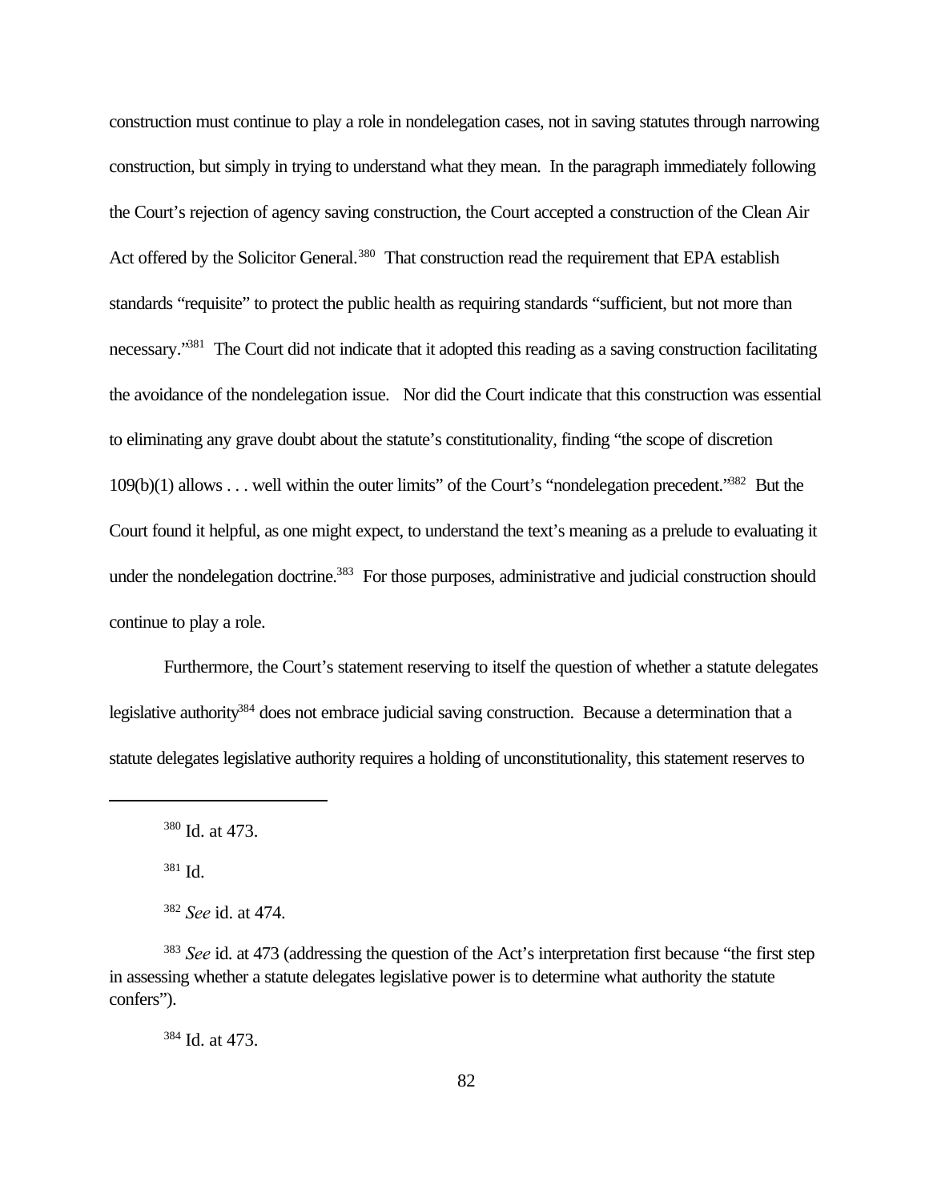construction must continue to play a role in nondelegation cases, not in saving statutes through narrowing construction, but simply in trying to understand what they mean. In the paragraph immediately following the Court's rejection of agency saving construction, the Court accepted a construction of the Clean Air Act offered by the Solicitor General.[380] That construction read the requirement that EPA establish standards "requisite" to protect the public health as requiring standards "sufficient, but not more than necessary."[381] The Court did not indicate that it adopted this reading as a saving construction facilitating the avoidance of the nondelegation issue. Nor did the Court indicate that this construction was essential to eliminating any grave doubt about the statute's constitutionality, finding "the scope of discretion 109(b)(1) allows . . . well within the outer limits" of the Court's "nondelegation precedent."[382] But the Court found it helpful, as one might expect, to understand the text's meaning as a prelude to evaluating it under the nondelegation doctrine.[383] For those purposes, administrative and judicial construction should continue to play a role.

Furthermore, the Court's statement reserving to itself the question of whether a statute delegates legislative authority[384] does not embrace judicial saving construction. Because a determination that a statute delegates legislative authority requires a holding of unconstitutionality, this statement reserves to

---

[380] Id. at 473.

[381] Id.

[382] *See* id. at 474.

[383] *See* id. at 473 (addressing the question of the Act's interpretation first because "the first step in assessing whether a statute delegates legislative power is to determine what authority the statute confers").

[384] Id. at 473.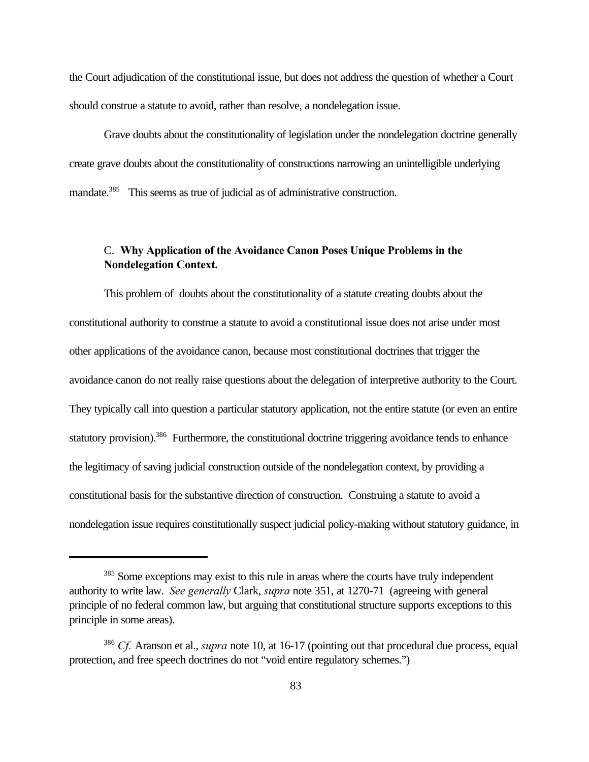the Court adjudication of the constitutional issue, but does not address the question of whether a Court should construe a statute to avoid, rather than resolve, a nondelegation issue.

Grave doubts about the constitutionality of legislation under the nondelegation doctrine generally create grave doubts about the constitutionality of constructions narrowing an unintelligible underlying mandate.[385] This seems as true of judicial as of administrative construction.

### C. **Why Application of the Avoidance Canon Poses Unique Problems in the Nondelegation Context.**

This problem of doubts about the constitutionality of a statute creating doubts about the constitutional authority to construe a statute to avoid a constitutional issue does not arise under most other applications of the avoidance canon, because most constitutional doctrines that trigger the avoidance canon do not really raise questions about the delegation of interpretive authority to the Court. They typically call into question a particular statutory application, not the entire statute (or even an entire statutory provision).[386] Furthermore, the constitutional doctrine triggering avoidance tends to enhance the legitimacy of saving judicial construction outside of the nondelegation context, by providing a constitutional basis for the substantive direction of construction. Construing a statute to avoid a nondelegation issue requires constitutionally suspect judicial policy-making without statutory guidance, in

---

[385] Some exceptions may exist to this rule in areas where the courts have truly independent authority to write law. *See generally* Clark, *supra* note 351, at 1270-71 (agreeing with general principle of no federal common law, but arguing that constitutional structure supports exceptions to this principle in some areas).

[386] *Cf.* Aranson et al., *supra* note 10, at 16-17 (pointing out that procedural due process, equal protection, and free speech doctrines do not "void entire regulatory schemes.")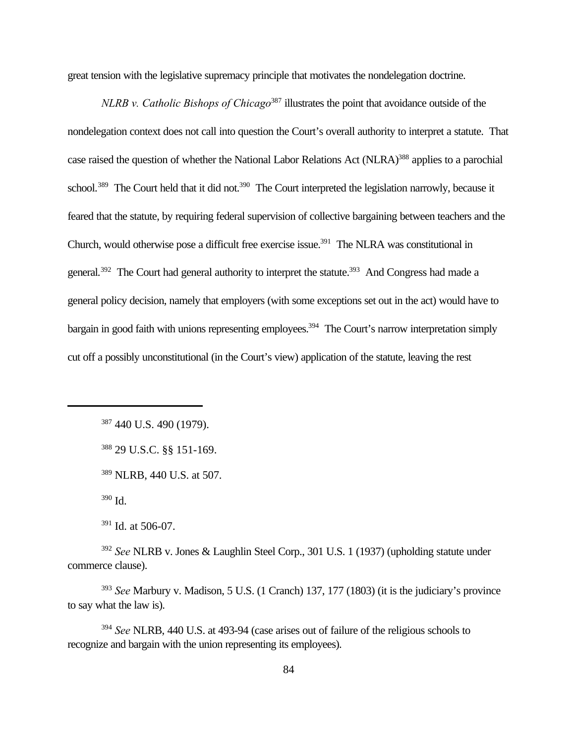great tension with the legislative supremacy principle that motivates the nondelegation doctrine.

*NLRB v. Catholic Bishops of Chicago*[387] illustrates the point that avoidance outside of the nondelegation context does not call into question the Court's overall authority to interpret a statute. That case raised the question of whether the National Labor Relations Act (NLRA)[388] applies to a parochial school.[389] The Court held that it did not.[390] The Court interpreted the legislation narrowly, because it feared that the statute, by requiring federal supervision of collective bargaining between teachers and the Church, would otherwise pose a difficult free exercise issue.[391] The NLRA was constitutional in general.[392] The Court had general authority to interpret the statute.[393] And Congress had made a general policy decision, namely that employers (with some exceptions set out in the act) would have to bargain in good faith with unions representing employees.[394] The Court's narrow interpretation simply cut off a possibly unconstitutional (in the Court's view) application of the statute, leaving the rest

---

[387] 440 U.S. 490 (1979).

[388] 29 U.S.C. §§ 151-169.

[389] NLRB, 440 U.S. at 507.

[390] Id.

[391] Id. at 506-07.

[392] *See* NLRB v. Jones & Laughlin Steel Corp., 301 U.S. 1 (1937) (upholding statute under commerce clause).

[393] *See* Marbury v. Madison, 5 U.S. (1 Cranch) 137, 177 (1803) (it is the judiciary's province to say what the law is).

[394] *See* NLRB, 440 U.S. at 493-94 (case arises out of failure of the religious schools to recognize and bargain with the union representing its employees).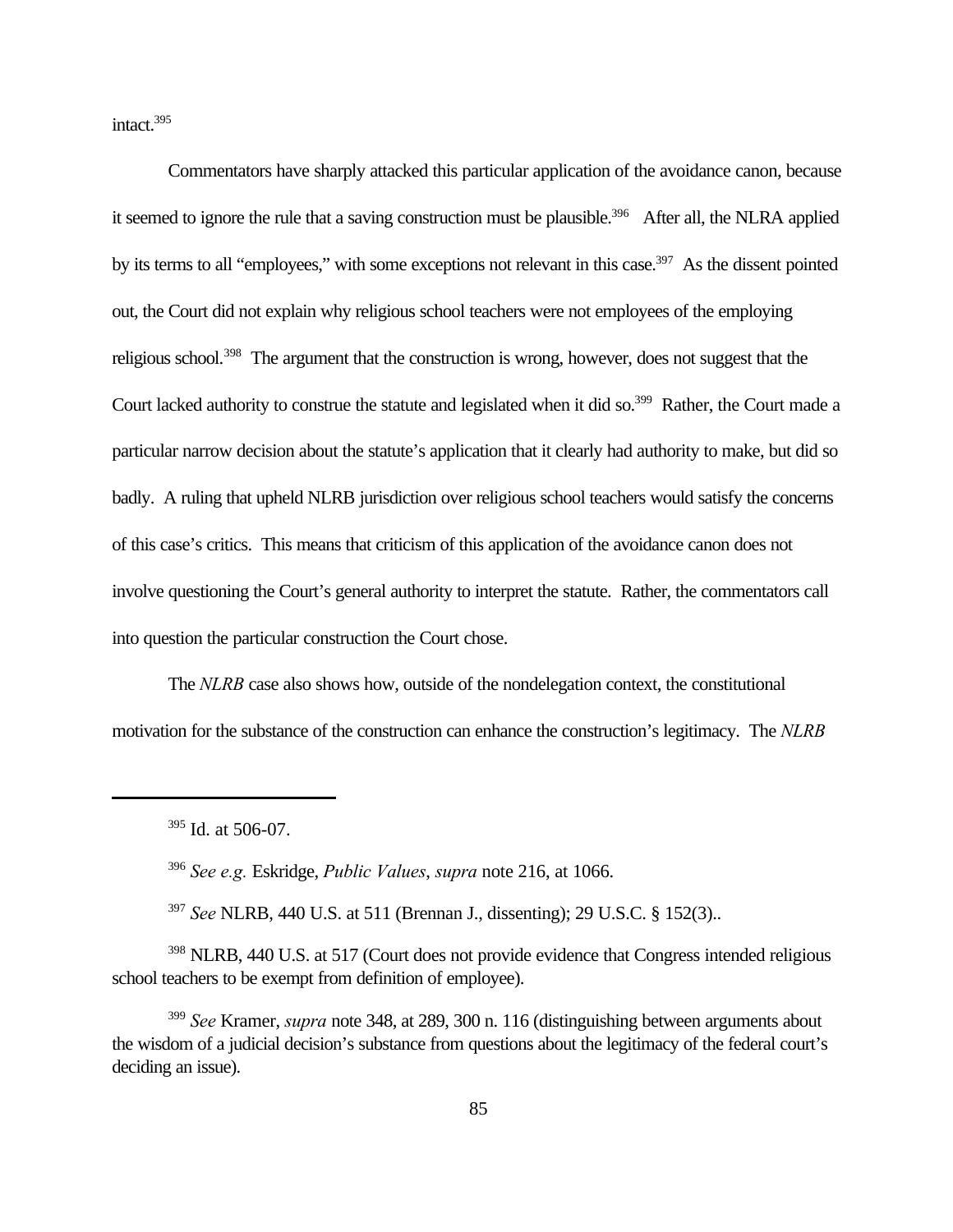intact.[395]

Commentators have sharply attacked this particular application of the avoidance canon, because it seemed to ignore the rule that a saving construction must be plausible.[396] After all, the NLRA applied by its terms to all "employees," with some exceptions not relevant in this case.[397] As the dissent pointed out, the Court did not explain why religious school teachers were not employees of the employing religious school.[398] The argument that the construction is wrong, however, does not suggest that the Court lacked authority to construe the statute and legislated when it did so.[399] Rather, the Court made a particular narrow decision about the statute's application that it clearly had authority to make, but did so badly. A ruling that upheld NLRB jurisdiction over religious school teachers would satisfy the concerns of this case's critics. This means that criticism of this application of the avoidance canon does not involve questioning the Court's general authority to interpret the statute. Rather, the commentators call into question the particular construction the Court chose.

The *NLRB* case also shows how, outside of the nondelegation context, the constitutional motivation for the substance of the construction can enhance the construction's legitimacy. The *NLRB*

---

[395] Id. at 506-07.

[396] *See e.g.* Eskridge, *Public Values*, *supra* note 216, at 1066.

[397] *See* NLRB, 440 U.S. at 511 (Brennan J., dissenting); 29 U.S.C. § 152(3)..

[398] NLRB, 440 U.S. at 517 (Court does not provide evidence that Congress intended religious school teachers to be exempt from definition of employee).

[399] *See* Kramer, *supra* note 348, at 289, 300 n. 116 (distinguishing between arguments about the wisdom of a judicial decision's substance from questions about the legitimacy of the federal court's deciding an issue).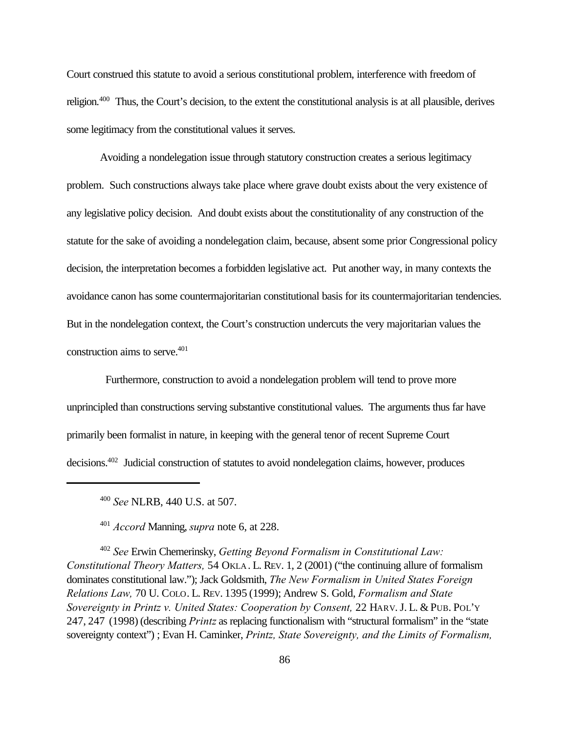Court construed this statute to avoid a serious constitutional problem, interference with freedom of religion.[400] Thus, the Court's decision, to the extent the constitutional analysis is at all plausible, derives some legitimacy from the constitutional values it serves.

Avoiding a nondelegation issue through statutory construction creates a serious legitimacy problem. Such constructions always take place where grave doubt exists about the very existence of any legislative policy decision. And doubt exists about the constitutionality of any construction of the statute for the sake of avoiding a nondelegation claim, because, absent some prior Congressional policy decision, the interpretation becomes a forbidden legislative act. Put another way, in many contexts the avoidance canon has some countermajoritarian constitutional basis for its countermajoritarian tendencies. But in the nondelegation context, the Court's construction undercuts the very majoritarian values the construction aims to serve.[401]

Furthermore, construction to avoid a nondelegation problem will tend to prove more unprincipled than constructions serving substantive constitutional values. The arguments thus far have primarily been formalist in nature, in keeping with the general tenor of recent Supreme Court decisions.[402] Judicial construction of statutes to avoid nondelegation claims, however, produces

---

[400] *See* NLRB, 440 U.S. at 507.

[401] *Accord* Manning, *supra* note 6, at 228.

[402] *See* Erwin Chemerinsky, *Getting Beyond Formalism in Constitutional Law: Constitutional Theory Matters,* 54 OKLA. L. REV. 1, 2 (2001) ("the continuing allure of formalism dominates constitutional law."); Jack Goldsmith, *The New Formalism in United States Foreign Relations Law,* 70 U. COLO. L. REV. 1395 (1999); Andrew S. Gold, *Formalism and State Sovereignty in Printz v. United States: Cooperation by Consent,* 22 HARV. J. L. & PUB. POL'Y 247, 247 (1998) (describing *Printz* as replacing functionalism with "structural formalism" in the "state sovereignty context") ; Evan H. Caminker, *Printz, State Sovereignty, and the Limits of Formalism,*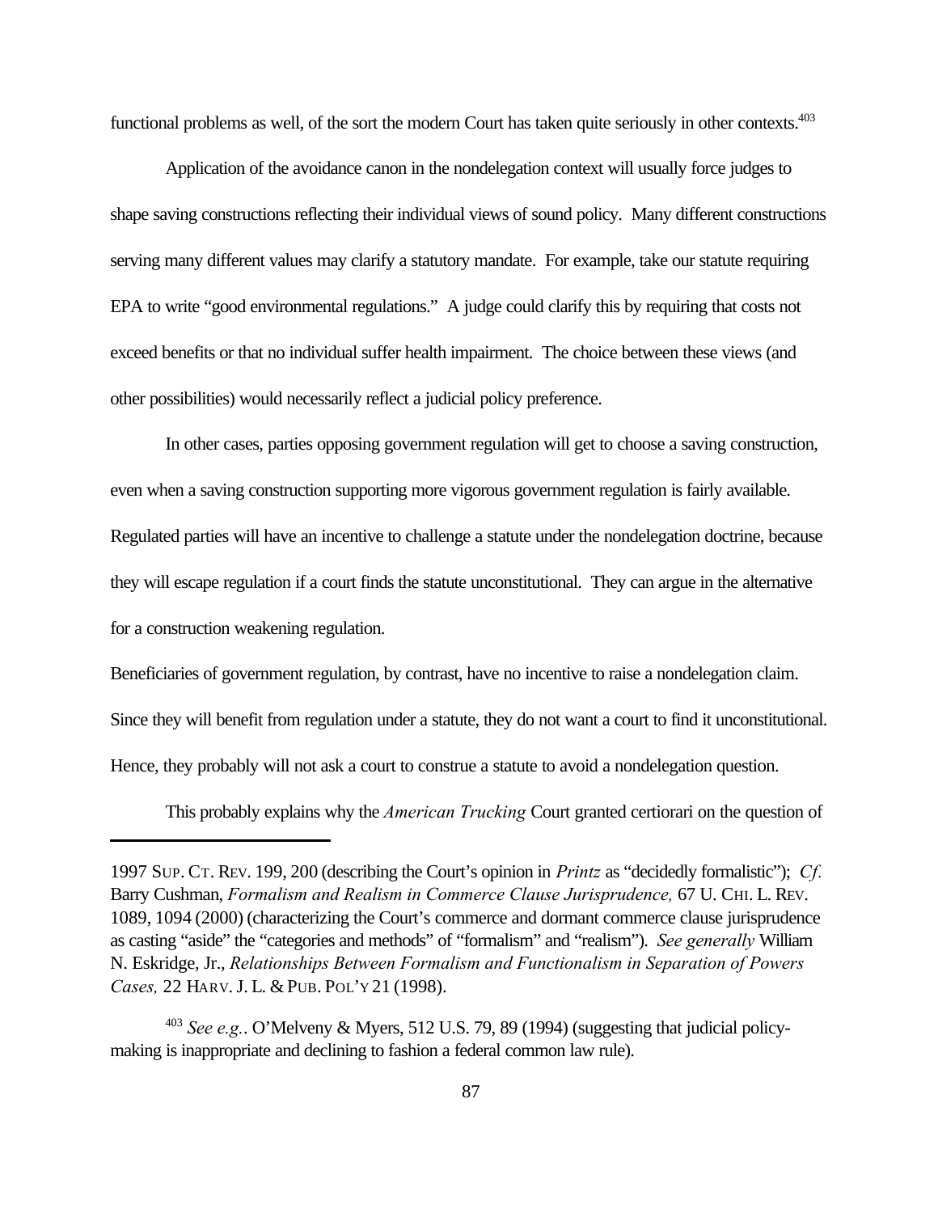functional problems as well, of the sort the modern Court has taken quite seriously in other contexts.[403]

Application of the avoidance canon in the nondelegation context will usually force judges to shape saving constructions reflecting their individual views of sound policy. Many different constructions serving many different values may clarify a statutory mandate. For example, take our statute requiring EPA to write "good environmental regulations." A judge could clarify this by requiring that costs not exceed benefits or that no individual suffer health impairment. The choice between these views (and other possibilities) would necessarily reflect a judicial policy preference.

In other cases, parties opposing government regulation will get to choose a saving construction, even when a saving construction supporting more vigorous government regulation is fairly available. Regulated parties will have an incentive to challenge a statute under the nondelegation doctrine, because they will escape regulation if a court finds the statute unconstitutional. They can argue in the alternative for a construction weakening regulation.

Beneficiaries of government regulation, by contrast, have no incentive to raise a nondelegation claim. Since they will benefit from regulation under a statute, they do not want a court to find it unconstitutional. Hence, they probably will not ask a court to construe a statute to avoid a nondelegation question.

This probably explains why the *American Trucking* Court granted certiorari on the question of

---

1997 SUP. CT. REV. 199, 200 (describing the Court's opinion in *Printz* as "decidedly formalistic"); *Cf.* Barry Cushman, *Formalism and Realism in Commerce Clause Jurisprudence,* 67 U. CHI. L. REV. 1089, 1094 (2000) (characterizing the Court's commerce and dormant commerce clause jurisprudence as casting "aside" the "categories and methods" of "formalism" and "realism"). *See generally* William N. Eskridge, Jr., *Relationships Between Formalism and Functionalism in Separation of Powers Cases,* 22 HARV. J. L. & PUB. POL'Y 21 (1998).

[403] *See e.g.*. O'Melveny & Myers, 512 U.S. 79, 89 (1994) (suggesting that judicial policy-making is inappropriate and declining to fashion a federal common law rule).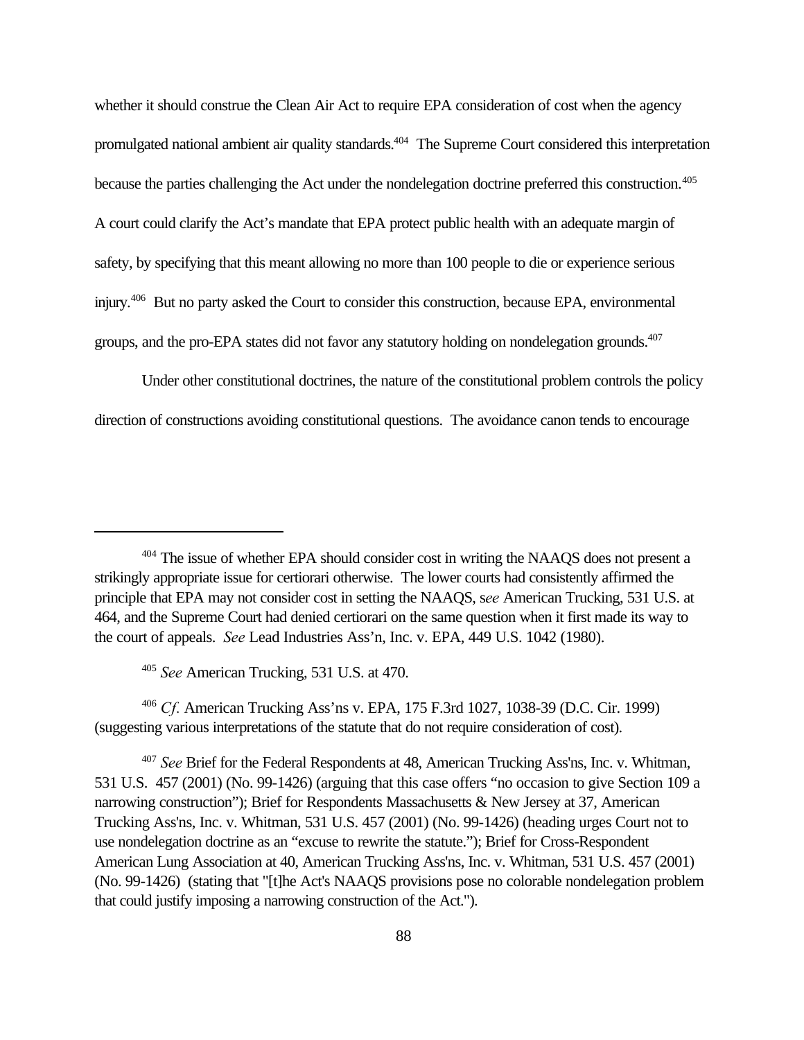whether it should construe the Clean Air Act to require EPA consideration of cost when the agency promulgated national ambient air quality standards.[404] The Supreme Court considered this interpretation because the parties challenging the Act under the nondelegation doctrine preferred this construction.[405] A court could clarify the Act's mandate that EPA protect public health with an adequate margin of safety, by specifying that this meant allowing no more than 100 people to die or experience serious injury.[406] But no party asked the Court to consider this construction, because EPA, environmental groups, and the pro-EPA states did not favor any statutory holding on nondelegation grounds.[407]

Under other constitutional doctrines, the nature of the constitutional problem controls the policy direction of constructions avoiding constitutional questions. The avoidance canon tends to encourage

---

[404] The issue of whether EPA should consider cost in writing the NAAQS does not present a strikingly appropriate issue for certiorari otherwise. The lower courts had consistently affirmed the principle that EPA may not consider cost in setting the NAAQS, s*ee* American Trucking, 531 U.S. at 464, and the Supreme Court had denied certiorari on the same question when it first made its way to the court of appeals. *See* Lead Industries Ass'n, Inc. v. EPA, 449 U.S. 1042 (1980).

[405] *See* American Trucking, 531 U.S. at 470.

[406] *Cf.* American Trucking Ass'ns v. EPA, 175 F.3rd 1027, 1038-39 (D.C. Cir. 1999) (suggesting various interpretations of the statute that do not require consideration of cost).

[407] *See* Brief for the Federal Respondents at 48, American Trucking Ass'ns, Inc. v. Whitman, 531 U.S. 457 (2001) (No. 99-1426) (arguing that this case offers "no occasion to give Section 109 a narrowing construction"); Brief for Respondents Massachusetts & New Jersey at 37, American Trucking Ass'ns, Inc. v. Whitman, 531 U.S. 457 (2001) (No. 99-1426) (heading urges Court not to use nondelegation doctrine as an "excuse to rewrite the statute."); Brief for Cross-Respondent American Lung Association at 40, American Trucking Ass'ns, Inc. v. Whitman, 531 U.S. 457 (2001) (No. 99-1426) (stating that "[t]he Act's NAAQS provisions pose no colorable nondelegation problem that could justify imposing a narrowing construction of the Act.").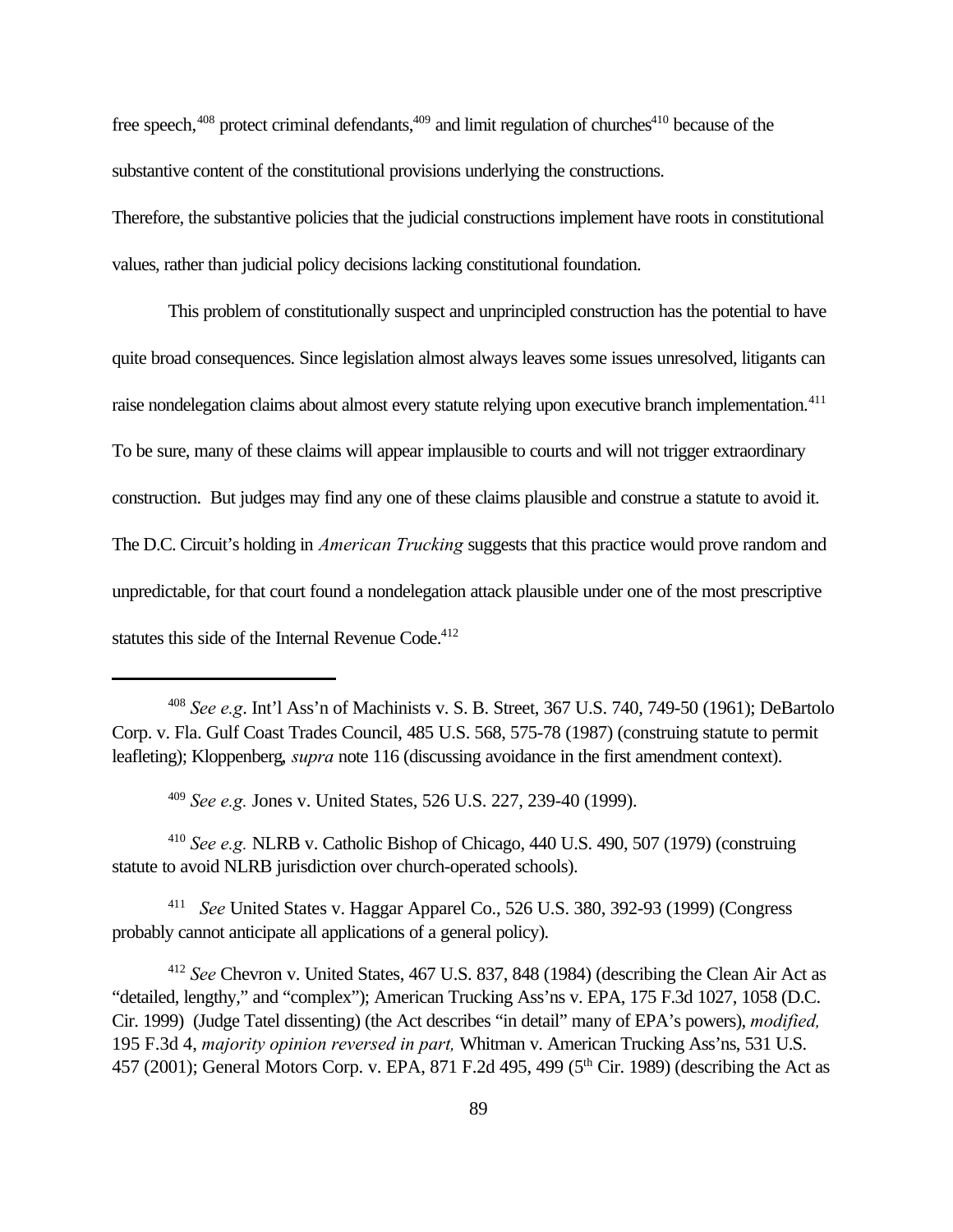free speech,[408] protect criminal defendants,[409] and limit regulation of churches[410] because of the substantive content of the constitutional provisions underlying the constructions.

Therefore, the substantive policies that the judicial constructions implement have roots in constitutional values, rather than judicial policy decisions lacking constitutional foundation.

This problem of constitutionally suspect and unprincipled construction has the potential to have quite broad consequences. Since legislation almost always leaves some issues unresolved, litigants can raise nondelegation claims about almost every statute relying upon executive branch implementation.[411] To be sure, many of these claims will appear implausible to courts and will not trigger extraordinary construction. But judges may find any one of these claims plausible and construe a statute to avoid it. The D.C. Circuit's holding in *American Trucking* suggests that this practice would prove random and unpredictable, for that court found a nondelegation attack plausible under one of the most prescriptive statutes this side of the Internal Revenue Code.[412]

---

[408] *See e.g*. Int'l Ass'n of Machinists v. S. B. Street, 367 U.S. 740, 749-50 (1961); DeBartolo Corp. v. Fla. Gulf Coast Trades Council, 485 U.S. 568, 575-78 (1987) (construing statute to permit leafleting); Kloppenberg, *supra* note 116 (discussing avoidance in the first amendment context).

[409] *See e.g.* Jones v. United States, 526 U.S. 227, 239-40 (1999).

[410] *See e.g.* NLRB v. Catholic Bishop of Chicago, 440 U.S. 490, 507 (1979) (construing statute to avoid NLRB jurisdiction over church-operated schools).

[411] *See* United States v. Haggar Apparel Co., 526 U.S. 380, 392-93 (1999) (Congress probably cannot anticipate all applications of a general policy).

[412] *See* Chevron v. United States, 467 U.S. 837, 848 (1984) (describing the Clean Air Act as "detailed, lengthy," and "complex"); American Trucking Ass'ns v. EPA, 175 F.3d 1027, 1058 (D.C. Cir. 1999) (Judge Tatel dissenting) (the Act describes "in detail" many of EPA's powers), *modified,* 195 F.3d 4, *majority opinion reversed in part,* Whitman v. American Trucking Ass'ns, 531 U.S. 457 (2001); General Motors Corp. v. EPA, 871 F.2d 495, 499 (5th Cir. 1989) (describing the Act as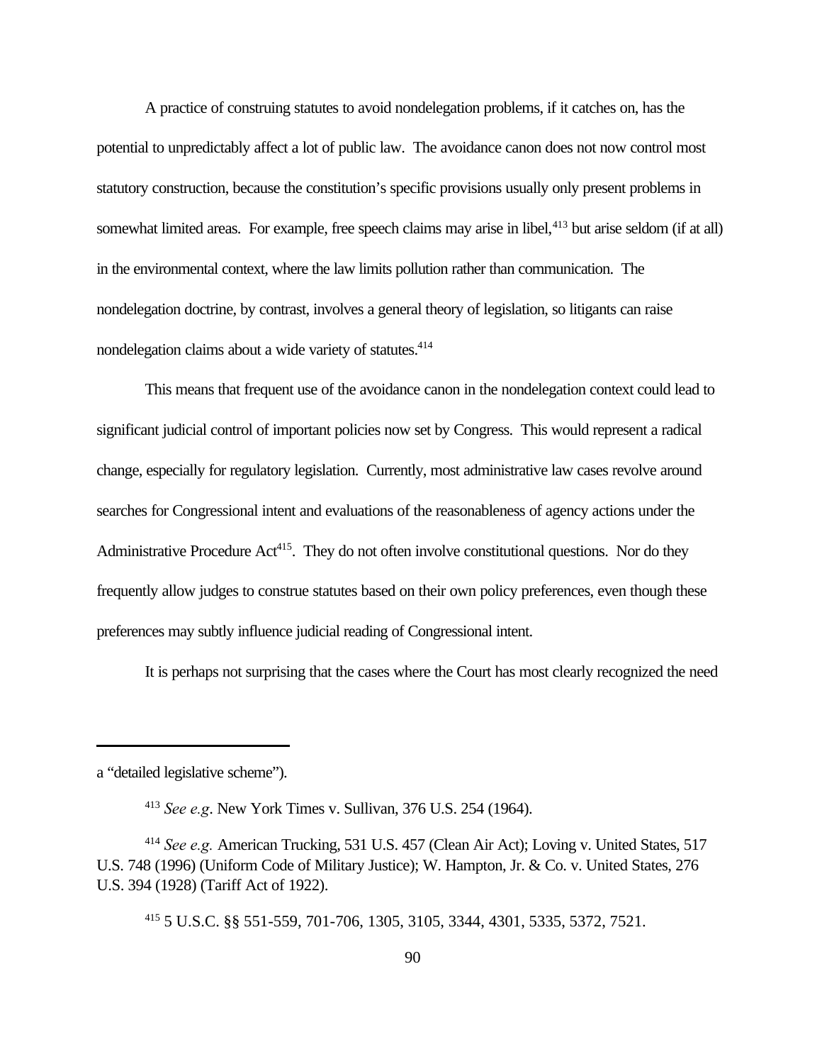A practice of construing statutes to avoid nondelegation problems, if it catches on, has the potential to unpredictably affect a lot of public law. The avoidance canon does not now control most statutory construction, because the constitution's specific provisions usually only present problems in somewhat limited areas. For example, free speech claims may arise in libel,[413] but arise seldom (if at all) in the environmental context, where the law limits pollution rather than communication. The nondelegation doctrine, by contrast, involves a general theory of legislation, so litigants can raise nondelegation claims about a wide variety of statutes.[414]

This means that frequent use of the avoidance canon in the nondelegation context could lead to significant judicial control of important policies now set by Congress. This would represent a radical change, especially for regulatory legislation. Currently, most administrative law cases revolve around searches for Congressional intent and evaluations of the reasonableness of agency actions under the Administrative Procedure Act[415]. They do not often involve constitutional questions. Nor do they frequently allow judges to construe statutes based on their own policy preferences, even though these preferences may subtly influence judicial reading of Congressional intent.

It is perhaps not surprising that the cases where the Court has most clearly recognized the need

---

a "detailed legislative scheme").

[413] *See e.g*. New York Times v. Sullivan, 376 U.S. 254 (1964).

[414] *See e.g.* American Trucking, 531 U.S. 457 (Clean Air Act); Loving v. United States, 517 U.S. 748 (1996) (Uniform Code of Military Justice); W. Hampton, Jr. & Co. v. United States, 276 U.S. 394 (1928) (Tariff Act of 1922).

[415] 5 U.S.C. §§ 551-559, 701-706, 1305, 3105, 3344, 4301, 5335, 5372, 7521.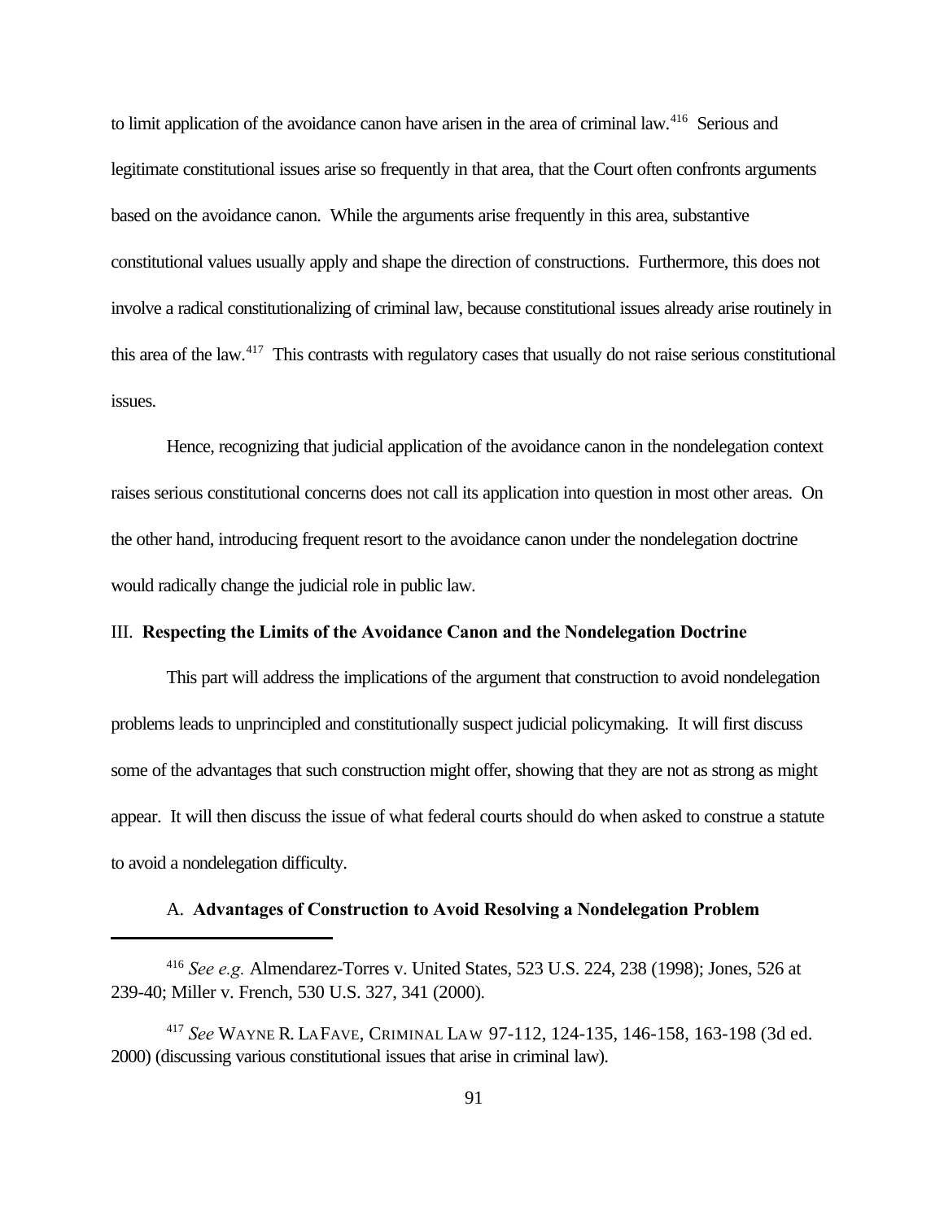to limit application of the avoidance canon have arisen in the area of criminal law.[416] Serious and legitimate constitutional issues arise so frequently in that area, that the Court often confronts arguments based on the avoidance canon. While the arguments arise frequently in this area, substantive constitutional values usually apply and shape the direction of constructions. Furthermore, this does not involve a radical constitutionalizing of criminal law, because constitutional issues already arise routinely in this area of the law.[417] This contrasts with regulatory cases that usually do not raise serious constitutional issues.

Hence, recognizing that judicial application of the avoidance canon in the nondelegation context raises serious constitutional concerns does not call its application into question in most other areas. On the other hand, introducing frequent resort to the avoidance canon under the nondelegation doctrine would radically change the judicial role in public law.

## III. **Respecting the Limits of the Avoidance Canon and the Nondelegation Doctrine**

This part will address the implications of the argument that construction to avoid nondelegation problems leads to unprincipled and constitutionally suspect judicial policymaking. It will first discuss some of the advantages that such construction might offer, showing that they are not as strong as might appear. It will then discuss the issue of what federal courts should do when asked to construe a statute to avoid a nondelegation difficulty.

### A. **Advantages of Construction to Avoid Resolving a Nondelegation Problem**

---

[416] *See e.g.* Almendarez-Torres v. United States, 523 U.S. 224, 238 (1998); Jones, 526 at 239-40; Miller v. French, 530 U.S. 327, 341 (2000).

[417] *See* WAYNE R. LAFAVE, CRIMINAL LAW 97-112, 124-135, 146-158, 163-198 (3d ed. 2000) (discussing various constitutional issues that arise in criminal law).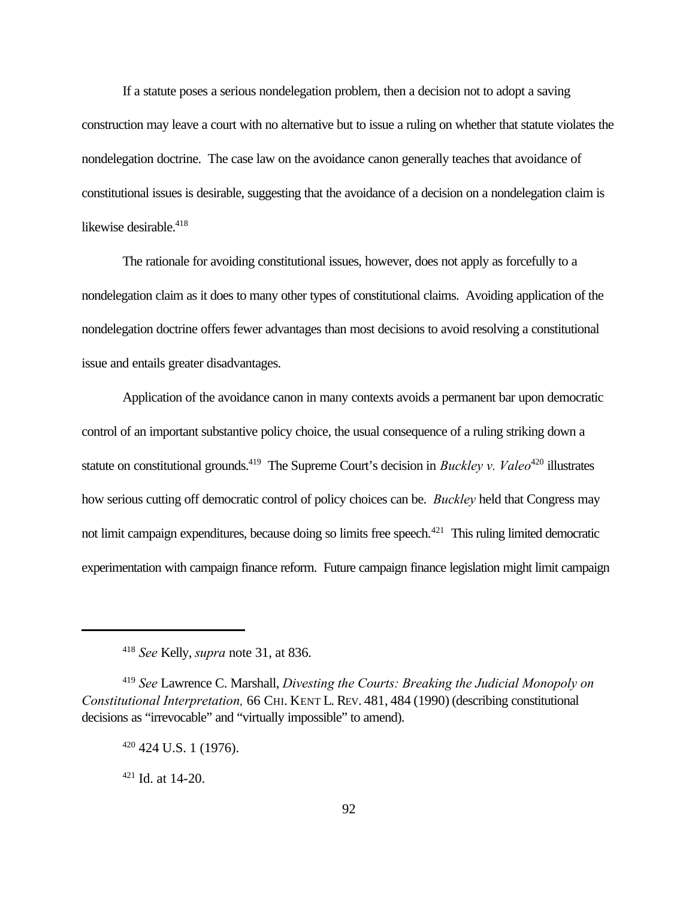If a statute poses a serious nondelegation problem, then a decision not to adopt a saving construction may leave a court with no alternative but to issue a ruling on whether that statute violates the nondelegation doctrine. The case law on the avoidance canon generally teaches that avoidance of constitutional issues is desirable, suggesting that the avoidance of a decision on a nondelegation claim is likewise desirable.[418]

The rationale for avoiding constitutional issues, however, does not apply as forcefully to a nondelegation claim as it does to many other types of constitutional claims. Avoiding application of the nondelegation doctrine offers fewer advantages than most decisions to avoid resolving a constitutional issue and entails greater disadvantages.

Application of the avoidance canon in many contexts avoids a permanent bar upon democratic control of an important substantive policy choice, the usual consequence of a ruling striking down a statute on constitutional grounds.[419] The Supreme Court's decision in *Buckley v. Valeo*[420] illustrates how serious cutting off democratic control of policy choices can be. *Buckley* held that Congress may not limit campaign expenditures, because doing so limits free speech.[421] This ruling limited democratic experimentation with campaign finance reform. Future campaign finance legislation might limit campaign

---

[418] *See* Kelly, *supra* note 31, at 836.

[419] *See* Lawrence C. Marshall, *Divesting the Courts: Breaking the Judicial Monopoly on Constitutional Interpretation,* 66 CHI. KENT L. REV. 481, 484 (1990) (describing constitutional decisions as "irrevocable" and "virtually impossible" to amend).

[420] 424 U.S. 1 (1976).

[421] Id. at 14-20.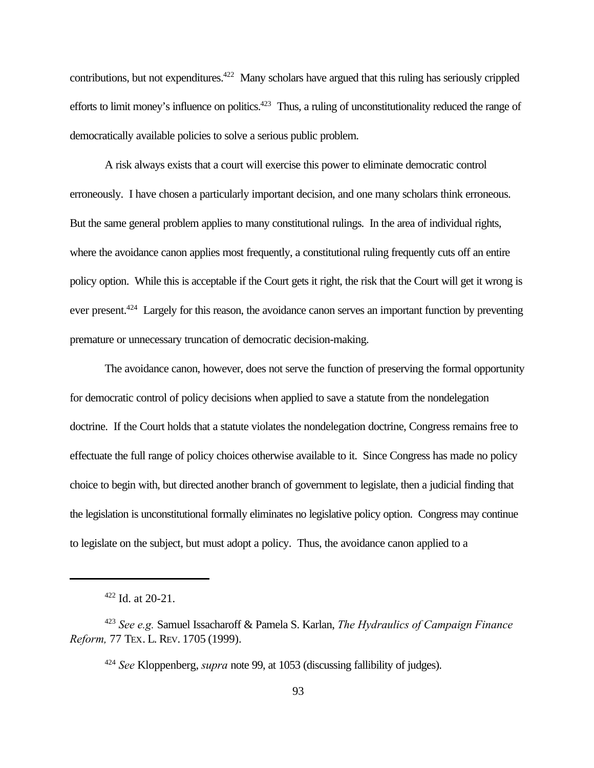contributions, but not expenditures.[422] Many scholars have argued that this ruling has seriously crippled efforts to limit money's influence on politics.[423] Thus, a ruling of unconstitutionality reduced the range of democratically available policies to solve a serious public problem.

A risk always exists that a court will exercise this power to eliminate democratic control erroneously. I have chosen a particularly important decision, and one many scholars think erroneous. But the same general problem applies to many constitutional rulings. In the area of individual rights, where the avoidance canon applies most frequently, a constitutional ruling frequently cuts off an entire policy option. While this is acceptable if the Court gets it right, the risk that the Court will get it wrong is ever present.[424] Largely for this reason, the avoidance canon serves an important function by preventing premature or unnecessary truncation of democratic decision-making.

The avoidance canon, however, does not serve the function of preserving the formal opportunity for democratic control of policy decisions when applied to save a statute from the nondelegation doctrine. If the Court holds that a statute violates the nondelegation doctrine, Congress remains free to effectuate the full range of policy choices otherwise available to it. Since Congress has made no policy choice to begin with, but directed another branch of government to legislate, then a judicial finding that the legislation is unconstitutional formally eliminates no legislative policy option. Congress may continue to legislate on the subject, but must adopt a policy. Thus, the avoidance canon applied to a

---

[422] Id. at 20-21.

[423] *See e.g.* Samuel Issacharoff & Pamela S. Karlan, *The Hydraulics of Campaign Finance Reform,* 77 TEX. L. REV. 1705 (1999).

[424] *See* Kloppenberg, *supra* note 99, at 1053 (discussing fallibility of judges).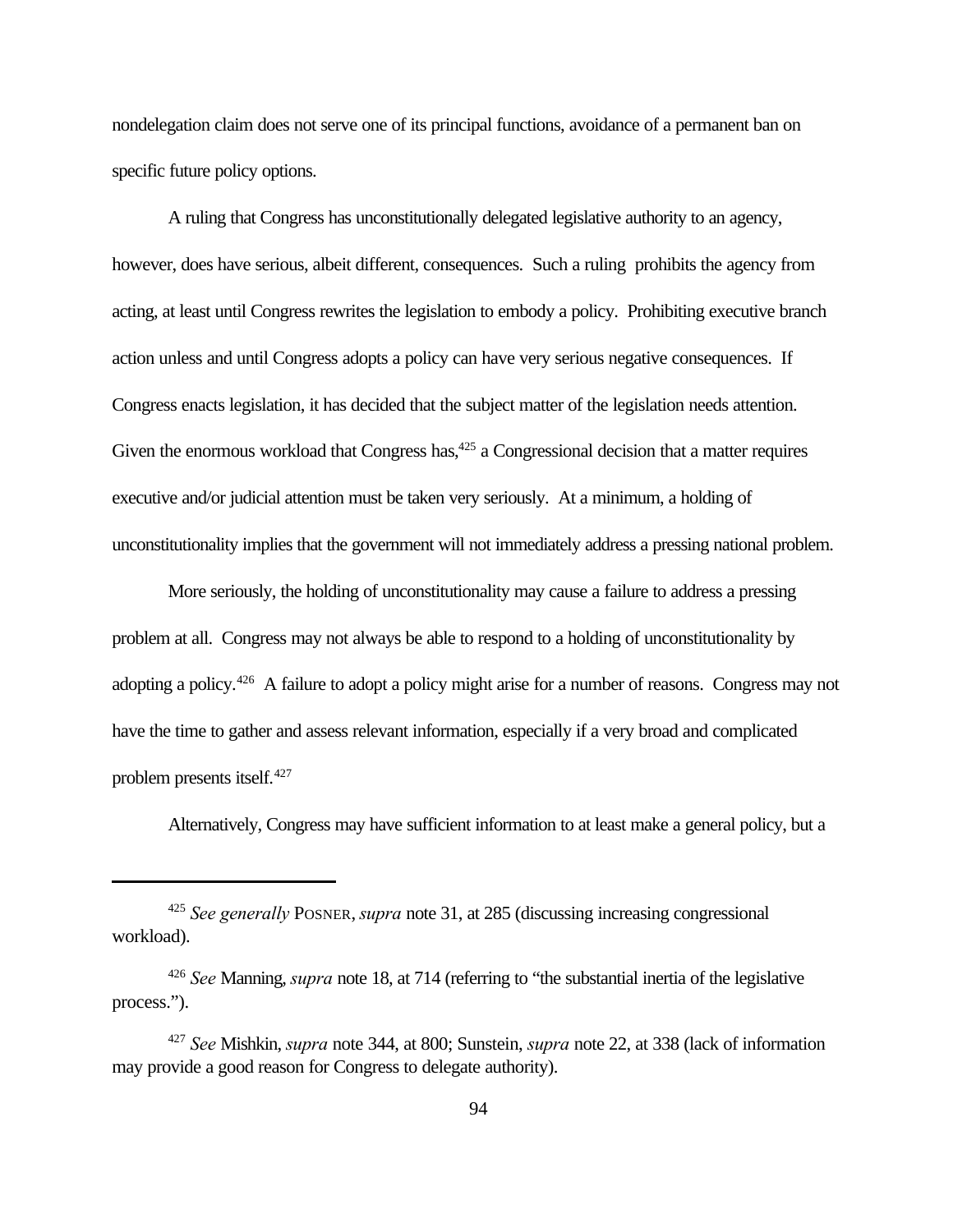nondelegation claim does not serve one of its principal functions, avoidance of a permanent ban on specific future policy options.

A ruling that Congress has unconstitutionally delegated legislative authority to an agency, however, does have serious, albeit different, consequences. Such a ruling prohibits the agency from acting, at least until Congress rewrites the legislation to embody a policy. Prohibiting executive branch action unless and until Congress adopts a policy can have very serious negative consequences. If Congress enacts legislation, it has decided that the subject matter of the legislation needs attention. Given the enormous workload that Congress has,[425] a Congressional decision that a matter requires executive and/or judicial attention must be taken very seriously. At a minimum, a holding of unconstitutionality implies that the government will not immediately address a pressing national problem.

More seriously, the holding of unconstitutionality may cause a failure to address a pressing problem at all. Congress may not always be able to respond to a holding of unconstitutionality by adopting a policy.[426] A failure to adopt a policy might arise for a number of reasons. Congress may not have the time to gather and assess relevant information, especially if a very broad and complicated problem presents itself.[427]

Alternatively, Congress may have sufficient information to at least make a general policy, but a

---

[425] *See generally* POSNER, *supra* note 31, at 285 (discussing increasing congressional workload).

[426] *See* Manning, *supra* note 18, at 714 (referring to "the substantial inertia of the legislative process.").

[427] *See* Mishkin, *supra* note 344, at 800; Sunstein, *supra* note 22, at 338 (lack of information may provide a good reason for Congress to delegate authority).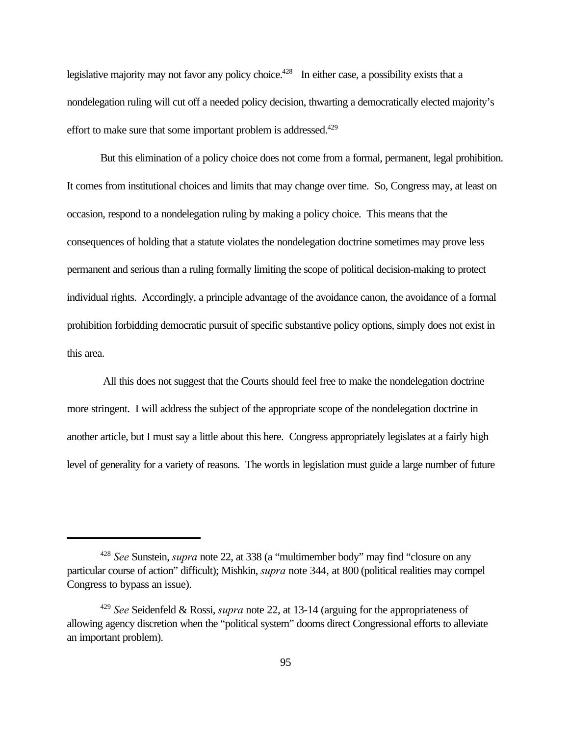legislative majority may not favor any policy choice.[428] In either case, a possibility exists that a nondelegation ruling will cut off a needed policy decision, thwarting a democratically elected majority's effort to make sure that some important problem is addressed.[429]

But this elimination of a policy choice does not come from a formal, permanent, legal prohibition. It comes from institutional choices and limits that may change over time. So, Congress may, at least on occasion, respond to a nondelegation ruling by making a policy choice. This means that the consequences of holding that a statute violates the nondelegation doctrine sometimes may prove less permanent and serious than a ruling formally limiting the scope of political decision-making to protect individual rights. Accordingly, a principle advantage of the avoidance canon, the avoidance of a formal prohibition forbidding democratic pursuit of specific substantive policy options, simply does not exist in this area.

All this does not suggest that the Courts should feel free to make the nondelegation doctrine more stringent. I will address the subject of the appropriate scope of the nondelegation doctrine in another article, but I must say a little about this here. Congress appropriately legislates at a fairly high level of generality for a variety of reasons. The words in legislation must guide a large number of future

---

[428] *See* Sunstein, *supra* note 22, at 338 (a "multimember body" may find "closure on any particular course of action" difficult); Mishkin, *supra* note 344, at 800 (political realities may compel Congress to bypass an issue).

[429] *See* Seidenfeld & Rossi, *supra* note 22, at 13-14 (arguing for the appropriateness of allowing agency discretion when the "political system" dooms direct Congressional efforts to alleviate an important problem).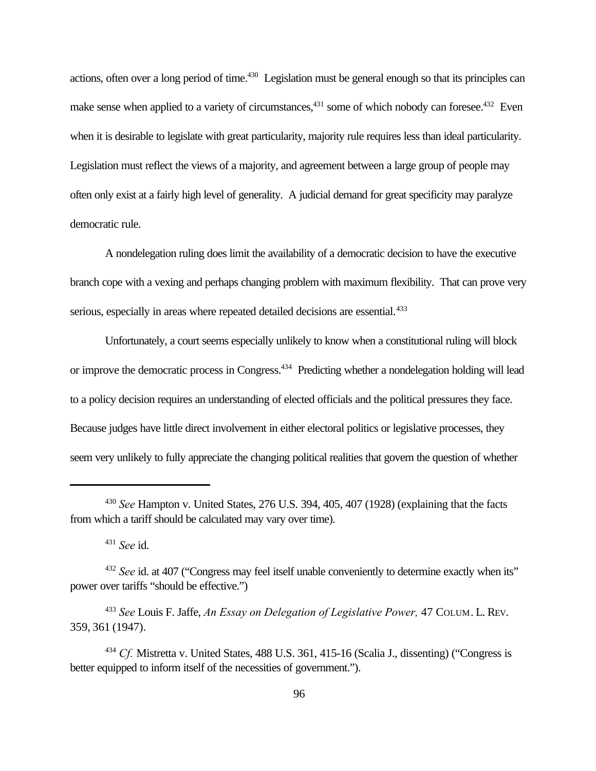actions, often over a long period of time.[430] Legislation must be general enough so that its principles can make sense when applied to a variety of circumstances,[431] some of which nobody can foresee.[432] Even when it is desirable to legislate with great particularity, majority rule requires less than ideal particularity. Legislation must reflect the views of a majority, and agreement between a large group of people may often only exist at a fairly high level of generality. A judicial demand for great specificity may paralyze democratic rule.

A nondelegation ruling does limit the availability of a democratic decision to have the executive branch cope with a vexing and perhaps changing problem with maximum flexibility. That can prove very serious, especially in areas where repeated detailed decisions are essential.[433]

Unfortunately, a court seems especially unlikely to know when a constitutional ruling will block or improve the democratic process in Congress.[434] Predicting whether a nondelegation holding will lead to a policy decision requires an understanding of elected officials and the political pressures they face. Because judges have little direct involvement in either electoral politics or legislative processes, they seem very unlikely to fully appreciate the changing political realities that govern the question of whether

---

[430] *See* Hampton v. United States, 276 U.S. 394, 405, 407 (1928) (explaining that the facts from which a tariff should be calculated may vary over time).

[431] *See* id.

[432] *See* id. at 407 ("Congress may feel itself unable conveniently to determine exactly when its" power over tariffs "should be effective.")

[433] *See* Louis F. Jaffe, *An Essay on Delegation of Legislative Power,* 47 COLUM. L. REV. 359, 361 (1947).

[434] *Cf.* Mistretta v. United States, 488 U.S. 361, 415-16 (Scalia J., dissenting) ("Congress is better equipped to inform itself of the necessities of government.").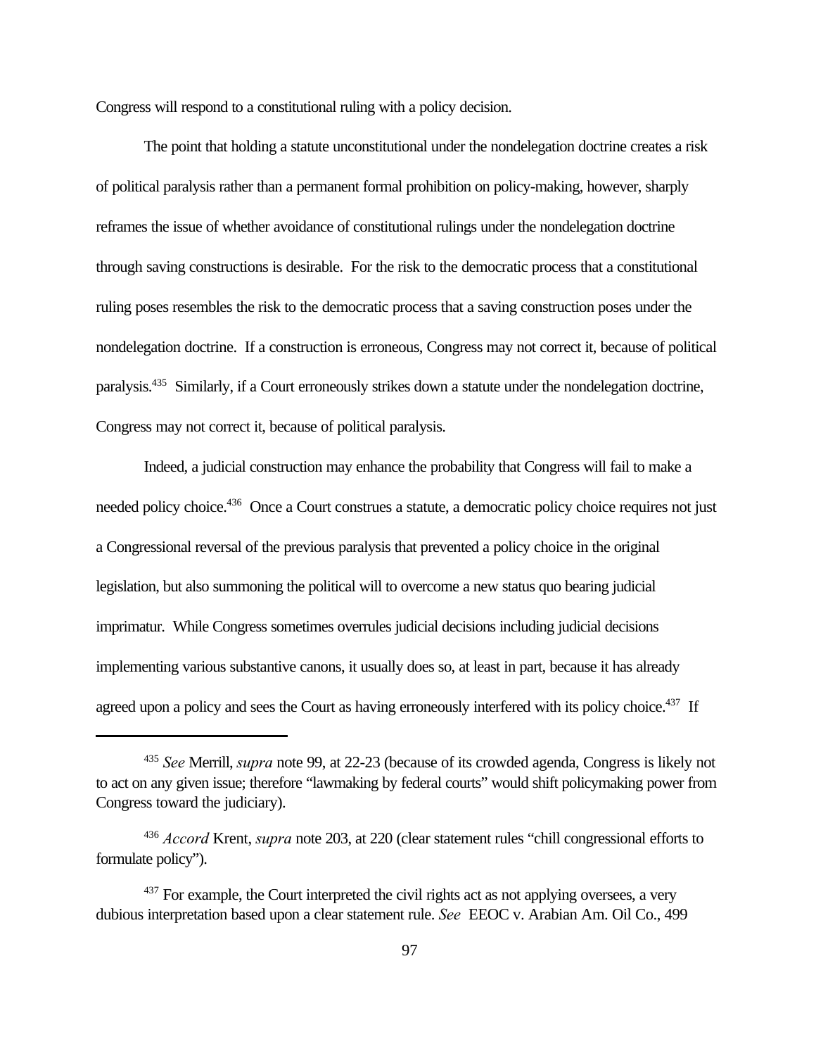Congress will respond to a constitutional ruling with a policy decision.

The point that holding a statute unconstitutional under the nondelegation doctrine creates a risk of political paralysis rather than a permanent formal prohibition on policy-making, however, sharply reframes the issue of whether avoidance of constitutional rulings under the nondelegation doctrine through saving constructions is desirable. For the risk to the democratic process that a constitutional ruling poses resembles the risk to the democratic process that a saving construction poses under the nondelegation doctrine. If a construction is erroneous, Congress may not correct it, because of political paralysis.[435] Similarly, if a Court erroneously strikes down a statute under the nondelegation doctrine, Congress may not correct it, because of political paralysis.

Indeed, a judicial construction may enhance the probability that Congress will fail to make a needed policy choice.[436] Once a Court construes a statute, a democratic policy choice requires not just a Congressional reversal of the previous paralysis that prevented a policy choice in the original legislation, but also summoning the political will to overcome a new status quo bearing judicial imprimatur. While Congress sometimes overrules judicial decisions including judicial decisions implementing various substantive canons, it usually does so, at least in part, because it has already agreed upon a policy and sees the Court as having erroneously interfered with its policy choice.[437] If

---

[435] *See* Merrill, *supra* note 99, at 22-23 (because of its crowded agenda, Congress is likely not to act on any given issue; therefore "lawmaking by federal courts" would shift policymaking power from Congress toward the judiciary).

[436] *Accord* Krent, *supra* note 203, at 220 (clear statement rules "chill congressional efforts to formulate policy").

[437] For example, the Court interpreted the civil rights act as not applying oversees, a very dubious interpretation based upon a clear statement rule. *See* EEOC v. Arabian Am. Oil Co., 499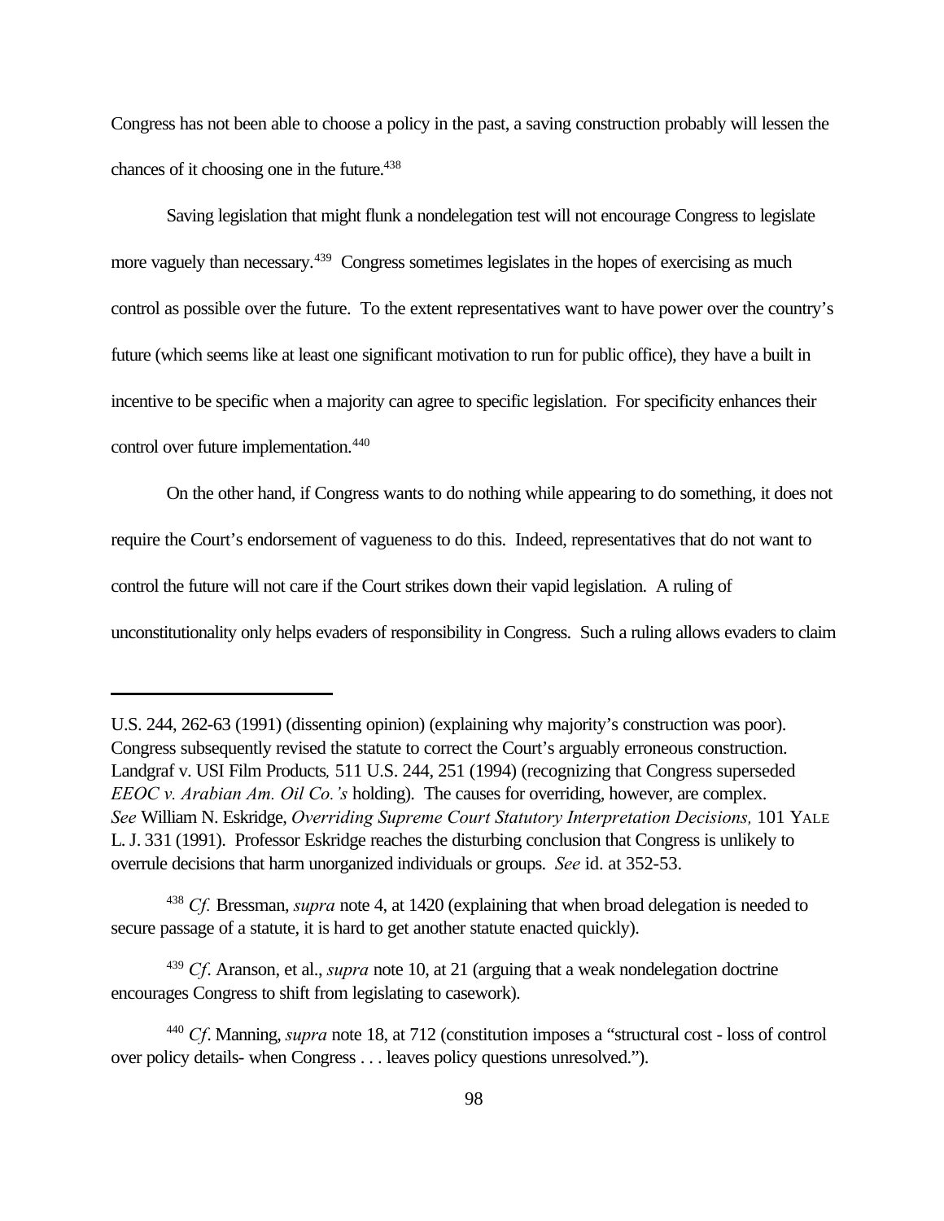Congress has not been able to choose a policy in the past, a saving construction probably will lessen the chances of it choosing one in the future.[438]

Saving legislation that might flunk a nondelegation test will not encourage Congress to legislate more vaguely than necessary.[439] Congress sometimes legislates in the hopes of exercising as much control as possible over the future. To the extent representatives want to have power over the country's future (which seems like at least one significant motivation to run for public office), they have a built in incentive to be specific when a majority can agree to specific legislation. For specificity enhances their control over future implementation.[440]

On the other hand, if Congress wants to do nothing while appearing to do something, it does not require the Court's endorsement of vagueness to do this. Indeed, representatives that do not want to control the future will not care if the Court strikes down their vapid legislation. A ruling of unconstitutionality only helps evaders of responsibility in Congress. Such a ruling allows evaders to claim

---

U.S. 244, 262-63 (1991) (dissenting opinion) (explaining why majority's construction was poor). Congress subsequently revised the statute to correct the Court's arguably erroneous construction. Landgraf v. USI Film Products*,* 511 U.S. 244, 251 (1994) (recognizing that Congress superseded *EEOC v. Arabian Am. Oil Co.'s* holding). The causes for overriding, however, are complex. *See* William N. Eskridge, *Overriding Supreme Court Statutory Interpretation Decisions,* 101 YALE L. J. 331 (1991). Professor Eskridge reaches the disturbing conclusion that Congress is unlikely to overrule decisions that harm unorganized individuals or groups. *See* id. at 352-53.

[438] *Cf.* Bressman, *supra* note 4, at 1420 (explaining that when broad delegation is needed to secure passage of a statute, it is hard to get another statute enacted quickly).

[439] *Cf*. Aranson, et al., *supra* note 10, at 21 (arguing that a weak nondelegation doctrine encourages Congress to shift from legislating to casework).

[440] *Cf*. Manning, *supra* note 18, at 712 (constitution imposes a "structural cost - loss of control over policy details- when Congress . . . leaves policy questions unresolved.").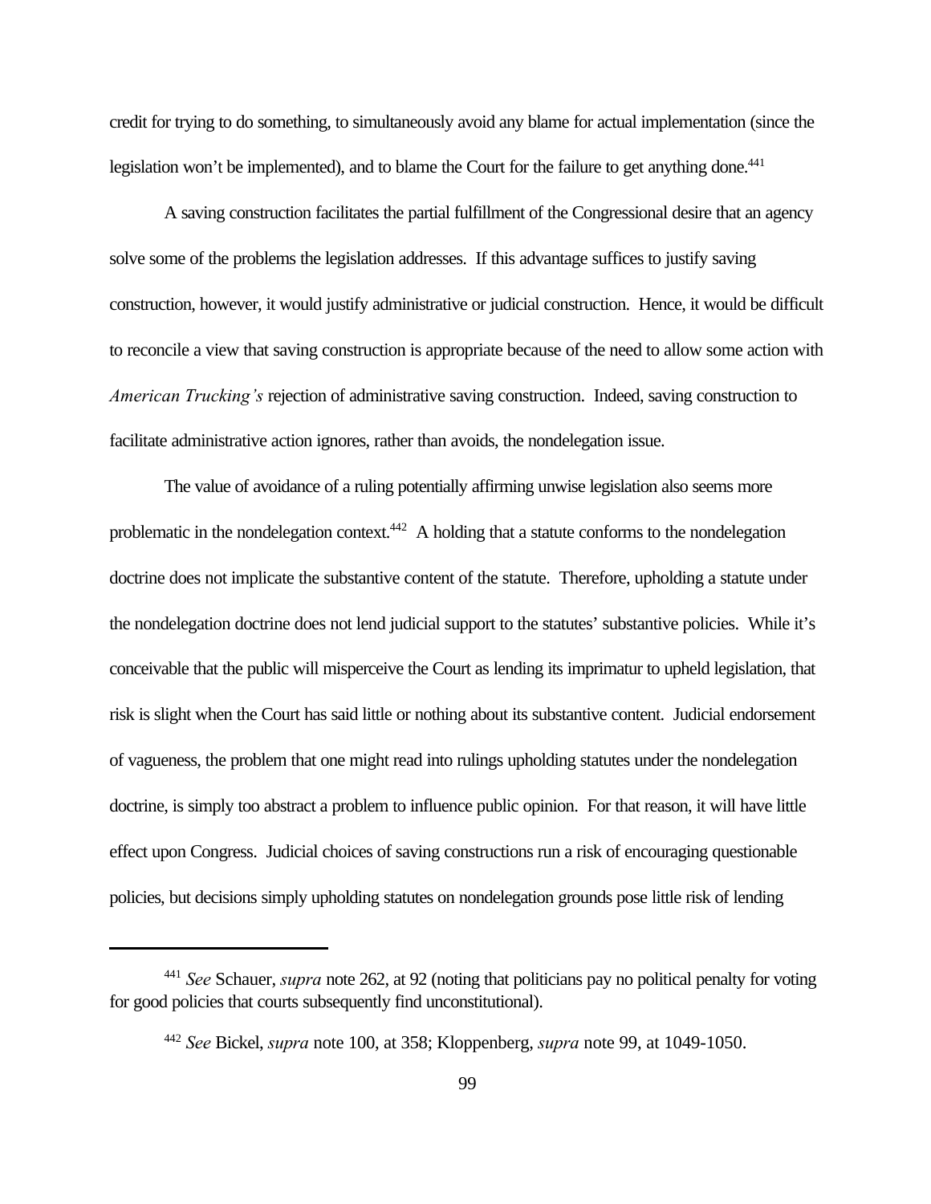credit for trying to do something, to simultaneously avoid any blame for actual implementation (since the legislation won't be implemented), and to blame the Court for the failure to get anything done.[441]

A saving construction facilitates the partial fulfillment of the Congressional desire that an agency solve some of the problems the legislation addresses. If this advantage suffices to justify saving construction, however, it would justify administrative or judicial construction. Hence, it would be difficult to reconcile a view that saving construction is appropriate because of the need to allow some action with *American Trucking's* rejection of administrative saving construction. Indeed, saving construction to facilitate administrative action ignores, rather than avoids, the nondelegation issue.

The value of avoidance of a ruling potentially affirming unwise legislation also seems more problematic in the nondelegation context.[442] A holding that a statute conforms to the nondelegation doctrine does not implicate the substantive content of the statute. Therefore, upholding a statute under the nondelegation doctrine does not lend judicial support to the statutes' substantive policies. While it's conceivable that the public will misperceive the Court as lending its imprimatur to upheld legislation, that risk is slight when the Court has said little or nothing about its substantive content. Judicial endorsement of vagueness, the problem that one might read into rulings upholding statutes under the nondelegation doctrine, is simply too abstract a problem to influence public opinion. For that reason, it will have little effect upon Congress. Judicial choices of saving constructions run a risk of encouraging questionable policies, but decisions simply upholding statutes on nondelegation grounds pose little risk of lending

---

[441] *See* Schauer, *supra* note 262, at 92 (noting that politicians pay no political penalty for voting for good policies that courts subsequently find unconstitutional).

[442] *See* Bickel, *supra* note 100, at 358; Kloppenberg, *supra* note 99, at 1049-1050.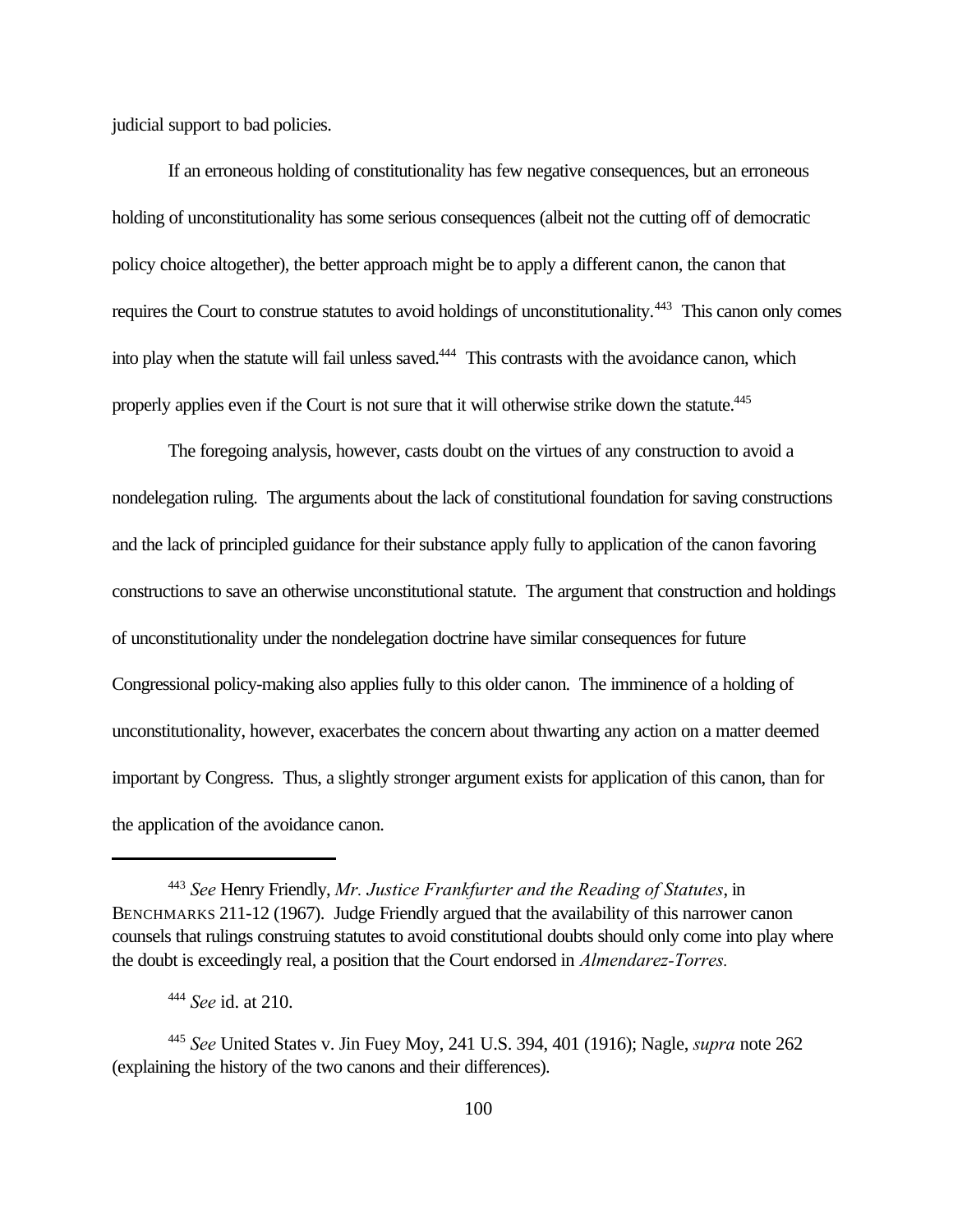judicial support to bad policies.

If an erroneous holding of constitutionality has few negative consequences, but an erroneous holding of unconstitutionality has some serious consequences (albeit not the cutting off of democratic policy choice altogether), the better approach might be to apply a different canon, the canon that requires the Court to construe statutes to avoid holdings of unconstitutionality.[443] This canon only comes into play when the statute will fail unless saved.[444] This contrasts with the avoidance canon, which properly applies even if the Court is not sure that it will otherwise strike down the statute.[445]

The foregoing analysis, however, casts doubt on the virtues of any construction to avoid a nondelegation ruling. The arguments about the lack of constitutional foundation for saving constructions and the lack of principled guidance for their substance apply fully to application of the canon favoring constructions to save an otherwise unconstitutional statute. The argument that construction and holdings of unconstitutionality under the nondelegation doctrine have similar consequences for future Congressional policy-making also applies fully to this older canon. The imminence of a holding of unconstitutionality, however, exacerbates the concern about thwarting any action on a matter deemed important by Congress. Thus, a slightly stronger argument exists for application of this canon, than for the application of the avoidance canon.

---

[443] *See* Henry Friendly, *Mr. Justice Frankfurter and the Reading of Statutes*, in BENCHMARKS 211-12 (1967). Judge Friendly argued that the availability of this narrower canon counsels that rulings construing statutes to avoid constitutional doubts should only come into play where the doubt is exceedingly real, a position that the Court endorsed in *Almendarez-Torres.*

[444] *See* id. at 210.

[445] *See* United States v. Jin Fuey Moy, 241 U.S. 394, 401 (1916); Nagle, *supra* note 262 (explaining the history of the two canons and their differences).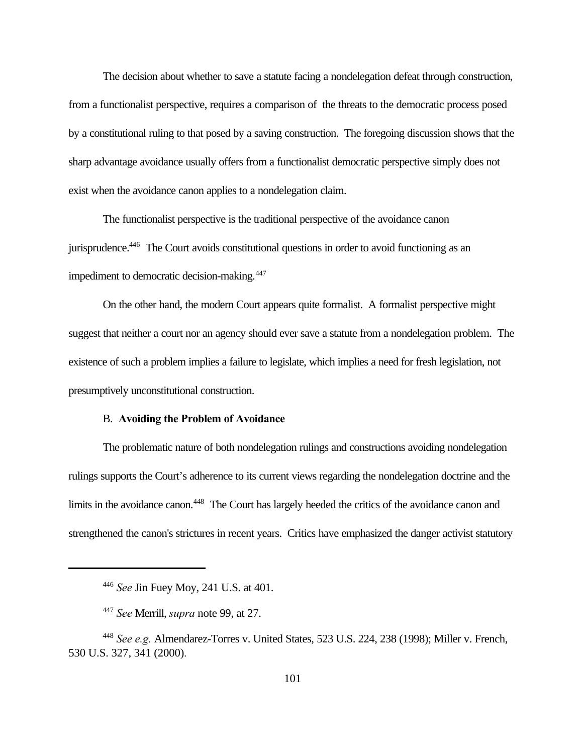The decision about whether to save a statute facing a nondelegation defeat through construction, from a functionalist perspective, requires a comparison of the threats to the democratic process posed by a constitutional ruling to that posed by a saving construction. The foregoing discussion shows that the sharp advantage avoidance usually offers from a functionalist democratic perspective simply does not exist when the avoidance canon applies to a nondelegation claim.

The functionalist perspective is the traditional perspective of the avoidance canon jurisprudence.[446] The Court avoids constitutional questions in order to avoid functioning as an impediment to democratic decision-making.[447]

On the other hand, the modern Court appears quite formalist. A formalist perspective might suggest that neither a court nor an agency should ever save a statute from a nondelegation problem. The existence of such a problem implies a failure to legislate, which implies a need for fresh legislation, not presumptively unconstitutional construction.

### B. **Avoiding the Problem of Avoidance**

The problematic nature of both nondelegation rulings and constructions avoiding nondelegation rulings supports the Court's adherence to its current views regarding the nondelegation doctrine and the limits in the avoidance canon.[448] The Court has largely heeded the critics of the avoidance canon and strengthened the canon's strictures in recent years. Critics have emphasized the danger activist statutory

---

[446] *See* Jin Fuey Moy, 241 U.S. at 401.

[447] *See* Merrill, *supra* note 99, at 27.

[448] *See e.g.* Almendarez-Torres v. United States, 523 U.S. 224, 238 (1998); Miller v. French, 530 U.S. 327, 341 (2000).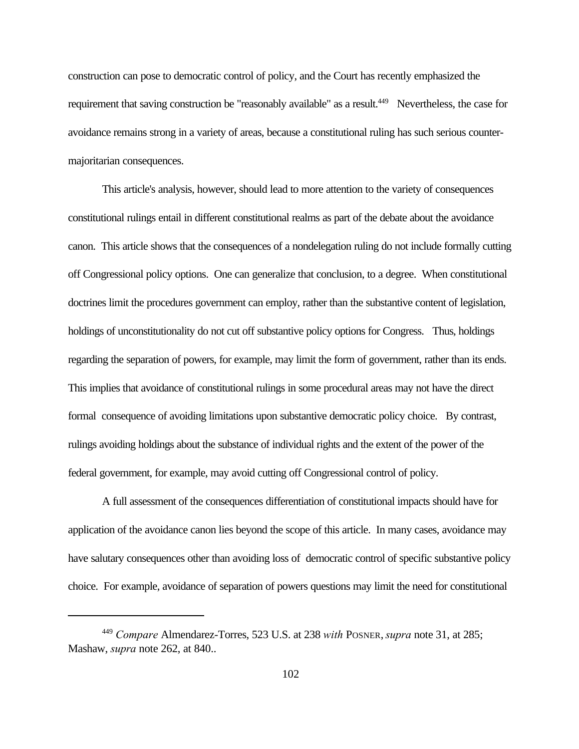construction can pose to democratic control of policy, and the Court has recently emphasized the requirement that saving construction be "reasonably available" as a result.[449] Nevertheless, the case for avoidance remains strong in a variety of areas, because a constitutional ruling has such serious counter-majoritarian consequences.

This article's analysis, however, should lead to more attention to the variety of consequences constitutional rulings entail in different constitutional realms as part of the debate about the avoidance canon. This article shows that the consequences of a nondelegation ruling do not include formally cutting off Congressional policy options. One can generalize that conclusion, to a degree. When constitutional doctrines limit the procedures government can employ, rather than the substantive content of legislation, holdings of unconstitutionality do not cut off substantive policy options for Congress. Thus, holdings regarding the separation of powers, for example, may limit the form of government, rather than its ends. This implies that avoidance of constitutional rulings in some procedural areas may not have the direct formal consequence of avoiding limitations upon substantive democratic policy choice. By contrast, rulings avoiding holdings about the substance of individual rights and the extent of the power of the federal government, for example, may avoid cutting off Congressional control of policy.

A full assessment of the consequences differentiation of constitutional impacts should have for application of the avoidance canon lies beyond the scope of this article. In many cases, avoidance may have salutary consequences other than avoiding loss of democratic control of specific substantive policy choice. For example, avoidance of separation of powers questions may limit the need for constitutional

---

[449] *Compare* Almendarez-Torres, 523 U.S. at 238 *with* POSNER, *supra* note 31, at 285; Mashaw, *supra* note 262, at 840..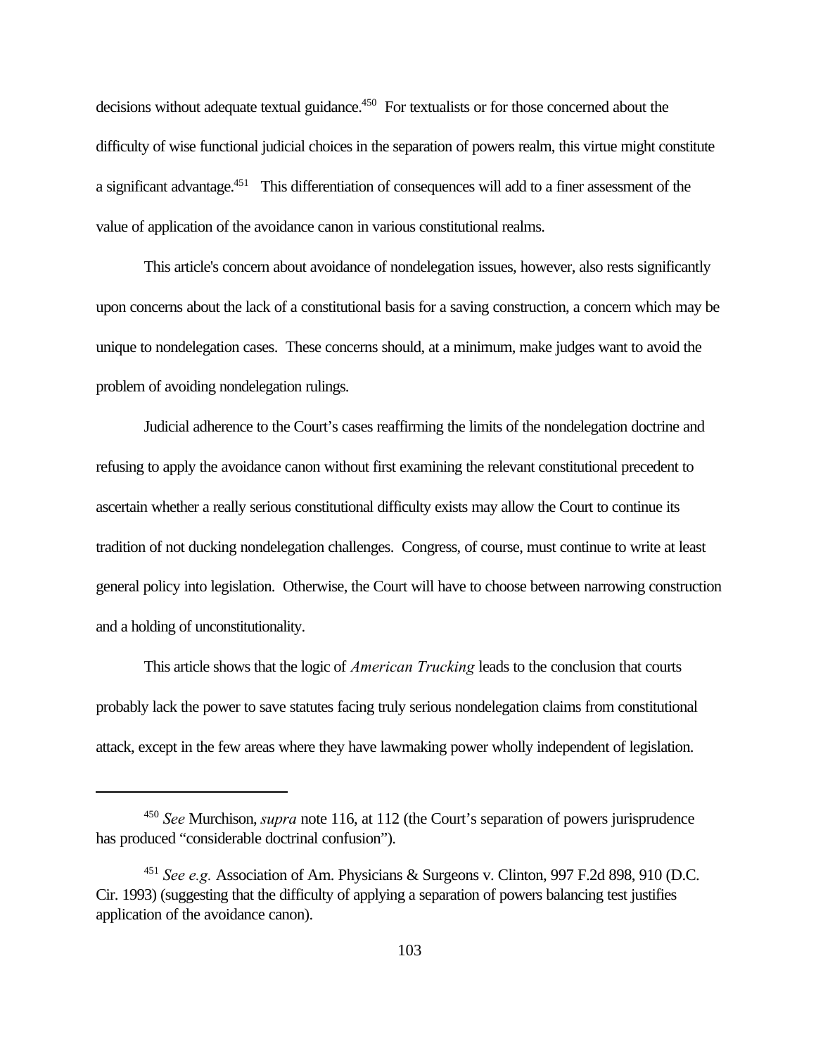decisions without adequate textual guidance.[450] For textualists or for those concerned about the difficulty of wise functional judicial choices in the separation of powers realm, this virtue might constitute a significant advantage.[451] This differentiation of consequences will add to a finer assessment of the value of application of the avoidance canon in various constitutional realms.

This article's concern about avoidance of nondelegation issues, however, also rests significantly upon concerns about the lack of a constitutional basis for a saving construction, a concern which may be unique to nondelegation cases. These concerns should, at a minimum, make judges want to avoid the problem of avoiding nondelegation rulings.

Judicial adherence to the Court's cases reaffirming the limits of the nondelegation doctrine and refusing to apply the avoidance canon without first examining the relevant constitutional precedent to ascertain whether a really serious constitutional difficulty exists may allow the Court to continue its tradition of not ducking nondelegation challenges. Congress, of course, must continue to write at least general policy into legislation. Otherwise, the Court will have to choose between narrowing construction and a holding of unconstitutionality.

This article shows that the logic of *American Trucking* leads to the conclusion that courts probably lack the power to save statutes facing truly serious nondelegation claims from constitutional attack, except in the few areas where they have lawmaking power wholly independent of legislation.

---

[450] *See* Murchison, *supra* note 116, at 112 (the Court's separation of powers jurisprudence has produced "considerable doctrinal confusion").

[451] *See e.g.* Association of Am. Physicians & Surgeons v. Clinton, 997 F.2d 898, 910 (D.C. Cir. 1993) (suggesting that the difficulty of applying a separation of powers balancing test justifies application of the avoidance canon).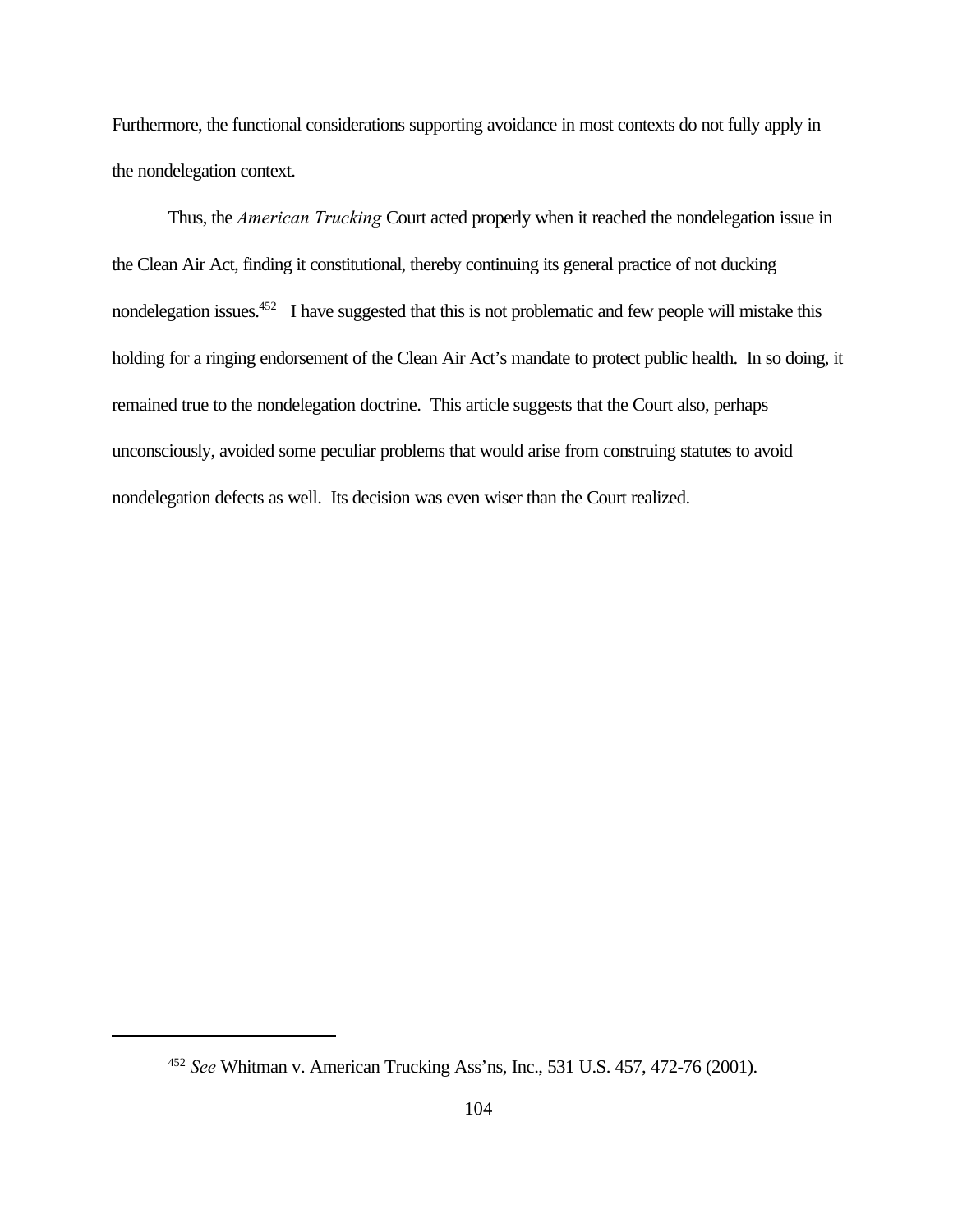Furthermore, the functional considerations supporting avoidance in most contexts do not fully apply in the nondelegation context.

Thus, the *American Trucking* Court acted properly when it reached the nondelegation issue in the Clean Air Act, finding it constitutional, thereby continuing its general practice of not ducking nondelegation issues.[452] I have suggested that this is not problematic and few people will mistake this holding for a ringing endorsement of the Clean Air Act's mandate to protect public health. In so doing, it remained true to the nondelegation doctrine. This article suggests that the Court also, perhaps unconsciously, avoided some peculiar problems that would arise from construing statutes to avoid nondelegation defects as well. Its decision was even wiser than the Court realized.

---

[452] *See* Whitman v. American Trucking Ass'ns, Inc., 531 U.S. 457, 472-76 (2001).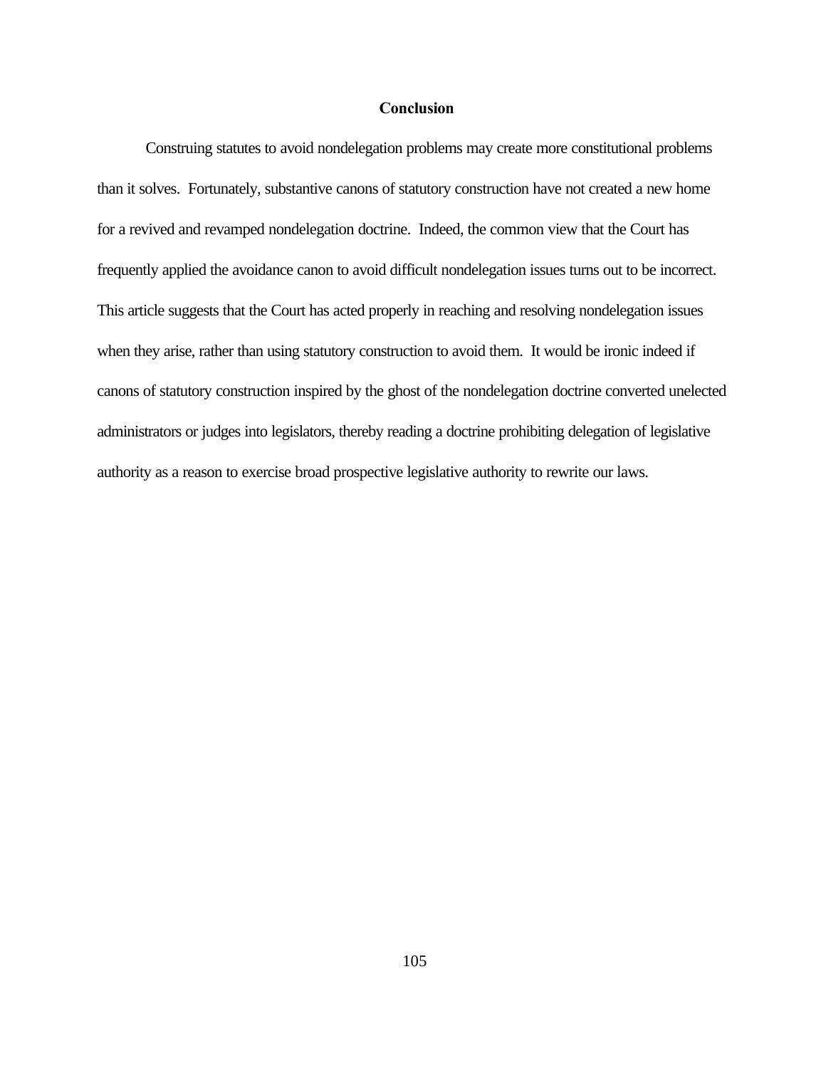## Conclusion

Construing statutes to avoid nondelegation problems may create more constitutional problems than it solves. Fortunately, substantive canons of statutory construction have not created a new home for a revived and revamped nondelegation doctrine. Indeed, the common view that the Court has frequently applied the avoidance canon to avoid difficult nondelegation issues turns out to be incorrect. This article suggests that the Court has acted properly in reaching and resolving nondelegation issues when they arise, rather than using statutory construction to avoid them. It would be ironic indeed if canons of statutory construction inspired by the ghost of the nondelegation doctrine converted unelected administrators or judges into legislators, thereby reading a doctrine prohibiting delegation of legislative authority as a reason to exercise broad prospective legislative authority to rewrite our laws.